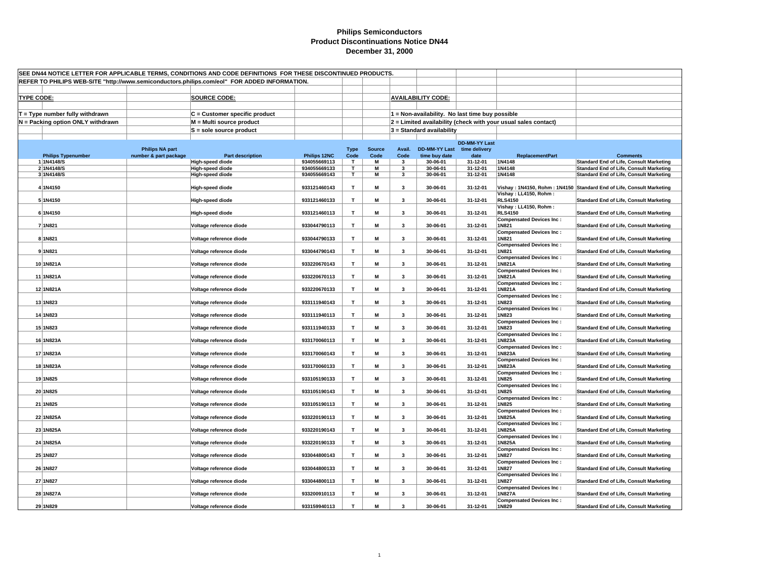# Philips Semiconductors
## Product Discontinuations Notice DN44
## December 31, 2000

SEE DN44 NOTICE LETTER FOR APPLICABLE TERMS, CONDITIONS AND CODE DEFINITIONS FOR THESE DISCONTINUED PRODUCTS.

REFER TO PHILIPS WEB-SITE "http://www.semiconductors.philips.com/eol" FOR ADDED INFORMATION.

**TYPE CODE:**
- T = Type number fully withdrawn
- N = Packing option ONLY withdrawn

**SOURCE CODE:**
- C = Customer specific product
- M = Multi source product
- S = sole source product

**AVAILABILITY CODE:**
- 1 = Non-availability. No last time buy possible
- 2 = Limited availability (check with your usual sales contact)
- 3 = Standard availability

| | Philips Typenumber | Philips NA part number & part package | Part description | Philips 12NC | Type Code | Source Code | Avail. Code | DD-MM-YY Last time buy date | DD-MM-YY Last time delivery date | ReplacementPart | Comments |
|---|---|---|---|---|---|---|---|---|---|---|---|
| 1 | 1N4148/S | | High-speed diode | 934055669113 | T | M | 3 | 30-06-01 | 31-12-01 | 1N4148 | Standard End of Life, Consult Marketing |
| 2 | 1N4148/S | | High-speed diode | 934055669133 | T | M | 3 | 30-06-01 | 31-12-01 | 1N4148 | Standard End of Life, Consult Marketing |
| 3 | 1N4148/S | | High-speed diode | 934055669143 | T | M | 3 | 30-06-01 | 31-12-01 | 1N4148 | Standard End of Life, Consult Marketing |
| 4 | 1N4150 | | High-speed diode | 933121460143 | T | M | 3 | 30-06-01 | 31-12-01 | Vishay : 1N4150, Rohm : 1N4150 | Standard End of Life, Consult Marketing |
| 5 | 1N4150 | | High-speed diode | 933121460133 | T | M | 3 | 30-06-01 | 31-12-01 | Vishay : LL4150, Rohm : RLS4150 | Standard End of Life, Consult Marketing |
| 6 | 1N4150 | | High-speed diode | 933121460113 | T | M | 3 | 30-06-01 | 31-12-01 | Vishay : LL4150, Rohm : RLS4150 | Standard End of Life, Consult Marketing |
| 7 | 1N821 | | Voltage reference diode | 933044790113 | T | M | 3 | 30-06-01 | 31-12-01 | Compensated Devices Inc : 1N821 | Standard End of Life, Consult Marketing |
| 8 | 1N821 | | Voltage reference diode | 933044790133 | T | M | 3 | 30-06-01 | 31-12-01 | Compensated Devices Inc : 1N821 | Standard End of Life, Consult Marketing |
| 9 | 1N821 | | Voltage reference diode | 933044790143 | T | M | 3 | 30-06-01 | 31-12-01 | Compensated Devices Inc : 1N821 | Standard End of Life, Consult Marketing |
| 10 | 1N821A | | Voltage reference diode | 933220670143 | T | M | 3 | 30-06-01 | 31-12-01 | Compensated Devices Inc : 1N821A | Standard End of Life, Consult Marketing |
| 11 | 1N821A | | Voltage reference diode | 933220670113 | T | M | 3 | 30-06-01 | 31-12-01 | Compensated Devices Inc : 1N821A | Standard End of Life, Consult Marketing |
| 12 | 1N821A | | Voltage reference diode | 933220670133 | T | M | 3 | 30-06-01 | 31-12-01 | Compensated Devices Inc : 1N821A | Standard End of Life, Consult Marketing |
| 13 | 1N823 | | Voltage reference diode | 933111940143 | T | M | 3 | 30-06-01 | 31-12-01 | Compensated Devices Inc : 1N823 | Standard End of Life, Consult Marketing |
| 14 | 1N823 | | Voltage reference diode | 933111940113 | T | M | 3 | 30-06-01 | 31-12-01 | Compensated Devices Inc : 1N823 | Standard End of Life, Consult Marketing |
| 15 | 1N823 | | Voltage reference diode | 933111940133 | T | M | 3 | 30-06-01 | 31-12-01 | Compensated Devices Inc : 1N823 | Standard End of Life, Consult Marketing |
| 16 | 1N823A | | Voltage reference diode | 933170060113 | T | M | 3 | 30-06-01 | 31-12-01 | Compensated Devices Inc : 1N823A | Standard End of Life, Consult Marketing |
| 17 | 1N823A | | Voltage reference diode | 933170060143 | T | M | 3 | 30-06-01 | 31-12-01 | Compensated Devices Inc : 1N823A | Standard End of Life, Consult Marketing |
| 18 | 1N823A | | Voltage reference diode | 933170060133 | T | M | 3 | 30-06-01 | 31-12-01 | Compensated Devices Inc : 1N823A | Standard End of Life, Consult Marketing |
| 19 | 1N825 | | Voltage reference diode | 933105190133 | T | M | 3 | 30-06-01 | 31-12-01 | Compensated Devices Inc : 1N825 | Standard End of Life, Consult Marketing |
| 20 | 1N825 | | Voltage reference diode | 933105190143 | T | M | 3 | 30-06-01 | 31-12-01 | Compensated Devices Inc : 1N825 | Standard End of Life, Consult Marketing |
| 21 | 1N825 | | Voltage reference diode | 933105190113 | T | M | 3 | 30-06-01 | 31-12-01 | Compensated Devices Inc : 1N825 | Standard End of Life, Consult Marketing |
| 22 | 1N825A | | Voltage reference diode | 933220190113 | T | M | 3 | 30-06-01 | 31-12-01 | Compensated Devices Inc : 1N825A | Standard End of Life, Consult Marketing |
| 23 | 1N825A | | Voltage reference diode | 933220190143 | T | M | 3 | 30-06-01 | 31-12-01 | Compensated Devices Inc : 1N825A | Standard End of Life, Consult Marketing |
| 24 | 1N825A | | Voltage reference diode | 933220190133 | T | M | 3 | 30-06-01 | 31-12-01 | Compensated Devices Inc : 1N825A | Standard End of Life, Consult Marketing |
| 25 | 1N827 | | Voltage reference diode | 933044800143 | T | M | 3 | 30-06-01 | 31-12-01 | Compensated Devices Inc : 1N827 | Standard End of Life, Consult Marketing |
| 26 | 1N827 | | Voltage reference diode | 933044800133 | T | M | 3 | 30-06-01 | 31-12-01 | Compensated Devices Inc : 1N827 | Standard End of Life, Consult Marketing |
| 27 | 1N827 | | Voltage reference diode | 933044800113 | T | M | 3 | 30-06-01 | 31-12-01 | Compensated Devices Inc : 1N827 | Standard End of Life, Consult Marketing |
| 28 | 1N827A | | Voltage reference diode | 933200910113 | T | M | 3 | 30-06-01 | 31-12-01 | Compensated Devices Inc : 1N827A | Standard End of Life, Consult Marketing |
| 29 | 1N829 | | Voltage reference diode | 933159940113 | T | M | 3 | 30-06-01 | 31-12-01 | Compensated Devices Inc : 1N829 | Standard End of Life, Consult Marketing |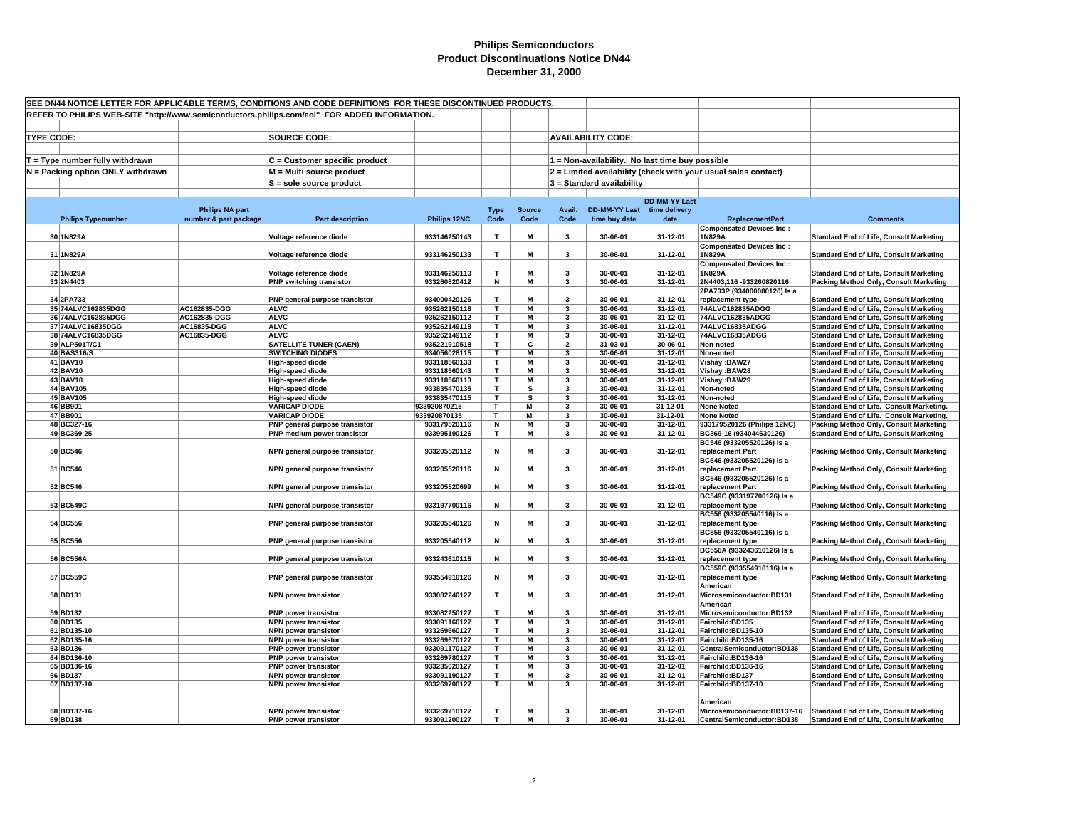# Philips Semiconductors
## Product Discontinuations Notice DN44
## December 31, 2000

SEE DN44 NOTICE LETTER FOR APPLICABLE TERMS, CONDITIONS AND CODE DEFINITIONS FOR THESE DISCONTINUED PRODUCTS.

REFER TO PHILIPS WEB-SITE "http://www.semiconductors.philips.com/eol" FOR ADDED INFORMATION.

**TYPE CODE:**
- T = Type number fully withdrawn
- N = Packing option ONLY withdrawn

**SOURCE CODE:**
- C = Customer specific product
- M = Multi source product
- S = sole source product

**AVAILABILITY CODE:**
- 1 = Non-availability. No last time buy possible
- 2 = Limited availability (check with your usual sales contact)
- 3 = Standard availability

| | Philips Typenumber | Philips NA part number & part package | Part description | Philips 12NC | Type Code | Source Code | Avail. Code | DD-MM-YY Last time buy date | DD-MM-YY Last time delivery date | ReplacementPart | Comments |
|---|---|---|---|---|---|---|---|---|---|---|---|
| 30 | 1N829A | | Voltage reference diode | 933146250143 | T | M | 3 | 30-06-01 | 31-12-01 | Compensated Devices Inc : 1N829A | Standard End of Life, Consult Marketing |
| 31 | 1N829A | | Voltage reference diode | 933146250133 | T | M | 3 | 30-06-01 | 31-12-01 | Compensated Devices Inc : 1N829A | Standard End of Life, Consult Marketing |
| 32 | 1N829A | | Voltage reference diode | 933146250113 | T | M | 3 | 30-06-01 | 31-12-01 | Compensated Devices Inc : 1N829A | Standard End of Life, Consult Marketing |
| 33 | 2N4403 | | PNP switching transistor | 933260820412 | N | M | 3 | 30-06-01 | 31-12-01 | 2N4403,116 -933260820116 | Packing Method Only, Consult Marketing |
| 34 | 2PA733 | | PNP general purpose transistor | 934000420126 | T | M | 3 | 30-06-01 | 31-12-01 | 2PA733P (934000080126) Is a replacement type | Standard End of Life, Consult Marketing |
| 35 | 74ALVC162835DGG | AC162835-DGG | ALVC | 935262150118 | T | M | 3 | 30-06-01 | 31-12-01 | 74ALVC162835ADGG | Standard End of Life, Consult Marketing |
| 36 | 74ALVC162835DGG | AC162835-DGG | ALVC | 935262150112 | T | M | 3 | 30-06-01 | 31-12-01 | 74ALVC162835ADGG | Standard End of Life, Consult Marketing |
| 37 | 74ALVC16835DGG | AC16835-DGG | ALVC | 935262149118 | T | M | 3 | 30-06-01 | 31-12-01 | 74ALVC16835ADGG | Standard End of Life, Consult Marketing |
| 38 | 74ALVC16835DGG | AC16835-DGG | ALVC | 935262149112 | T | M | 3 | 30-06-01 | 31-12-01 | 74ALVC16835ADGG | Standard End of Life, Consult Marketing |
| 39 | ALP501T/C1 | | SATELLITE TUNER (CAEN) | 935221910518 | T | C | 2 | 31-03-01 | 30-06-01 | Non-noted | Standard End of Life, Consult Marketing |
| 40 | BAS316/S | | SWITCHING DIODES | 934056028115 | T | M | 3 | 30-06-01 | 31-12-01 | Non-noted | Standard End of Life, Consult Marketing |
| 41 | BAV10 | | High-speed diode | 933118560133 | T | M | 3 | 30-06-01 | 31-12-01 | Vishay :BAW27 | Standard End of Life, Consult Marketing |
| 42 | BAV10 | | High-speed diode | 933118560143 | T | M | 3 | 30-06-01 | 31-12-01 | Vishay :BAW28 | Standard End of Life, Consult Marketing |
| 43 | BAV10 | | High-speed diode | 933118560113 | T | M | 3 | 30-06-01 | 31-12-01 | Vishay :BAW29 | Standard End of Life, Consult Marketing |
| 44 | BAV105 | | High-speed diode | 933835470135 | T | S | 3 | 30-06-01 | 31-12-01 | Non-noted | Standard End of Life, Consult Marketing |
| 45 | BAV105 | | High-speed diode | 933835470115 | T | S | 3 | 30-06-01 | 31-12-01 | Non-noted | Standard End of Life, Consult Marketing |
| 46 | BB901 | | VARICAP DIODE | 933920870215 | T | M | 3 | 30-06-01 | 31-12-01 | None Noted | Standard End of Life. Consult Marketing. |
| 47 | BB901 | | VARICAP DIODE | 933920870135 | T | M | 3 | 30-06-01 | 31-12-01 | None Noted | Standard End of Life. Consult Marketing. |
| 48 | BC327-16 | | PNP general purpose transistor | 933179520116 | N | M | 3 | 30-06-01 | 31-12-01 | 933179520126 (Philips 12NC) | Packing Method Only, Consult Marketing |
| 49 | BC369-25 | | PNP medium power transistor | 933995190126 | T | M | 3 | 30-06-01 | 31-12-01 | BC369-16 (934044630126) | Standard End of Life, Consult Marketing |
| 50 | BC546 | | NPN general purpose transistor | 933205520112 | N | M | 3 | 30-06-01 | 31-12-01 | BC546 (933205520126) Is a replacement Part | Packing Method Only, Consult Marketing |
| 51 | BC546 | | NPN general purpose transistor | 933205520116 | N | M | 3 | 30-06-01 | 31-12-01 | BC546 (933205520126) Is a replacement Part | Packing Method Only, Consult Marketing |
| 52 | BC546 | | NPN general purpose transistor | 933205520699 | N | M | 3 | 30-06-01 | 31-12-01 | BC546 (933205520126) Is a replacement Part | Packing Method Only, Consult Marketing |
| 53 | BC549C | | NPN general purpose transistor | 933197700116 | N | M | 3 | 30-06-01 | 31-12-01 | BC549C (933197700126) Is a replacement type | Packing Method Only, Consult Marketing |
| 54 | BC556 | | PNP general purpose transistor | 933205540126 | N | M | 3 | 30-06-01 | 31-12-01 | BC556 (933205540116) Is a replacement type | Packing Method Only, Consult Marketing |
| 55 | BC556 | | PNP general purpose transistor | 933205540112 | N | M | 3 | 30-06-01 | 31-12-01 | BC556 (933205540116) Is a replacement type | Packing Method Only, Consult Marketing |
| 56 | BC556A | | PNP general purpose transistor | 933243610116 | N | M | 3 | 30-06-01 | 31-12-01 | BC556A (933243610126) Is a replacement type | Packing Method Only, Consult Marketing |
| 57 | BC559C | | PNP general purpose transistor | 933554910126 | N | M | 3 | 30-06-01 | 31-12-01 | BC559C (933554910116) Is a replacement type | Packing Method Only, Consult Marketing |
| 58 | BD131 | | NPN power transistor | 933082240127 | T | M | 3 | 30-06-01 | 31-12-01 | American Microsemiconductor:BD131 | Standard End of Life, Consult Marketing |
| 59 | BD132 | | PNP power transistor | 933082250127 | T | M | 3 | 30-06-01 | 31-12-01 | American Microsemiconductor:BD132 | Standard End of Life, Consult Marketing |
| 60 | BD135 | | NPN power transistor | 933091160127 | T | M | 3 | 30-06-01 | 31-12-01 | Fairchild:BD135 | Standard End of Life, Consult Marketing |
| 61 | BD135-10 | | NPN power transistor | 933269660127 | T | M | 3 | 30-06-01 | 31-12-01 | Fairchild:BD135-10 | Standard End of Life, Consult Marketing |
| 62 | BD135-16 | | NPN power transistor | 933269670127 | T | M | 3 | 30-06-01 | 31-12-01 | Fairchild:BD135-16 | Standard End of Life, Consult Marketing |
| 63 | BD136 | | PNP power transistor | 933091170127 | T | M | 3 | 30-06-01 | 31-12-01 | CentralSemiconductor:BD136 | Standard End of Life, Consult Marketing |
| 64 | BD136-10 | | PNP power transistor | 933269780127 | T | M | 3 | 30-06-01 | 31-12-01 | Fairchild:BD136-16 | Standard End of Life, Consult Marketing |
| 65 | BD136-16 | | PNP power transistor | 933235020127 | T | M | 3 | 30-06-01 | 31-12-01 | Fairchild:BD136-16 | Standard End of Life, Consult Marketing |
| 66 | BD137 | | NPN power transistor | 933091190127 | T | M | 3 | 30-06-01 | 31-12-01 | Fairchild:BD137 | Standard End of Life, Consult Marketing |
| 67 | BD137-10 | | NPN power transistor | 933269700127 | T | M | 3 | 30-06-01 | 31-12-01 | Fairchild:BD137-10 | Standard End of Life, Consult Marketing |
| 68 | BD137-16 | | NPN power transistor | 933269710127 | T | M | 3 | 30-06-01 | 31-12-01 | American Microsemiconductor:BD137-16 | Standard End of Life, Consult Marketing |
| 69 | BD138 | | PNP power transistor | 933091200127 | T | M | 3 | 30-06-01 | 31-12-01 | CentralSemiconductor:BD138 | Standard End of Life, Consult Marketing |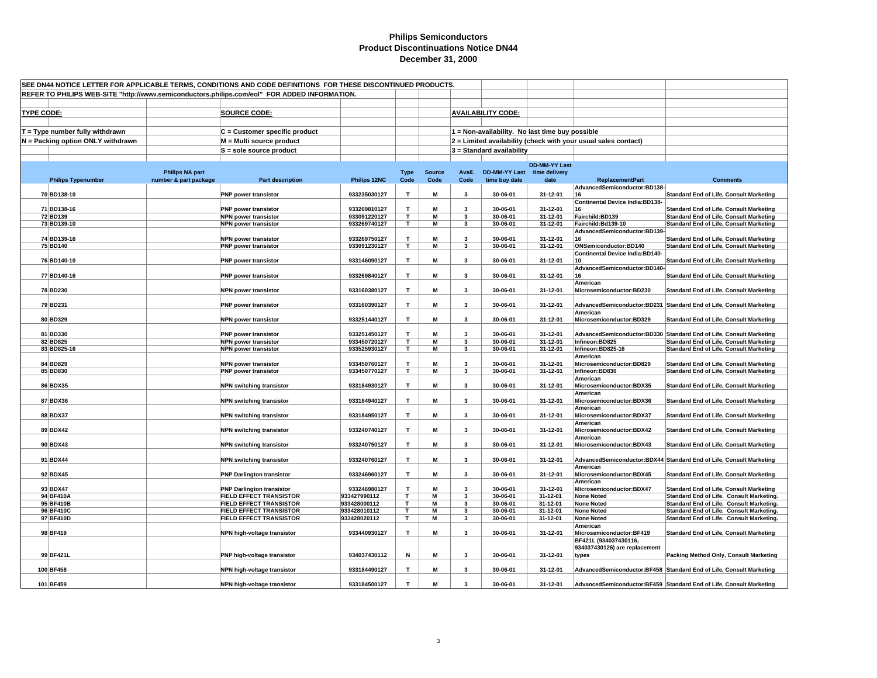# Philips Semiconductors
## Product Discontinuations Notice DN44
## December 31, 2000

SEE DN44 NOTICE LETTER FOR APPLICABLE TERMS, CONDITIONS AND CODE DEFINITIONS FOR THESE DISCONTINUED PRODUCTS.

REFER TO PHILIPS WEB-SITE "http://www.semiconductors.philips.com/eol" FOR ADDED INFORMATION.

**TYPE CODE:**

T = Type number fully withdrawn

N = Packing option ONLY withdrawn

**SOURCE CODE:**

C = Customer specific product

M = Multi source product

S = sole source product

**AVAILABILITY CODE:**

1 = Non-availability. No last time buy possible

2 = Limited availability (check with your usual sales contact)

3 = Standard availability

| | Philips Typenumber | Philips NA part number & part package | Part description | Philips 12NC | Type Code | Source Code | Avail. Code | DD-MM-YY Last time buy date | DD-MM-YY Last time delivery date | ReplacementPart | Comments |
|---|---|---|---|---|---|---|---|---|---|---|---|
| 70 | BD138-10 | | PNP power transistor | 933235030127 | T | M | 3 | 30-06-01 | 31-12-01 | AdvancedSemiconductor:BD138-16 | Standard End of Life, Consult Marketing |
| 71 | BD138-16 | | PNP power transistor | 933269810127 | T | M | 3 | 30-06-01 | 31-12-01 | Continental Device India:BD138-16 | Standard End of Life, Consult Marketing |
| 72 | BD139 | | NPN power transistor | 933091220127 | T | M | 3 | 30-06-01 | 31-12-01 | Fairchild:BD139 | Standard End of Life, Consult Marketing |
| 73 | BD139-10 | | NPN power transistor | 933269740127 | T | M | 3 | 30-06-01 | 31-12-01 | Fairchild:Bd139-10 | Standard End of Life, Consult Marketing |
| 74 | BD139-16 | | NPN power transistor | 933269750127 | T | M | 3 | 30-06-01 | 31-12-01 | AdvancedSemiconductor:BD139-16 | Standard End of Life, Consult Marketing |
| 75 | BD140 | | PNP power transistor | 933091230127 | T | M | 3 | 30-06-01 | 31-12-01 | ONSemiconductor:BD140 | Standard End of Life, Consult Marketing |
| 76 | BD140-10 | | PNP power transistor | 933146090127 | T | M | 3 | 30-06-01 | 31-12-01 | Continental Device India:BD140-10 | Standard End of Life, Consult Marketing |
| 77 | BD140-16 | | PNP power transistor | 933269840127 | T | M | 3 | 30-06-01 | 31-12-01 | AdvancedSemiconductor:BD140-16 | Standard End of Life, Consult Marketing |
| 78 | BD230 | | NPN power transistor | 933160380127 | T | M | 3 | 30-06-01 | 31-12-01 | American Microsemiconductor:BD230 | Standard End of Life, Consult Marketing |
| 79 | BD231 | | PNP power transistor | 933160390127 | T | M | 3 | 30-06-01 | 31-12-01 | AdvancedSemiconductor:BD231 | Standard End of Life, Consult Marketing |
| 80 | BD329 | | NPN power transistor | 933251440127 | T | M | 3 | 30-06-01 | 31-12-01 | American Microsemiconductor:BD329 | Standard End of Life, Consult Marketing |
| 81 | BD330 | | PNP power transistor | 933251450127 | T | M | 3 | 30-06-01 | 31-12-01 | AdvancedSemiconductor:BD330 | Standard End of Life, Consult Marketing |
| 82 | BD825 | | NPN power transistor | 933450720127 | T | M | 3 | 30-06-01 | 31-12-01 | Infineon:BD825 | Standard End of Life, Consult Marketing |
| 83 | BD825-16 | | NPN power transistor | 933525930127 | T | M | 3 | 30-06-01 | 31-12-01 | Infineon:BD825-16 | Standard End of Life, Consult Marketing |
| 84 | BD829 | | NPN power transistor | 933450760127 | T | M | 3 | 30-06-01 | 31-12-01 | American Microsemiconductor:BD829 | Standard End of Life, Consult Marketing |
| 85 | BD830 | | PNP power transistor | 933450770127 | T | M | 3 | 30-06-01 | 31-12-01 | Infineon:BD830 | Standard End of Life, Consult Marketing |
| 86 | BDX35 | | NPN switching transistor | 933184930127 | T | M | 3 | 30-06-01 | 31-12-01 | American Microsemiconductor:BDX35 | Standard End of Life, Consult Marketing |
| 87 | BDX36 | | NPN switching transistor | 933184940127 | T | M | 3 | 30-06-01 | 31-12-01 | American Microsemiconductor:BDX36 | Standard End of Life, Consult Marketing |
| 88 | BDX37 | | NPN switching transistor | 933184950127 | T | M | 3 | 30-06-01 | 31-12-01 | American Microsemiconductor:BDX37 | Standard End of Life, Consult Marketing |
| 89 | BDX42 | | NPN switching transistor | 933240740127 | T | M | 3 | 30-06-01 | 31-12-01 | American Microsemiconductor:BDX42 | Standard End of Life, Consult Marketing |
| 90 | BDX43 | | NPN switching transistor | 933240750127 | T | M | 3 | 30-06-01 | 31-12-01 | American Microsemiconductor:BDX43 | Standard End of Life, Consult Marketing |
| 91 | BDX44 | | NPN switching transistor | 933240760127 | T | M | 3 | 30-06-01 | 31-12-01 | AdvancedSemiconductor:BDX44 | Standard End of Life, Consult Marketing |
| 92 | BDX45 | | PNP Darlington transistor | 933246960127 | T | M | 3 | 30-06-01 | 31-12-01 | American Microsemiconductor:BDX45 | Standard End of Life, Consult Marketing |
| 93 | BDX47 | | PNP Darlington transistor | 933246980127 | T | M | 3 | 30-06-01 | 31-12-01 | American Microsemiconductor:BDX47 | Standard End of Life, Consult Marketing |
| 94 | BF410A | | FIELD EFFECT TRANSISTOR | 933427990112 | T | M | 3 | 30-06-01 | 31-12-01 | None Noted | Standard End of Life. Consult Marketing. |
| 95 | BF410B | | FIELD EFFECT TRANSISTOR | 933428000112 | T | M | 3 | 30-06-01 | 31-12-01 | None Noted | Standard End of Life. Consult Marketing. |
| 96 | BF410C | | FIELD EFFECT TRANSISTOR | 933428010112 | T | M | 3 | 30-06-01 | 31-12-01 | None Noted | Standard End of Life. Consult Marketing. |
| 97 | BF410D | | FIELD EFFECT TRANSISTOR | 933428020112 | T | M | 3 | 30-06-01 | 31-12-01 | None Noted | Standard End of Life. Consult Marketing. |
| 98 | BF419 | | NPN high-voltage transistor | 933440930127 | T | M | 3 | 30-06-01 | 31-12-01 | American Microsemiconductor:BF419 | Standard End of Life, Consult Marketing |
| 99 | BF421L | | PNP high-voltage transistor | 934037430112 | N | M | 3 | 30-06-01 | 31-12-01 | BF421L (934037430116, 934037430126) are replacement types | Packing Method Only, Consult Marketing |
| 100 | BF458 | | NPN high-voltage transistor | 933184490127 | T | M | 3 | 30-06-01 | 31-12-01 | AdvancedSemiconductor:BF458 | Standard End of Life, Consult Marketing |
| 101 | BF459 | | NPN high-voltage transistor | 933184500127 | T | M | 3 | 30-06-01 | 31-12-01 | AdvancedSemiconductor:BF459 | Standard End of Life, Consult Marketing |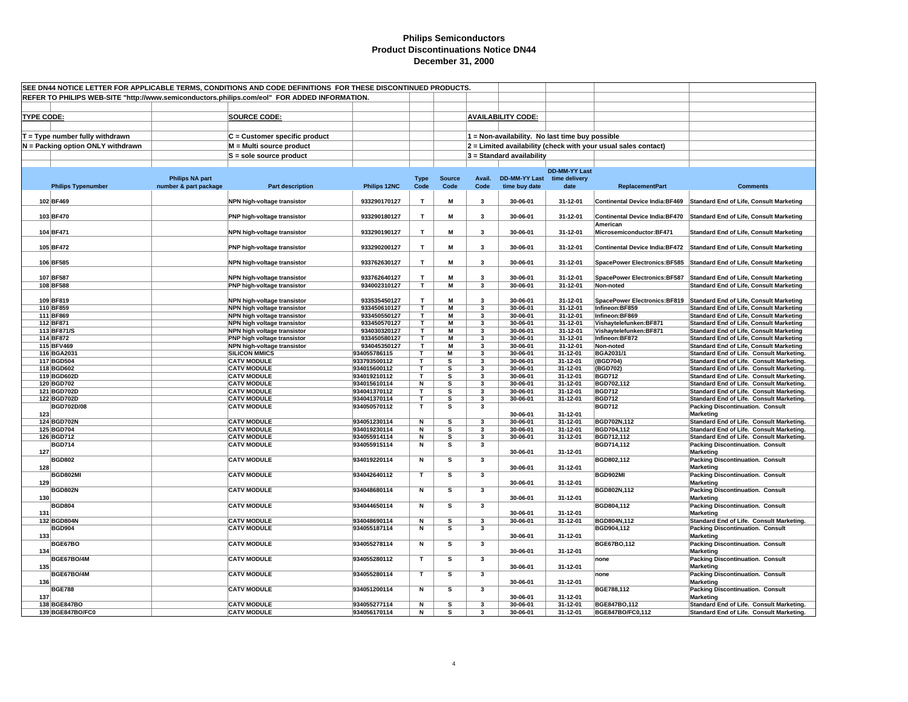# Philips Semiconductors
## Product Discontinuations Notice DN44
### December 31, 2000

SEE DN44 NOTICE LETTER FOR APPLICABLE TERMS, CONDITIONS AND CODE DEFINITIONS FOR THESE DISCONTINUED PRODUCTS.

REFER TO PHILIPS WEB-SITE "http://www.semiconductors.philips.com/eol" FOR ADDED INFORMATION.

**TYPE CODE:**

T = Type number fully withdrawn
N = Packing option ONLY withdrawn

**SOURCE CODE:**

C = Customer specific product
M = Multi source product
S = sole source product

**AVAILABILITY CODE:**

1 = Non-availability. No last time buy possible
2 = Limited availability (check with your usual sales contact)
3 = Standard availability

| | Philips Typenumber | Philips NA part number & part package | Part description | Philips 12NC | Type Code | Source Code | Avail. Code | DD-MM-YY Last time buy date | DD-MM-YY Last time delivery date | ReplacementPart | Comments |
|---|---|---|---|---|---|---|---|---|---|---|---|
| 102 | BF469 | | NPN high-voltage transistor | 933290170127 | T | M | 3 | 30-06-01 | 31-12-01 | Continental Device India:BF469 | Standard End of Life, Consult Marketing |
| 103 | BF470 | | PNP high-voltage transistor | 933290180127 | T | M | 3 | 30-06-01 | 31-12-01 | Continental Device India:BF470 | Standard End of Life, Consult Marketing |
| 104 | BF471 | | NPN high-voltage transistor | 933290190127 | T | M | 3 | 30-06-01 | 31-12-01 | American Microsemiconductor:BF471 | Standard End of Life, Consult Marketing |
| 105 | BF472 | | PNP high-voltage transistor | 933290200127 | T | M | 3 | 30-06-01 | 31-12-01 | Continental Device India:BF472 | Standard End of Life, Consult Marketing |
| 106 | BF585 | | NPN high-voltage transistor | 933762630127 | T | M | 3 | 30-06-01 | 31-12-01 | SpacePower Electronics:BF585 | Standard End of Life, Consult Marketing |
| 107 | BF587 | | NPN high-voltage transistor | 933762640127 | T | M | 3 | 30-06-01 | 31-12-01 | SpacePower Electronics:BF587 | Standard End of Life, Consult Marketing |
| 108 | BF588 | | PNP high-voltage transistor | 934002310127 | T | M | 3 | 30-06-01 | 31-12-01 | Non-noted | Standard End of Life, Consult Marketing |
| 109 | BF819 | | NPN high-voltage transistor | 933535450127 | T | M | 3 | 30-06-01 | 31-12-01 | SpacePower Electronics:BF819 | Standard End of Life, Consult Marketing |
| 110 | BF859 | | NPN high voltage transistor | 933450610127 | T | M | 3 | 30-06-01 | 31-12-01 | Infineon:BF859 | Standard End of Life, Consult Marketing |
| 111 | BF869 | | NPN high voltage transistor | 933450550127 | T | M | 3 | 30-06-01 | 31-12-01 | Infineon:BF869 | Standard End of Life, Consult Marketing |
| 112 | BF871 | | NPN high voltage transistor | 933450570127 | T | M | 3 | 30-06-01 | 31-12-01 | Vishaytelefunken:BF871 | Standard End of Life, Consult Marketing |
| 113 | BF871/S | | NPN high voltage transistor | 934030320127 | T | M | 3 | 30-06-01 | 31-12-01 | Vishaytelefunken:BF871 | Standard End of Life, Consult Marketing |
| 114 | BF872 | | PNP high voltage transistor | 933450580127 | T | M | 3 | 30-06-01 | 31-12-01 | Infineon:BF872 | Standard End of Life, Consult Marketing |
| 115 | BFV469 | | NPN high-voltage transistor | 934045350127 | T | M | 3 | 30-06-01 | 31-12-01 | Non-noted | Standard End of Life, Consult Marketing |
| 116 | BGA2031 | | SILICON MMICS | 934055786115 | T | M | 3 | 30-06-01 | 31-12-01 | BGA2031/1 | Standard End of Life. Consult Marketing. |
| 117 | BGD504 | | CATV MODULE | 933793500112 | T | S | 3 | 30-06-01 | 31-12-01 | (BGD704) | Standard End of Life. Consult Marketing. |
| 118 | BGD602 | | CATV MODULE | 934015600112 | T | S | 3 | 30-06-01 | 31-12-01 | (BGD702) | Standard End of Life. Consult Marketing. |
| 119 | BGD602D | | CATV MODULE | 934019210112 | T | S | 3 | 30-06-01 | 31-12-01 | BGD712 | Standard End of Life. Consult Marketing. |
| 120 | BGD702 | | CATV MODULE | 934015610114 | N | S | 3 | 30-06-01 | 31-12-01 | BGD702,112 | Standard End of Life. Consult Marketing. |
| 121 | BGD702D | | CATV MODULE | 934041370112 | T | S | 3 | 30-06-01 | 31-12-01 | BGD712 | Standard End of Life. Consult Marketing. |
| 122 | BGD702D | | CATV MODULE | 934041370114 | T | S | 3 | 30-06-01 | 31-12-01 | BGD712 | Standard End of Life. Consult Marketing. |
| 123 | BGD702D/08 | | CATV MODULE | 934050570112 | T | S | 3 | 30-06-01 | 31-12-01 | BGD712 | Packing Discontinuation. Consult Marketing |
| 124 | BGD702N | | CATV MODULE | 934051230114 | N | S | 3 | 30-06-01 | 31-12-01 | BGD702N,112 | Standard End of Life. Consult Marketing. |
| 125 | BGD704 | | CATV MODULE | 934019230114 | N | S | 3 | 30-06-01 | 31-12-01 | BGD704,112 | Standard End of Life. Consult Marketing. |
| 126 | BGD712 | | CATV MODULE | 934055914114 | N | S | 3 | 30-06-01 | 31-12-01 | BGD712,112 | Standard End of Life. Consult Marketing. |
| 127 | BGD714 | | CATV MODULE | 934055915114 | N | S | 3 | 30-06-01 | 31-12-01 | BGD714,112 | Packing Discontinuation. Consult Marketing |
| 128 | BGD802 | | CATV MODULE | 934019220114 | N | S | 3 | 30-06-01 | 31-12-01 | BGD802,112 | Packing Discontinuation. Consult Marketing |
| 129 | BGD802MI | | CATV MODULE | 934042640112 | T | S | 3 | 30-06-01 | 31-12-01 | BGD902MI | Packing Discontinuation. Consult Marketing |
| 130 | BGD802N | | CATV MODULE | 934048680114 | N | S | 3 | 30-06-01 | 31-12-01 | BGD802N,112 | Packing Discontinuation. Consult Marketing |
| 131 | BGD804 | | CATV MODULE | 934044650114 | N | S | 3 | 30-06-01 | 31-12-01 | BGD804,112 | Packing Discontinuation. Consult Marketing |
| 132 | BGD804N | | CATV MODULE | 934048690114 | N | S | 3 | 30-06-01 | 31-12-01 | BGD804N,112 | Standard End of Life. Consult Marketing. |
| 133 | BGD904 | | CATV MODULE | 934055187114 | N | S | 3 | 30-06-01 | 31-12-01 | BGD904,112 | Packing Discontinuation. Consult Marketing |
| 134 | BGE67BO | | CATV MODULE | 934055278114 | N | S | 3 | 30-06-01 | 31-12-01 | BGE67BO,112 | Packing Discontinuation. Consult Marketing |
| 135 | BGE67BO/4M | | CATV MODULE | 934055280112 | T | S | 3 | 30-06-01 | 31-12-01 | none | Packing Discontinuation. Consult Marketing |
| 136 | BGE67BO/4M | | CATV MODULE | 934055280114 | T | S | 3 | 30-06-01 | 31-12-01 | none | Packing Discontinuation. Consult Marketing |
| 137 | BGE788 | | CATV MODULE | 934051200114 | N | S | 3 | 30-06-01 | 31-12-01 | BGE788,112 | Packing Discontinuation. Consult Marketing |
| 138 | BGE847BO | | CATV MODULE | 934055277114 | N | S | 3 | 30-06-01 | 31-12-01 | BGE847BO,112 | Standard End of Life. Consult Marketing. |
| 139 | BGE847BO/FC0 | | CATV MODULE | 934056170114 | N | S | 3 | 30-06-01 | 31-12-01 | BGE847BO/FC0,112 | Standard End of Life. Consult Marketing. |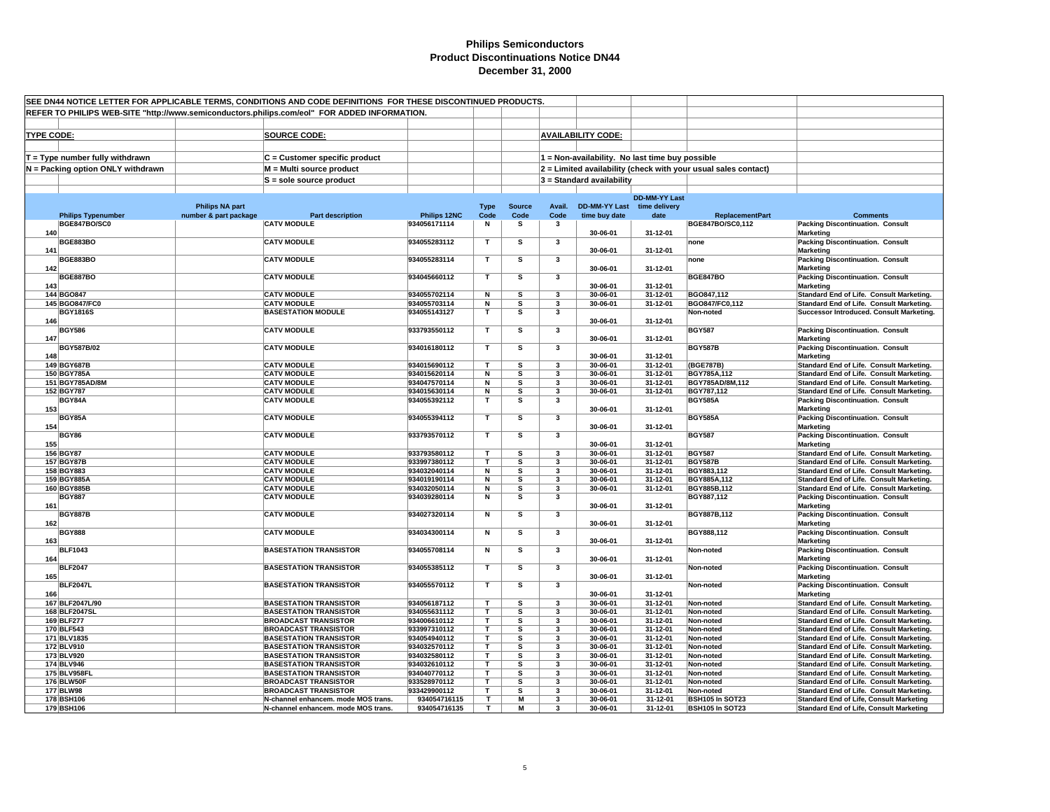# Philips Semiconductors
## Product Discontinuations Notice DN44
### December 31, 2000

SEE DN44 NOTICE LETTER FOR APPLICABLE TERMS, CONDITIONS AND CODE DEFINITIONS FOR THESE DISCONTINUED PRODUCTS.

REFER TO PHILIPS WEB-SITE "http://www.semiconductors.philips.com/eol" FOR ADDED INFORMATION.

**TYPE CODE:**
- T = Type number fully withdrawn
- N = Packing option ONLY withdrawn

**SOURCE CODE:**
- C = Customer specific product
- M = Multi source product
- S = sole source product

**AVAILABILITY CODE:**
- 1 = Non-availability. No last time buy possible
- 2 = Limited availability (check with your usual sales contact)
- 3 = Standard availability

| | Philips Typenumber | Philips NA part number & part package | Part description | Philips 12NC | Type Code | Source Code | Avail. Code | DD-MM-YY Last time buy date | DD-MM-YY Last time delivery date | ReplacementPart | Comments |
|---|---|---|---|---|---|---|---|---|---|---|---|
| 140 | BGE847BO/SC0 | | CATV MODULE | 934056171114 | N | S | 3 | 30-06-01 | 31-12-01 | BGE847BO/SC0,112 | Packing Discontinuation. Consult Marketing |
| 141 | BGE883BO | | CATV MODULE | 934055283112 | T | S | 3 | 30-06-01 | 31-12-01 | none | Packing Discontinuation. Consult Marketing |
| 142 | BGE883BO | | CATV MODULE | 934055283114 | T | S | 3 | 30-06-01 | 31-12-01 | none | Packing Discontinuation. Consult Marketing |
| 143 | BGE887BO | | CATV MODULE | 934045660112 | T | S | 3 | 30-06-01 | 31-12-01 | BGE847BO | Packing Discontinuation. Consult Marketing |
| 144 | BGO847 | | CATV MODULE | 934055702114 | N | S | 3 | 30-06-01 | 31-12-01 | BGO847,112 | Standard End of Life. Consult Marketing. |
| 145 | BGO847/FC0 | | CATV MODULE | 934055703114 | N | S | 3 | 30-06-01 | 31-12-01 | BGO847/FC0,112 | Standard End of Life. Consult Marketing. |
| 146 | BGY1816S | | BASESTATION MODULE | 934055143127 | T | S | 3 | 30-06-01 | 31-12-01 | Non-noted | Successor Introduced. Consult Marketing. |
| 147 | BGY586 | | CATV MODULE | 933793550112 | T | S | 3 | 30-06-01 | 31-12-01 | BGY587 | Packing Discontinuation. Consult Marketing |
| 148 | BGY587B/02 | | CATV MODULE | 934016180112 | T | S | 3 | 30-06-01 | 31-12-01 | BGY587B | Packing Discontinuation. Consult Marketing |
| 149 | BGY687B | | CATV MODULE | 934015690112 | T | S | 3 | 30-06-01 | 31-12-01 | (BGE787B) | Standard End of Life. Consult Marketing. |
| 150 | BGY785A | | CATV MODULE | 934015620114 | N | S | 3 | 30-06-01 | 31-12-01 | BGY785A,112 | Standard End of Life. Consult Marketing. |
| 151 | BGY785AD/8M | | CATV MODULE | 934047570114 | N | S | 3 | 30-06-01 | 31-12-01 | BGY785AD/8M,112 | Standard End of Life. Consult Marketing. |
| 152 | BGY787 | | CATV MODULE | 934015630114 | N | S | 3 | 30-06-01 | 31-12-01 | BGY787,112 | Standard End of Life. Consult Marketing. |
| 153 | BGY84A | | CATV MODULE | 934055392112 | T | S | 3 | 30-06-01 | 31-12-01 | BGY585A | Packing Discontinuation. Consult Marketing |
| 154 | BGY85A | | CATV MODULE | 934055394112 | T | S | 3 | 30-06-01 | 31-12-01 | BGY585A | Packing Discontinuation. Consult Marketing |
| 155 | BGY86 | | CATV MODULE | 933793570112 | T | S | 3 | 30-06-01 | 31-12-01 | BGY587 | Packing Discontinuation. Consult Marketing |
| 156 | BGY87 | | CATV MODULE | 933793580112 | T | S | 3 | 30-06-01 | 31-12-01 | BGY587 | Standard End of Life. Consult Marketing. |
| 157 | BGY87B | | CATV MODULE | 933997380112 | T | S | 3 | 30-06-01 | 31-12-01 | BGY587B | Standard End of Life. Consult Marketing. |
| 158 | BGY883 | | CATV MODULE | 934032040114 | N | S | 3 | 30-06-01 | 31-12-01 | BGY883,112 | Standard End of Life. Consult Marketing. |
| 159 | BGY885A | | CATV MODULE | 934019190114 | N | S | 3 | 30-06-01 | 31-12-01 | BGY885A,112 | Standard End of Life. Consult Marketing. |
| 160 | BGY885B | | CATV MODULE | 934032050114 | N | S | 3 | 30-06-01 | 31-12-01 | BGY885B,112 | Standard End of Life. Consult Marketing. |
| 161 | BGY887 | | CATV MODULE | 934039280114 | N | S | 3 | 30-06-01 | 31-12-01 | BGY887,112 | Packing Discontinuation. Consult Marketing |
| 162 | BGY887B | | CATV MODULE | 934027320114 | N | S | 3 | 30-06-01 | 31-12-01 | BGY887B,112 | Packing Discontinuation. Consult Marketing |
| 163 | BGY888 | | CATV MODULE | 934034300114 | N | S | 3 | 30-06-01 | 31-12-01 | BGY888,112 | Packing Discontinuation. Consult Marketing |
| 164 | BLF1043 | | BASESTATION TRANSISTOR | 934055708114 | N | S | 3 | 30-06-01 | 31-12-01 | Non-noted | Packing Discontinuation. Consult Marketing |
| 165 | BLF2047 | | BASESTATION TRANSISTOR | 934055385112 | T | S | 3 | 30-06-01 | 31-12-01 | Non-noted | Packing Discontinuation. Consult Marketing |
| 166 | BLF2047L | | BASESTATION TRANSISTOR | 934055570112 | T | S | 3 | 30-06-01 | 31-12-01 | Non-noted | Packing Discontinuation. Consult Marketing |
| 167 | BLF2047L/90 | | BASESTATION TRANSISTOR | 934056187112 | T | S | 3 | 30-06-01 | 31-12-01 | Non-noted | Standard End of Life. Consult Marketing. |
| 168 | BLF2047SL | | BASESTATION TRANSISTOR | 934055631112 | T | S | 3 | 30-06-01 | 31-12-01 | Non-noted | Standard End of Life. Consult Marketing. |
| 169 | BLF277 | | BROADCAST TRANSISTOR | 934006610112 | T | S | 3 | 30-06-01 | 31-12-01 | Non-noted | Standard End of Life. Consult Marketing. |
| 170 | BLF543 | | BROADCAST TRANSISTOR | 933997310112 | T | S | 3 | 30-06-01 | 31-12-01 | Non-noted | Standard End of Life. Consult Marketing. |
| 171 | BLV1835 | | BASESTATION TRANSISTOR | 934054940112 | T | S | 3 | 30-06-01 | 31-12-01 | Non-noted | Standard End of Life. Consult Marketing. |
| 172 | BLV910 | | BASESTATION TRANSISTOR | 934032570112 | T | S | 3 | 30-06-01 | 31-12-01 | Non-noted | Standard End of Life. Consult Marketing. |
| 173 | BLV920 | | BASESTATION TRANSISTOR | 934032580112 | T | S | 3 | 30-06-01 | 31-12-01 | Non-noted | Standard End of Life. Consult Marketing. |
| 174 | BLV946 | | BASESTATION TRANSISTOR | 934032610112 | T | S | 3 | 30-06-01 | 31-12-01 | Non-noted | Standard End of Life. Consult Marketing. |
| 175 | BLV958FL | | BASESTATION TRANSISTOR | 934040770112 | T | S | 3 | 30-06-01 | 31-12-01 | Non-noted | Standard End of Life. Consult Marketing. |
| 176 | BLW50F | | BROADCAST TRANSISTOR | 933528970112 | T | S | 3 | 30-06-01 | 31-12-01 | Non-noted | Standard End of Life. Consult Marketing. |
| 177 | BLW98 | | BROADCAST TRANSISTOR | 933429900112 | T | S | 3 | 30-06-01 | 31-12-01 | Non-noted | Standard End of Life. Consult Marketing. |
| 178 | BSH106 | | N-channel enhancem. mode MOS trans. | 934054716115 | T | M | 3 | 30-06-01 | 31-12-01 | BSH105 In SOT23 | Standard End of Life, Consult Marketing |
| 179 | BSH106 | | N-channel enhancem. mode MOS trans. | 934054716135 | T | M | 3 | 30-06-01 | 31-12-01 | BSH105 In SOT23 | Standard End of Life, Consult Marketing |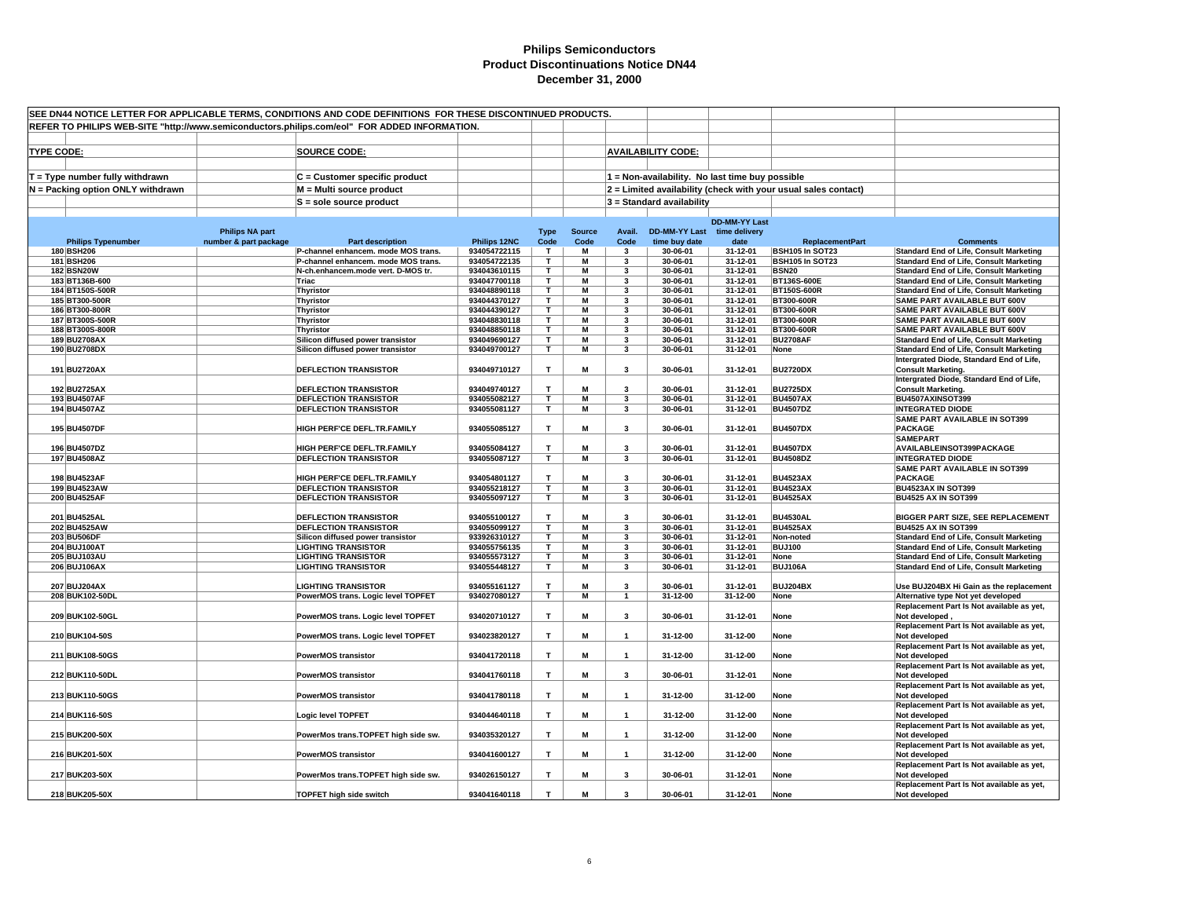# Philips Semiconductors
## Product Discontinuations Notice DN44
## December 31, 2000

SEE DN44 NOTICE LETTER FOR APPLICABLE TERMS, CONDITIONS AND CODE DEFINITIONS FOR THESE DISCONTINUED PRODUCTS.

REFER TO PHILIPS WEB-SITE "http://www.semiconductors.philips.com/eol" FOR ADDED INFORMATION.

**TYPE CODE:**
- T = Type number fully withdrawn
- N = Packing option ONLY withdrawn

**SOURCE CODE:**
- C = Customer specific product
- M = Multi source product
- S = sole source product

**AVAILABILITY CODE:**
- 1 = Non-availability. No last time buy possible
- 2 = Limited availability (check with your usual sales contact)
- 3 = Standard availability

| | Philips Typenumber | Philips NA part number & part package | Part description | Philips 12NC | Type Code | Source Code | Avail. Code | DD-MM-YY Last time buy date | DD-MM-YY Last time delivery date | ReplacementPart | Comments |
|---|---|---|---|---|---|---|---|---|---|---|---|
| 180 | BSH206 | | P-channel enhancem. mode MOS trans. | 934054722115 | T | M | 3 | 30-06-01 | 31-12-01 | BSH105 In SOT23 | Standard End of Life, Consult Marketing |
| 181 | BSH206 | | P-channel enhancem. mode MOS trans. | 934054722135 | T | M | 3 | 30-06-01 | 31-12-01 | BSH105 In SOT23 | Standard End of Life, Consult Marketing |
| 182 | BSN20W | | N-ch.enhancem.mode vert. D-MOS tr. | 934043610115 | T | M | 3 | 30-06-01 | 31-12-01 | BSN20 | Standard End of Life, Consult Marketing |
| 183 | BT136B-600 | | Triac | 934047700118 | T | M | 3 | 30-06-01 | 31-12-01 | BT136S-600E | Standard End of Life, Consult Marketing |
| 184 | BT150S-500R | | Thyristor | 934048890118 | T | M | 3 | 30-06-01 | 31-12-01 | BT150S-600R | Standard End of Life, Consult Marketing |
| 185 | BT300-500R | | Thyristor | 934044370127 | T | M | 3 | 30-06-01 | 31-12-01 | BT300-600R | SAME PART AVAILABLE BUT 600V |
| 186 | BT300-800R | | Thyristor | 934044390127 | T | M | 3 | 30-06-01 | 31-12-01 | BT300-600R | SAME PART AVAILABLE BUT 600V |
| 187 | BT300S-500R | | Thyristor | 934048830118 | T | M | 3 | 30-06-01 | 31-12-01 | BT300-600R | SAME PART AVAILABLE BUT 600V |
| 188 | BT300S-800R | | Thyristor | 934048850118 | T | M | 3 | 30-06-01 | 31-12-01 | BT300-600R | SAME PART AVAILABLE BUT 600V |
| 189 | BU2708AX | | Silicon diffused power transistor | 934049690127 | T | M | 3 | 30-06-01 | 31-12-01 | BU2708AF | Standard End of Life, Consult Marketing |
| 190 | BU2708DX | | Silicon diffused power transistor | 934049700127 | T | M | 3 | 30-06-01 | 31-12-01 | None | Standard End of Life, Consult Marketing |
| 191 | BU2720AX | | DEFLECTION TRANSISTOR | 934049710127 | T | M | 3 | 30-06-01 | 31-12-01 | BU2720DX | Intergrated Diode, Standard End of Life, Consult Marketing. |
| 192 | BU2725AX | | DEFLECTION TRANSISTOR | 934049740127 | T | M | 3 | 30-06-01 | 31-12-01 | BU2725DX | Intergrated Diode, Standard End of Life, Consult Marketing. |
| 193 | BU4507AF | | DEFLECTION TRANSISTOR | 934055082127 | T | M | 3 | 30-06-01 | 31-12-01 | BU4507AX | BU4507AXINSOT399 |
| 194 | BU4507AZ | | DEFLECTION TRANSISTOR | 934055081127 | T | M | 3 | 30-06-01 | 31-12-01 | BU4507DZ | INTEGRATED DIODE |
| 195 | BU4507DF | | HIGH PERF'CE DEFL.TR.FAMILY | 934055085127 | T | M | 3 | 30-06-01 | 31-12-01 | BU4507DX | SAME PART AVAILABLE IN SOT399 PACKAGE |
| 196 | BU4507DZ | | HIGH PERF'CE DEFL.TR.FAMILY | 934055084127 | T | M | 3 | 30-06-01 | 31-12-01 | BU4507DX | SAMEPART AVAILABLEINSOT399PACKAGE |
| 197 | BU4508AZ | | DEFLECTION TRANSISTOR | 934055087127 | T | M | 3 | 30-06-01 | 31-12-01 | BU4508DZ | INTEGRATED DIODE |
| 198 | BU4523AF | | HIGH PERF'CE DEFL.TR.FAMILY | 934054801127 | T | M | 3 | 30-06-01 | 31-12-01 | BU4523AX | SAME PART AVAILABLE IN SOT399 PACKAGE |
| 199 | BU4523AW | | DEFLECTION TRANSISTOR | 934055218127 | T | M | 3 | 30-06-01 | 31-12-01 | BU4523AX | BU4523AX IN SOT399 |
| 200 | BU4525AF | | DEFLECTION TRANSISTOR | 934055097127 | T | M | 3 | 30-06-01 | 31-12-01 | BU4525AX | BU4525 AX IN SOT399 |
| 201 | BU4525AL | | DEFLECTION TRANSISTOR | 934055100127 | T | M | 3 | 30-06-01 | 31-12-01 | BU4530AL | BIGGER PART SIZE, SEE REPLACEMENT |
| 202 | BU4525AW | | DEFLECTION TRANSISTOR | 934055099127 | T | M | 3 | 30-06-01 | 31-12-01 | BU4525AX | BU4525 AX IN SOT399 |
| 203 | BU506DF | | Silicon diffused power transistor | 933926310127 | T | M | 3 | 30-06-01 | 31-12-01 | Non-noted | Standard End of Life, Consult Marketing |
| 204 | BUJ100AT | | LIGHTING TRANSISTOR | 934055756135 | T | M | 3 | 30-06-01 | 31-12-01 | BUJ100 | Standard End of Life, Consult Marketing |
| 205 | BUJ103AU | | LIGHTING TRANSISTOR | 934055573127 | T | M | 3 | 30-06-01 | 31-12-01 | None | Standard End of Life, Consult Marketing |
| 206 | BUJ106AX | | LIGHTING TRANSISTOR | 934055448127 | T | M | 3 | 30-06-01 | 31-12-01 | BUJ106A | Standard End of Life, Consult Marketing |
| 207 | BUJ204AX | | LIGHTING TRANSISTOR | 934055161127 | T | M | 3 | 30-06-01 | 31-12-01 | BUJ204BX | Use BUJ204BX Hi Gain as the replacement |
| 208 | BUK102-50DL | | PowerMOS trans. Logic level TOPFET | 934027080127 | T | M | 1 | 31-12-00 | 31-12-00 | None | Alternative type Not yet developed |
| 209 | BUK102-50GL | | PowerMOS trans. Logic level TOPFET | 934020710127 | T | M | 3 | 30-06-01 | 31-12-01 | None | Replacement Part Is Not available as yet, Not developed , |
| 210 | BUK104-50S | | PowerMOS trans. Logic level TOPFET | 934023820127 | T | M | 1 | 31-12-00 | 31-12-00 | None | Replacement Part Is Not available as yet, Not developed |
| 211 | BUK108-50GS | | PowerMOS transistor | 934041720118 | T | M | 1 | 31-12-00 | 31-12-00 | None | Replacement Part Is Not available as yet, Not developed |
| 212 | BUK110-50DL | | PowerMOS transistor | 934041760118 | T | M | 3 | 30-06-01 | 31-12-01 | None | Replacement Part Is Not available as yet, Not developed |
| 213 | BUK110-50GS | | PowerMOS transistor | 934041780118 | T | M | 1 | 31-12-00 | 31-12-00 | None | Replacement Part Is Not available as yet, Not developed |
| 214 | BUK116-50S | | Logic level TOPFET | 934044640118 | T | M | 1 | 31-12-00 | 31-12-00 | None | Replacement Part Is Not available as yet, Not developed |
| 215 | BUK200-50X | | PowerMos trans.TOPFET high side sw. | 934035320127 | T | M | 1 | 31-12-00 | 31-12-00 | None | Replacement Part Is Not available as yet, Not developed |
| 216 | BUK201-50X | | PowerMOS transistor | 934041600127 | T | M | 1 | 31-12-00 | 31-12-00 | None | Replacement Part Is Not available as yet, Not developed |
| 217 | BUK203-50X | | PowerMos trans.TOPFET high side sw. | 934026150127 | T | M | 3 | 30-06-01 | 31-12-01 | None | Replacement Part Is Not available as yet, Not developed |
| 218 | BUK205-50X | | TOPFET high side switch | 934041640118 | T | M | 3 | 30-06-01 | 31-12-01 | None | Replacement Part Is Not available as yet, Not developed |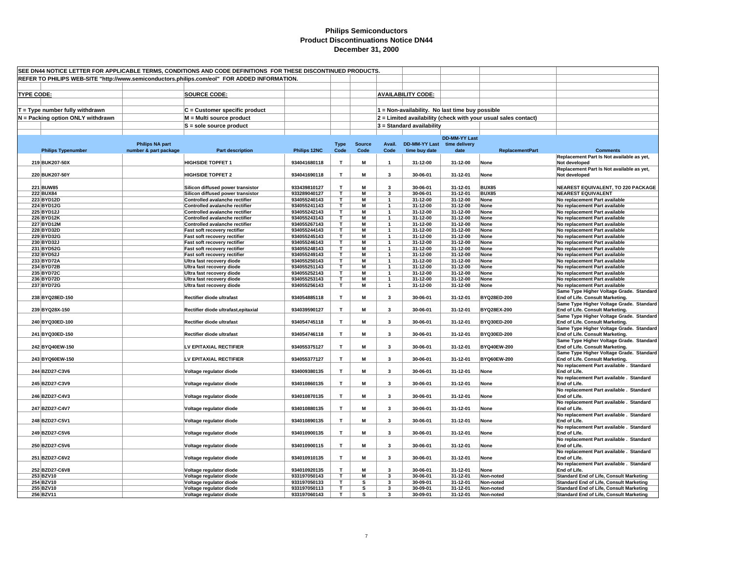# Philips Semiconductors
## Product Discontinuations Notice DN44
### December 31, 2000

SEE DN44 NOTICE LETTER FOR APPLICABLE TERMS, CONDITIONS AND CODE DEFINITIONS FOR THESE DISCONTINUED PRODUCTS.

REFER TO PHILIPS WEB-SITE "http://www.semiconductors.philips.com/eol" FOR ADDED INFORMATION.

**TYPE CODE:**
- T = Type number fully withdrawn
- N = Packing option ONLY withdrawn

**SOURCE CODE:**
- C = Customer specific product
- M = Multi source product
- S = sole source product

**AVAILABILITY CODE:**
- 1 = Non-availability. No last time buy possible
- 2 = Limited availability (check with your usual sales contact)
- 3 = Standard availability

| | Philips Typenumber | Philips NA part number & part package | Part description | Philips 12NC | Type Code | Source Code | Avail. Code | DD-MM-YY Last time buy date | DD-MM-YY Last time delivery date | ReplacementPart | Comments |
|---|---|---|---|---|---|---|---|---|---|---|---|
| 219 | BUK207-50X | | HIGHSIDE TOPFET 1 | 934041680118 | T | M | 1 | 31-12-00 | 31-12-00 | None | Replacement Part Is Not available as yet, Not developed |
| 220 | BUK207-50Y | | HIGHSIDE TOPFET 2 | 934041690118 | T | M | 3 | 30-06-01 | 31-12-01 | None | Replacement Part Is Not available as yet, Not developed |
| 221 | BUW85 | | Silicon diffused power transistor | 933439810127 | T | M | 3 | 30-06-01 | 31-12-01 | BUX85 | NEAREST EQUIVALENT, TO 220 PACKAGE |
| 222 | BUX84 | | Silicon diffused power transistor | 933289040127 | T | M | 3 | 30-06-01 | 31-12-01 | BUX85 | NEAREST EQUIVALENT |
| 223 | BYD12D | | Controlled avalanche rectifier | 934055240143 | T | M | 1 | 31-12-00 | 31-12-00 | None | No replacement Part available |
| 224 | BYD12G | | Controlled avalanche rectifier | 934055241143 | T | M | 1 | 31-12-00 | 31-12-00 | None | No replacement Part available |
| 225 | BYD12J | | Controlled avalanche rectifier | 934055242143 | T | M | 1 | 31-12-00 | 31-12-00 | None | No replacement Part available |
| 226 | BYD12K | | Controlled avalanche rectifier | 934055243143 | T | M | 1 | 31-12-00 | 31-12-00 | None | No replacement Part available |
| 227 | BYD12M | | Controlled avalanche rectifier | 934055267143 | T | M | 1 | 31-12-00 | 31-12-00 | None | No replacement Part available |
| 228 | BYD32D | | Fast soft recovery rectifier | 934055244143 | T | M | 1 | 31-12-00 | 31-12-00 | None | No replacement Part available |
| 229 | BYD32G | | Fast soft recovery rectifier | 934055245143 | T | M | 1 | 31-12-00 | 31-12-00 | None | No replacement Part available |
| 230 | BYD32J | | Fast soft recovery rectifier | 934055246143 | T | M | 1 | 31-12-00 | 31-12-00 | None | No replacement Part available |
| 231 | BYD52G | | Fast soft recovery rectifier | 934055248143 | T | M | 1 | 31-12-00 | 31-12-00 | None | No replacement Part available |
| 232 | BYD52J | | Fast soft recovery rectifier | 934055249143 | T | M | 1 | 31-12-00 | 31-12-00 | None | No replacement Part available |
| 233 | BYD72A | | Ultra fast recovery diode | 934055250143 | T | M | 1 | 31-12-00 | 31-12-00 | None | No replacement Part available |
| 234 | BYD72B | | Ultra fast recovery diode | 934055251143 | T | M | 1 | 31-12-00 | 31-12-00 | None | No replacement Part available |
| 235 | BYD72C | | Ultra fast recovery diode | 934055252143 | T | M | 1 | 31-12-00 | 31-12-00 | None | No replacement Part available |
| 236 | BYD72D | | Ultra fast recovery diode | 934055253143 | T | M | 1 | 31-12-00 | 31-12-00 | None | No replacement Part available |
| 237 | BYD72G | | Ultra fast recovery diode | 934055256143 | T | M | 1 | 31-12-00 | 31-12-00 | None | No replacement Part available |
| 238 | BYQ28ED-150 | | Rectifier diode ultrafast | 934054885118 | T | M | 3 | 30-06-01 | 31-12-01 | BYQ28ED-200 | Same Type Higher Voltage Grade. Standard End of Life. Consult Marketing. |
| 239 | BYQ28X-150 | | Rectifier diode ultrafast,epitaxial | 934039590127 | T | M | 3 | 30-06-01 | 31-12-01 | BYQ28EX-200 | Same Type Higher Voltage Grade. Standard End of Life. Consult Marketing. |
| 240 | BYQ30ED-100 | | Rectifier diode ultrafast | 934054745118 | T | M | 3 | 30-06-01 | 31-12-01 | BYQ30ED-200 | Same Type Higher Voltage Grade. Standard End of Life. Consult Marketing. |
| 241 | BYQ30ED-150 | | Rectifier diode ultrafast | 934054746118 | T | M | 3 | 30-06-01 | 31-12-01 | BYQ30ED-200 | Same Type Higher Voltage Grade. Standard End of Life. Consult Marketing. |
| 242 | BYQ40EW-150 | | LV EPITAXIAL RECTIFIER | 934055375127 | T | M | 3 | 30-06-01 | 31-12-01 | BYQ40EW-200 | Same Type Higher Voltage Grade. Standard End of Life. Consult Marketing. |
| 243 | BYQ60EW-150 | | LV EPITAXIAL RECTIFIER | 934055377127 | T | M | 3 | 30-06-01 | 31-12-01 | BYQ60EW-200 | Same Type Higher Voltage Grade. Standard End of Life. Consult Marketing. |
| 244 | BZD27-C3V6 | | Voltage regulator diode | 934009380135 | T | M | 3 | 30-06-01 | 31-12-01 | None | No replacement Part available . Standard End of Life. |
| 245 | BZD27-C3V9 | | Voltage regulator diode | 934010860135 | T | M | 3 | 30-06-01 | 31-12-01 | None | No replacement Part available . Standard End of Life. |
| 246 | BZD27-C4V3 | | Voltage regulator diode | 934010870135 | T | M | 3 | 30-06-01 | 31-12-01 | None | No replacement Part available . Standard End of Life. |
| 247 | BZD27-C4V7 | | Voltage regulator diode | 934010880135 | T | M | 3 | 30-06-01 | 31-12-01 | None | No replacement Part available . Standard End of Life. |
| 248 | BZD27-C5V1 | | Voltage regulator diode | 934010890135 | T | M | 3 | 30-06-01 | 31-12-01 | None | No replacement Part available . Standard End of Life. |
| 249 | BZD27-C5V6 | | Voltage regulator diode | 934010900135 | T | M | 3 | 30-06-01 | 31-12-01 | None | No replacement Part available . Standard End of Life. |
| 250 | BZD27-C5V6 | | Voltage regulator diode | 934010900115 | T | M | 3 | 30-06-01 | 31-12-01 | None | No replacement Part available . Standard End of Life. |
| 251 | BZD27-C6V2 | | Voltage regulator diode | 934010910135 | T | M | 3 | 30-06-01 | 31-12-01 | None | No replacement Part available . Standard End of Life. |
| 252 | BZD27-C6V8 | | Voltage regulator diode | 934010920135 | T | M | 3 | 30-06-01 | 31-12-01 | None | No replacement Part available . Standard End of Life. |
| 253 | BZV10 | | Voltage regulator diode | 933197050143 | T | M | 3 | 30-06-01 | 31-12-01 | Non-noted | Standard End of Life, Consult Marketing |
| 254 | BZV10 | | Voltage regulator diode | 933197050133 | T | S | 3 | 30-09-01 | 31-12-01 | Non-noted | Standard End of Life, Consult Marketing |
| 255 | BZV10 | | Voltage regulator diode | 933197050113 | T | S | 3 | 30-09-01 | 31-12-01 | Non-noted | Standard End of Life, Consult Marketing |
| 256 | BZV11 | | Voltage regulator diode | 933197060143 | T | S | 3 | 30-09-01 | 31-12-01 | Non-noted | Standard End of Life, Consult Marketing |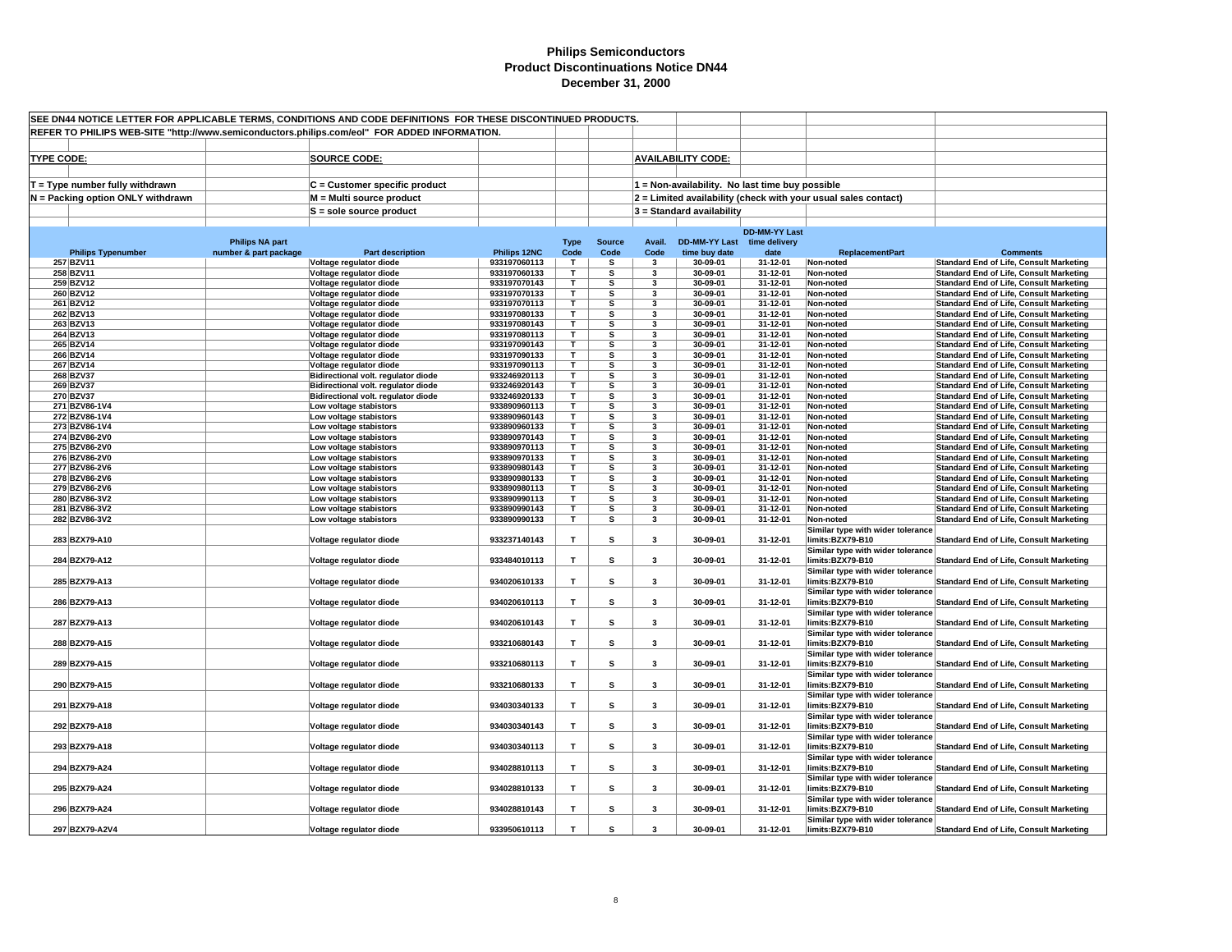# Philips Semiconductors
## Product Discontinuations Notice DN44
### December 31, 2000

SEE DN44 NOTICE LETTER FOR APPLICABLE TERMS, CONDITIONS AND CODE DEFINITIONS FOR THESE DISCONTINUED PRODUCTS.

REFER TO PHILIPS WEB-SITE "http://www.semiconductors.philips.com/eol" FOR ADDED INFORMATION.

| TYPE CODE: | SOURCE CODE: | AVAILABILITY CODE: |
|---|---|---|
| T = Type number fully withdrawn | C = Customer specific product | 1 = Non-availability. No last time buy possible |
| N = Packing option ONLY withdrawn | M = Multi source product | 2 = Limited availability (check with your usual sales contact) |
| | S = sole source product | 3 = Standard availability |

| | Philips Typenumber | Philips NA part number & part package | Part description | Philips 12NC | Type Code | Source Code | Avail. Code | DD-MM-YY Last time buy date | DD-MM-YY Last time delivery date | ReplacementPart | Comments |
|---|---|---|---|---|---|---|---|---|---|---|---|
| 257 | BZV11 | | Voltage regulator diode | 933197060113 | T | S | 3 | 30-09-01 | 31-12-01 | Non-noted | Standard End of Life, Consult Marketing |
| 258 | BZV11 | | Voltage regulator diode | 933197060133 | T | S | 3 | 30-09-01 | 31-12-01 | Non-noted | Standard End of Life, Consult Marketing |
| 259 | BZV12 | | Voltage regulator diode | 933197070143 | T | S | 3 | 30-09-01 | 31-12-01 | Non-noted | Standard End of Life, Consult Marketing |
| 260 | BZV12 | | Voltage regulator diode | 933197070133 | T | S | 3 | 30-09-01 | 31-12-01 | Non-noted | Standard End of Life, Consult Marketing |
| 261 | BZV12 | | Voltage regulator diode | 933197070113 | T | S | 3 | 30-09-01 | 31-12-01 | Non-noted | Standard End of Life, Consult Marketing |
| 262 | BZV13 | | Voltage regulator diode | 933197080133 | T | S | 3 | 30-09-01 | 31-12-01 | Non-noted | Standard End of Life, Consult Marketing |
| 263 | BZV13 | | Voltage regulator diode | 933197080143 | T | S | 3 | 30-09-01 | 31-12-01 | Non-noted | Standard End of Life, Consult Marketing |
| 264 | BZV13 | | Voltage regulator diode | 933197080113 | T | S | 3 | 30-09-01 | 31-12-01 | Non-noted | Standard End of Life, Consult Marketing |
| 265 | BZV14 | | Voltage regulator diode | 933197090143 | T | S | 3 | 30-09-01 | 31-12-01 | Non-noted | Standard End of Life, Consult Marketing |
| 266 | BZV14 | | Voltage regulator diode | 933197090133 | T | S | 3 | 30-09-01 | 31-12-01 | Non-noted | Standard End of Life, Consult Marketing |
| 267 | BZV14 | | Voltage regulator diode | 933197090113 | T | S | 3 | 30-09-01 | 31-12-01 | Non-noted | Standard End of Life, Consult Marketing |
| 268 | BZV37 | | Bidirectional volt. regulator diode | 933246920113 | T | S | 3 | 30-09-01 | 31-12-01 | Non-noted | Standard End of Life, Consult Marketing |
| 269 | BZV37 | | Bidirectional volt. regulator diode | 933246920143 | T | S | 3 | 30-09-01 | 31-12-01 | Non-noted | Standard End of Life, Consult Marketing |
| 270 | BZV37 | | Bidirectional volt. regulator diode | 933246920133 | T | S | 3 | 30-09-01 | 31-12-01 | Non-noted | Standard End of Life, Consult Marketing |
| 271 | BZV86-1V4 | | Low voltage stabistors | 933890960113 | T | S | 3 | 30-09-01 | 31-12-01 | Non-noted | Standard End of Life, Consult Marketing |
| 272 | BZV86-1V4 | | Low voltage stabistors | 933890960143 | T | S | 3 | 30-09-01 | 31-12-01 | Non-noted | Standard End of Life, Consult Marketing |
| 273 | BZV86-1V4 | | Low voltage stabistors | 933890960133 | T | S | 3 | 30-09-01 | 31-12-01 | Non-noted | Standard End of Life, Consult Marketing |
| 274 | BZV86-2V0 | | Low voltage stabistors | 933890970143 | T | S | 3 | 30-09-01 | 31-12-01 | Non-noted | Standard End of Life, Consult Marketing |
| 275 | BZV86-2V0 | | Low voltage stabistors | 933890970113 | T | S | 3 | 30-09-01 | 31-12-01 | Non-noted | Standard End of Life, Consult Marketing |
| 276 | BZV86-2V0 | | Low voltage stabistors | 933890970133 | T | S | 3 | 30-09-01 | 31-12-01 | Non-noted | Standard End of Life, Consult Marketing |
| 277 | BZV86-2V6 | | Low voltage stabistors | 933890980143 | T | S | 3 | 30-09-01 | 31-12-01 | Non-noted | Standard End of Life, Consult Marketing |
| 278 | BZV86-2V6 | | Low voltage stabistors | 933890980133 | T | S | 3 | 30-09-01 | 31-12-01 | Non-noted | Standard End of Life, Consult Marketing |
| 279 | BZV86-2V6 | | Low voltage stabistors | 933890980113 | T | S | 3 | 30-09-01 | 31-12-01 | Non-noted | Standard End of Life, Consult Marketing |
| 280 | BZV86-3V2 | | Low voltage stabistors | 933890990113 | T | S | 3 | 30-09-01 | 31-12-01 | Non-noted | Standard End of Life, Consult Marketing |
| 281 | BZV86-3V2 | | Low voltage stabistors | 933890990143 | T | S | 3 | 30-09-01 | 31-12-01 | Non-noted | Standard End of Life, Consult Marketing |
| 282 | BZV86-3V2 | | Low voltage stabistors | 933890990133 | T | S | 3 | 30-09-01 | 31-12-01 | Non-noted | Standard End of Life, Consult Marketing |
| 283 | BZX79-A10 | | Voltage regulator diode | 933237140143 | T | S | 3 | 30-09-01 | 31-12-01 | Similar type with wider tolerance limits:BZX79-B10 | Standard End of Life, Consult Marketing |
| 284 | BZX79-A12 | | Voltage regulator diode | 933484010113 | T | S | 3 | 30-09-01 | 31-12-01 | Similar type with wider tolerance limits:BZX79-B10 | Standard End of Life, Consult Marketing |
| 285 | BZX79-A13 | | Voltage regulator diode | 934020610133 | T | S | 3 | 30-09-01 | 31-12-01 | Similar type with wider tolerance limits:BZX79-B10 | Standard End of Life, Consult Marketing |
| 286 | BZX79-A13 | | Voltage regulator diode | 934020610113 | T | S | 3 | 30-09-01 | 31-12-01 | Similar type with wider tolerance limits:BZX79-B10 | Standard End of Life, Consult Marketing |
| 287 | BZX79-A13 | | Voltage regulator diode | 934020610143 | T | S | 3 | 30-09-01 | 31-12-01 | Similar type with wider tolerance limits:BZX79-B10 | Standard End of Life, Consult Marketing |
| 288 | BZX79-A15 | | Voltage regulator diode | 933210680143 | T | S | 3 | 30-09-01 | 31-12-01 | Similar type with wider tolerance limits:BZX79-B10 | Standard End of Life, Consult Marketing |
| 289 | BZX79-A15 | | Voltage regulator diode | 933210680113 | T | S | 3 | 30-09-01 | 31-12-01 | Similar type with wider tolerance limits:BZX79-B10 | Standard End of Life, Consult Marketing |
| 290 | BZX79-A15 | | Voltage regulator diode | 933210680133 | T | S | 3 | 30-09-01 | 31-12-01 | Similar type with wider tolerance limits:BZX79-B10 | Standard End of Life, Consult Marketing |
| 291 | BZX79-A18 | | Voltage regulator diode | 934030340133 | T | S | 3 | 30-09-01 | 31-12-01 | Similar type with wider tolerance limits:BZX79-B10 | Standard End of Life, Consult Marketing |
| 292 | BZX79-A18 | | Voltage regulator diode | 934030340143 | T | S | 3 | 30-09-01 | 31-12-01 | Similar type with wider tolerance limits:BZX79-B10 | Standard End of Life, Consult Marketing |
| 293 | BZX79-A18 | | Voltage regulator diode | 934030340113 | T | S | 3 | 30-09-01 | 31-12-01 | Similar type with wider tolerance limits:BZX79-B10 | Standard End of Life, Consult Marketing |
| 294 | BZX79-A24 | | Voltage regulator diode | 934028810113 | T | S | 3 | 30-09-01 | 31-12-01 | Similar type with wider tolerance limits:BZX79-B10 | Standard End of Life, Consult Marketing |
| 295 | BZX79-A24 | | Voltage regulator diode | 934028810133 | T | S | 3 | 30-09-01 | 31-12-01 | Similar type with wider tolerance limits:BZX79-B10 | Standard End of Life, Consult Marketing |
| 296 | BZX79-A24 | | Voltage regulator diode | 934028810143 | T | S | 3 | 30-09-01 | 31-12-01 | Similar type with wider tolerance limits:BZX79-B10 | Standard End of Life, Consult Marketing |
| 297 | BZX79-A2V4 | | Voltage regulator diode | 933950610113 | T | S | 3 | 30-09-01 | 31-12-01 | Similar type with wider tolerance limits:BZX79-B10 | Standard End of Life, Consult Marketing |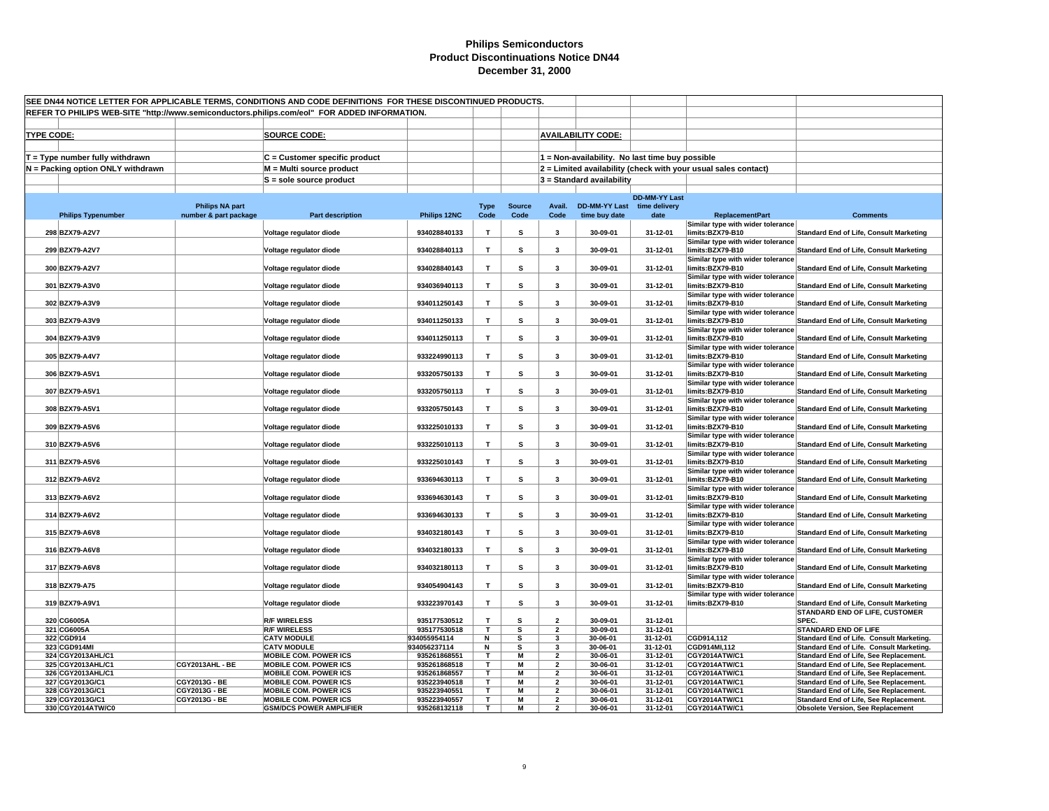# Philips Semiconductors
## Product Discontinuations Notice DN44
### December 31, 2000

SEE DN44 NOTICE LETTER FOR APPLICABLE TERMS, CONDITIONS AND CODE DEFINITIONS FOR THESE DISCONTINUED PRODUCTS.

REFER TO PHILIPS WEB-SITE "http://www.semiconductors.philips.com/eol" FOR ADDED INFORMATION.

**TYPE CODE:**
- T = Type number fully withdrawn
- N = Packing option ONLY withdrawn

**SOURCE CODE:**
- C = Customer specific product
- M = Multi source product
- S = sole source product

**AVAILABILITY CODE:**
- 1 = Non-availability. No last time buy possible
- 2 = Limited availability (check with your usual sales contact)
- 3 = Standard availability

| | Philips Typenumber | Philips NA part number & part package | Part description | Philips 12NC | Type Code | Source Code | Avail. Code | DD-MM-YY Last time buy date | DD-MM-YY Last time delivery date | ReplacementPart | Comments |
|---|---|---|---|---|---|---|---|---|---|---|---|
| 298 | BZX79-A2V7 | | Voltage regulator diode | 934028840133 | T | S | 3 | 30-09-01 | 31-12-01 | Similar type with wider tolerance limits:BZX79-B10 | Standard End of Life, Consult Marketing |
| 299 | BZX79-A2V7 | | Voltage regulator diode | 934028840113 | T | S | 3 | 30-09-01 | 31-12-01 | Similar type with wider tolerance limits:BZX79-B10 | Standard End of Life, Consult Marketing |
| 300 | BZX79-A2V7 | | Voltage regulator diode | 934028840143 | T | S | 3 | 30-09-01 | 31-12-01 | Similar type with wider tolerance limits:BZX79-B10 | Standard End of Life, Consult Marketing |
| 301 | BZX79-A3V0 | | Voltage regulator diode | 934036940113 | T | S | 3 | 30-09-01 | 31-12-01 | Similar type with wider tolerance limits:BZX79-B10 | Standard End of Life, Consult Marketing |
| 302 | BZX79-A3V9 | | Voltage regulator diode | 934011250143 | T | S | 3 | 30-09-01 | 31-12-01 | Similar type with wider tolerance limits:BZX79-B10 | Standard End of Life, Consult Marketing |
| 303 | BZX79-A3V9 | | Voltage regulator diode | 934011250133 | T | S | 3 | 30-09-01 | 31-12-01 | Similar type with wider tolerance limits:BZX79-B10 | Standard End of Life, Consult Marketing |
| 304 | BZX79-A3V9 | | Voltage regulator diode | 934011250113 | T | S | 3 | 30-09-01 | 31-12-01 | Similar type with wider tolerance limits:BZX79-B10 | Standard End of Life, Consult Marketing |
| 305 | BZX79-A4V7 | | Voltage regulator diode | 933224990113 | T | S | 3 | 30-09-01 | 31-12-01 | Similar type with wider tolerance limits:BZX79-B10 | Standard End of Life, Consult Marketing |
| 306 | BZX79-A5V1 | | Voltage regulator diode | 933205750133 | T | S | 3 | 30-09-01 | 31-12-01 | Similar type with wider tolerance limits:BZX79-B10 | Standard End of Life, Consult Marketing |
| 307 | BZX79-A5V1 | | Voltage regulator diode | 933205750113 | T | S | 3 | 30-09-01 | 31-12-01 | Similar type with wider tolerance limits:BZX79-B10 | Standard End of Life, Consult Marketing |
| 308 | BZX79-A5V1 | | Voltage regulator diode | 933205750143 | T | S | 3 | 30-09-01 | 31-12-01 | Similar type with wider tolerance limits:BZX79-B10 | Standard End of Life, Consult Marketing |
| 309 | BZX79-A5V6 | | Voltage regulator diode | 933225010133 | T | S | 3 | 30-09-01 | 31-12-01 | Similar type with wider tolerance limits:BZX79-B10 | Standard End of Life, Consult Marketing |
| 310 | BZX79-A5V6 | | Voltage regulator diode | 933225010113 | T | S | 3 | 30-09-01 | 31-12-01 | Similar type with wider tolerance limits:BZX79-B10 | Standard End of Life, Consult Marketing |
| 311 | BZX79-A5V6 | | Voltage regulator diode | 933225010143 | T | S | 3 | 30-09-01 | 31-12-01 | Similar type with wider tolerance limits:BZX79-B10 | Standard End of Life, Consult Marketing |
| 312 | BZX79-A6V2 | | Voltage regulator diode | 933694630113 | T | S | 3 | 30-09-01 | 31-12-01 | Similar type with wider tolerance limits:BZX79-B10 | Standard End of Life, Consult Marketing |
| 313 | BZX79-A6V2 | | Voltage regulator diode | 933694630143 | T | S | 3 | 30-09-01 | 31-12-01 | Similar type with wider tolerance limits:BZX79-B10 | Standard End of Life, Consult Marketing |
| 314 | BZX79-A6V2 | | Voltage regulator diode | 933694630133 | T | S | 3 | 30-09-01 | 31-12-01 | Similar type with wider tolerance limits:BZX79-B10 | Standard End of Life, Consult Marketing |
| 315 | BZX79-A6V8 | | Voltage regulator diode | 934032180143 | T | S | 3 | 30-09-01 | 31-12-01 | Similar type with wider tolerance limits:BZX79-B10 | Standard End of Life, Consult Marketing |
| 316 | BZX79-A6V8 | | Voltage regulator diode | 934032180133 | T | S | 3 | 30-09-01 | 31-12-01 | Similar type with wider tolerance limits:BZX79-B10 | Standard End of Life, Consult Marketing |
| 317 | BZX79-A6V8 | | Voltage regulator diode | 934032180113 | T | S | 3 | 30-09-01 | 31-12-01 | Similar type with wider tolerance limits:BZX79-B10 | Standard End of Life, Consult Marketing |
| 318 | BZX79-A75 | | Voltage regulator diode | 934054904143 | T | S | 3 | 30-09-01 | 31-12-01 | Similar type with wider tolerance limits:BZX79-B10 | Standard End of Life, Consult Marketing |
| 319 | BZX79-A9V1 | | Voltage regulator diode | 933223970143 | T | S | 3 | 30-09-01 | 31-12-01 | Similar type with wider tolerance limits:BZX79-B10 | Standard End of Life, Consult Marketing |
| 320 | CG6005A | | R/F WIRELESS | 935177530512 | T | S | 2 | 30-09-01 | 31-12-01 | | STANDARD END OF LIFE, CUSTOMER SPEC. |
| 321 | CG6005A | | R/F WIRELESS | 935177530518 | T | S | 2 | 30-09-01 | 31-12-01 | | STANDARD END OF LIFE |
| 322 | CGD914 | | CATV MODULE | 934055954114 | N | S | 3 | 30-06-01 | 31-12-01 | CGD914,112 | Standard End of Life. Consult Marketing. |
| 323 | CGD914MI | | CATV MODULE | 934056237114 | N | S | 3 | 30-06-01 | 31-12-01 | CGD914MI,112 | Standard End of Life. Consult Marketing. |
| 324 | CGY2013AHL/C1 | | MOBILE COM. POWER ICS | 935261868551 | T | M | 2 | 30-06-01 | 31-12-01 | CGY2014ATW/C1 | Standard End of Life, See Replacement. |
| 325 | CGY2013AHL/C1 | CGY2013AHL - BE | MOBILE COM. POWER ICS | 935261868518 | T | M | 2 | 30-06-01 | 31-12-01 | CGY2014ATW/C1 | Standard End of Life, See Replacement. |
| 326 | CGY2013AHL/C1 | | MOBILE COM. POWER ICS | 935261868557 | T | M | 2 | 30-06-01 | 31-12-01 | CGY2014ATW/C1 | Standard End of Life, See Replacement. |
| 327 | CGY2013G/C1 | CGY2013G - BE | MOBILE COM. POWER ICS | 935223940518 | T | M | 2 | 30-06-01 | 31-12-01 | CGY2014ATW/C1 | Standard End of Life, See Replacement. |
| 328 | CGY2013G/C1 | CGY2013G - BE | MOBILE COM. POWER ICS | 935223940551 | T | M | 2 | 30-06-01 | 31-12-01 | CGY2014ATW/C1 | Standard End of Life, See Replacement. |
| 329 | CGY2013G/C1 | CGY2013G - BE | MOBILE COM. POWER ICS | 935223940557 | T | M | 2 | 30-06-01 | 31-12-01 | CGY2014ATW/C1 | Standard End of Life, See Replacement. |
| 330 | CGY2014ATW/C0 | | GSM/DCS POWER AMPLIFIER | 935268132118 | T | M | 2 | 30-06-01 | 31-12-01 | CGY2014ATW/C1 | Obsolete Version, See Replacement |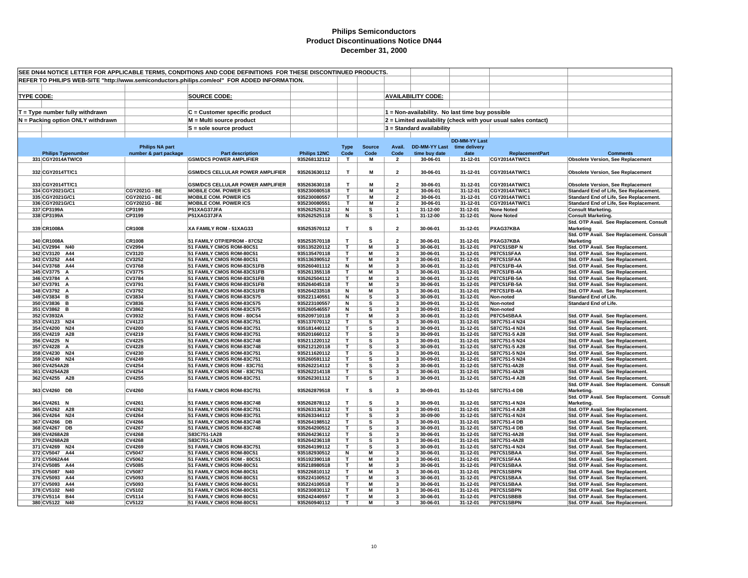# Philips Semiconductors
## Product Discontinuations Notice DN44
### December 31, 2000

SEE DN44 NOTICE LETTER FOR APPLICABLE TERMS, CONDITIONS AND CODE DEFINITIONS FOR THESE DISCONTINUED PRODUCTS.

REFER TO PHILIPS WEB-SITE "http://www.semiconductors.philips.com/eol" FOR ADDED INFORMATION.

**TYPE CODE:**

T = Type number fully withdrawn

N = Packing option ONLY withdrawn

**SOURCE CODE:**

C = Customer specific product

M = Multi source product

S = sole source product

**AVAILABILITY CODE:**

1 = Non-availability. No last time buy possible

2 = Limited availability (check with your usual sales contact)

3 = Standard availability

| | Philips Typenumber | Philips NA part number & part package | Part description | Philips 12NC | Type Code | Source Code | Avail. Code | DD-MM-YY Last time buy date | DD-MM-YY Last time delivery date | ReplacementPart | Comments |
|---|---|---|---|---|---|---|---|---|---|---|---|
| 331 | CGY2014ATW/C0 | | GSM/DCS POWER AMPLIFIER | 935268132112 | T | M | 2 | 30-06-01 | 31-12-01 | CGY2014ATW/C1 | Obsolete Version, See Replacement |
| 332 | CGY2014TT/C1 | | GSM/DCS CELLULAR POWER AMPLIFIER | 935263630112 | T | M | 2 | 30-06-01 | 31-12-01 | CGY2014ATW/C1 | Obsolete Version, See Replacement |
| 333 | CGY2014TT/C1 | | GSM/DCS CELLULAR POWER AMPLIFIER | 935263630118 | T | M | 2 | 30-06-01 | 31-12-01 | CGY2014ATW/C1 | Obsolete Version, See Replacement |
| 334 | CGY2021G/C1 | CGY2021G - BE | MOBILE COM. POWER ICS | 935230080518 | T | M | 2 | 30-06-01 | 31-12-01 | CGY2014ATW/C1 | Standard End of Life, See Replacement. |
| 335 | CGY2021G/C1 | CGY2021G - BE | MOBILE COM. POWER ICS | 935230080557 | T | M | 2 | 30-06-01 | 31-12-01 | CGY2014ATW/C1 | Standard End of Life, See Replacement. |
| 336 | CGY2021G/C1 | CGY2021G - BE | MOBILE COM. POWER ICS | 935230080551 | T | M | 2 | 30-06-01 | 31-12-01 | CGY2014ATW/C1 | Standard End of Life, See Replacement. |
| 337 | CP3199A | CP3199 | P51XAG37JFA | 935262525112 | N | S | 1 | 31-12-00 | 31-12-01 | None Noted | Consult Marketing. |
| 338 | CP3199A | CP3199 | P51XAG37JFA | 935262525118 | N | S | 1 | 31-12-00 | 31-12-01 | None Noted | Consult Marketing. |
| 339 | CR1008A | CR1008 | XA FAMILY ROM - 51XAG33 | 935253570112 | T | S | 2 | 30-06-01 | 31-12-01 | PXAG37KBA | Std. OTP Avail. See Replacement. Consult Marketing |
| 340 | CR1008A | CR1008 | 51 FAMILY OTP/EPROM - 87C52 | 935253570118 | T | S | 2 | 30-06-01 | 31-12-01 | PXAG37KBA | Std. OTP Avail. See Replacement. Consult Marketing |
| 341 | CV2994 N40 | CV2994 | 51 FAMILY CMOS ROM-80C51 | 935135220112 | T | M | 3 | 30-06-01 | 31-12-01 | P87C51SBP N | Std. OTP Avail. See Replacement. |
| 342 | CV3120 A44 | CV3120 | 51 FAMILY CMOS ROM-80C51 | 935135470118 | T | M | 3 | 30-06-01 | 31-12-01 | P87C51SFAA | Std. OTP Avail. See Replacement. |
| 343 | CV3252 A44 | CV3252 | 51 FAMILY CMOS ROM-80C51 | 935136390512 | T | M | 3 | 30-06-01 | 31-12-01 | P87C51SFAA | Std. OTP Avail. See Replacement. |
| 344 | CV3768 A44 | CV3768 | 51 FAMILY CMOS ROM-83C51FB | 935260401112 | N | M | 3 | 30-06-01 | 31-12-01 | P87C51FB-4A | Std. OTP Avail. See Replacement. |
| 345 | CV3775 A | CV3775 | 51 FAMILY CMOS ROM-83C51FB | 935261355118 | T | M | 3 | 30-06-01 | 31-12-01 | P87C51FB-4A | Std. OTP Avail. See Replacement. |
| 346 | CV3784 A | CV3784 | 51 FAMILY CMOS ROM-83C51FB | 935262504112 | T | M | 3 | 30-06-01 | 31-12-01 | P87C51FB-5A | Std. OTP Avail. See Replacement. |
| 347 | CV3791 A | CV3791 | 51 FAMILY CMOS ROM-83C51FB | 935264045118 | T | M | 3 | 30-06-01 | 31-12-01 | P87C51FB-5A | Std. OTP Avail. See Replacement. |
| 348 | CV3792 A | CV3792 | 51 FAMILY CMOS ROM-83C51FB | 935264233518 | N | M | 3 | 30-06-01 | 31-12-01 | P87C51FB-4A | Std. OTP Avail. See Replacement. |
| 349 | CV3834 B | CV3834 | 51 FAMILY CMOS ROM-83C575 | 935221140551 | N | S | 3 | 30-09-01 | 31-12-01 | Non-noted | Standard End of Life. |
| 350 | CV3836 B | CV3836 | 51 FAMILY CMOS ROM-83C575 | 935223100557 | N | S | 3 | 30-09-01 | 31-12-01 | Non-noted | Standard End of Life. |
| 351 | CV3862 B | CV3862 | 51 FAMILY CMOS ROM-83C575 | 935260546557 | N | S | 3 | 30-09-01 | 31-12-01 | Non-noted | |
| 352 | CV3932A | CV3932 | 51 FAMILY CMOS ROM - 80C54 | 935209710118 | T | M | 3 | 30-06-01 | 31-12-01 | P87C54SBAA | Std. OTP Avail. See Replacement. |
| 353 | CV4123 N24 | CV4123 | 51 FAMILY CMOS ROM-83C751 | 935137070112 | T | S | 3 | 30-09-01 | 31-12-01 | S87C751-4 N24 | Std. OTP Avail. See Replacement. |
| 354 | CV4200 N24 | CV4200 | 51 FAMILY CMOS ROM-83C751 | 935181440112 | T | S | 3 | 30-09-01 | 31-12-01 | S87C751-4 N24 | Std. OTP Avail. See Replacement. |
| 355 | CV4219 A28 | CV4219 | 51 FAMILY CMOS ROM-83C751 | 935201660112 | T | S | 3 | 30-09-01 | 31-12-01 | S87C751-5 A28 | Std. OTP Avail. See Replacement. |
| 356 | CV4225 N | CV4225 | 51 FAMILY CMOS ROM-83C748 | 935211220112 | T | S | 3 | 30-09-01 | 31-12-01 | S87C751-5 N24 | Std. OTP Avail. See Replacement. |
| 357 | CV4228 A | CV4228 | 51 FAMILY CMOS ROM-83C748 | 935212120118 | T | S | 3 | 30-09-01 | 31-12-01 | S87C751-5 A28 | Std. OTP Avail. See Replacement. |
| 358 | CV4230 N24 | CV4230 | 51 FAMILY CMOS ROM-83C751 | 935211620112 | T | S | 3 | 30-09-01 | 31-12-01 | S87C751-5 N24 | Std. OTP Avail. See Replacement. |
| 359 | CV4249 N24 | CV4249 | 51 FAMILY CMOS ROM-83C751 | 935260591112 | T | S | 3 | 30-09-01 | 31-12-01 | S87C751-5 N24 | Std. OTP Avail. See Replacement. |
| 360 | CV4254A28 | CV4254 | 51 FAMILY CMOS ROM - 83C751 | 935262214112 | T | S | 3 | 30-06-01 | 31-12-01 | S87C751-4A28 | Std. OTP Avail. See Replacement. |
| 361 | CV4254A28 | CV4254 | 51 FAMILY CMOS ROM - 83C751 | 935262214118 | T | S | 3 | 30-06-01 | 31-12-01 | S87C751-4A28 | Std. OTP Avail. See Replacement. |
| 362 | CV4255 A28 | CV4255 | 51 FAMILY CMOS ROM-83C751 | 935262301112 | T | S | 3 | 30-09-01 | 31-12-01 | S87C751-4 A28 | Std. OTP Avail. See Replacement. |
| 363 | CV4260 DB | CV4260 | 51 FAMILY CMOS ROM-83C751 | 935262879518 | T | S | 3 | 30-09-01 | 31-12-01 | S87C751-4 DB | Std. OTP Avail. See Replacement. Consult Marketing. |
| 364 | CV4261 N | CV4261 | 51 FAMILY CMOS ROM-83C748 | 935262878112 | T | S | 3 | 30-09-01 | 31-12-01 | S87C751-4 N24 | Std. OTP Avail. See Replacement. Consult Marketing. |
| 365 | CV4262 A28 | CV4262 | 51 FAMILY CMOS ROM-83C751 | 935263136112 | T | S | 3 | 30-09-01 | 31-12-01 | S87C751-4 A28 | Std. OTP Avail. See Replacement. |
| 366 | CV4264 N24 | CV4264 | 51 FAMILY CMOS ROM-83C751 | 935263344112 | T | S | 3 | 30-09-00 | 31-12-01 | S87C751-4 N24 | Std. OTP Avail. See Replacement. |
| 367 | CV4266 DB | CV4266 | 51 FAMILY CMOS ROM-83C748 | 935264198512 | T | S | 3 | 30-09-01 | 31-12-01 | S87C751-4 DB | Std. OTP Avail. See Replacement. |
| 368 | CV4267 DB | CV4267 | 51 FAMILY CMOS ROM-83C748 | 935264200512 | T | S | 3 | 30-09-01 | 31-12-01 | S87C751-4 DB | Std. OTP Avail. See Replacement. |
| 369 | CV4268A28 | CV4268 | S83C751-1A28 | 935264236112 | T | S | 3 | 30-06-01 | 31-12-01 | S87C751-4A28 | Std. OTP Avail. See Replacement. |
| 370 | CV4268A28 | CV4268 | S83C751-1A28 | 935264236118 | T | S | 3 | 30-06-01 | 31-12-01 | S87C751-4A28 | Std. OTP Avail. See Replacement. |
| 371 | CV4269 N24 | CV4269 | 51 FAMILY CMOS ROM-83C751 | 935264199112 | T | S | 3 | 30-09-01 | 31-12-01 | S87C751-4 N24 | Std. OTP Avail. See Replacement. |
| 372 | CV5047 A44 | CV5047 | 51 FAMILY CMOS ROM-80C51 | 935182930512 | N | M | 3 | 30-06-01 | 31-12-01 | P87C51SBAA | Std. OTP Avail. See Replacement. |
| 373 | CV5062A44 | CV5062 | 51 FAMILY CMOS ROM - 80C51 | 935192390118 | T | M | 3 | 30-06-01 | 31-12-01 | P87C51SFAA | Std. OTP Avail. See Replacement. |
| 374 | CV5085 A44 | CV5085 | 51 FAMILY CMOS ROM-80C51 | 935218980518 | T | M | 3 | 30-06-01 | 31-12-01 | P87C51SBAA | Std. OTP Avail. See Replacement. |
| 375 | CV5087 N40 | CV5087 | 51 FAMILY CMOS ROM-80C51 | 935226810112 | T | M | 3 | 30-06-01 | 31-12-01 | P87C51SBPN | Std. OTP Avail. See Replacement. |
| 376 | CV5093 A44 | CV5093 | 51 FAMILY CMOS ROM-80C51 | 935224100512 | T | M | 3 | 30-06-01 | 31-12-01 | P87C51SBAA | Std. OTP Avail. See Replacement. |
| 377 | CV5093 A44 | CV5093 | 51 FAMILY CMOS ROM-80C51 | 935224100518 | T | M | 3 | 30-06-01 | 31-12-01 | P87C51SBAA | Std. OTP Avail. See Replacement. |
| 378 | CV5102 N40 | CV5102 | 51 FAMILY CMOS ROM-80C51 | 935230830112 | T | M | 3 | 30-06-01 | 31-12-01 | P87C51SBPN | Std. OTP Avail. See Replacement. |
| 379 | CV5114 B44 | CV5114 | 51 FAMILY CMOS ROM-80C51 | 935242440557 | T | M | 3 | 30-06-01 | 31-12-01 | P87C51SBBB | Std. OTP Avail. See Replacement. |
| 380 | CV5122 N40 | CV5122 | 51 FAMILY CMOS ROM-80C51 | 935260940112 | T | M | 3 | 30-06-01 | 31-12-01 | P87C51SBPN | Std. OTP Avail. See Replacement. |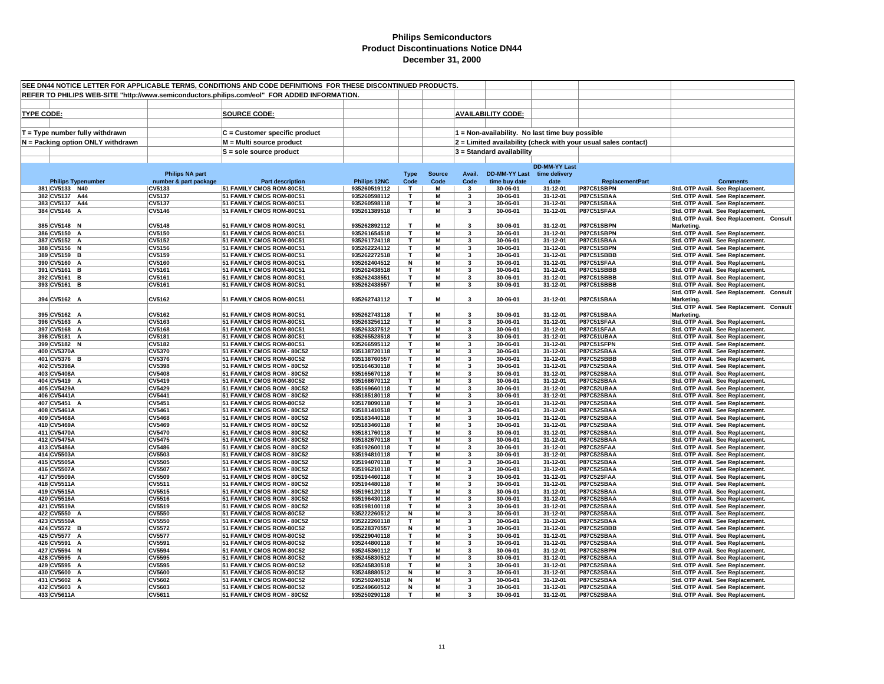# Philips Semiconductors
## Product Discontinuations Notice DN44
### December 31, 2000

SEE DN44 NOTICE LETTER FOR APPLICABLE TERMS, CONDITIONS AND CODE DEFINITIONS FOR THESE DISCONTINUED PRODUCTS.

REFER TO PHILIPS WEB-SITE "http://www.semiconductors.philips.com/eol" FOR ADDED INFORMATION.

**TYPE CODE:**
- T = Type number fully withdrawn
- N = Packing option ONLY withdrawn

**SOURCE CODE:**
- C = Customer specific product
- M = Multi source product
- S = sole source product

**AVAILABILITY CODE:**
- 1 = Non-availability. No last time buy possible
- 2 = Limited availability (check with your usual sales contact)
- 3 = Standard availability

| | Philips Typenumber | Philips NA part number & part package | Part description | Philips 12NC | Type Code | Source Code | Avail. Code | DD-MM-YY Last time buy date | DD-MM-YY Last time delivery date | ReplacementPart | Comments |
|---|---|---|---|---|---|---|---|---|---|---|---|
| 381 | CV5133 N40 | CV5133 | 51 FAMILY CMOS ROM-80C51 | 935260519112 | T | M | 3 | 30-06-01 | 31-12-01 | P87C51SBPN | Std. OTP Avail. See Replacement. |
| 382 | CV5137 A44 | CV5137 | 51 FAMILY CMOS ROM-80C51 | 935260598112 | T | M | 3 | 30-06-01 | 31-12-01 | P87C51SBAA | Std. OTP Avail. See Replacement. |
| 383 | CV5137 A44 | CV5137 | 51 FAMILY CMOS ROM-80C51 | 935260598118 | T | M | 3 | 30-06-01 | 31-12-01 | P87C51SBAA | Std. OTP Avail. See Replacement. |
| 384 | CV5146 A | CV5146 | 51 FAMILY CMOS ROM-80C51 | 935261389518 | T | M | 3 | 30-06-01 | 31-12-01 | P87C51SFAA | Std. OTP Avail. See Replacement. |
| 385 | CV5148 N | CV5148 | 51 FAMILY CMOS ROM-80C51 | 935262892112 | T | M | 3 | 30-06-01 | 31-12-01 | P87C51SBPN | Std. OTP Avail. See Replacement. Consult Marketing. |
| 386 | CV5150 A | CV5150 | 51 FAMILY CMOS ROM-80C51 | 935261654518 | T | M | 3 | 30-06-01 | 31-12-01 | P87C51SBPN | Std. OTP Avail. See Replacement. |
| 387 | CV5152 A | CV5152 | 51 FAMILY CMOS ROM-80C51 | 935261724118 | T | M | 3 | 30-06-01 | 31-12-01 | P87C51SBAA | Std. OTP Avail. See Replacement. |
| 388 | CV5156 N | CV5156 | 51 FAMILY CMOS ROM-80C51 | 935262224112 | T | M | 3 | 30-06-01 | 31-12-01 | P87C51SBPN | Std. OTP Avail. See Replacement. |
| 389 | CV5159 B | CV5159 | 51 FAMILY CMOS ROM-80C51 | 935262272518 | T | M | 3 | 30-06-01 | 31-12-01 | P87C51SBBB | Std. OTP Avail. See Replacement. |
| 390 | CV5160 A | CV5160 | 51 FAMILY CMOS ROM-80C51 | 935262404512 | N | M | 3 | 30-06-01 | 31-12-01 | P87C51SFAA | Std. OTP Avail. See Replacement. |
| 391 | CV5161 B | CV5161 | 51 FAMILY CMOS ROM-80C51 | 935262438518 | T | M | 3 | 30-06-01 | 31-12-01 | P87C51SBBB | Std. OTP Avail. See Replacement. |
| 392 | CV5161 B | CV5161 | 51 FAMILY CMOS ROM-80C51 | 935262438551 | T | M | 3 | 30-06-01 | 31-12-01 | P87C51SBBB | Std. OTP Avail. See Replacement. |
| 393 | CV5161 B | CV5161 | 51 FAMILY CMOS ROM-80C51 | 935262438557 | T | M | 3 | 30-06-01 | 31-12-01 | P87C51SBBB | Std. OTP Avail. See Replacement. |
| 394 | CV5162 A | CV5162 | 51 FAMILY CMOS ROM-80C51 | 935262743112 | T | M | 3 | 30-06-01 | 31-12-01 | P87C51SBAA | Std. OTP Avail. See Replacement. Consult Marketing. |
| 395 | CV5162 A | CV5162 | 51 FAMILY CMOS ROM-80C51 | 935262743118 | T | M | 3 | 30-06-01 | 31-12-01 | P87C51SBAA | Std. OTP Avail. See Replacement. Consult Marketing. |
| 396 | CV5163 A | CV5163 | 51 FAMILY CMOS ROM-80C51 | 935263256112 | T | M | 3 | 30-06-01 | 31-12-01 | P87C51SFAA | Std. OTP Avail. See Replacement. |
| 397 | CV5168 A | CV5168 | 51 FAMILY CMOS ROM-80C51 | 935263337512 | T | M | 3 | 30-06-01 | 31-12-01 | P87C51SFAA | Std. OTP Avail. See Replacement. |
| 398 | CV5181 A | CV5181 | 51 FAMILY CMOS ROM-80C51 | 935265528518 | T | M | 3 | 30-06-01 | 31-12-01 | P87C51UBAA | Std. OTP Avail. See Replacement. |
| 399 | CV5182 N | CV5182 | 51 FAMILY CMOS ROM-80C51 | 935266595112 | T | M | 3 | 30-06-01 | 31-12-01 | P87C51SFPN | Std. OTP Avail. See Replacement. |
| 400 | CV5370A | CV5370 | 51 FAMILY CMOS ROM - 80C52 | 935138720118 | T | M | 3 | 30-06-01 | 31-12-01 | P87C52SBAA | Std. OTP Avail. See Replacement. |
| 401 | CV5376 B | CV5376 | 51 FAMILY CMOS ROM-80C52 | 935138760557 | T | M | 3 | 30-06-01 | 31-12-01 | P87C52SBBB | Std. OTP Avail. See Replacement. |
| 402 | CV5398A | CV5398 | 51 FAMILY CMOS ROM - 80C52 | 935164630118 | T | M | 3 | 30-06-01 | 31-12-01 | P87C52SBAA | Std. OTP Avail. See Replacement. |
| 403 | CV5408A | CV5408 | 51 FAMILY CMOS ROM - 80C52 | 935165670118 | T | M | 3 | 30-06-01 | 31-12-01 | P87C52SBAA | Std. OTP Avail. See Replacement. |
| 404 | CV5419 A | CV5419 | 51 FAMILY CMOS ROM-80C52 | 935168670112 | T | M | 3 | 30-06-01 | 31-12-01 | P87C52SBAA | Std. OTP Avail. See Replacement. |
| 405 | CV5429A | CV5429 | 51 FAMILY CMOS ROM - 80C52 | 935169660118 | T | M | 3 | 30-06-01 | 31-12-01 | P87C52UBAA | Std. OTP Avail. See Replacement. |
| 406 | CV5441A | CV5441 | 51 FAMILY CMOS ROM - 80C52 | 935185180118 | T | M | 3 | 30-06-01 | 31-12-01 | P87C52SBAA | Std. OTP Avail. See Replacement. |
| 407 | CV5451 A | CV5451 | 51 FAMILY CMOS ROM-80C52 | 935178090118 | T | M | 3 | 30-06-01 | 31-12-01 | P87C52SBAA | Std. OTP Avail. See Replacement. |
| 408 | CV5461A | CV5461 | 51 FAMILY CMOS ROM - 80C52 | 935181410518 | T | M | 3 | 30-06-01 | 31-12-01 | P87C52SBAA | Std. OTP Avail. See Replacement. |
| 409 | CV5468A | CV5468 | 51 FAMILY CMOS ROM - 80C52 | 935183440118 | T | M | 3 | 30-06-01 | 31-12-01 | P87C52SBAA | Std. OTP Avail. See Replacement. |
| 410 | CV5469A | CV5469 | 51 FAMILY CMOS ROM - 80C52 | 935183460118 | T | M | 3 | 30-06-01 | 31-12-01 | P87C52SBAA | Std. OTP Avail. See Replacement. |
| 411 | CV5470A | CV5470 | 51 FAMILY CMOS ROM - 80C52 | 935181760118 | T | M | 3 | 30-06-01 | 31-12-01 | P87C52SBAA | Std. OTP Avail. See Replacement. |
| 412 | CV5475A | CV5475 | 51 FAMILY CMOS ROM - 80C52 | 935182670118 | T | M | 3 | 30-06-01 | 31-12-01 | P87C52SBAA | Std. OTP Avail. See Replacement. |
| 413 | CV5486A | CV5486 | 51 FAMILY CMOS ROM - 80C52 | 935192600118 | T | M | 3 | 30-06-01 | 31-12-01 | P87C52SFAA | Std. OTP Avail. See Replacement. |
| 414 | CV5503A | CV5503 | 51 FAMILY CMOS ROM - 80C52 | 935194810118 | T | M | 3 | 30-06-01 | 31-12-01 | P87C52SBAA | Std. OTP Avail. See Replacement. |
| 415 | CV5505A | CV5505 | 51 FAMILY CMOS ROM - 80C52 | 935194070118 | T | M | 3 | 30-06-01 | 31-12-01 | P87C52SBAA | Std. OTP Avail. See Replacement. |
| 416 | CV5507A | CV5507 | 51 FAMILY CMOS ROM - 80C52 | 935196210118 | T | M | 3 | 30-06-01 | 31-12-01 | P87C52SBAA | Std. OTP Avail. See Replacement. |
| 417 | CV5509A | CV5509 | 51 FAMILY CMOS ROM - 80C52 | 935194460118 | T | M | 3 | 30-06-01 | 31-12-01 | P87C52SFAA | Std. OTP Avail. See Replacement. |
| 418 | CV5511A | CV5511 | 51 FAMILY CMOS ROM - 80C52 | 935194480118 | T | M | 3 | 30-06-01 | 31-12-01 | P87C52SBAA | Std. OTP Avail. See Replacement. |
| 419 | CV5515A | CV5515 | 51 FAMILY CMOS ROM - 80C52 | 935196120118 | T | M | 3 | 30-06-01 | 31-12-01 | P87C52SBAA | Std. OTP Avail. See Replacement. |
| 420 | CV5516A | CV5516 | 51 FAMILY CMOS ROM - 80C52 | 935196430118 | T | M | 3 | 30-06-01 | 31-12-01 | P87C52SBAA | Std. OTP Avail. See Replacement. |
| 421 | CV5519A | CV5519 | 51 FAMILY CMOS ROM - 80C52 | 935198100118 | T | M | 3 | 30-06-01 | 31-12-01 | P87C52SBAA | Std. OTP Avail. See Replacement. |
| 422 | CV5550 A | CV5550 | 51 FAMILY CMOS ROM-80C52 | 935222260512 | N | M | 3 | 30-06-01 | 31-12-01 | P87C52SBAA | Std. OTP Avail. See Replacement. |
| 423 | CV5550A | CV5550 | 51 FAMILY CMOS ROM - 80C52 | 935222260118 | T | M | 3 | 30-06-01 | 31-12-01 | P87C52SBAA | Std. OTP Avail. See Replacement. |
| 424 | CV5572 B | CV5572 | 51 FAMILY CMOS ROM-80C52 | 935228370557 | N | M | 3 | 30-06-01 | 31-12-01 | P87C52SBBB | Std. OTP Avail. See Replacement. |
| 425 | CV5577 A | CV5577 | 51 FAMILY CMOS ROM-80C52 | 935229040118 | T | M | 3 | 30-06-01 | 31-12-01 | P87C52SBAA | Std. OTP Avail. See Replacement. |
| 426 | CV5591 A | CV5591 | 51 FAMILY CMOS ROM-80C52 | 935244800118 | T | M | 3 | 30-06-01 | 31-12-01 | P87C52SBAA | Std. OTP Avail. See Replacement. |
| 427 | CV5594 N | CV5594 | 51 FAMILY CMOS ROM-80C52 | 935245360112 | T | M | 3 | 30-06-01 | 31-12-01 | P87C52SBPN | Std. OTP Avail. See Replacement. |
| 428 | CV5595 A | CV5595 | 51 FAMILY CMOS ROM-80C52 | 935245830512 | T | M | 3 | 30-06-01 | 31-12-01 | P87C52SBAA | Std. OTP Avail. See Replacement. |
| 429 | CV5595 A | CV5595 | 51 FAMILY CMOS ROM-80C52 | 935245830518 | T | M | 3 | 30-06-01 | 31-12-01 | P87C52SBAA | Std. OTP Avail. See Replacement. |
| 430 | CV5600 A | CV5600 | 51 FAMILY CMOS ROM-80C52 | 935248880512 | N | M | 3 | 30-06-01 | 31-12-01 | P87C52SBAA | Std. OTP Avail. See Replacement. |
| 431 | CV5602 A | CV5602 | 51 FAMILY CMOS ROM-80C52 | 935250240518 | N | M | 3 | 30-06-01 | 31-12-01 | P87C52SBAA | Std. OTP Avail. See Replacement. |
| 432 | CV5603 A | CV5603 | 51 FAMILY CMOS ROM-80C52 | 935249660512 | N | M | 3 | 30-06-01 | 31-12-01 | P87C52SBAA | Std. OTP Avail. See Replacement. |
| 433 | CV5611A | CV5611 | 51 FAMILY CMOS ROM - 80C52 | 935250290118 | T | M | 3 | 30-06-01 | 31-12-01 | P87C52SBAA | Std. OTP Avail. See Replacement. |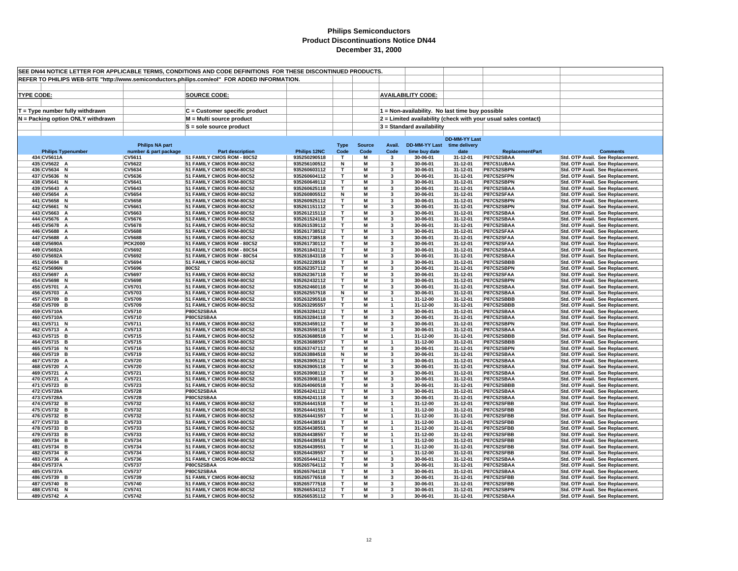# Philips Semiconductors
## Product Discontinuations Notice DN44
### December 31, 2000

SEE DN44 NOTICE LETTER FOR APPLICABLE TERMS, CONDITIONS AND CODE DEFINITIONS FOR THESE DISCONTINUED PRODUCTS.

REFER TO PHILIPS WEB-SITE "http://www.semiconductors.philips.com/eol" FOR ADDED INFORMATION.

**TYPE CODE:**
- T = Type number fully withdrawn
- N = Packing option ONLY withdrawn

**SOURCE CODE:**
- C = Customer specific product
- M = Multi source product
- S = sole source product

**AVAILABILITY CODE:**
- 1 = Non-availability. No last time buy possible
- 2 = Limited availability (check with your usual sales contact)
- 3 = Standard availability

| | Philips Typenumber | Philips NA part number & part package | Part description | Philips 12NC | Type Code | Source Code | Avail. Code | DD-MM-YY Last time buy date | DD-MM-YY Last time delivery date | ReplacementPart | Comments |
|---|---|---|---|---|---|---|---|---|---|---|---|
| 434 | CV5611A | CV5611 | 51 FAMILY CMOS ROM - 80C52 | 935250290518 | T | M | 3 | 30-06-01 | 31-12-01 | P87C52SBAA | Std. OTP Avail. See Replacement. |
| 435 | CV5622 A | CV5622 | 51 FAMILY CMOS ROM-80C52 | 935256100512 | N | M | 3 | 30-06-01 | 31-12-01 | P87C51UBAA | Std. OTP Avail. See Replacement. |
| 436 | CV5634 N | CV5634 | 51 FAMILY CMOS ROM-80C52 | 935260603112 | T | M | 3 | 30-06-01 | 31-12-01 | P87C52SBPN | Std. OTP Avail. See Replacement. |
| 437 | CV5636 N | CV5636 | 51 FAMILY CMOS ROM-80C52 | 935260604112 | T | M | 3 | 30-06-01 | 31-12-01 | P87C52SFPN | Std. OTP Avail. See Replacement. |
| 438 | CV5641 N | CV5641 | 51 FAMILY CMOS ROM-80C52 | 935260649112 | T | M | 3 | 30-06-01 | 31-12-01 | P87C52SBPN | Std. OTP Avail. See Replacement. |
| 439 | CV5643 A | CV5643 | 51 FAMILY CMOS ROM-80C52 | 935260625118 | T | M | 3 | 30-06-01 | 31-12-01 | P87C52SBAA | Std. OTP Avail. See Replacement. |
| 440 | CV5654 A | CV5654 | 51 FAMILY CMOS ROM-80C52 | 935260805512 | N | M | 3 | 30-06-01 | 31-12-01 | P87C52SFAA | Std. OTP Avail. See Replacement. |
| 441 | CV5658 N | CV5658 | 51 FAMILY CMOS ROM-80C52 | 935260925112 | T | M | 3 | 30-06-01 | 31-12-01 | P87C52SBPN | Std. OTP Avail. See Replacement. |
| 442 | CV5661 N | CV5661 | 51 FAMILY CMOS ROM-80C52 | 935261151112 | T | M | 3 | 30-06-01 | 31-12-01 | P87C52SBPN | Std. OTP Avail. See Replacement. |
| 443 | CV5663 A | CV5663 | 51 FAMILY CMOS ROM-80C52 | 935261215112 | T | M | 3 | 30-06-01 | 31-12-01 | P87C52SBAA | Std. OTP Avail. See Replacement. |
| 444 | CV5676 A | CV5676 | 51 FAMILY CMOS ROM-80C52 | 935261524118 | T | M | 3 | 30-06-01 | 31-12-01 | P87C52SBAA | Std. OTP Avail. See Replacement. |
| 445 | CV5678 A | CV5678 | 51 FAMILY CMOS ROM-80C52 | 935261539112 | T | M | 3 | 30-06-01 | 31-12-01 | P87C52SBAA | Std. OTP Avail. See Replacement. |
| 446 | CV5688 A | CV5688 | 51 FAMILY CMOS ROM-80C52 | 935261738512 | T | M | 3 | 30-06-01 | 31-12-01 | P87C52SFAA | Std. OTP Avail. See Replacement. |
| 447 | CV5688 A | CV5688 | 51 FAMILY CMOS ROM-80C52 | 935261738518 | T | M | 3 | 30-06-01 | 31-12-01 | P87C52SFAA | Std. OTP Avail. See Replacement. |
| 448 | CV5690A | PCK2000 | 51 FAMILY CMOS ROM - 80C52 | 935261730112 | T | M | 3 | 30-06-01 | 31-12-01 | P87C52SFAA | Std. OTP Avail. See Replacement. |
| 449 | CV5692A | CV5692 | 51 FAMILY CMOS ROM - 80C54 | 935261843112 | T | M | 3 | 30-06-01 | 31-12-01 | P87C52SBAA | Std. OTP Avail. See Replacement. |
| 450 | CV5692A | CV5692 | 51 FAMILY CMOS ROM - 80C54 | 935261843118 | T | M | 3 | 30-06-01 | 31-12-01 | P87C52SBAA | Std. OTP Avail. See Replacement. |
| 451 | CV5694 B | CV5694 | 51 FAMILY CMOS ROM-80C52 | 935262228518 | T | M | 3 | 30-06-01 | 31-12-01 | P87C52SBBB | Std. OTP Avail. See Replacement. |
| 452 | CV5696N | CV5696 | 80C52 | 935262357112 | T | M | 3 | 30-06-01 | 31-12-01 | P87C52SBPN | Std. OTP Avail. See Replacement. |
| 453 | CV5697 A | CV5697 | 51 FAMILY CMOS ROM-80C52 | 935262367118 | T | M | 3 | 30-06-01 | 31-12-01 | P87C52SFAA | Std. OTP Avail. See Replacement. |
| 454 | CV5698 N | CV5698 | 51 FAMILY CMOS ROM-80C52 | 935262432112 | T | M | 3 | 30-06-01 | 31-12-01 | P87C52SBPN | Std. OTP Avail. See Replacement. |
| 455 | CV5701 A | CV5701 | 51 FAMILY CMOS ROM-80C52 | 935262460118 | T | M | 3 | 30-06-01 | 31-12-01 | P87C52SBAA | Std. OTP Avail. See Replacement. |
| 456 | CV5703 A | CV5703 | 51 FAMILY CMOS ROM-80C52 | 935262557518 | N | M | 3 | 30-06-01 | 31-12-01 | P87C52SBAA | Std. OTP Avail. See Replacement. |
| 457 | CV5709 B | CV5709 | 51 FAMILY CMOS ROM-80C52 | 935263295518 | T | M | 1 | 31-12-00 | 31-12-01 | P87C52SBBB | Std. OTP Avail. See Replacement. |
| 458 | CV5709 B | CV5709 | 51 FAMILY CMOS ROM-80C52 | 935263295557 | T | M | 1 | 31-12-00 | 31-12-01 | P87C52SBBB | Std. OTP Avail. See Replacement. |
| 459 | CV5710A | CV5710 | P80C52SBAA | 935263284112 | T | M | 3 | 30-06-01 | 31-12-01 | P87C52SBAA | Std. OTP Avail. See Replacement. |
| 460 | CV5710A | CV5710 | P80C52SBAA | 935263284118 | T | M | 3 | 30-06-01 | 31-12-01 | P87C52SBAA | Std. OTP Avail. See Replacement. |
| 461 | CV5711 N | CV5711 | 51 FAMILY CMOS ROM-80C52 | 935263459112 | T | M | 3 | 30-06-01 | 31-12-01 | P87C52SBPN | Std. OTP Avail. See Replacement. |
| 462 | CV5713 A | CV5713 | 51 FAMILY CMOS ROM-80C52 | 935263559118 | T | M | 3 | 30-06-01 | 31-12-01 | P87C52SBAA | Std. OTP Avail. See Replacement. |
| 463 | CV5715 B | CV5715 | 51 FAMILY CMOS ROM-80C52 | 935263688518 | T | M | 1 | 31-12-00 | 31-12-01 | P87C52SBBB | Std. OTP Avail. See Replacement. |
| 464 | CV5715 B | CV5715 | 51 FAMILY CMOS ROM-80C52 | 935263688557 | T | M | 1 | 31-12-00 | 31-12-01 | P87C52SBBB | Std. OTP Avail. See Replacement. |
| 465 | CV5716 N | CV5716 | 51 FAMILY CMOS ROM-80C52 | 935263747112 | T | M | 3 | 30-06-01 | 31-12-01 | P87C52SBPN | Std. OTP Avail. See Replacement. |
| 466 | CV5719 B | CV5719 | 51 FAMILY CMOS ROM-80C52 | 935263884518 | N | M | 3 | 30-06-01 | 31-12-01 | P87C52SBAA | Std. OTP Avail. See Replacement. |
| 467 | CV5720 A | CV5720 | 51 FAMILY CMOS ROM-80C52 | 935263905112 | T | M | 3 | 30-06-01 | 31-12-01 | P87C52SBAA | Std. OTP Avail. See Replacement. |
| 468 | CV5720 A | CV5720 | 51 FAMILY CMOS ROM-80C52 | 935263905118 | T | M | 3 | 30-06-01 | 31-12-01 | P87C52SBAA | Std. OTP Avail. See Replacement. |
| 469 | CV5721 A | CV5721 | 51 FAMILY CMOS ROM-80C52 | 935263908112 | T | M | 3 | 30-06-01 | 31-12-01 | P87C52SBAA | Std. OTP Avail. See Replacement. |
| 470 | CV5721 A | CV5721 | 51 FAMILY CMOS ROM-80C52 | 935263908118 | T | M | 3 | 30-06-01 | 31-12-01 | P87C52SBAA | Std. OTP Avail. See Replacement. |
| 471 | CV5723 B | CV5723 | 51 FAMILY CMOS ROM-80C52 | 935264060518 | T | M | 3 | 30-06-01 | 31-12-01 | P87C52SBBB | Std. OTP Avail. See Replacement. |
| 472 | CV5728A | CV5728 | P80C52SBAA | 935264241112 | T | M | 3 | 30-06-01 | 31-12-01 | P87C52SBAA | Std. OTP Avail. See Replacement. |
| 473 | CV5728A | CV5728 | P80C52SBAA | 935264241118 | T | M | 3 | 30-06-01 | 31-12-01 | P87C52SBAA | Std. OTP Avail. See Replacement. |
| 474 | CV5732 B | CV5732 | 51 FAMILY CMOS ROM-80C52 | 935264441518 | T | M | 1 | 31-12-00 | 31-12-01 | P87C52SFBB | Std. OTP Avail. See Replacement. |
| 475 | CV5732 B | CV5732 | 51 FAMILY CMOS ROM-80C52 | 935264441551 | T | M | 1 | 31-12-00 | 31-12-01 | P87C52SFBB | Std. OTP Avail. See Replacement. |
| 476 | CV5732 B | CV5732 | 51 FAMILY CMOS ROM-80C52 | 935264441557 | T | M | 1 | 31-12-00 | 31-12-01 | P87C52SFBB | Std. OTP Avail. See Replacement. |
| 477 | CV5733 B | CV5733 | 51 FAMILY CMOS ROM-80C52 | 935264438518 | T | M | 1 | 31-12-00 | 31-12-01 | P87C52SFBB | Std. OTP Avail. See Replacement. |
| 478 | CV5733 B | CV5733 | 51 FAMILY CMOS ROM-80C52 | 935264438551 | T | M | 1 | 31-12-00 | 31-12-01 | P87C52SFBB | Std. OTP Avail. See Replacement. |
| 479 | CV5733 B | CV5733 | 51 FAMILY CMOS ROM-80C52 | 935264438557 | T | M | 1 | 31-12-00 | 31-12-01 | P87C52SFBB | Std. OTP Avail. See Replacement. |
| 480 | CV5734 B | CV5734 | 51 FAMILY CMOS ROM-80C52 | 935264439518 | T | M | 1 | 31-12-00 | 31-12-01 | P87C52SFBB | Std. OTP Avail. See Replacement. |
| 481 | CV5734 B | CV5734 | 51 FAMILY CMOS ROM-80C52 | 935264439551 | T | M | 1 | 31-12-00 | 31-12-01 | P87C52SFBB | Std. OTP Avail. See Replacement. |
| 482 | CV5734 B | CV5734 | 51 FAMILY CMOS ROM-80C52 | 935264439557 | T | M | 1 | 31-12-00 | 31-12-01 | P87C52SFBB | Std. OTP Avail. See Replacement. |
| 483 | CV5736 A | CV5736 | 51 FAMILY CMOS ROM-80C52 | 935265444112 | T | M | 3 | 30-06-01 | 31-12-01 | P87C52SBAA | Std. OTP Avail. See Replacement. |
| 484 | CV5737A | CV5737 | P80C52SBAA | 935265764112 | T | M | 3 | 30-06-01 | 31-12-01 | P87C52SBAA | Std. OTP Avail. See Replacement. |
| 485 | CV5737A | CV5737 | P80C52SBAA | 935265764118 | T | M | 3 | 30-06-01 | 31-12-01 | P87C52SBAA | Std. OTP Avail. See Replacement. |
| 486 | CV5739 B | CV5739 | 51 FAMILY CMOS ROM-80C52 | 935265776518 | T | M | 3 | 30-06-01 | 31-12-01 | P87C52SFBB | Std. OTP Avail. See Replacement. |
| 487 | CV5740 B | CV5740 | 51 FAMILY CMOS ROM-80C52 | 935265777518 | T | M | 3 | 30-06-01 | 31-12-01 | P87C52SFBB | Std. OTP Avail. See Replacement. |
| 488 | CV5741 N | CV5741 | 51 FAMILY CMOS ROM-80C52 | 935266534112 | T | M | 3 | 30-06-01 | 31-12-01 | P87C52SBPN | Std. OTP Avail. See Replacement. |
| 489 | CV5742 A | CV5742 | 51 FAMILY CMOS ROM-80C52 | 935266535112 | T | M | 3 | 30-06-01 | 31-12-01 | P87C52SBAA | Std. OTP Avail. See Replacement. |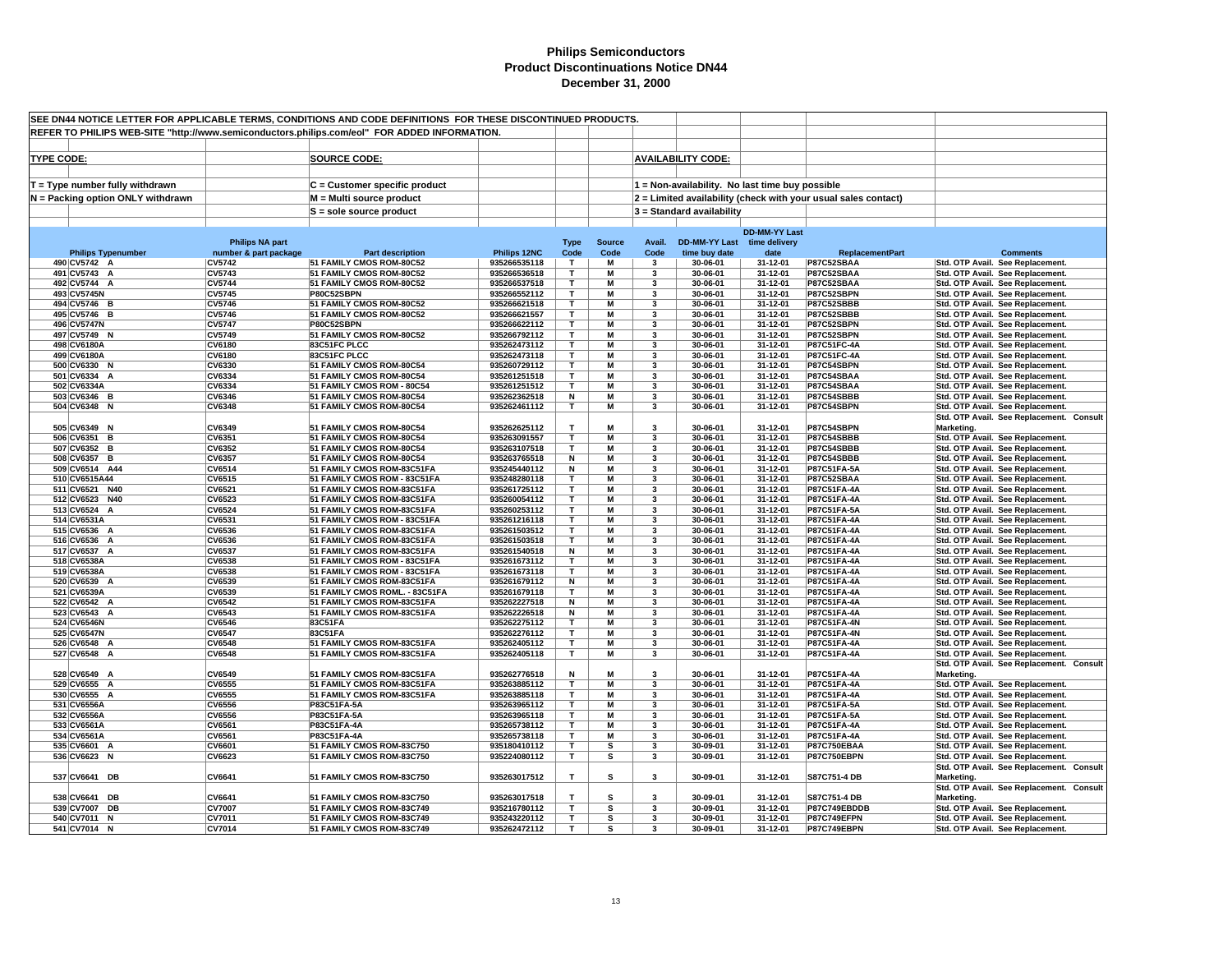# Philips Semiconductors
## Product Discontinuations Notice DN44
### December 31, 2000

SEE DN44 NOTICE LETTER FOR APPLICABLE TERMS, CONDITIONS AND CODE DEFINITIONS FOR THESE DISCONTINUED PRODUCTS.

REFER TO PHILIPS WEB-SITE "http://www.semiconductors.philips.com/eol" FOR ADDED INFORMATION.

**TYPE CODE:**
- T = Type number fully withdrawn
- N = Packing option ONLY withdrawn

**SOURCE CODE:**
- C = Customer specific product
- M = Multi source product
- S = sole source product

**AVAILABILITY CODE:**
- 1 = Non-availability. No last time buy possible
- 2 = Limited availability (check with your usual sales contact)
- 3 = Standard availability

| | Philips Typenumber | Philips NA part number & part package | Part description | Philips 12NC | Type Code | Source Code | Avail. Code | DD-MM-YY Last time buy date | DD-MM-YY Last time delivery date | ReplacementPart | Comments |
|---|---|---|---|---|---|---|---|---|---|---|---|
| 490 | CV5742 A | CV5742 | 51 FAMILY CMOS ROM-80C52 | 935266535118 | T | M | 3 | 30-06-01 | 31-12-01 | P87C52SBAA | Std. OTP Avail. See Replacement. |
| 491 | CV5743 A | CV5743 | 51 FAMILY CMOS ROM-80C52 | 935266536518 | T | M | 3 | 30-06-01 | 31-12-01 | P87C52SBAA | Std. OTP Avail. See Replacement. |
| 492 | CV5744 A | CV5744 | 51 FAMILY CMOS ROM-80C52 | 935266537518 | T | M | 3 | 30-06-01 | 31-12-01 | P87C52SBAA | Std. OTP Avail. See Replacement. |
| 493 | CV5745N | CV5745 | P80C52SBPN | 935266552112 | T | M | 3 | 30-06-01 | 31-12-01 | P87C52SBPN | Std. OTP Avail. See Replacement. |
| 494 | CV5746 B | CV5746 | 51 FAMILY CMOS ROM-80C52 | 935266621518 | T | M | 3 | 30-06-01 | 31-12-01 | P87C52SBBB | Std. OTP Avail. See Replacement. |
| 495 | CV5746 B | CV5746 | 51 FAMILY CMOS ROM-80C52 | 935266621557 | T | M | 3 | 30-06-01 | 31-12-01 | P87C52SBBB | Std. OTP Avail. See Replacement. |
| 496 | CV5747N | CV5747 | P80C52SBPN | 935266622112 | T | M | 3 | 30-06-01 | 31-12-01 | P87C52SBPN | Std. OTP Avail. See Replacement. |
| 497 | CV5749 N | CV5749 | 51 FAMILY CMOS ROM-80C52 | 935266792112 | T | M | 3 | 30-06-01 | 31-12-01 | P87C52SBPN | Std. OTP Avail. See Replacement. |
| 498 | CV6180A | CV6180 | 83C51FC PLCC | 935262473112 | T | M | 3 | 30-06-01 | 31-12-01 | P87C51FC-4A | Std. OTP Avail. See Replacement. |
| 499 | CV6180A | CV6180 | 83C51FC PLCC | 935262473118 | T | M | 3 | 30-06-01 | 31-12-01 | P87C51FC-4A | Std. OTP Avail. See Replacement. |
| 500 | CV6330 N | CV6330 | 51 FAMILY CMOS ROM-80C54 | 935260729112 | T | M | 3 | 30-06-01 | 31-12-01 | P87C54SBPN | Std. OTP Avail. See Replacement. |
| 501 | CV6334 A | CV6334 | 51 FAMILY CMOS ROM-80C54 | 935261251518 | T | M | 3 | 30-06-01 | 31-12-01 | P87C54SBAA | Std. OTP Avail. See Replacement. |
| 502 | CV6334A | CV6334 | 51 FAMILY CMOS ROM - 80C54 | 935261251512 | T | M | 3 | 30-06-01 | 31-12-01 | P87C54SBAA | Std. OTP Avail. See Replacement. |
| 503 | CV6346 B | CV6346 | 51 FAMILY CMOS ROM-80C54 | 935262362518 | N | M | 3 | 30-06-01 | 31-12-01 | P87C54SBBB | Std. OTP Avail. See Replacement. |
| 504 | CV6348 N | CV6348 | 51 FAMILY CMOS ROM-80C54 | 935262461112 | T | M | 3 | 30-06-01 | 31-12-01 | P87C54SBPN | Std. OTP Avail. See Replacement. |
| 505 | CV6349 N | CV6349 | 51 FAMILY CMOS ROM-80C54 | 935262625112 | T | M | 3 | 30-06-01 | 31-12-01 | P87C54SBPN | Std. OTP Avail. See Replacement. Consult Marketing. |
| 506 | CV6351 B | CV6351 | 51 FAMILY CMOS ROM-80C54 | 935263091557 | T | M | 3 | 30-06-01 | 31-12-01 | P87C54SBBB | Std. OTP Avail. See Replacement. |
| 507 | CV6352 B | CV6352 | 51 FAMILY CMOS ROM-80C54 | 935263107518 | T | M | 3 | 30-06-01 | 31-12-01 | P87C54SBBB | Std. OTP Avail. See Replacement. |
| 508 | CV6357 B | CV6357 | 51 FAMILY CMOS ROM-80C54 | 935263765518 | N | M | 3 | 30-06-01 | 31-12-01 | P87C54SBBB | Std. OTP Avail. See Replacement. |
| 509 | CV6514 A44 | CV6514 | 51 FAMILY CMOS ROM-83C51FA | 935245440112 | N | M | 3 | 30-06-01 | 31-12-01 | P87C51FA-5A | Std. OTP Avail. See Replacement. |
| 510 | CV6515A44 | CV6515 | 51 FAMILY CMOS ROM - 83C51FA | 935248280118 | T | M | 3 | 30-06-01 | 31-12-01 | P87C52SBAA | Std. OTP Avail. See Replacement. |
| 511 | CV6521 N40 | CV6521 | 51 FAMILY CMOS ROM-83C51FA | 935261725112 | T | M | 3 | 30-06-01 | 31-12-01 | P87C51FA-4A | Std. OTP Avail. See Replacement. |
| 512 | CV6523 N40 | CV6523 | 51 FAMILY CMOS ROM-83C51FA | 935260054112 | T | M | 3 | 30-06-01 | 31-12-01 | P87C51FA-4A | Std. OTP Avail. See Replacement. |
| 513 | CV6524 A | CV6524 | 51 FAMILY CMOS ROM-83C51FA | 935260253112 | T | M | 3 | 30-06-01 | 31-12-01 | P87C51FA-5A | Std. OTP Avail. See Replacement. |
| 514 | CV6531A | CV6531 | 51 FAMILY CMOS ROM - 83C51FA | 935261216118 | T | M | 3 | 30-06-01 | 31-12-01 | P87C51FA-4A | Std. OTP Avail. See Replacement. |
| 515 | CV6536 A | CV6536 | 51 FAMILY CMOS ROM-83C51FA | 935261503512 | T | M | 3 | 30-06-01 | 31-12-01 | P87C51FA-4A | Std. OTP Avail. See Replacement. |
| 516 | CV6536 A | CV6536 | 51 FAMILY CMOS ROM-83C51FA | 935261503518 | T | M | 3 | 30-06-01 | 31-12-01 | P87C51FA-4A | Std. OTP Avail. See Replacement. |
| 517 | CV6537 A | CV6537 | 51 FAMILY CMOS ROM-83C51FA | 935261540518 | N | M | 3 | 30-06-01 | 31-12-01 | P87C51FA-4A | Std. OTP Avail. See Replacement. |
| 518 | CV6538A | CV6538 | 51 FAMILY CMOS ROM - 83C51FA | 935261673112 | T | M | 3 | 30-06-01 | 31-12-01 | P87C51FA-4A | Std. OTP Avail. See Replacement. |
| 519 | CV6538A | CV6538 | 51 FAMILY CMOS ROM - 83C51FA | 935261673118 | T | M | 3 | 30-06-01 | 31-12-01 | P87C51FA-4A | Std. OTP Avail. See Replacement. |
| 520 | CV6539 A | CV6539 | 51 FAMILY CMOS ROM-83C51FA | 935261679112 | N | M | 3 | 30-06-01 | 31-12-01 | P87C51FA-4A | Std. OTP Avail. See Replacement. |
| 521 | CV6539A | CV6539 | 51 FAMILY CMOS ROML. - 83C51FA | 935261679118 | T | M | 3 | 30-06-01 | 31-12-01 | P87C51FA-4A | Std. OTP Avail. See Replacement. |
| 522 | CV6542 A | CV6542 | 51 FAMILY CMOS ROM-83C51FA | 935262227518 | N | M | 3 | 30-06-01 | 31-12-01 | P87C51FA-4A | Std. OTP Avail. See Replacement. |
| 523 | CV6543 A | CV6543 | 51 FAMILY CMOS ROM-83C51FA | 935262226518 | N | M | 3 | 30-06-01 | 31-12-01 | P87C51FA-4A | Std. OTP Avail. See Replacement. |
| 524 | CV6546N | CV6546 | 83C51FA | 935262275112 | T | M | 3 | 30-06-01 | 31-12-01 | P87C51FA-4N | Std. OTP Avail. See Replacement. |
| 525 | CV6547N | CV6547 | 83C51FA | 935262276112 | T | M | 3 | 30-06-01 | 31-12-01 | P87C51FA-4N | Std. OTP Avail. See Replacement. |
| 526 | CV6548 A | CV6548 | 51 FAMILY CMOS ROM-83C51FA | 935262405112 | T | M | 3 | 30-06-01 | 31-12-01 | P87C51FA-4A | Std. OTP Avail. See Replacement. |
| 527 | CV6548 A | CV6548 | 51 FAMILY CMOS ROM-83C51FA | 935262405118 | T | M | 3 | 30-06-01 | 31-12-01 | P87C51FA-4A | Std. OTP Avail. See Replacement. |
| 528 | CV6549 A | CV6549 | 51 FAMILY CMOS ROM-83C51FA | 935262776518 | N | M | 3 | 30-06-01 | 31-12-01 | P87C51FA-4A | Std. OTP Avail. See Replacement. Consult Marketing. |
| 529 | CV6555 A | CV6555 | 51 FAMILY CMOS ROM-83C51FA | 935263885112 | T | M | 3 | 30-06-01 | 31-12-01 | P87C51FA-4A | Std. OTP Avail. See Replacement. |
| 530 | CV6555 A | CV6555 | 51 FAMILY CMOS ROM-83C51FA | 935263885118 | T | M | 3 | 30-06-01 | 31-12-01 | P87C51FA-4A | Std. OTP Avail. See Replacement. |
| 531 | CV6556A | CV6556 | P83C51FA-5A | 935263965112 | T | M | 3 | 30-06-01 | 31-12-01 | P87C51FA-5A | Std. OTP Avail. See Replacement. |
| 532 | CV6556A | CV6556 | P83C51FA-5A | 935263965118 | T | M | 3 | 30-06-01 | 31-12-01 | P87C51FA-5A | Std. OTP Avail. See Replacement. |
| 533 | CV6561A | CV6561 | P83C51FA-4A | 935265738112 | T | M | 3 | 30-06-01 | 31-12-01 | P87C51FA-4A | Std. OTP Avail. See Replacement. |
| 534 | CV6561A | CV6561 | P83C51FA-4A | 935265738118 | T | M | 3 | 30-06-01 | 31-12-01 | P87C51FA-4A | Std. OTP Avail. See Replacement. |
| 535 | CV6601 A | CV6601 | 51 FAMILY CMOS ROM-83C750 | 935180410112 | T | S | 3 | 30-09-01 | 31-12-01 | P87C750EBAA | Std. OTP Avail. See Replacement. |
| 536 | CV6623 N | CV6623 | 51 FAMILY CMOS ROM-83C750 | 935224080112 | T | S | 3 | 30-09-01 | 31-12-01 | P87C750EBPN | Std. OTP Avail. See Replacement. |
| 537 | CV6641 DB | CV6641 | 51 FAMILY CMOS ROM-83C750 | 935263017512 | T | S | 3 | 30-09-01 | 31-12-01 | S87C751-4 DB | Std. OTP Avail. See Replacement. Consult Marketing. |
| 538 | CV6641 DB | CV6641 | 51 FAMILY CMOS ROM-83C750 | 935263017518 | T | S | 3 | 30-09-01 | 31-12-01 | S87C751-4 DB | Std. OTP Avail. See Replacement. Consult Marketing. |
| 539 | CV7007 DB | CV7007 | 51 FAMILY CMOS ROM-83C749 | 935216780112 | T | S | 3 | 30-09-01 | 31-12-01 | P87C749EBDDB | Std. OTP Avail. See Replacement. |
| 540 | CV7011 N | CV7011 | 51 FAMILY CMOS ROM-83C749 | 935243220112 | T | S | 3 | 30-09-01 | 31-12-01 | P87C749EFPN | Std. OTP Avail. See Replacement. |
| 541 | CV7014 N | CV7014 | 51 FAMILY CMOS ROM-83C749 | 935262472112 | T | S | 3 | 30-09-01 | 31-12-01 | P87C749EBPN | Std. OTP Avail. See Replacement. |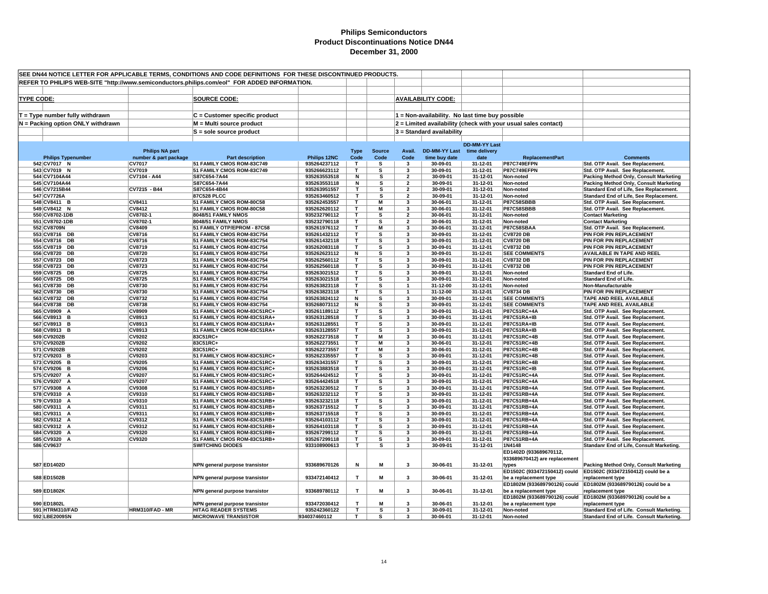# Philips Semiconductors
## Product Discontinuations Notice DN44
## December 31, 2000

SEE DN44 NOTICE LETTER FOR APPLICABLE TERMS, CONDITIONS AND CODE DEFINITIONS FOR THESE DISCONTINUED PRODUCTS.

REFER TO PHILIPS WEB-SITE "http://www.semiconductors.philips.com/eol" FOR ADDED INFORMATION.

**TYPE CODE:**
- T = Type number fully withdrawn
- N = Packing option ONLY withdrawn

**SOURCE CODE:**
- C = Customer specific product
- M = Multi source product
- S = sole source product

**AVAILABILITY CODE:**
- 1 = Non-availability. No last time buy possible
- 2 = Limited availability (check with your usual sales contact)
- 3 = Standard availability

| | Philips Typenumber | Philips NA part number & part package | Part description | Philips 12NC | Type Code | Source Code | Avail. Code | DD-MM-YY Last time buy date | DD-MM-YY Last time delivery date | ReplacementPart | Comments |
|---|---|---|---|---|---|---|---|---|---|---|---|
| 542 | CV7017 N | CV7017 | 51 FAMILY CMOS ROM-83C749 | 935264237112 | T | S | 3 | 30-09-01 | 31-12-01 | P87C749EFPN | Std. OTP Avail. See Replacement. |
| 543 | CV7019 N | CV7019 | 51 FAMILY CMOS ROM-83C749 | 935266623112 | T | S | 3 | 30-09-01 | 31-12-01 | P87C749EFPN | Std. OTP Avail. See Replacement. |
| 544 | CV7104A44 | CV7104 - A44 | S87C654-7A44 | 935263553518 | N | S | 2 | 30-09-01 | 31-12-01 | Non-noted | Packing Method Only, Consult Marketing |
| 545 | CV7104A44 | | S87C654-7A44 | 935263553118 | N | S | 2 | 30-09-01 | 31-12-01 | Non-noted | Packing Method Only, Consult Marketing |
| 546 | CV7215B44 | CV7215 - B44 | S87C654-4B44 | 935263951557 | T | S | 2 | 30-09-01 | 31-12-01 | Non-noted | Standard End of Life, See Replacement. |
| 547 | CV7726A | | 87C528 PLCC | 935263460512 | T | S | 2 | 30-09-01 | 31-12-01 | Non-noted | Standard End of Life, See Replacement. |
| 548 | CV8411 B | CV8411 | 51 FAMILY CMOS ROM-80C58 | 935262453557 | T | M | 3 | 30-06-01 | 31-12-01 | P87C58SBBB | Std. OTP Avail. See Replacement. |
| 549 | CV8412 N | CV8412 | 51 FAMILY CMOS ROM-80C58 | 935262620112 | T | M | 3 | 30-06-01 | 31-12-01 | P87C58SBBB | Std. OTP Avail. See Replacement. |
| 550 | CV8702-1DB | CV8702-1 | 8048/51 FAMILY NMOS | 935232790112 | T | S | 2 | 30-06-01 | 31-12-01 | Non-noted | Contact Marketing |
| 551 | CV8702-1DB | CV8702-1 | 8048/51 FAMILY NMOS | 935232790118 | T | S | 2 | 30-06-01 | 31-12-01 | Non-noted | Contact Marketing |
| 552 | CV8709N | CV8409 | 51 FAMILY OTP/EPROM - 87C58 | 935261976112 | T | M | 3 | 30-06-01 | 31-12-01 | P87C58SBAA | Std. OTP Avail. See Replacement. |
| 553 | CV8716 DB | CV8716 | 51 FAMILY CMOS ROM-83C754 | 935261432112 | T | S | 3 | 30-09-01 | 31-12-01 | CV8720 DB | PIN FOR PIN REPLACEMENT |
| 554 | CV8716 DB | CV8716 | 51 FAMILY CMOS ROM-83C754 | 935261432118 | T | S | 3 | 30-09-01 | 31-12-01 | CV8720 DB | PIN FOR PIN REPLACEMENT |
| 555 | CV8719 DB | CV8719 | 51 FAMILY CMOS ROM-83C754 | 935262083118 | T | S | 3 | 30-09-01 | 31-12-01 | CV8732 DB | PIN FOR PIN REPLACEMENT |
| 556 | CV8720 DB | CV8720 | 51 FAMILY CMOS ROM-83C754 | 935262623112 | N | S | 3 | 30-09-01 | 31-12-01 | SEE COMMENTS | AVAILABLE IN TAPE AND REEL |
| 557 | CV8723 DB | CV8723 | 51 FAMILY CMOS ROM-83C754 | 935262560112 | T | S | 3 | 30-09-01 | 31-12-01 | CV8732 DB | PIN FOR PIN REPLACEMENT |
| 558 | CV8723 DB | CV8723 | 51 FAMILY CMOS ROM-83C754 | 935262560118 | T | S | 3 | 30-09-01 | 31-12-01 | CV8732 DB | PIN FOR PIN REPLACEMENT |
| 559 | CV8725 DB | CV8725 | 51 FAMILY CMOS ROM-83C754 | 935263021512 | T | S | 3 | 30-09-01 | 31-12-01 | Non-noted | Standard End of Life. |
| 560 | CV8725 DB | CV8725 | 51 FAMILY CMOS ROM-83C754 | 935263021518 | T | S | 3 | 30-09-01 | 31-12-01 | Non-noted | Standard End of Life. |
| 561 | CV8730 DB | CV8730 | 51 FAMILY CMOS ROM-83C754 | 935263823118 | T | S | 1 | 31-12-00 | 31-12-01 | Non-noted | Non-Manufacturable |
| 562 | CV8730 DB | CV8730 | 51 FAMILY CMOS ROM-83C754 | 935263823118 | T | S | 1 | 31-12-00 | 31-12-01 | CV8734 DB | PIN FOR PIN REPLACEMENT |
| 563 | CV8732 DB | CV8732 | 51 FAMILY CMOS ROM-83C754 | 935263824112 | N | S | 3 | 30-09-01 | 31-12-01 | SEE COMMENTS | TAPE AND REEL AVAILABLE |
| 564 | CV8738 DB | CV8738 | 51 FAMILY CMOS ROM-83C754 | 935268073112 | N | S | 3 | 30-09-01 | 31-12-01 | SEE COMMENTS | TAPE AND REEL AVAILABLE |
| 565 | CV8909 A | CV8909 | 51 FAMILY CMOS ROM-83C51RC+ | 935261189112 | T | S | 3 | 30-09-01 | 31-12-01 | P87C51RC+4A | Std. OTP Avail. See Replacement. |
| 566 | CV8913 B | CV8913 | 51 FAMILY CMOS ROM-83C51RA+ | 935263128518 | T | S | 3 | 30-09-01 | 31-12-01 | P87C51RA+IB | Std. OTP Avail. See Replacement. |
| 567 | CV8913 B | CV8913 | 51 FAMILY CMOS ROM-83C51RA+ | 935263128551 | T | S | 3 | 30-09-01 | 31-12-01 | P87C51RA+IB | Std. OTP Avail. See Replacement. |
| 568 | CV8913 B | CV8913 | 51 FAMILY CMOS ROM-83C51RA+ | 935263128557 | T | S | 3 | 30-09-01 | 31-12-01 | P87C51RA+IB | Std. OTP Avail. See Replacement. |
| 569 | CV9202B | CV9202 | 83C51RC+ | 935262273518 | T | M | 3 | 30-06-01 | 31-12-01 | P87C51RC+4B | Std. OTP Avail. See Replacement. |
| 570 | CV9202B | CV9202 | 83C51RC+ | 935262273551 | T | M | 3 | 30-06-01 | 31-12-01 | P87C51RC+4B | Std. OTP Avail. See Replacement. |
| 571 | CV9202B | CV9202 | 83C51RC+ | 935262273557 | T | M | 3 | 30-06-01 | 31-12-01 | P87C51RC+4B | Std. OTP Avail. See Replacement. |
| 572 | CV9203 B | CV9203 | 51 FAMILY CMOS ROM-83C51RC+ | 935262335557 | T | S | 3 | 30-09-01 | 31-12-01 | P87C51RC+4B | Std. OTP Avail. See Replacement. |
| 573 | CV9205 B | CV9205 | 51 FAMILY CMOS ROM-83C51RC+ | 935263431557 | T | S | 3 | 30-09-01 | 31-12-01 | P87C51RC+4B | Std. OTP Avail. See Replacement. |
| 574 | CV9206 B | CV9206 | 51 FAMILY CMOS ROM-83C51RC+ | 935263883518 | T | S | 3 | 30-09-01 | 31-12-01 | P87C51RC+IB | Std. OTP Avail. See Replacement. |
| 575 | CV9207 A | CV9207 | 51 FAMILY CMOS ROM-83C51RC+ | 935264424512 | T | S | 3 | 30-09-01 | 31-12-01 | P87C51RC+4A | Std. OTP Avail. See Replacement. |
| 576 | CV9207 A | CV9207 | 51 FAMILY CMOS ROM-83C51RC+ | 935264424518 | T | S | 3 | 30-09-01 | 31-12-01 | P87C51RC+4A | Std. OTP Avail. See Replacement. |
| 577 | CV9308 A | CV9308 | 51 FAMILY CMOS ROM-83C51RB+ | 935263230512 | T | S | 3 | 30-09-01 | 31-12-01 | P87C51RB+4A | Std. OTP Avail. See Replacement. |
| 578 | CV9310 A | CV9310 | 51 FAMILY CMOS ROM-83C51RB+ | 935263232112 | T | S | 3 | 30-09-01 | 31-12-01 | P87C51RB+4A | Std. OTP Avail. See Replacement. |
| 579 | CV9310 A | CV9310 | 51 FAMILY CMOS ROM-83C51RB+ | 935263232118 | T | S | 3 | 30-09-01 | 31-12-01 | P87C51RB+4A | Std. OTP Avail. See Replacement. |
| 580 | CV9311 A | CV9311 | 51 FAMILY CMOS ROM-83C51RB+ | 935263715512 | T | S | 3 | 30-09-01 | 31-12-01 | P87C51RB+4A | Std. OTP Avail. See Replacement. |
| 581 | CV9311 A | CV9311 | 51 FAMILY CMOS ROM-83C51RB+ | 935263715518 | T | S | 3 | 30-09-01 | 31-12-01 | P87C51RB+4A | Std. OTP Avail. See Replacement. |
| 582 | CV9312 A | CV9312 | 51 FAMILY CMOS ROM-83C51RB+ | 935264103112 | T | S | 3 | 30-09-01 | 31-12-01 | P87C51RB+4A | Std. OTP Avail. See Replacement. |
| 583 | CV9312 A | CV9312 | 51 FAMILY CMOS ROM-83C51RB+ | 935264103118 | T | S | 3 | 30-09-01 | 31-12-01 | P87C51RB+4A | Std. OTP Avail. See Replacement. |
| 584 | CV9320 A | CV9320 | 51 FAMILY CMOS ROM-83C51RB+ | 935267299112 | T | S | 3 | 30-09-01 | 31-12-01 | P87C51RB+4A | Std. OTP Avail. See Replacement. |
| 585 | CV9320 A | CV9320 | 51 FAMILY CMOS ROM-83C51RB+ | 935267299118 | T | S | 3 | 30-09-01 | 31-12-01 | P87C51RB+4A | Std. OTP Avail. See Replacement. |
| 586 | CV9637 | | SWITCHING DIODES | 933108900613 | T | S | 3 | 30-09-01 | 31-12-01 | 1N4148 | Standanr End of Life, Consult Marketing. |
| 587 | ED1402D | | NPN general purpose transistor | 933689670126 | N | M | 3 | 30-06-01 | 31-12-01 | ED1402D (933689670112, 933689670412) are replacement types | Packing Method Only, Consult Marketing |
| 588 | ED1502B | | NPN general purpose transistor | 933472140412 | T | M | 3 | 30-06-01 | 31-12-01 | ED1502C (933472150412) could be a replacement type | ED1502C (933472150412) could be a replacement type |
| 589 | ED1802K | | NPN general purpose transistor | 933689780112 | T | M | 3 | 30-06-01 | 31-12-01 | ED1802M (933689790126) could be a replacement type | ED1802M (933689790126) could be a replacement type |
| 590 | ED1802L | | NPN general purpose transistor | 933472030412 | T | M | 3 | 30-06-01 | 31-12-01 | ED1802M (933689790126) could be a replacement type | ED1802M (933689790126) could be a replacement type |
| 591 | HTRM310/FAD | HRM310/FAD - MR | HITAG READER SYSTEMS | 935242360122 | T | S | 3 | 30-09-01 | 31-12-01 | Non-noted | Standard End of Life. Consult Marketing. |
| 592 | LBE2009SN | | MICROWAVE TRANSISTOR | 934037460112 | T | S | 3 | 30-06-01 | 31-12-01 | Non-noted | Standard End of Life. Consult Marketing. |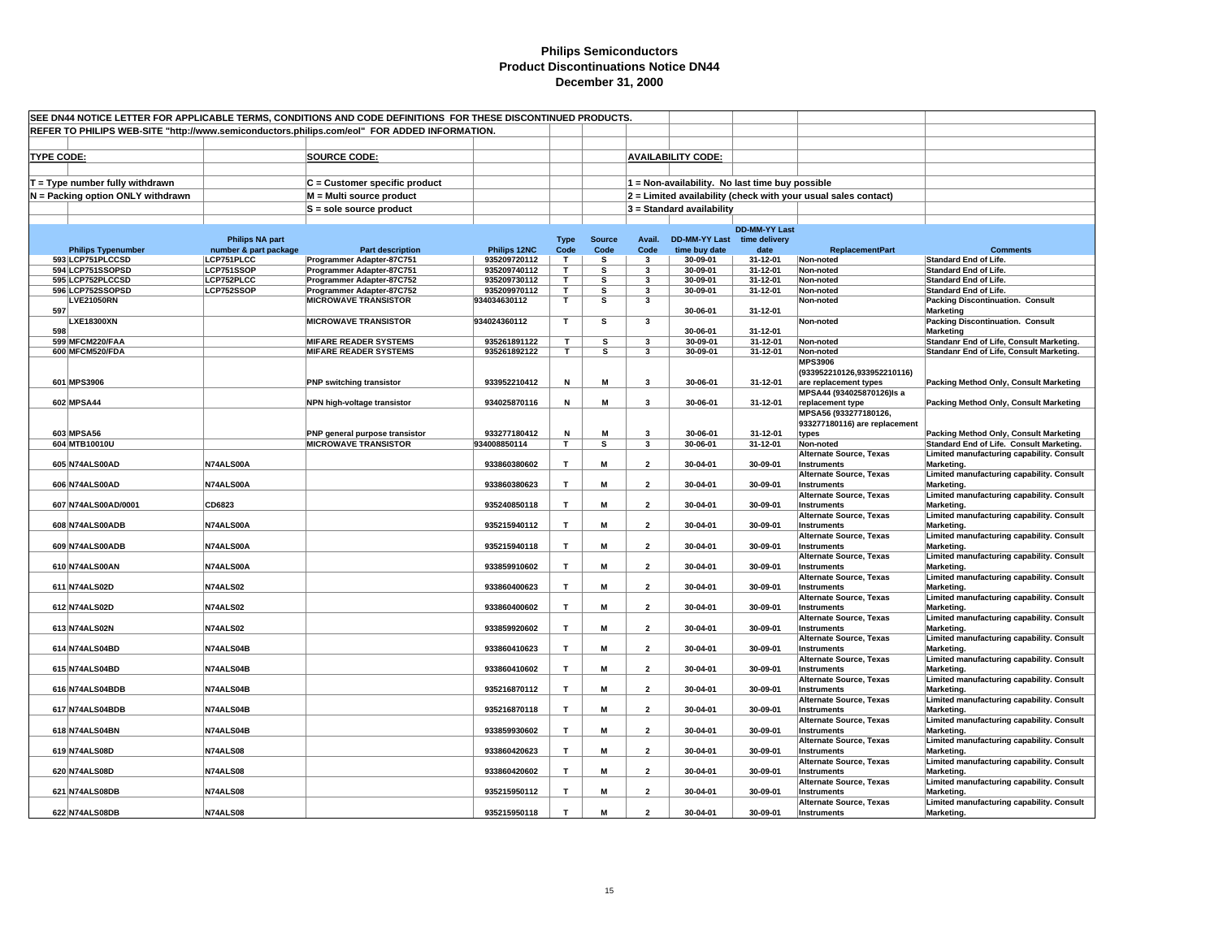# Philips Semiconductors
## Product Discontinuations Notice DN44
### December 31, 2000

SEE DN44 NOTICE LETTER FOR APPLICABLE TERMS, CONDITIONS AND CODE DEFINITIONS FOR THESE DISCONTINUED PRODUCTS.

REFER TO PHILIPS WEB-SITE "http://www.semiconductors.philips.com/eol" FOR ADDED INFORMATION.

**TYPE CODE:**
- T = Type number fully withdrawn
- N = Packing option ONLY withdrawn

**SOURCE CODE:**
- C = Customer specific product
- M = Multi source product
- S = sole source product

**AVAILABILITY CODE:**
- 1 = Non-availability. No last time buy possible
- 2 = Limited availability (check with your usual sales contact)
- 3 = Standard availability

| | Philips Typenumber | Philips NA part number & part package | Part description | Philips 12NC | Type Code | Source Code | Avail. Code | DD-MM-YY Last time buy date | DD-MM-YY Last time delivery date | ReplacementPart | Comments |
|---|---|---|---|---|---|---|---|---|---|---|---|
| 593 | LCP751PLCCSD | LCP751PLCC | Programmer Adapter-87C751 | 935209720112 | T | S | 3 | 30-09-01 | 31-12-01 | Non-noted | Standard End of Life. |
| 594 | LCP751SSOPSD | LCP751SSOP | Programmer Adapter-87C751 | 935209740112 | T | S | 3 | 30-09-01 | 31-12-01 | Non-noted | Standard End of Life. |
| 595 | LCP752PLCCSD | LCP752PLCC | Programmer Adapter-87C752 | 935209730112 | T | S | 3 | 30-09-01 | 31-12-01 | Non-noted | Standard End of Life. |
| 596 | LCP752SSOPSD | LCP752SSOP | Programmer Adapter-87C752 | 935209970112 | T | S | 3 | 30-09-01 | 31-12-01 | Non-noted | Standard End of Life. |
| 597 | LVE21050RN | | MICROWAVE TRANSISTOR | 934034630112 | T | S | 3 | 30-06-01 | 31-12-01 | Non-noted | Packing Discontinuation. Consult Marketing |
| 598 | LXE18300XN | | MICROWAVE TRANSISTOR | 934024360112 | T | S | 3 | 30-06-01 | 31-12-01 | Non-noted | Packing Discontinuation. Consult Marketing |
| 599 | MFCM220/FAA | | MIFARE READER SYSTEMS | 935261891122 | T | S | 3 | 30-09-01 | 31-12-01 | Non-noted | Standanr End of Life, Consult Marketing. |
| 600 | MFCM520/FDA | | MIFARE READER SYSTEMS | 935261892122 | T | S | 3 | 30-09-01 | 31-12-01 | Non-noted | Standanr End of Life, Consult Marketing. |
| 601 | MPS3906 | | PNP switching transistor | 933952210412 | N | M | 3 | 30-06-01 | 31-12-01 | MPS3906 (933952210126,933952210116) are replacement types | Packing Method Only, Consult Marketing |
| 602 | MPSA44 | | NPN high-voltage transistor | 934025870116 | N | M | 3 | 30-06-01 | 31-12-01 | MPSA44 (934025870126)Is a replacement type | Packing Method Only, Consult Marketing |
| 603 | MPSA56 | | PNP general purpose transistor | 933277180412 | N | M | 3 | 30-06-01 | 31-12-01 | MPSA56 (933277180126, 933277180116) are replacement types | Packing Method Only, Consult Marketing |
| 604 | MTB10010U | | MICROWAVE TRANSISTOR | 934008850114 | T | S | 3 | 30-06-01 | 31-12-01 | Non-noted | Standard End of Life. Consult Marketing. |
| 605 | N74ALS00AD | N74ALS00A | | 933860380602 | T | M | 2 | 30-04-01 | 30-09-01 | Alternate Source, Texas Instruments | Limited manufacturing capability. Consult Marketing. |
| 606 | N74ALS00AD | N74ALS00A | | 933860380623 | T | M | 2 | 30-04-01 | 30-09-01 | Alternate Source, Texas Instruments | Limited manufacturing capability. Consult Marketing. |
| 607 | N74ALS00AD/0001 | CD6823 | | 935240850118 | T | M | 2 | 30-04-01 | 30-09-01 | Alternate Source, Texas Instruments | Limited manufacturing capability. Consult Marketing. |
| 608 | N74ALS00ADB | N74ALS00A | | 935215940112 | T | M | 2 | 30-04-01 | 30-09-01 | Alternate Source, Texas Instruments | Limited manufacturing capability. Consult Marketing. |
| 609 | N74ALS00ADB | N74ALS00A | | 935215940118 | T | M | 2 | 30-04-01 | 30-09-01 | Alternate Source, Texas Instruments | Limited manufacturing capability. Consult Marketing. |
| 610 | N74ALS00AN | N74ALS00A | | 933859910602 | T | M | 2 | 30-04-01 | 30-09-01 | Alternate Source, Texas Instruments | Limited manufacturing capability. Consult Marketing. |
| 611 | N74ALS02D | N74ALS02 | | 933860400623 | T | M | 2 | 30-04-01 | 30-09-01 | Alternate Source, Texas Instruments | Limited manufacturing capability. Consult Marketing. |
| 612 | N74ALS02D | N74ALS02 | | 933860400602 | T | M | 2 | 30-04-01 | 30-09-01 | Alternate Source, Texas Instruments | Limited manufacturing capability. Consult Marketing. |
| 613 | N74ALS02N | N74ALS02 | | 933859920602 | T | M | 2 | 30-04-01 | 30-09-01 | Alternate Source, Texas Instruments | Limited manufacturing capability. Consult Marketing. |
| 614 | N74ALS04BD | N74ALS04B | | 933860410623 | T | M | 2 | 30-04-01 | 30-09-01 | Alternate Source, Texas Instruments | Limited manufacturing capability. Consult Marketing. |
| 615 | N74ALS04BD | N74ALS04B | | 933860410602 | T | M | 2 | 30-04-01 | 30-09-01 | Alternate Source, Texas Instruments | Limited manufacturing capability. Consult Marketing. |
| 616 | N74ALS04BDB | N74ALS04B | | 935216870112 | T | M | 2 | 30-04-01 | 30-09-01 | Alternate Source, Texas Instruments | Limited manufacturing capability. Consult Marketing. |
| 617 | N74ALS04BDB | N74ALS04B | | 935216870118 | T | M | 2 | 30-04-01 | 30-09-01 | Alternate Source, Texas Instruments | Limited manufacturing capability. Consult Marketing. |
| 618 | N74ALS04BN | N74ALS04B | | 933859930602 | T | M | 2 | 30-04-01 | 30-09-01 | Alternate Source, Texas Instruments | Limited manufacturing capability. Consult Marketing. |
| 619 | N74ALS08D | N74ALS08 | | 933860420623 | T | M | 2 | 30-04-01 | 30-09-01 | Alternate Source, Texas Instruments | Limited manufacturing capability. Consult Marketing. |
| 620 | N74ALS08D | N74ALS08 | | 933860420602 | T | M | 2 | 30-04-01 | 30-09-01 | Alternate Source, Texas Instruments | Limited manufacturing capability. Consult Marketing. |
| 621 | N74ALS08DB | N74ALS08 | | 935215950112 | T | M | 2 | 30-04-01 | 30-09-01 | Alternate Source, Texas Instruments | Limited manufacturing capability. Consult Marketing. |
| 622 | N74ALS08DB | N74ALS08 | | 935215950118 | T | M | 2 | 30-04-01 | 30-09-01 | Alternate Source, Texas Instruments | Limited manufacturing capability. Consult Marketing. |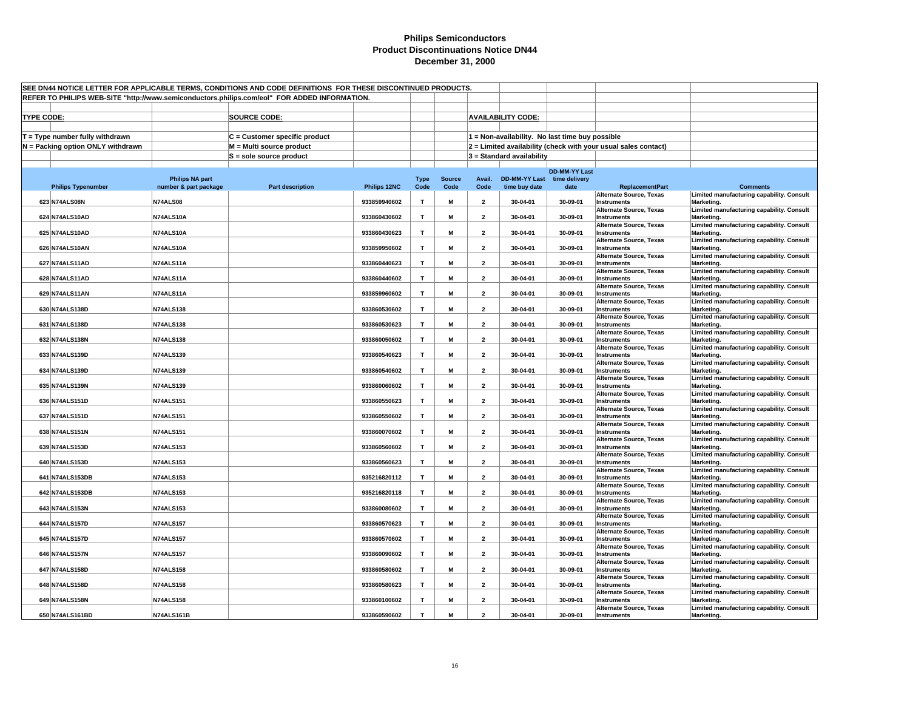# Philips Semiconductors
## Product Discontinuations Notice DN44
### December 31, 2000

SEE DN44 NOTICE LETTER FOR APPLICABLE TERMS, CONDITIONS AND CODE DEFINITIONS FOR THESE DISCONTINUED PRODUCTS.

REFER TO PHILIPS WEB-SITE "http://www.semiconductors.philips.com/eol" FOR ADDED INFORMATION.

**TYPE CODE:**
- T = Type number fully withdrawn
- N = Packing option ONLY withdrawn

**SOURCE CODE:**
- C = Customer specific product
- M = Multi source product
- S = sole source product

**AVAILABILITY CODE:**
- 1 = Non-availability. No last time buy possible
- 2 = Limited availability (check with your usual sales contact)
- 3 = Standard availability

| | Philips Typenumber | Philips NA part number & part package | Part description | Philips 12NC | Type Code | Source Code | Avail. Code | DD-MM-YY Last time buy date | DD-MM-YY Last time delivery date | ReplacementPart | Comments |
|---|---|---|---|---|---|---|---|---|---|---|---|
| 623 | N74ALS08N | N74ALS08 | | 933859940602 | T | M | 2 | 30-04-01 | 30-09-01 | Alternate Source, Texas Instruments | Limited manufacturing capability. Consult Marketing. |
| 624 | N74ALS10AD | N74ALS10A | | 933860430602 | T | M | 2 | 30-04-01 | 30-09-01 | Alternate Source, Texas Instruments | Limited manufacturing capability. Consult Marketing. |
| 625 | N74ALS10AD | N74ALS10A | | 933860430623 | T | M | 2 | 30-04-01 | 30-09-01 | Alternate Source, Texas Instruments | Limited manufacturing capability. Consult Marketing. |
| 626 | N74ALS10AN | N74ALS10A | | 933859950602 | T | M | 2 | 30-04-01 | 30-09-01 | Alternate Source, Texas Instruments | Limited manufacturing capability. Consult Marketing. |
| 627 | N74ALS11AD | N74ALS11A | | 933860440623 | T | M | 2 | 30-04-01 | 30-09-01 | Alternate Source, Texas Instruments | Limited manufacturing capability. Consult Marketing. |
| 628 | N74ALS11AD | N74ALS11A | | 933860440602 | T | M | 2 | 30-04-01 | 30-09-01 | Alternate Source, Texas Instruments | Limited manufacturing capability. Consult Marketing. |
| 629 | N74ALS11AN | N74ALS11A | | 933859960602 | T | M | 2 | 30-04-01 | 30-09-01 | Alternate Source, Texas Instruments | Limited manufacturing capability. Consult Marketing. |
| 630 | N74ALS138D | N74ALS138 | | 933860530602 | T | M | 2 | 30-04-01 | 30-09-01 | Alternate Source, Texas Instruments | Limited manufacturing capability. Consult Marketing. |
| 631 | N74ALS138D | N74ALS138 | | 933860530623 | T | M | 2 | 30-04-01 | 30-09-01 | Alternate Source, Texas Instruments | Limited manufacturing capability. Consult Marketing. |
| 632 | N74ALS138N | N74ALS138 | | 933860050602 | T | M | 2 | 30-04-01 | 30-09-01 | Alternate Source, Texas Instruments | Limited manufacturing capability. Consult Marketing. |
| 633 | N74ALS139D | N74ALS139 | | 933860540623 | T | M | 2 | 30-04-01 | 30-09-01 | Alternate Source, Texas Instruments | Limited manufacturing capability. Consult Marketing. |
| 634 | N74ALS139D | N74ALS139 | | 933860540602 | T | M | 2 | 30-04-01 | 30-09-01 | Alternate Source, Texas Instruments | Limited manufacturing capability. Consult Marketing. |
| 635 | N74ALS139N | N74ALS139 | | 933860060602 | T | M | 2 | 30-04-01 | 30-09-01 | Alternate Source, Texas Instruments | Limited manufacturing capability. Consult Marketing. |
| 636 | N74ALS151D | N74ALS151 | | 933860550623 | T | M | 2 | 30-04-01 | 30-09-01 | Alternate Source, Texas Instruments | Limited manufacturing capability. Consult Marketing. |
| 637 | N74ALS151D | N74ALS151 | | 933860550602 | T | M | 2 | 30-04-01 | 30-09-01 | Alternate Source, Texas Instruments | Limited manufacturing capability. Consult Marketing. |
| 638 | N74ALS151N | N74ALS151 | | 933860070602 | T | M | 2 | 30-04-01 | 30-09-01 | Alternate Source, Texas Instruments | Limited manufacturing capability. Consult Marketing. |
| 639 | N74ALS153D | N74ALS153 | | 933860560602 | T | M | 2 | 30-04-01 | 30-09-01 | Alternate Source, Texas Instruments | Limited manufacturing capability. Consult Marketing. |
| 640 | N74ALS153D | N74ALS153 | | 933860560623 | T | M | 2 | 30-04-01 | 30-09-01 | Alternate Source, Texas Instruments | Limited manufacturing capability. Consult Marketing. |
| 641 | N74ALS153DB | N74ALS153 | | 935216820112 | T | M | 2 | 30-04-01 | 30-09-01 | Alternate Source, Texas Instruments | Limited manufacturing capability. Consult Marketing. |
| 642 | N74ALS153DB | N74ALS153 | | 935216820118 | T | M | 2 | 30-04-01 | 30-09-01 | Alternate Source, Texas Instruments | Limited manufacturing capability. Consult Marketing. |
| 643 | N74ALS153N | N74ALS153 | | 933860080602 | T | M | 2 | 30-04-01 | 30-09-01 | Alternate Source, Texas Instruments | Limited manufacturing capability. Consult Marketing. |
| 644 | N74ALS157D | N74ALS157 | | 933860570623 | T | M | 2 | 30-04-01 | 30-09-01 | Alternate Source, Texas Instruments | Limited manufacturing capability. Consult Marketing. |
| 645 | N74ALS157D | N74ALS157 | | 933860570602 | T | M | 2 | 30-04-01 | 30-09-01 | Alternate Source, Texas Instruments | Limited manufacturing capability. Consult Marketing. |
| 646 | N74ALS157N | N74ALS157 | | 933860090602 | T | M | 2 | 30-04-01 | 30-09-01 | Alternate Source, Texas Instruments | Limited manufacturing capability. Consult Marketing. |
| 647 | N74ALS158D | N74ALS158 | | 933860580602 | T | M | 2 | 30-04-01 | 30-09-01 | Alternate Source, Texas Instruments | Limited manufacturing capability. Consult Marketing. |
| 648 | N74ALS158D | N74ALS158 | | 933860580623 | T | M | 2 | 30-04-01 | 30-09-01 | Alternate Source, Texas Instruments | Limited manufacturing capability. Consult Marketing. |
| 649 | N74ALS158N | N74ALS158 | | 933860100602 | T | M | 2 | 30-04-01 | 30-09-01 | Alternate Source, Texas Instruments | Limited manufacturing capability. Consult Marketing. |
| 650 | N74ALS161BD | N74ALS161B | | 933860590602 | T | M | 2 | 30-04-01 | 30-09-01 | Alternate Source, Texas Instruments | Limited manufacturing capability. Consult Marketing. |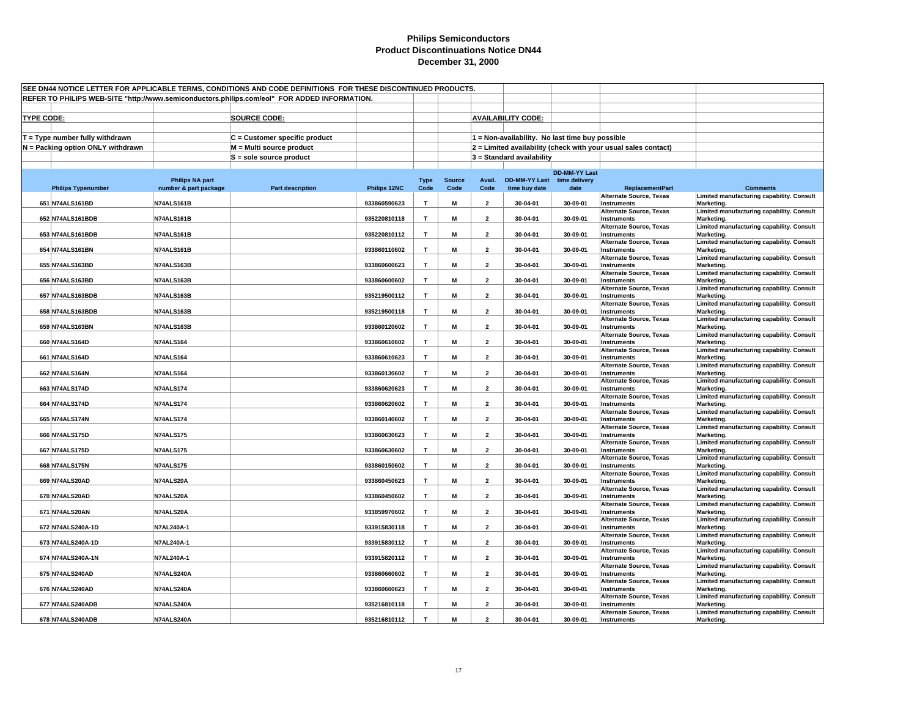# Philips Semiconductors
# Product Discontinuations Notice DN44
# December 31, 2000

SEE DN44 NOTICE LETTER FOR APPLICABLE TERMS, CONDITIONS AND CODE DEFINITIONS FOR THESE DISCONTINUED PRODUCTS.

REFER TO PHILIPS WEB-SITE "http://www.semiconductors.philips.com/eol" FOR ADDED INFORMATION.

**TYPE CODE:**

T = Type number fully withdrawn

N = Packing option ONLY withdrawn

**SOURCE CODE:**

C = Customer specific product

M = Multi source product

S = sole source product

**AVAILABILITY CODE:**

1 = Non-availability. No last time buy possible

2 = Limited availability (check with your usual sales contact)

3 = Standard availability

| | Philips Typenumber | Philips NA part number & part package | Part description | Philips 12NC | Type Code | Source Code | Avail. Code | DD-MM-YY Last time buy date | DD-MM-YY Last time delivery date | ReplacementPart | Comments |
|---|---|---|---|---|---|---|---|---|---|---|---|
| 651 | N74ALS161BD | N74ALS161B | | 933860590623 | T | M | 2 | 30-04-01 | 30-09-01 | Alternate Source, Texas Instruments | Limited manufacturing capability. Consult Marketing. |
| 652 | N74ALS161BDB | N74ALS161B | | 935220810118 | T | M | 2 | 30-04-01 | 30-09-01 | Alternate Source, Texas Instruments | Limited manufacturing capability. Consult Marketing. |
| 653 | N74ALS161BDB | N74ALS161B | | 935220810112 | T | M | 2 | 30-04-01 | 30-09-01 | Alternate Source, Texas Instruments | Limited manufacturing capability. Consult Marketing. |
| 654 | N74ALS161BN | N74ALS161B | | 933860110602 | T | M | 2 | 30-04-01 | 30-09-01 | Alternate Source, Texas Instruments | Limited manufacturing capability. Consult Marketing. |
| 655 | N74ALS163BD | N74ALS163B | | 933860600623 | T | M | 2 | 30-04-01 | 30-09-01 | Alternate Source, Texas Instruments | Limited manufacturing capability. Consult Marketing. |
| 656 | N74ALS163BD | N74ALS163B | | 933860600602 | T | M | 2 | 30-04-01 | 30-09-01 | Alternate Source, Texas Instruments | Limited manufacturing capability. Consult Marketing. |
| 657 | N74ALS163BDB | N74ALS163B | | 935219500112 | T | M | 2 | 30-04-01 | 30-09-01 | Alternate Source, Texas Instruments | Limited manufacturing capability. Consult Marketing. |
| 658 | N74ALS163BDB | N74ALS163B | | 935219500118 | T | M | 2 | 30-04-01 | 30-09-01 | Alternate Source, Texas Instruments | Limited manufacturing capability. Consult Marketing. |
| 659 | N74ALS163BN | N74ALS163B | | 933860120602 | T | M | 2 | 30-04-01 | 30-09-01 | Alternate Source, Texas Instruments | Limited manufacturing capability. Consult Marketing. |
| 660 | N74ALS164D | N74ALS164 | | 933860610602 | T | M | 2 | 30-04-01 | 30-09-01 | Alternate Source, Texas Instruments | Limited manufacturing capability. Consult Marketing. |
| 661 | N74ALS164D | N74ALS164 | | 933860610623 | T | M | 2 | 30-04-01 | 30-09-01 | Alternate Source, Texas Instruments | Limited manufacturing capability. Consult Marketing. |
| 662 | N74ALS164N | N74ALS164 | | 933860130602 | T | M | 2 | 30-04-01 | 30-09-01 | Alternate Source, Texas Instruments | Limited manufacturing capability. Consult Marketing. |
| 663 | N74ALS174D | N74ALS174 | | 933860620623 | T | M | 2 | 30-04-01 | 30-09-01 | Alternate Source, Texas Instruments | Limited manufacturing capability. Consult Marketing. |
| 664 | N74ALS174D | N74ALS174 | | 933860620602 | T | M | 2 | 30-04-01 | 30-09-01 | Alternate Source, Texas Instruments | Limited manufacturing capability. Consult Marketing. |
| 665 | N74ALS174N | N74ALS174 | | 933860140602 | T | M | 2 | 30-04-01 | 30-09-01 | Alternate Source, Texas Instruments | Limited manufacturing capability. Consult Marketing. |
| 666 | N74ALS175D | N74ALS175 | | 933860630623 | T | M | 2 | 30-04-01 | 30-09-01 | Alternate Source, Texas Instruments | Limited manufacturing capability. Consult Marketing. |
| 667 | N74ALS175D | N74ALS175 | | 933860630602 | T | M | 2 | 30-04-01 | 30-09-01 | Alternate Source, Texas Instruments | Limited manufacturing capability. Consult Marketing. |
| 668 | N74ALS175N | N74ALS175 | | 933860150602 | T | M | 2 | 30-04-01 | 30-09-01 | Alternate Source, Texas Instruments | Limited manufacturing capability. Consult Marketing. |
| 669 | N74ALS20AD | N74ALS20A | | 933860450623 | T | M | 2 | 30-04-01 | 30-09-01 | Alternate Source, Texas Instruments | Limited manufacturing capability. Consult Marketing. |
| 670 | N74ALS20AD | N74ALS20A | | 933860450602 | T | M | 2 | 30-04-01 | 30-09-01 | Alternate Source, Texas Instruments | Limited manufacturing capability. Consult Marketing. |
| 671 | N74ALS20AN | N74ALS20A | | 933859970602 | T | M | 2 | 30-04-01 | 30-09-01 | Alternate Source, Texas Instruments | Limited manufacturing capability. Consult Marketing. |
| 672 | N74ALS240A-1D | N7AL240A-1 | | 933915830118 | T | M | 2 | 30-04-01 | 30-09-01 | Alternate Source, Texas Instruments | Limited manufacturing capability. Consult Marketing. |
| 673 | N74ALS240A-1D | N7AL240A-1 | | 933915830112 | T | M | 2 | 30-04-01 | 30-09-01 | Alternate Source, Texas Instruments | Limited manufacturing capability. Consult Marketing. |
| 674 | N74ALS240A-1N | N7AL240A-1 | | 933915820112 | T | M | 2 | 30-04-01 | 30-09-01 | Alternate Source, Texas Instruments | Limited manufacturing capability. Consult Marketing. |
| 675 | N74ALS240AD | N74ALS240A | | 933860660602 | T | M | 2 | 30-04-01 | 30-09-01 | Alternate Source, Texas Instruments | Limited manufacturing capability. Consult Marketing. |
| 676 | N74ALS240AD | N74ALS240A | | 933860660623 | T | M | 2 | 30-04-01 | 30-09-01 | Alternate Source, Texas Instruments | Limited manufacturing capability. Consult Marketing. |
| 677 | N74ALS240ADB | N74ALS240A | | 935216810118 | T | M | 2 | 30-04-01 | 30-09-01 | Alternate Source, Texas Instruments | Limited manufacturing capability. Consult Marketing. |
| 678 | N74ALS240ADB | N74ALS240A | | 935216810112 | T | M | 2 | 30-04-01 | 30-09-01 | Alternate Source, Texas Instruments | Limited manufacturing capability. Consult Marketing. |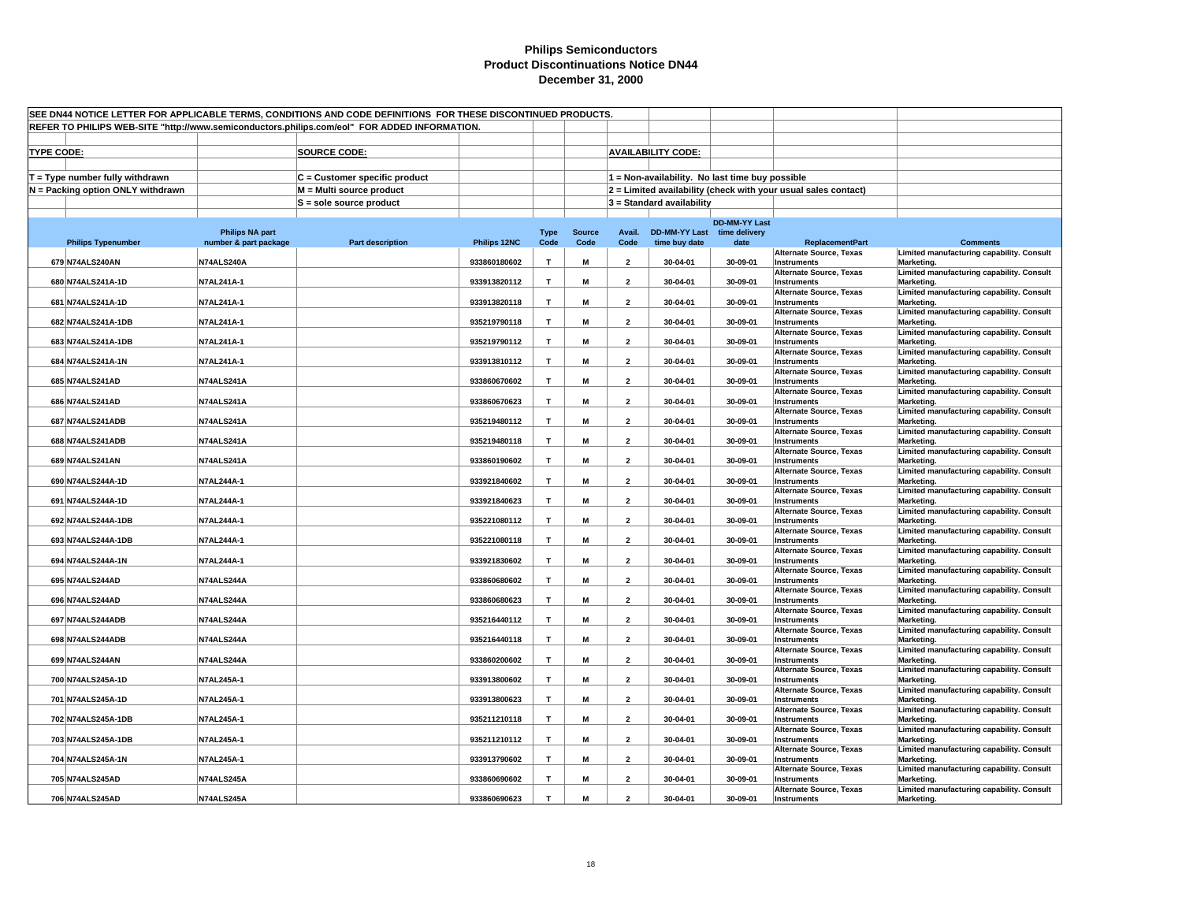# Philips Semiconductors
## Product Discontinuations Notice DN44
## December 31, 2000

SEE DN44 NOTICE LETTER FOR APPLICABLE TERMS, CONDITIONS AND CODE DEFINITIONS FOR THESE DISCONTINUED PRODUCTS.

REFER TO PHILIPS WEB-SITE "http://www.semiconductors.philips.com/eol" FOR ADDED INFORMATION.

**TYPE CODE:**

T = Type number fully withdrawn
N = Packing option ONLY withdrawn

**SOURCE CODE:**

C = Customer specific product
M = Multi source product
S = sole source product

**AVAILABILITY CODE:**

1 = Non-availability. No last time buy possible
2 = Limited availability (check with your usual sales contact)
3 = Standard availability

| | Philips Typenumber | Philips NA part number & part package | Part description | Philips 12NC | Type Code | Source Code | Avail. Code | DD-MM-YY Last time buy date | DD-MM-YY Last time delivery date | ReplacementPart | Comments |
|---|---|---|---|---|---|---|---|---|---|---|---|
| 679 | N74ALS240AN | N74ALS240A | | 933860180602 | T | M | 2 | 30-04-01 | 30-09-01 | Alternate Source, Texas Instruments | Limited manufacturing capability. Consult Marketing. |
| 680 | N74ALS241A-1D | N7AL241A-1 | | 933913820112 | T | M | 2 | 30-04-01 | 30-09-01 | Alternate Source, Texas Instruments | Limited manufacturing capability. Consult Marketing. |
| 681 | N74ALS241A-1D | N7AL241A-1 | | 933913820118 | T | M | 2 | 30-04-01 | 30-09-01 | Alternate Source, Texas Instruments | Limited manufacturing capability. Consult Marketing. |
| 682 | N74ALS241A-1DB | N7AL241A-1 | | 935219790118 | T | M | 2 | 30-04-01 | 30-09-01 | Alternate Source, Texas Instruments | Limited manufacturing capability. Consult Marketing. |
| 683 | N74ALS241A-1DB | N7AL241A-1 | | 935219790112 | T | M | 2 | 30-04-01 | 30-09-01 | Alternate Source, Texas Instruments | Limited manufacturing capability. Consult Marketing. |
| 684 | N74ALS241A-1N | N7AL241A-1 | | 933913810112 | T | M | 2 | 30-04-01 | 30-09-01 | Alternate Source, Texas Instruments | Limited manufacturing capability. Consult Marketing. |
| 685 | N74ALS241AD | N74ALS241A | | 933860670602 | T | M | 2 | 30-04-01 | 30-09-01 | Alternate Source, Texas Instruments | Limited manufacturing capability. Consult Marketing. |
| 686 | N74ALS241AD | N74ALS241A | | 933860670623 | T | M | 2 | 30-04-01 | 30-09-01 | Alternate Source, Texas Instruments | Limited manufacturing capability. Consult Marketing. |
| 687 | N74ALS241ADB | N74ALS241A | | 935219480112 | T | M | 2 | 30-04-01 | 30-09-01 | Alternate Source, Texas Instruments | Limited manufacturing capability. Consult Marketing. |
| 688 | N74ALS241ADB | N74ALS241A | | 935219480118 | T | M | 2 | 30-04-01 | 30-09-01 | Alternate Source, Texas Instruments | Limited manufacturing capability. Consult Marketing. |
| 689 | N74ALS241AN | N74ALS241A | | 933860190602 | T | M | 2 | 30-04-01 | 30-09-01 | Alternate Source, Texas Instruments | Limited manufacturing capability. Consult Marketing. |
| 690 | N74ALS244A-1D | N7AL244A-1 | | 933921840602 | T | M | 2 | 30-04-01 | 30-09-01 | Alternate Source, Texas Instruments | Limited manufacturing capability. Consult Marketing. |
| 691 | N74ALS244A-1D | N7AL244A-1 | | 933921840623 | T | M | 2 | 30-04-01 | 30-09-01 | Alternate Source, Texas Instruments | Limited manufacturing capability. Consult Marketing. |
| 692 | N74ALS244A-1DB | N7AL244A-1 | | 935221080112 | T | M | 2 | 30-04-01 | 30-09-01 | Alternate Source, Texas Instruments | Limited manufacturing capability. Consult Marketing. |
| 693 | N74ALS244A-1DB | N7AL244A-1 | | 935221080118 | T | M | 2 | 30-04-01 | 30-09-01 | Alternate Source, Texas Instruments | Limited manufacturing capability. Consult Marketing. |
| 694 | N74ALS244A-1N | N7AL244A-1 | | 933921830602 | T | M | 2 | 30-04-01 | 30-09-01 | Alternate Source, Texas Instruments | Limited manufacturing capability. Consult Marketing. |
| 695 | N74ALS244AD | N74ALS244A | | 933860680602 | T | M | 2 | 30-04-01 | 30-09-01 | Alternate Source, Texas Instruments | Limited manufacturing capability. Consult Marketing. |
| 696 | N74ALS244AD | N74ALS244A | | 933860680623 | T | M | 2 | 30-04-01 | 30-09-01 | Alternate Source, Texas Instruments | Limited manufacturing capability. Consult Marketing. |
| 697 | N74ALS244ADB | N74ALS244A | | 935216440112 | T | M | 2 | 30-04-01 | 30-09-01 | Alternate Source, Texas Instruments | Limited manufacturing capability. Consult Marketing. |
| 698 | N74ALS244ADB | N74ALS244A | | 935216440118 | T | M | 2 | 30-04-01 | 30-09-01 | Alternate Source, Texas Instruments | Limited manufacturing capability. Consult Marketing. |
| 699 | N74ALS244AN | N74ALS244A | | 933860200602 | T | M | 2 | 30-04-01 | 30-09-01 | Alternate Source, Texas Instruments | Limited manufacturing capability. Consult Marketing. |
| 700 | N74ALS245A-1D | N7AL245A-1 | | 933913800602 | T | M | 2 | 30-04-01 | 30-09-01 | Alternate Source, Texas Instruments | Limited manufacturing capability. Consult Marketing. |
| 701 | N74ALS245A-1D | N7AL245A-1 | | 933913800623 | T | M | 2 | 30-04-01 | 30-09-01 | Alternate Source, Texas Instruments | Limited manufacturing capability. Consult Marketing. |
| 702 | N74ALS245A-1DB | N7AL245A-1 | | 935211210118 | T | M | 2 | 30-04-01 | 30-09-01 | Alternate Source, Texas Instruments | Limited manufacturing capability. Consult Marketing. |
| 703 | N74ALS245A-1DB | N7AL245A-1 | | 935211210112 | T | M | 2 | 30-04-01 | 30-09-01 | Alternate Source, Texas Instruments | Limited manufacturing capability. Consult Marketing. |
| 704 | N74ALS245A-1N | N7AL245A-1 | | 933913790602 | T | M | 2 | 30-04-01 | 30-09-01 | Alternate Source, Texas Instruments | Limited manufacturing capability. Consult Marketing. |
| 705 | N74ALS245AD | N74ALS245A | | 933860690602 | T | M | 2 | 30-04-01 | 30-09-01 | Alternate Source, Texas Instruments | Limited manufacturing capability. Consult Marketing. |
| 706 | N74ALS245AD | N74ALS245A | | 933860690623 | T | M | 2 | 30-04-01 | 30-09-01 | Alternate Source, Texas Instruments | Limited manufacturing capability. Consult Marketing. |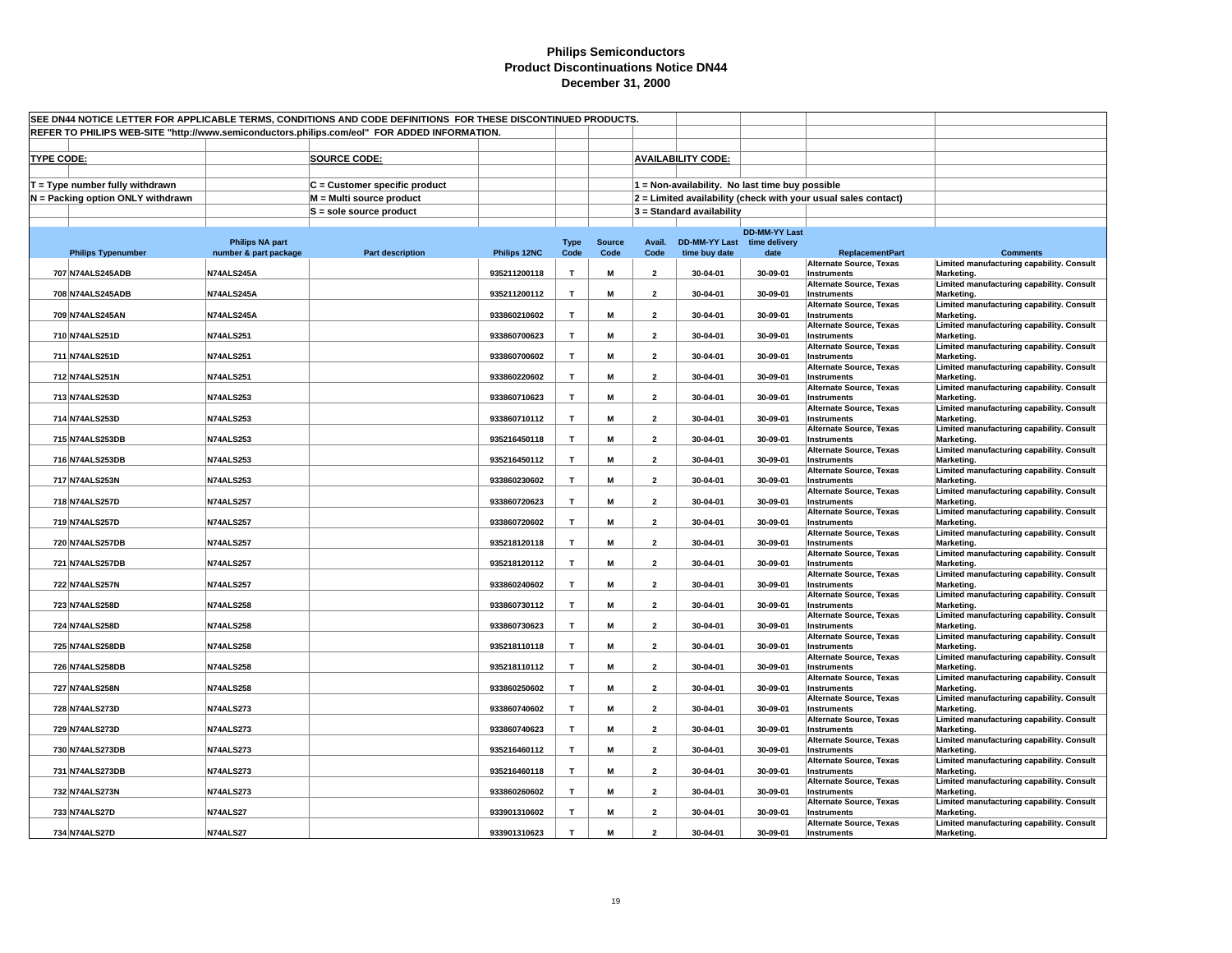# Philips Semiconductors
## Product Discontinuations Notice DN44
## December 31, 2000

SEE DN44 NOTICE LETTER FOR APPLICABLE TERMS, CONDITIONS AND CODE DEFINITIONS FOR THESE DISCONTINUED PRODUCTS.

REFER TO PHILIPS WEB-SITE "http://www.semiconductors.philips.com/eol" FOR ADDED INFORMATION.

**TYPE CODE:**
- T = Type number fully withdrawn
- N = Packing option ONLY withdrawn

**SOURCE CODE:**
- C = Customer specific product
- M = Multi source product
- S = sole source product

**AVAILABILITY CODE:**
- 1 = Non-availability. No last time buy possible
- 2 = Limited availability (check with your usual sales contact)
- 3 = Standard availability

| | Philips Typenumber | Philips NA part number & part package | Part description | Philips 12NC | Type Code | Source Code | Avail. Code | DD-MM-YY Last time buy date | DD-MM-YY Last time delivery date | ReplacementPart | Comments |
|---|---|---|---|---|---|---|---|---|---|---|---|
| 707 | N74ALS245ADB | N74ALS245A | | 935211200118 | T | M | 2 | 30-04-01 | 30-09-01 | Alternate Source, Texas Instruments | Limited manufacturing capability. Consult Marketing. |
| 708 | N74ALS245ADB | N74ALS245A | | 935211200112 | T | M | 2 | 30-04-01 | 30-09-01 | Alternate Source, Texas Instruments | Limited manufacturing capability. Consult Marketing. |
| 709 | N74ALS245AN | N74ALS245A | | 933860210602 | T | M | 2 | 30-04-01 | 30-09-01 | Alternate Source, Texas Instruments | Limited manufacturing capability. Consult Marketing. |
| 710 | N74ALS251D | N74ALS251 | | 933860700623 | T | M | 2 | 30-04-01 | 30-09-01 | Alternate Source, Texas Instruments | Limited manufacturing capability. Consult Marketing. |
| 711 | N74ALS251D | N74ALS251 | | 933860700602 | T | M | 2 | 30-04-01 | 30-09-01 | Alternate Source, Texas Instruments | Limited manufacturing capability. Consult Marketing. |
| 712 | N74ALS251N | N74ALS251 | | 933860220602 | T | M | 2 | 30-04-01 | 30-09-01 | Alternate Source, Texas Instruments | Limited manufacturing capability. Consult Marketing. |
| 713 | N74ALS253D | N74ALS253 | | 933860710623 | T | M | 2 | 30-04-01 | 30-09-01 | Alternate Source, Texas Instruments | Limited manufacturing capability. Consult Marketing. |
| 714 | N74ALS253D | N74ALS253 | | 933860710112 | T | M | 2 | 30-04-01 | 30-09-01 | Alternate Source, Texas Instruments | Limited manufacturing capability. Consult Marketing. |
| 715 | N74ALS253DB | N74ALS253 | | 935216450118 | T | M | 2 | 30-04-01 | 30-09-01 | Alternate Source, Texas Instruments | Limited manufacturing capability. Consult Marketing. |
| 716 | N74ALS253DB | N74ALS253 | | 935216450112 | T | M | 2 | 30-04-01 | 30-09-01 | Alternate Source, Texas Instruments | Limited manufacturing capability. Consult Marketing. |
| 717 | N74ALS253N | N74ALS253 | | 933860230602 | T | M | 2 | 30-04-01 | 30-09-01 | Alternate Source, Texas Instruments | Limited manufacturing capability. Consult Marketing. |
| 718 | N74ALS257D | N74ALS257 | | 933860720623 | T | M | 2 | 30-04-01 | 30-09-01 | Alternate Source, Texas Instruments | Limited manufacturing capability. Consult Marketing. |
| 719 | N74ALS257D | N74ALS257 | | 933860720602 | T | M | 2 | 30-04-01 | 30-09-01 | Alternate Source, Texas Instruments | Limited manufacturing capability. Consult Marketing. |
| 720 | N74ALS257DB | N74ALS257 | | 935218120118 | T | M | 2 | 30-04-01 | 30-09-01 | Alternate Source, Texas Instruments | Limited manufacturing capability. Consult Marketing. |
| 721 | N74ALS257DB | N74ALS257 | | 935218120112 | T | M | 2 | 30-04-01 | 30-09-01 | Alternate Source, Texas Instruments | Limited manufacturing capability. Consult Marketing. |
| 722 | N74ALS257N | N74ALS257 | | 933860240602 | T | M | 2 | 30-04-01 | 30-09-01 | Alternate Source, Texas Instruments | Limited manufacturing capability. Consult Marketing. |
| 723 | N74ALS258D | N74ALS258 | | 933860730112 | T | M | 2 | 30-04-01 | 30-09-01 | Alternate Source, Texas Instruments | Limited manufacturing capability. Consult Marketing. |
| 724 | N74ALS258D | N74ALS258 | | 933860730623 | T | M | 2 | 30-04-01 | 30-09-01 | Alternate Source, Texas Instruments | Limited manufacturing capability. Consult Marketing. |
| 725 | N74ALS258DB | N74ALS258 | | 935218110118 | T | M | 2 | 30-04-01 | 30-09-01 | Alternate Source, Texas Instruments | Limited manufacturing capability. Consult Marketing. |
| 726 | N74ALS258DB | N74ALS258 | | 935218110112 | T | M | 2 | 30-04-01 | 30-09-01 | Alternate Source, Texas Instruments | Limited manufacturing capability. Consult Marketing. |
| 727 | N74ALS258N | N74ALS258 | | 933860250602 | T | M | 2 | 30-04-01 | 30-09-01 | Alternate Source, Texas Instruments | Limited manufacturing capability. Consult Marketing. |
| 728 | N74ALS273D | N74ALS273 | | 933860740602 | T | M | 2 | 30-04-01 | 30-09-01 | Alternate Source, Texas Instruments | Limited manufacturing capability. Consult Marketing. |
| 729 | N74ALS273D | N74ALS273 | | 933860740623 | T | M | 2 | 30-04-01 | 30-09-01 | Alternate Source, Texas Instruments | Limited manufacturing capability. Consult Marketing. |
| 730 | N74ALS273DB | N74ALS273 | | 935216460112 | T | M | 2 | 30-04-01 | 30-09-01 | Alternate Source, Texas Instruments | Limited manufacturing capability. Consult Marketing. |
| 731 | N74ALS273DB | N74ALS273 | | 935216460118 | T | M | 2 | 30-04-01 | 30-09-01 | Alternate Source, Texas Instruments | Limited manufacturing capability. Consult Marketing. |
| 732 | N74ALS273N | N74ALS273 | | 933860260602 | T | M | 2 | 30-04-01 | 30-09-01 | Alternate Source, Texas Instruments | Limited manufacturing capability. Consult Marketing. |
| 733 | N74ALS27D | N74ALS27 | | 933901310602 | T | M | 2 | 30-04-01 | 30-09-01 | Alternate Source, Texas Instruments | Limited manufacturing capability. Consult Marketing. |
| 734 | N74ALS27D | N74ALS27 | | 933901310623 | T | M | 2 | 30-04-01 | 30-09-01 | Alternate Source, Texas Instruments | Limited manufacturing capability. Consult Marketing. |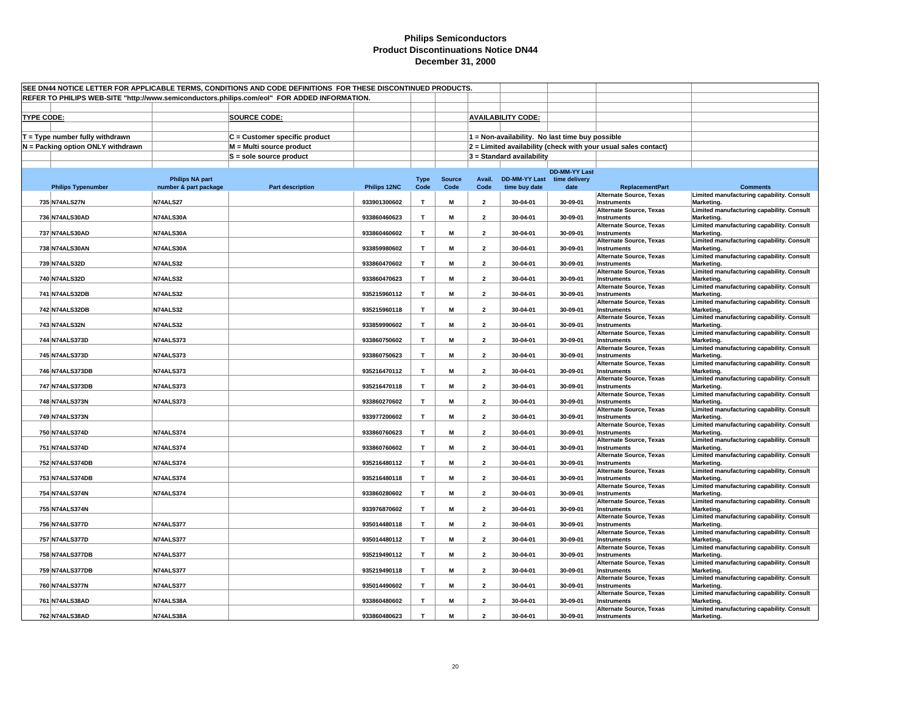# Philips Semiconductors
## Product Discontinuations Notice DN44
### December 31, 2000

SEE DN44 NOTICE LETTER FOR APPLICABLE TERMS, CONDITIONS AND CODE DEFINITIONS FOR THESE DISCONTINUED PRODUCTS.

REFER TO PHILIPS WEB-SITE "http://www.semiconductors.philips.com/eol" FOR ADDED INFORMATION.

**TYPE CODE:**
- T = Type number fully withdrawn
- N = Packing option ONLY withdrawn

**SOURCE CODE:**
- C = Customer specific product
- M = Multi source product
- S = sole source product

**AVAILABILITY CODE:**
- 1 = Non-availability. No last time buy possible
- 2 = Limited availability (check with your usual sales contact)
- 3 = Standard availability

| | Philips Typenumber | Philips NA part number & part package | Part description | Philips 12NC | Type Code | Source Code | Avail. Code | DD-MM-YY Last time buy date | DD-MM-YY Last time delivery date | ReplacementPart | Comments |
|---|---|---|---|---|---|---|---|---|---|---|---|
| 735 | N74ALS27N | N74ALS27 | | 933901300602 | T | M | 2 | 30-04-01 | 30-09-01 | Alternate Source, Texas Instruments | Limited manufacturing capability. Consult Marketing. |
| 736 | N74ALS30AD | N74ALS30A | | 933860460623 | T | M | 2 | 30-04-01 | 30-09-01 | Alternate Source, Texas Instruments | Limited manufacturing capability. Consult Marketing. |
| 737 | N74ALS30AD | N74ALS30A | | 933860460602 | T | M | 2 | 30-04-01 | 30-09-01 | Alternate Source, Texas Instruments | Limited manufacturing capability. Consult Marketing. |
| 738 | N74ALS30AN | N74ALS30A | | 933859980602 | T | M | 2 | 30-04-01 | 30-09-01 | Alternate Source, Texas Instruments | Limited manufacturing capability. Consult Marketing. |
| 739 | N74ALS32D | N74ALS32 | | 933860470602 | T | M | 2 | 30-04-01 | 30-09-01 | Alternate Source, Texas Instruments | Limited manufacturing capability. Consult Marketing. |
| 740 | N74ALS32D | N74ALS32 | | 933860470623 | T | M | 2 | 30-04-01 | 30-09-01 | Alternate Source, Texas Instruments | Limited manufacturing capability. Consult Marketing. |
| 741 | N74ALS32DB | N74ALS32 | | 935215960112 | T | M | 2 | 30-04-01 | 30-09-01 | Alternate Source, Texas Instruments | Limited manufacturing capability. Consult Marketing. |
| 742 | N74ALS32DB | N74ALS32 | | 935215960118 | T | M | 2 | 30-04-01 | 30-09-01 | Alternate Source, Texas Instruments | Limited manufacturing capability. Consult Marketing. |
| 743 | N74ALS32N | N74ALS32 | | 933859990602 | T | M | 2 | 30-04-01 | 30-09-01 | Alternate Source, Texas Instruments | Limited manufacturing capability. Consult Marketing. |
| 744 | N74ALS373D | N74ALS373 | | 933860750602 | T | M | 2 | 30-04-01 | 30-09-01 | Alternate Source, Texas Instruments | Limited manufacturing capability. Consult Marketing. |
| 745 | N74ALS373D | N74ALS373 | | 933860750623 | T | M | 2 | 30-04-01 | 30-09-01 | Alternate Source, Texas Instruments | Limited manufacturing capability. Consult Marketing. |
| 746 | N74ALS373DB | N74ALS373 | | 935216470112 | T | M | 2 | 30-04-01 | 30-09-01 | Alternate Source, Texas Instruments | Limited manufacturing capability. Consult Marketing. |
| 747 | N74ALS373DB | N74ALS373 | | 935216470118 | T | M | 2 | 30-04-01 | 30-09-01 | Alternate Source, Texas Instruments | Limited manufacturing capability. Consult Marketing. |
| 748 | N74ALS373N | N74ALS373 | | 933860270602 | T | M | 2 | 30-04-01 | 30-09-01 | Alternate Source, Texas Instruments | Limited manufacturing capability. Consult Marketing. |
| 749 | N74ALS373N | | | 933977200602 | T | M | 2 | 30-04-01 | 30-09-01 | Alternate Source, Texas Instruments | Limited manufacturing capability. Consult Marketing. |
| 750 | N74ALS374D | N74ALS374 | | 933860760623 | T | M | 2 | 30-04-01 | 30-09-01 | Alternate Source, Texas Instruments | Limited manufacturing capability. Consult Marketing. |
| 751 | N74ALS374D | N74ALS374 | | 933860760602 | T | M | 2 | 30-04-01 | 30-09-01 | Alternate Source, Texas Instruments | Limited manufacturing capability. Consult Marketing. |
| 752 | N74ALS374DB | N74ALS374 | | 935216480112 | T | M | 2 | 30-04-01 | 30-09-01 | Alternate Source, Texas Instruments | Limited manufacturing capability. Consult Marketing. |
| 753 | N74ALS374DB | N74ALS374 | | 935216480118 | T | M | 2 | 30-04-01 | 30-09-01 | Alternate Source, Texas Instruments | Limited manufacturing capability. Consult Marketing. |
| 754 | N74ALS374N | N74ALS374 | | 933860280602 | T | M | 2 | 30-04-01 | 30-09-01 | Alternate Source, Texas Instruments | Limited manufacturing capability. Consult Marketing. |
| 755 | N74ALS374N | | | 933976870602 | T | M | 2 | 30-04-01 | 30-09-01 | Alternate Source, Texas Instruments | Limited manufacturing capability. Consult Marketing. |
| 756 | N74ALS377D | N74ALS377 | | 935014480118 | T | M | 2 | 30-04-01 | 30-09-01 | Alternate Source, Texas Instruments | Limited manufacturing capability. Consult Marketing. |
| 757 | N74ALS377D | N74ALS377 | | 935014480112 | T | M | 2 | 30-04-01 | 30-09-01 | Alternate Source, Texas Instruments | Limited manufacturing capability. Consult Marketing. |
| 758 | N74ALS377DB | N74ALS377 | | 935219490112 | T | M | 2 | 30-04-01 | 30-09-01 | Alternate Source, Texas Instruments | Limited manufacturing capability. Consult Marketing. |
| 759 | N74ALS377DB | N74ALS377 | | 935219490118 | T | M | 2 | 30-04-01 | 30-09-01 | Alternate Source, Texas Instruments | Limited manufacturing capability. Consult Marketing. |
| 760 | N74ALS377N | N74ALS377 | | 935014490602 | T | M | 2 | 30-04-01 | 30-09-01 | Alternate Source, Texas Instruments | Limited manufacturing capability. Consult Marketing. |
| 761 | N74ALS38AD | N74ALS38A | | 933860480602 | T | M | 2 | 30-04-01 | 30-09-01 | Alternate Source, Texas Instruments | Limited manufacturing capability. Consult Marketing. |
| 762 | N74ALS38AD | N74ALS38A | | 933860480623 | T | M | 2 | 30-04-01 | 30-09-01 | Alternate Source, Texas Instruments | Limited manufacturing capability. Consult Marketing. |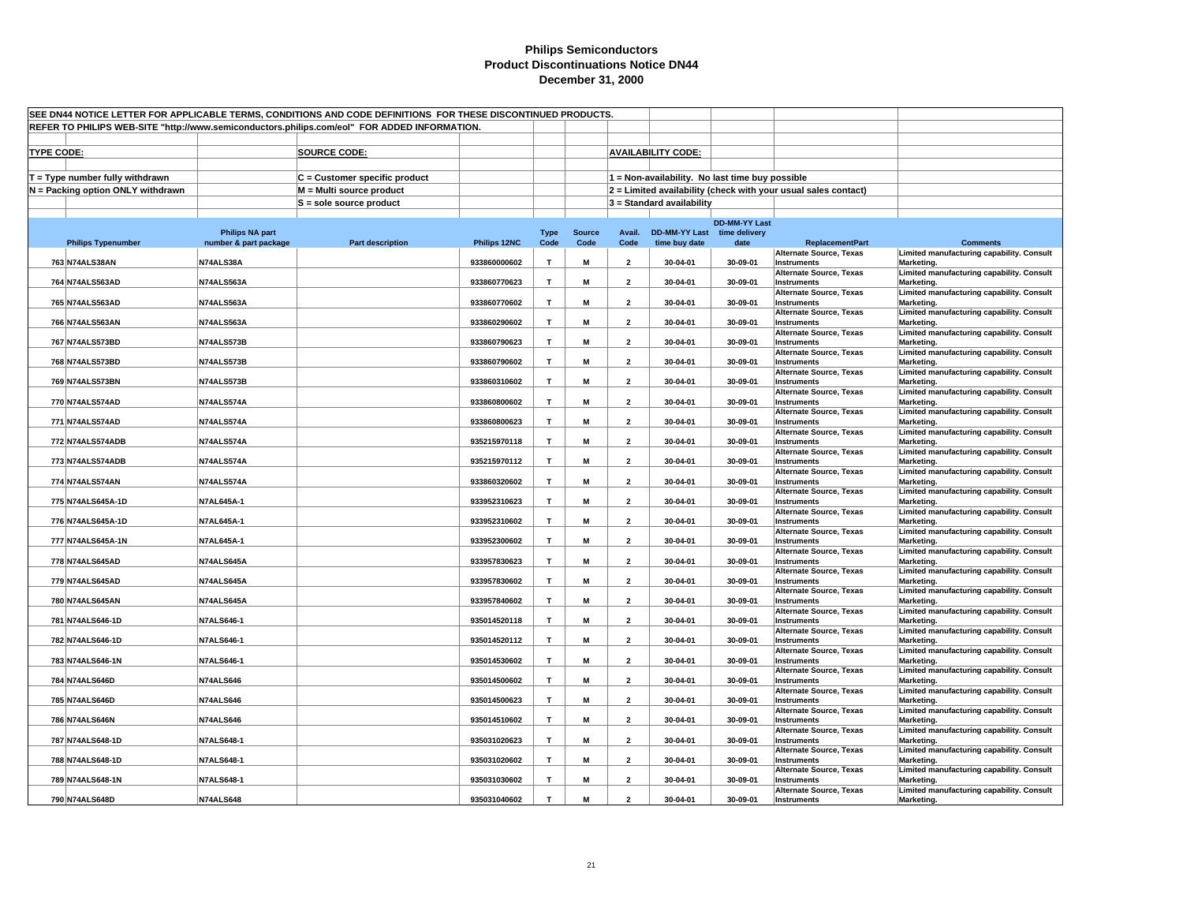# Philips Semiconductors
## Product Discontinuations Notice DN44
## December 31, 2000

SEE DN44 NOTICE LETTER FOR APPLICABLE TERMS, CONDITIONS AND CODE DEFINITIONS FOR THESE DISCONTINUED PRODUCTS.

REFER TO PHILIPS WEB-SITE "http://www.semiconductors.philips.com/eol" FOR ADDED INFORMATION.

**TYPE CODE:**

T = Type number fully withdrawn

N = Packing option ONLY withdrawn

**SOURCE CODE:**

C = Customer specific product

M = Multi source product

S = sole source product

**AVAILABILITY CODE:**

1 = Non-availability. No last time buy possible

2 = Limited availability (check with your usual sales contact)

3 = Standard availability

| | Philips Typenumber | Philips NA part number & part package | Part description | Philips 12NC | Type Code | Source Code | Avail. Code | DD-MM-YY Last time buy date | DD-MM-YY Last time delivery date | ReplacementPart | Comments |
|---|---|---|---|---|---|---|---|---|---|---|---|
| 763 | N74ALS38AN | N74ALS38A | | 933860000602 | T | M | 2 | 30-04-01 | 30-09-01 | Alternate Source, Texas Instruments | Limited manufacturing capability. Consult Marketing. |
| 764 | N74ALS563AD | N74ALS563A | | 933860770623 | T | M | 2 | 30-04-01 | 30-09-01 | Alternate Source, Texas Instruments | Limited manufacturing capability. Consult Marketing. |
| 765 | N74ALS563AD | N74ALS563A | | 933860770602 | T | M | 2 | 30-04-01 | 30-09-01 | Alternate Source, Texas Instruments | Limited manufacturing capability. Consult Marketing. |
| 766 | N74ALS563AN | N74ALS563A | | 933860290602 | T | M | 2 | 30-04-01 | 30-09-01 | Alternate Source, Texas Instruments | Limited manufacturing capability. Consult Marketing. |
| 767 | N74ALS573BD | N74ALS573B | | 933860790623 | T | M | 2 | 30-04-01 | 30-09-01 | Alternate Source, Texas Instruments | Limited manufacturing capability. Consult Marketing. |
| 768 | N74ALS573BD | N74ALS573B | | 933860790602 | T | M | 2 | 30-04-01 | 30-09-01 | Alternate Source, Texas Instruments | Limited manufacturing capability. Consult Marketing. |
| 769 | N74ALS573BN | N74ALS573B | | 933860310602 | T | M | 2 | 30-04-01 | 30-09-01 | Alternate Source, Texas Instruments | Limited manufacturing capability. Consult Marketing. |
| 770 | N74ALS574AD | N74ALS574A | | 933860800602 | T | M | 2 | 30-04-01 | 30-09-01 | Alternate Source, Texas Instruments | Limited manufacturing capability. Consult Marketing. |
| 771 | N74ALS574AD | N74ALS574A | | 933860800623 | T | M | 2 | 30-04-01 | 30-09-01 | Alternate Source, Texas Instruments | Limited manufacturing capability. Consult Marketing. |
| 772 | N74ALS574ADB | N74ALS574A | | 935215970118 | T | M | 2 | 30-04-01 | 30-09-01 | Alternate Source, Texas Instruments | Limited manufacturing capability. Consult Marketing. |
| 773 | N74ALS574ADB | N74ALS574A | | 935215970112 | T | M | 2 | 30-04-01 | 30-09-01 | Alternate Source, Texas Instruments | Limited manufacturing capability. Consult Marketing. |
| 774 | N74ALS574AN | N74ALS574A | | 933860320602 | T | M | 2 | 30-04-01 | 30-09-01 | Alternate Source, Texas Instruments | Limited manufacturing capability. Consult Marketing. |
| 775 | N74ALS645A-1D | N7AL645A-1 | | 933952310623 | T | M | 2 | 30-04-01 | 30-09-01 | Alternate Source, Texas Instruments | Limited manufacturing capability. Consult Marketing. |
| 776 | N74ALS645A-1D | N7AL645A-1 | | 933952310602 | T | M | 2 | 30-04-01 | 30-09-01 | Alternate Source, Texas Instruments | Limited manufacturing capability. Consult Marketing. |
| 777 | N74ALS645A-1N | N7AL645A-1 | | 933952300602 | T | M | 2 | 30-04-01 | 30-09-01 | Alternate Source, Texas Instruments | Limited manufacturing capability. Consult Marketing. |
| 778 | N74ALS645AD | N74ALS645A | | 933957830623 | T | M | 2 | 30-04-01 | 30-09-01 | Alternate Source, Texas Instruments | Limited manufacturing capability. Consult Marketing. |
| 779 | N74ALS645AD | N74ALS645A | | 933957830602 | T | M | 2 | 30-04-01 | 30-09-01 | Alternate Source, Texas Instruments | Limited manufacturing capability. Consult Marketing. |
| 780 | N74ALS645AN | N74ALS645A | | 933957840602 | T | M | 2 | 30-04-01 | 30-09-01 | Alternate Source, Texas Instruments | Limited manufacturing capability. Consult Marketing. |
| 781 | N74ALS646-1D | N7ALS646-1 | | 935014520118 | T | M | 2 | 30-04-01 | 30-09-01 | Alternate Source, Texas Instruments | Limited manufacturing capability. Consult Marketing. |
| 782 | N74ALS646-1D | N7ALS646-1 | | 935014520112 | T | M | 2 | 30-04-01 | 30-09-01 | Alternate Source, Texas Instruments | Limited manufacturing capability. Consult Marketing. |
| 783 | N74ALS646-1N | N7ALS646-1 | | 935014530602 | T | M | 2 | 30-04-01 | 30-09-01 | Alternate Source, Texas Instruments | Limited manufacturing capability. Consult Marketing. |
| 784 | N74ALS646D | N74ALS646 | | 935014500602 | T | M | 2 | 30-04-01 | 30-09-01 | Alternate Source, Texas Instruments | Limited manufacturing capability. Consult Marketing. |
| 785 | N74ALS646D | N74ALS646 | | 935014500623 | T | M | 2 | 30-04-01 | 30-09-01 | Alternate Source, Texas Instruments | Limited manufacturing capability. Consult Marketing. |
| 786 | N74ALS646N | N74ALS646 | | 935014510602 | T | M | 2 | 30-04-01 | 30-09-01 | Alternate Source, Texas Instruments | Limited manufacturing capability. Consult Marketing. |
| 787 | N74ALS648-1D | N7ALS648-1 | | 935031020623 | T | M | 2 | 30-04-01 | 30-09-01 | Alternate Source, Texas Instruments | Limited manufacturing capability. Consult Marketing. |
| 788 | N74ALS648-1D | N7ALS648-1 | | 935031020602 | T | M | 2 | 30-04-01 | 30-09-01 | Alternate Source, Texas Instruments | Limited manufacturing capability. Consult Marketing. |
| 789 | N74ALS648-1N | N7ALS648-1 | | 935031030602 | T | M | 2 | 30-04-01 | 30-09-01 | Alternate Source, Texas Instruments | Limited manufacturing capability. Consult Marketing. |
| 790 | N74ALS648D | N74ALS648 | | 935031040602 | T | M | 2 | 30-04-01 | 30-09-01 | Alternate Source, Texas Instruments | Limited manufacturing capability. Consult Marketing. |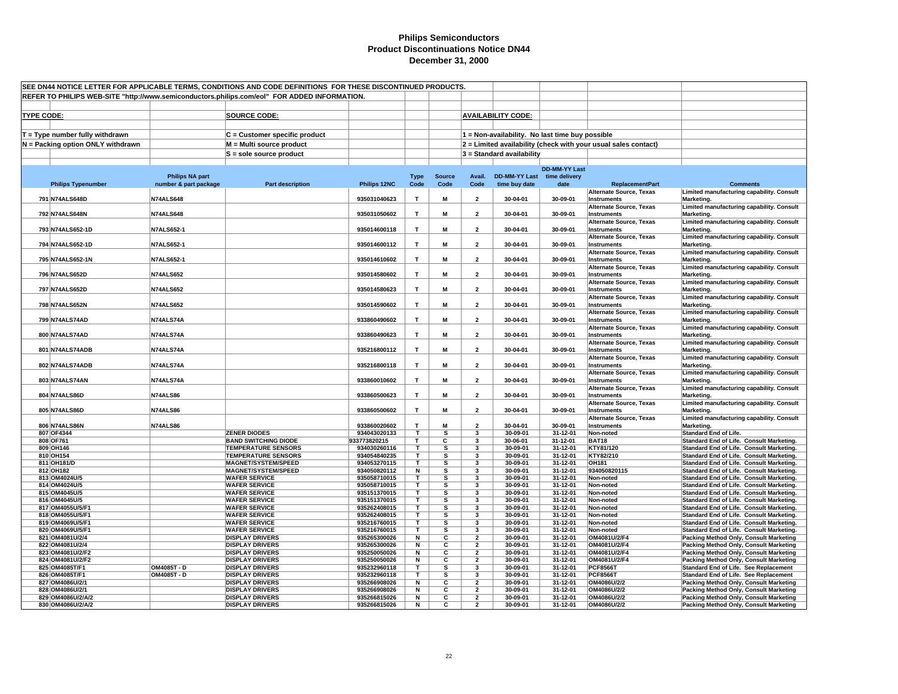# Philips Semiconductors
## Product Discontinuations Notice DN44
### December 31, 2000

SEE DN44 NOTICE LETTER FOR APPLICABLE TERMS, CONDITIONS AND CODE DEFINITIONS FOR THESE DISCONTINUED PRODUCTS.

REFER TO PHILIPS WEB-SITE "http://www.semiconductors.philips.com/eol" FOR ADDED INFORMATION.

**TYPE CODE:**
- T = Type number fully withdrawn
- N = Packing option ONLY withdrawn

**SOURCE CODE:**
- C = Customer specific product
- M = Multi source product
- S = sole source product

**AVAILABILITY CODE:**
- 1 = Non-availability. No last time buy possible
- 2 = Limited availability (check with your usual sales contact)
- 3 = Standard availability

| | Philips Typenumber | Philips NA part number & part package | Part description | Philips 12NC | Type Code | Source Code | Avail. Code | DD-MM-YY Last time buy date | DD-MM-YY Last time delivery date | ReplacementPart | Comments |
|---|---|---|---|---|---|---|---|---|---|---|---|
| 791 | N74ALS648D | N74ALS648 | | 935031040623 | T | M | 2 | 30-04-01 | 30-09-01 | Alternate Source, Texas Instruments | Limited manufacturing capability. Consult Marketing. |
| 792 | N74ALS648N | N74ALS648 | | 935031050602 | T | M | 2 | 30-04-01 | 30-09-01 | Alternate Source, Texas Instruments | Limited manufacturing capability. Consult Marketing. |
| 793 | N74ALS652-1D | N7ALS652-1 | | 935014600118 | T | M | 2 | 30-04-01 | 30-09-01 | Alternate Source, Texas Instruments | Limited manufacturing capability. Consult Marketing. |
| 794 | N74ALS652-1D | N7ALS652-1 | | 935014600112 | T | M | 2 | 30-04-01 | 30-09-01 | Alternate Source, Texas Instruments | Limited manufacturing capability. Consult Marketing. |
| 795 | N74ALS652-1N | N7ALS652-1 | | 935014610602 | T | M | 2 | 30-04-01 | 30-09-01 | Alternate Source, Texas Instruments | Limited manufacturing capability. Consult Marketing. |
| 796 | N74ALS652D | N74ALS652 | | 935014580602 | T | M | 2 | 30-04-01 | 30-09-01 | Alternate Source, Texas Instruments | Limited manufacturing capability. Consult Marketing. |
| 797 | N74ALS652D | N74ALS652 | | 935014580623 | T | M | 2 | 30-04-01 | 30-09-01 | Alternate Source, Texas Instruments | Limited manufacturing capability. Consult Marketing. |
| 798 | N74ALS652N | N74ALS652 | | 935014590602 | T | M | 2 | 30-04-01 | 30-09-01 | Alternate Source, Texas Instruments | Limited manufacturing capability. Consult Marketing. |
| 799 | N74ALS74AD | N74ALS74A | | 933860490602 | T | M | 2 | 30-04-01 | 30-09-01 | Alternate Source, Texas Instruments | Limited manufacturing capability. Consult Marketing. |
| 800 | N74ALS74AD | N74ALS74A | | 933860490623 | T | M | 2 | 30-04-01 | 30-09-01 | Alternate Source, Texas Instruments | Limited manufacturing capability. Consult Marketing. |
| 801 | N74ALS74ADB | N74ALS74A | | 935216800112 | T | M | 2 | 30-04-01 | 30-09-01 | Alternate Source, Texas Instruments | Limited manufacturing capability. Consult Marketing. |
| 802 | N74ALS74ADB | N74ALS74A | | 935216800118 | T | M | 2 | 30-04-01 | 30-09-01 | Alternate Source, Texas Instruments | Limited manufacturing capability. Consult Marketing. |
| 803 | N74ALS74AN | N74ALS74A | | 933860010602 | T | M | 2 | 30-04-01 | 30-09-01 | Alternate Source, Texas Instruments | Limited manufacturing capability. Consult Marketing. |
| 804 | N74ALS86D | N74ALS86 | | 933860500623 | T | M | 2 | 30-04-01 | 30-09-01 | Alternate Source, Texas Instruments | Limited manufacturing capability. Consult Marketing. |
| 805 | N74ALS86D | N74ALS86 | | 933860500602 | T | M | 2 | 30-04-01 | 30-09-01 | Alternate Source, Texas Instruments | Limited manufacturing capability. Consult Marketing. |
| 806 | N74ALS86N | N74ALS86 | | 933860020602 | T | M | 2 | 30-04-01 | 30-09-01 | Alternate Source, Texas Instruments | Limited manufacturing capability. Consult Marketing. |
| 807 | OF4344 | | ZENER DIODES | 934043020133 | T | S | 3 | 30-09-01 | 31-12-01 | Non-noted | Standard End of Life. |
| 808 | OF761 | | BAND SWITCHING DIODE | 933773820215 | T | C | 3 | 30-06-01 | 31-12-01 | BAT18 | Standard End of Life. Consult Marketing. |
| 809 | OH146 | | TEMPERATURE SENSORS | 934030260116 | T | S | 3 | 30-09-01 | 31-12-01 | KTY81/120 | Standard End of Life. Consult Marketing. |
| 810 | OH154 | | TEMPERATURE SENSORS | 934054840235 | T | S | 3 | 30-09-01 | 31-12-01 | KTY82/210 | Standard End of Life. Consult Marketing. |
| 811 | OH181/D | | MAGNET/SYSTEM/SPEED | 934053270115 | T | S | 3 | 30-09-01 | 31-12-01 | OH181 | Standard End of Life. Consult Marketing. |
| 812 | OH182 | | MAGNET/SYSTEM/SPEED | 934050820112 | N | S | 3 | 30-09-01 | 31-12-01 | 934050820115 | Standard End of Life. Consult Marketing. |
| 813 | OM4024U/5 | | WAFER SERVICE | 935058710015 | T | S | 3 | 30-09-01 | 31-12-01 | Non-noted | Standard End of Life. Consult Marketing. |
| 814 | OM4024U/5 | | WAFER SERVICE | 935058710015 | T | S | 3 | 30-09-01 | 31-12-01 | Non-noted | Standard End of Life. Consult Marketing. |
| 815 | OM4045U/5 | | WAFER SERVICE | 935151370015 | T | S | 3 | 30-09-01 | 31-12-01 | Non-noted | Standard End of Life. Consult Marketing. |
| 816 | OM4045U/5 | | WAFER SERVICE | 935151370015 | T | S | 3 | 30-09-01 | 31-12-01 | Non-noted | Standard End of Life. Consult Marketing. |
| 817 | OM4055U/5/F1 | | WAFER SERVICE | 935262408015 | T | S | 3 | 30-09-01 | 31-12-01 | Non-noted | Standard End of Life. Consult Marketing. |
| 818 | OM4055U/5/F1 | | WAFER SERVICE | 935262408015 | T | S | 3 | 30-09-01 | 31-12-01 | Non-noted | Standard End of Life. Consult Marketing. |
| 819 | OM4069U/5/F1 | | WAFER SERVICE | 935216760015 | T | S | 3 | 30-09-01 | 31-12-01 | Non-noted | Standard End of Life. Consult Marketing. |
| 820 | OM4069U/5/F1 | | WAFER SERVICE | 935216760015 | T | S | 3 | 30-09-01 | 31-12-01 | Non-noted | Standard End of Life. Consult Marketing. |
| 821 | OM4081U/2/4 | | DISPLAY DRIVERS | 935265300026 | N | C | 2 | 30-09-01 | 31-12-01 | OM4081U/2/F4 | Packing Method Only, Consult Marketing |
| 822 | OM4081U/2/4 | | DISPLAY DRIVERS | 935265300026 | N | C | 2 | 30-09-01 | 31-12-01 | OM4081U/2/F4 | Packing Method Only, Consult Marketing |
| 823 | OM4081U/2/F2 | | DISPLAY DRIVERS | 935250050026 | N | C | 2 | 30-09-01 | 31-12-01 | OM4081U/2/F4 | Packing Method Only, Consult Marketing |
| 824 | OM4081U/2/F2 | | DISPLAY DRIVERS | 935250050026 | N | C | 2 | 30-09-01 | 31-12-01 | OM4081U/2/F4 | Packing Method Only, Consult Marketing |
| 825 | OM4085T/F1 | OM4085T - D | DISPLAY DRIVERS | 935232960118 | T | S | 3 | 30-09-01 | 31-12-01 | PCF8566T | Standard End of Life. See Replacement |
| 826 | OM4085T/F1 | OM4085T - D | DISPLAY DRIVERS | 935232960118 | T | S | 3 | 30-09-01 | 31-12-01 | PCF8566T | Standard End of Life. See Replacement |
| 827 | OM4086U/2/1 | | DISPLAY DRIVERS | 935266908026 | N | C | 2 | 30-09-01 | 31-12-01 | OM4086U/2/2 | Packing Method Only, Consult Marketing |
| 828 | OM4086U/2/1 | | DISPLAY DRIVERS | 935266908026 | N | C | 2 | 30-09-01 | 31-12-01 | OM4086U/2/2 | Packing Method Only, Consult Marketing |
| 829 | OM4086U/2/A/2 | | DISPLAY DRIVERS | 935266815026 | N | C | 2 | 30-09-01 | 31-12-01 | OM4086U/2/2 | Packing Method Only, Consult Marketing |
| 830 | OM4086U/2/A/2 | | DISPLAY DRIVERS | 935266815026 | N | C | 2 | 30-09-01 | 31-12-01 | OM4086U/2/2 | Packing Method Only, Consult Marketing |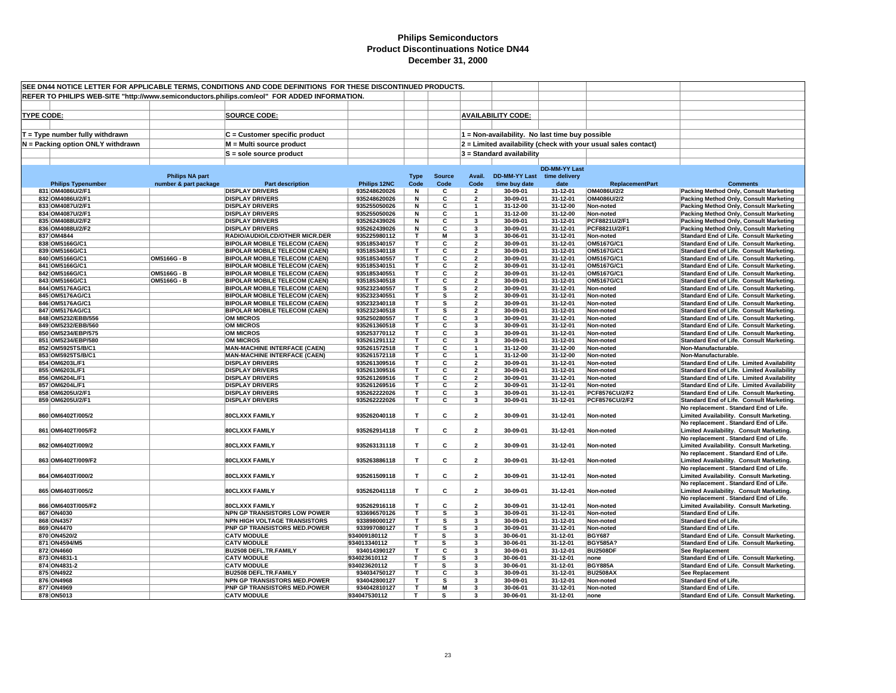# Philips Semiconductors
## Product Discontinuations Notice DN44
### December 31, 2000

SEE DN44 NOTICE LETTER FOR APPLICABLE TERMS, CONDITIONS AND CODE DEFINITIONS FOR THESE DISCONTINUED PRODUCTS.

REFER TO PHILIPS WEB-SITE "http://www.semiconductors.philips.com/eol" FOR ADDED INFORMATION.

**TYPE CODE:**

T = Type number fully withdrawn

N = Packing option ONLY withdrawn

**SOURCE CODE:**

C = Customer specific product

M = Multi source product

S = sole source product

**AVAILABILITY CODE:**

1 = Non-availability. No last time buy possible

2 = Limited availability (check with your usual sales contact)

3 = Standard availability

| | Philips Typenumber | Philips NA part number & part package | Part description | Philips 12NC | Type Code | Source Code | Avail. Code | DD-MM-YY Last time buy date | DD-MM-YY Last time delivery date | ReplacementPart | Comments |
|---|---|---|---|---|---|---|---|---|---|---|---|
| 831 | OM4086U/2/F1 | | DISPLAY DRIVERS | 935248620026 | N | C | 2 | 30-09-01 | 31-12-01 | OM4086U/2/2 | Packing Method Only, Consult Marketing |
| 832 | OM4086U/2/F1 | | DISPLAY DRIVERS | 935248620026 | N | C | 2 | 30-09-01 | 31-12-01 | OM4086U/2/2 | Packing Method Only, Consult Marketing |
| 833 | OM4087U/2/F1 | | DISPLAY DRIVERS | 935255050026 | N | C | 1 | 31-12-00 | 31-12-00 | Non-noted | Packing Method Only, Consult Marketing |
| 834 | OM4087U/2/F1 | | DISPLAY DRIVERS | 935255050026 | N | C | 1 | 31-12-00 | 31-12-00 | Non-noted | Packing Method Only, Consult Marketing |
| 835 | OM4088U/2/F2 | | DISPLAY DRIVERS | 935262439026 | N | C | 3 | 30-09-01 | 31-12-01 | PCF8821U/2/F1 | Packing Method Only, Consult Marketing |
| 836 | OM4088U/2/F2 | | DISPLAY DRIVERS | 935262439026 | N | C | 3 | 30-09-01 | 31-12-01 | PCF8821U/2/F1 | Packing Method Only, Consult Marketing |
| 837 | OM4844 | | RADIO/AUDIO/LCD/OTHER MICR.DER | 935225980112 | T | M | 3 | 30-06-01 | 31-12-01 | Non-noted | Standard End of Life. Consult Marketing |
| 838 | OM5166G/C1 | | BIPOLAR MOBILE TELECOM (CAEN) | 935185340157 | T | C | 2 | 30-09-01 | 31-12-01 | OM5167G/C1 | Standard End of Life. Consult Marketing. |
| 839 | OM5166G/C1 | | BIPOLAR MOBILE TELECOM (CAEN) | 935185340118 | T | C | 2 | 30-09-01 | 31-12-01 | OM5167G/C1 | Standard End of Life. Consult Marketing. |
| 840 | OM5166G/C1 | OM5166G - B | BIPOLAR MOBILE TELECOM (CAEN) | 935185340557 | T | C | 2 | 30-09-01 | 31-12-01 | OM5167G/C1 | Standard End of Life. Consult Marketing. |
| 841 | OM5166G/C1 | | BIPOLAR MOBILE TELECOM (CAEN) | 935185340151 | T | C | 2 | 30-09-01 | 31-12-01 | OM5167G/C1 | Standard End of Life. Consult Marketing. |
| 842 | OM5166G/C1 | OM5166G - B | BIPOLAR MOBILE TELECOM (CAEN) | 935185340551 | T | C | 2 | 30-09-01 | 31-12-01 | OM5167G/C1 | Standard End of Life. Consult Marketing. |
| 843 | OM5166G/C1 | OM5166G - B | BIPOLAR MOBILE TELECOM (CAEN) | 935185340518 | T | C | 2 | 30-09-01 | 31-12-01 | OM5167G/C1 | Standard End of Life. Consult Marketing. |
| 844 | OM5176AG/C1 | | BIPOLAR MOBILE TELECOM (CAEN) | 935232340557 | T | S | 2 | 30-09-01 | 31-12-01 | Non-noted | Standard End of Life. Consult Marketing. |
| 845 | OM5176AG/C1 | | BIPOLAR MOBILE TELECOM (CAEN) | 935232340551 | T | S | 2 | 30-09-01 | 31-12-01 | Non-noted | Standard End of Life. Consult Marketing. |
| 846 | OM5176AG/C1 | | BIPOLAR MOBILE TELECOM (CAEN) | 935232340118 | T | S | 2 | 30-09-01 | 31-12-01 | Non-noted | Standard End of Life. Consult Marketing. |
| 847 | OM5176AG/C1 | | BIPOLAR MOBILE TELECOM (CAEN) | 935232340518 | T | S | 2 | 30-09-01 | 31-12-01 | Non-noted | Standard End of Life. Consult Marketing. |
| 848 | OM5232/EBB/556 | | OM MICROS | 935250280557 | T | C | 3 | 30-09-01 | 31-12-01 | Non-noted | Standard End of Life. Consult Marketing. |
| 849 | OM5232/EBB/560 | | OM MICROS | 935261360518 | T | C | 3 | 30-09-01 | 31-12-01 | Non-noted | Standard End of Life. Consult Marketing. |
| 850 | OM5234/EBP/575 | | OM MICROS | 935253770112 | T | C | 3 | 30-09-01 | 31-12-01 | Non-noted | Standard End of Life. Consult Marketing. |
| 851 | OM5234/EBP/580 | | OM MICROS | 935261291112 | T | C | 3 | 30-09-01 | 31-12-01 | Non-noted | Standard End of Life. Consult Marketing. |
| 852 | OM5925TS/B/C1 | | MAN-MACHINE INTERFACE (CAEN) | 935261572518 | T | C | 1 | 31-12-00 | 31-12-00 | Non-noted | Non-Manufacturable. |
| 853 | OM5925TS/B/C1 | | MAN-MACHINE INTERFACE (CAEN) | 935261572118 | T | C | 1 | 31-12-00 | 31-12-00 | Non-noted | Non-Manufacturable. |
| 854 | OM6203L/F1 | | DISPLAY DRIVERS | 935261309516 | T | C | 2 | 30-09-01 | 31-12-01 | Non-noted | Standard End of Life. Limited Availability |
| 855 | OM6203L/F1 | | DISPLAY DRIVERS | 935261309516 | T | C | 2 | 30-09-01 | 31-12-01 | Non-noted | Standard End of Life. Limited Availability |
| 856 | OM6204L/F1 | | DISPLAY DRIVERS | 935261269516 | T | C | 2 | 30-09-01 | 31-12-01 | Non-noted | Standard End of Life. Limited Availability |
| 857 | OM6204L/F1 | | DISPLAY DRIVERS | 935261269516 | T | C | 2 | 30-09-01 | 31-12-01 | Non-noted | Standard End of Life. Limited Availability |
| 858 | OM6205U/2/F1 | | DISPLAY DRIVERS | 935262222026 | T | C | 3 | 30-09-01 | 31-12-01 | PCF8576CU/2/F2 | Standard End of Life. Consult Marketing. |
| 859 | OM6205U/2/F1 | | DISPLAY DRIVERS | 935262222026 | T | C | 3 | 30-09-01 | 31-12-01 | PCF8576CU/2/F2 | Standard End of Life. Consult Marketing. |
| 860 | OM6402T/005/2 | | 80CLXXX FAMILY | 935262040118 | T | C | 2 | 30-09-01 | 31-12-01 | Non-noted | No replacement . Standard End of Life. Limited Availability. Consult Marketing. |
| 861 | OM6402T/005/F2 | | 80CLXXX FAMILY | 935262914118 | T | C | 2 | 30-09-01 | 31-12-01 | Non-noted | No replacement . Standard End of Life. Limited Availability. Consult Marketing. |
| 862 | OM6402T/009/2 | | 80CLXXX FAMILY | 935263131118 | T | C | 2 | 30-09-01 | 31-12-01 | Non-noted | No replacement . Standard End of Life. Limited Availability. Consult Marketing. |
| 863 | OM6402T/009/F2 | | 80CLXXX FAMILY | 935263886118 | T | C | 2 | 30-09-01 | 31-12-01 | Non-noted | No replacement . Standard End of Life. Limited Availability. Consult Marketing. |
| 864 | OM6403T/000/2 | | 80CLXXX FAMILY | 935261509118 | T | C | 2 | 30-09-01 | 31-12-01 | Non-noted | No replacement . Standard End of Life. Limited Availability. Consult Marketing. |
| 865 | OM6403T/005/2 | | 80CLXXX FAMILY | 935262041118 | T | C | 2 | 30-09-01 | 31-12-01 | Non-noted | No replacement . Standard End of Life. Limited Availability. Consult Marketing. |
| 866 | OM6403T/005/F2 | | 80CLXXX FAMILY | 935262916118 | T | C | 2 | 30-09-01 | 31-12-01 | Non-noted | No replacement . Standard End of Life. Limited Availability. Consult Marketing. |
| 867 | ON4030 | | NPN GP TRANSISTORS LOW POWER | 933696570126 | T | S | 3 | 30-09-01 | 31-12-01 | Non-noted | Standard End of Life. |
| 868 | ON4357 | | NPN HIGH VOLTAGE TRANSISTORS | 933898000127 | T | S | 3 | 30-09-01 | 31-12-01 | Non-noted | Standard End of Life. |
| 869 | ON4470 | | PNP GP TRANSISTORS MED.POWER | 933997080127 | T | S | 3 | 30-09-01 | 31-12-01 | Non-noted | Standard End of Life. |
| 870 | ON4520/2 | | CATV MODULE | 934009180112 | T | S | 3 | 30-06-01 | 31-12-01 | BGY687 | Standard End of Life. Consult Marketing. |
| 871 | ON4594/M5 | | CATV MODULE | 934013340112 | T | S | 3 | 30-06-01 | 31-12-01 | BGY585A? | Standard End of Life. Consult Marketing. |
| 872 | ON4660 | | BU2508 DEFL.TR.FAMILY | 934014390127 | T | C | 3 | 30-09-01 | 31-12-01 | BU2508DF | See Replacement |
| 873 | ON4831-1 | | CATV MODULE | 934023610112 | T | S | 3 | 30-06-01 | 31-12-01 | none | Standard End of Life. Consult Marketing. |
| 874 | ON4831-2 | | CATV MODULE | 934023620112 | T | S | 3 | 30-06-01 | 31-12-01 | BGY885A | Standard End of Life. Consult Marketing. |
| 875 | ON4922 | | BU2508 DEFL.TR.FAMILY | 934034750127 | T | C | 3 | 30-09-01 | 31-12-01 | BU2508AX | See Replacement |
| 876 | ON4968 | | NPN GP TRANSISTORS MED.POWER | 934042800127 | T | S | 3 | 30-09-01 | 31-12-01 | Non-noted | Standard End of Life. |
| 877 | ON4969 | | PNP GP TRANSISTORS MED.POWER | 934042810127 | T | M | 3 | 30-06-01 | 31-12-01 | Non-noted | Standard End of Life. |
| 878 | ON5013 | | CATV MODULE | 934047530112 | T | S | 3 | 30-06-01 | 31-12-01 | none | Standard End of Life. Consult Marketing. |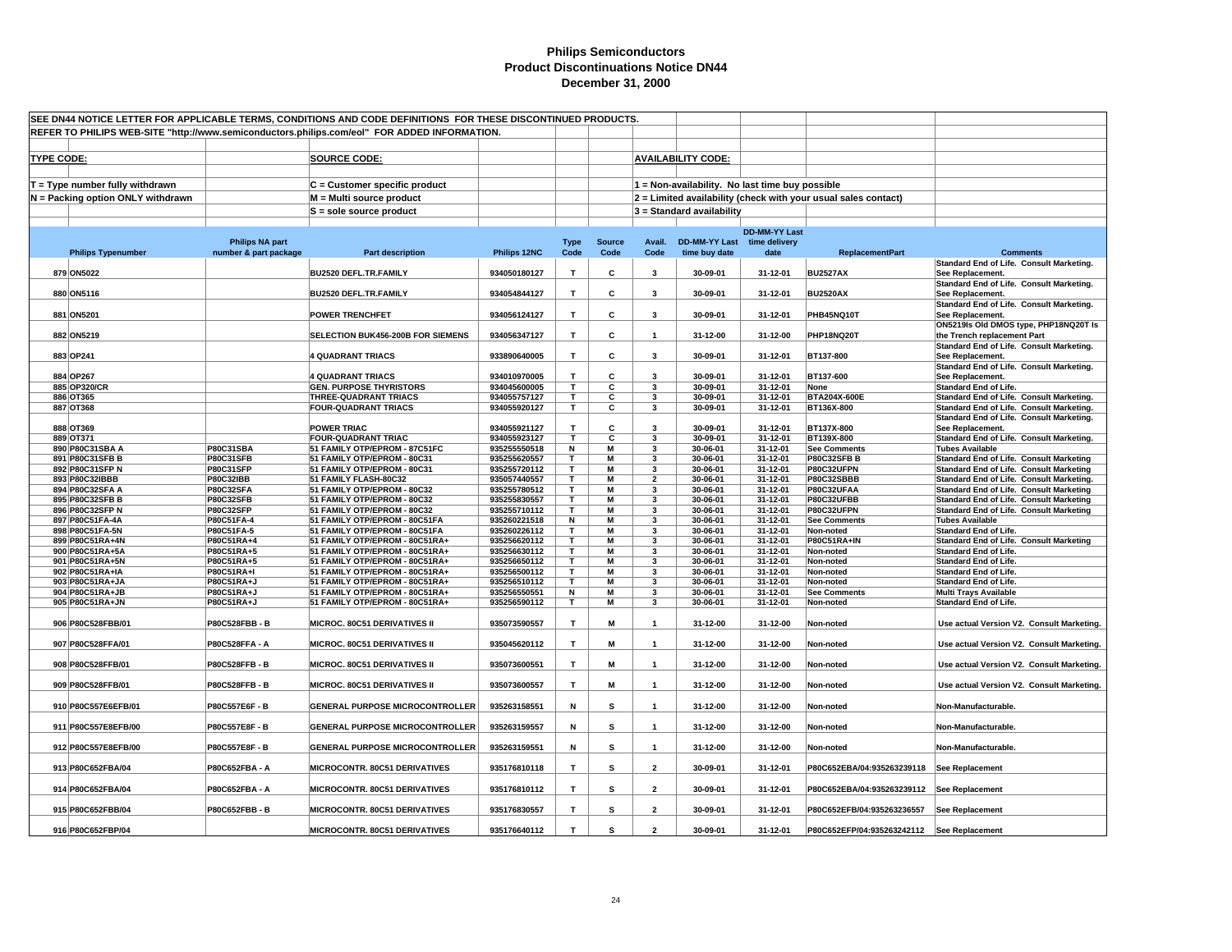# Philips Semiconductors
## Product Discontinuations Notice DN44
### December 31, 2000

SEE DN44 NOTICE LETTER FOR APPLICABLE TERMS, CONDITIONS AND CODE DEFINITIONS FOR THESE DISCONTINUED PRODUCTS.

REFER TO PHILIPS WEB-SITE "http://www.semiconductors.philips.com/eol" FOR ADDED INFORMATION.

**TYPE CODE:**
- T = Type number fully withdrawn
- N = Packing option ONLY withdrawn

**SOURCE CODE:**
- C = Customer specific product
- M = Multi source product
- S = sole source product

**AVAILABILITY CODE:**
- 1 = Non-availability. No last time buy possible
- 2 = Limited availability (check with your usual sales contact)
- 3 = Standard availability

| | Philips Typenumber | Philips NA part number & part package | Part description | Philips 12NC | Type Code | Source Code | Avail. Code | DD-MM-YY Last time buy date | DD-MM-YY Last time delivery date | ReplacementPart | Comments |
|---|---|---|---|---|---|---|---|---|---|---|---|
| 879 | ON5022 | | BU2520 DEFL.TR.FAMILY | 934050180127 | T | C | 3 | 30-09-01 | 31-12-01 | BU2527AX | Standard End of Life. Consult Marketing. See Replacement. |
| 880 | ON5116 | | BU2520 DEFL.TR.FAMILY | 934054844127 | T | C | 3 | 30-09-01 | 31-12-01 | BU2520AX | Standard End of Life. Consult Marketing. See Replacement. |
| 881 | ON5201 | | POWER TRENCHFET | 934056124127 | T | C | 3 | 30-09-01 | 31-12-01 | PHB45NQ10T | Standard End of Life. Consult Marketing. See Replacement. |
| 882 | ON5219 | | SELECTION BUK456-200B FOR SIEMENS | 934056347127 | T | C | 1 | 31-12-00 | 31-12-00 | PHP18NQ20T | ON5219Is Old DMOS type, PHP18NQ20T Is the Trench replacement Part |
| 883 | OP241 | | 4 QUADRANT TRIACS | 933890640005 | T | C | 3 | 30-09-01 | 31-12-01 | BT137-800 | Standard End of Life. Consult Marketing. See Replacement. |
| 884 | OP267 | | 4 QUADRANT TRIACS | 934010970005 | T | C | 3 | 30-09-01 | 31-12-01 | BT137-600 | Standard End of Life. Consult Marketing. See Replacement. |
| 885 | OP320/CR | | GEN. PURPOSE THYRISTORS | 934045600005 | T | C | 3 | 30-09-01 | 31-12-01 | None | Standard End of Life. |
| 886 | OT365 | | THREE-QUADRANT TRIACS | 934055757127 | T | C | 3 | 30-09-01 | 31-12-01 | BTA204X-600E | Standard End of Life. Consult Marketing. |
| 887 | OT368 | | FOUR-QUADRANT TRIACS | 934055920127 | T | C | 3 | 30-09-01 | 31-12-01 | BT136X-800 | Standard End of Life. Consult Marketing. |
| 888 | OT369 | | POWER TRIAC | 934055921127 | T | C | 3 | 30-09-01 | 31-12-01 | BT137X-800 | Standard End of Life. Consult Marketing. See Replacement. |
| 889 | OT371 | | FOUR-QUADRANT TRIAC | 934055923127 | T | C | 3 | 30-09-01 | 31-12-01 | BT139X-800 | Standard End of Life. Consult Marketing. |
| 890 | P80C31SBA A | P80C31SBA | 51 FAMILY OTP/EPROM - 87C51FC | 935255550518 | N | M | 3 | 30-06-01 | 31-12-01 | See Comments | Tubes Available |
| 891 | P80C31SFB B | P80C31SFB | 51 FAMILY OTP/EPROM - 80C31 | 935255620557 | T | M | 3 | 30-06-01 | 31-12-01 | P80C32SFB B | Standard End of Life. Consult Marketing |
| 892 | P80C31SFP N | P80C31SFP | 51 FAMILY OTP/EPROM - 80C31 | 935255720112 | T | M | 3 | 30-06-01 | 31-12-01 | P80C32UFPN | Standard End of Life. Consult Marketing |
| 893 | P80C32IBBB | P80C32IBB | 51 FAMILY FLASH-80C32 | 935057440557 | T | M | 2 | 30-06-01 | 31-12-01 | P80C32SBBB | Standard End of Life. Consult Marketing. |
| 894 | P80C32SFA A | P80C32SFA | 51 FAMILY OTP/EPROM - 80C32 | 935255780512 | T | M | 3 | 30-06-01 | 31-12-01 | P80C32UFAA | Standard End of Life. Consult Marketing |
| 895 | P80C32SFB B | P80C32SFB | 51 FAMILY OTP/EPROM - 80C32 | 935255830557 | T | M | 3 | 30-06-01 | 31-12-01 | P80C32UFBB | Standard End of Life. Consult Marketing |
| 896 | P80C32SFP N | P80C32SFP | 51 FAMILY OTP/EPROM - 80C32 | 935255710112 | T | M | 3 | 30-06-01 | 31-12-01 | P80C32UFPN | Standard End of Life. Consult Marketing |
| 897 | P80C51FA-4A | P80C51FA-4 | 51 FAMILY OTP/EPROM - 80C51FA | 935260221518 | N | M | 3 | 30-06-01 | 31-12-01 | See Comments | Tubes Available |
| 898 | P80C51FA-5N | P80C51FA-5 | 51 FAMILY OTP/EPROM - 80C51FA | 935260226112 | T | M | 3 | 30-06-01 | 31-12-01 | Non-noted | Standard End of Life. |
| 899 | P80C51RA+4N | P80C51RA+4 | 51 FAMILY OTP/EPROM - 80C51RA+ | 935256620112 | T | M | 3 | 30-06-01 | 31-12-01 | P80C51RA+IN | Standard End of Life. Consult Marketing |
| 900 | P80C51RA+5A | P80C51RA+5 | 51 FAMILY OTP/EPROM - 80C51RA+ | 935256630112 | T | M | 3 | 30-06-01 | 31-12-01 | Non-noted | Standard End of Life. |
| 901 | P80C51RA+5N | P80C51RA+5 | 51 FAMILY OTP/EPROM - 80C51RA+ | 935256650112 | T | M | 3 | 30-06-01 | 31-12-01 | Non-noted | Standard End of Life. |
| 902 | P80C51RA+IA | P80C51RA+I | 51 FAMILY OTP/EPROM - 80C51RA+ | 935256500112 | T | M | 3 | 30-06-01 | 31-12-01 | Non-noted | Standard End of Life. |
| 903 | P80C51RA+JA | P80C51RA+J | 51 FAMILY OTP/EPROM - 80C51RA+ | 935256510112 | T | M | 3 | 30-06-01 | 31-12-01 | Non-noted | Standard End of Life. |
| 904 | P80C51RA+JB | P80C51RA+J | 51 FAMILY OTP/EPROM - 80C51RA+ | 935256550551 | N | M | 3 | 30-06-01 | 31-12-01 | See Comments | Multi Trays Available |
| 905 | P80C51RA+JN | P80C51RA+J | 51 FAMILY OTP/EPROM - 80C51RA+ | 935256590112 | T | M | 3 | 30-06-01 | 31-12-01 | Non-noted | Standard End of Life. |
| 906 | P80C528FBB/01 | P80C528FBB - B | MICROC. 80C51 DERIVATIVES II | 935073590557 | T | M | 1 | 31-12-00 | 31-12-00 | Non-noted | Use actual Version V2. Consult Marketing. |
| 907 | P80C528FFA/01 | P80C528FFA - A | MICROC. 80C51 DERIVATIVES II | 935045620112 | T | M | 1 | 31-12-00 | 31-12-00 | Non-noted | Use actual Version V2. Consult Marketing. |
| 908 | P80C528FFB/01 | P80C528FFB - B | MICROC. 80C51 DERIVATIVES II | 935073600551 | T | M | 1 | 31-12-00 | 31-12-00 | Non-noted | Use actual Version V2. Consult Marketing. |
| 909 | P80C528FFB/01 | P80C528FFB - B | MICROC. 80C51 DERIVATIVES II | 935073600557 | T | M | 1 | 31-12-00 | 31-12-00 | Non-noted | Use actual Version V2. Consult Marketing. |
| 910 | P80C557E6EFB/01 | P80C557E6F - B | GENERAL PURPOSE MICROCONTROLLER | 935263158551 | N | S | 1 | 31-12-00 | 31-12-00 | Non-noted | Non-Manufacturable. |
| 911 | P80C557E8EFB/00 | P80C557E8F - B | GENERAL PURPOSE MICROCONTROLLER | 935263159557 | N | S | 1 | 31-12-00 | 31-12-00 | Non-noted | Non-Manufacturable. |
| 912 | P80C557E8EFB/00 | P80C557E8F - B | GENERAL PURPOSE MICROCONTROLLER | 935263159551 | N | S | 1 | 31-12-00 | 31-12-00 | Non-noted | Non-Manufacturable. |
| 913 | P80C652FBA/04 | P80C652FBA - A | MICROCONTR. 80C51 DERIVATIVES | 935176810118 | T | S | 2 | 30-09-01 | 31-12-01 | P80C652EBA/04:935263239118 | See Replacement |
| 914 | P80C652FBA/04 | P80C652FBA - A | MICROCONTR. 80C51 DERIVATIVES | 935176810112 | T | S | 2 | 30-09-01 | 31-12-01 | P80C652EBA/04:935263239112 | See Replacement |
| 915 | P80C652FBB/04 | P80C652FBB - B | MICROCONTR. 80C51 DERIVATIVES | 935176830557 | T | S | 2 | 30-09-01 | 31-12-01 | P80C652EFB/04:935263236557 | See Replacement |
| 916 | P80C652FBP/04 | | MICROCONTR. 80C51 DERIVATIVES | 935176640112 | T | S | 2 | 30-09-01 | 31-12-01 | P80C652EFP/04:935263242112 | See Replacement |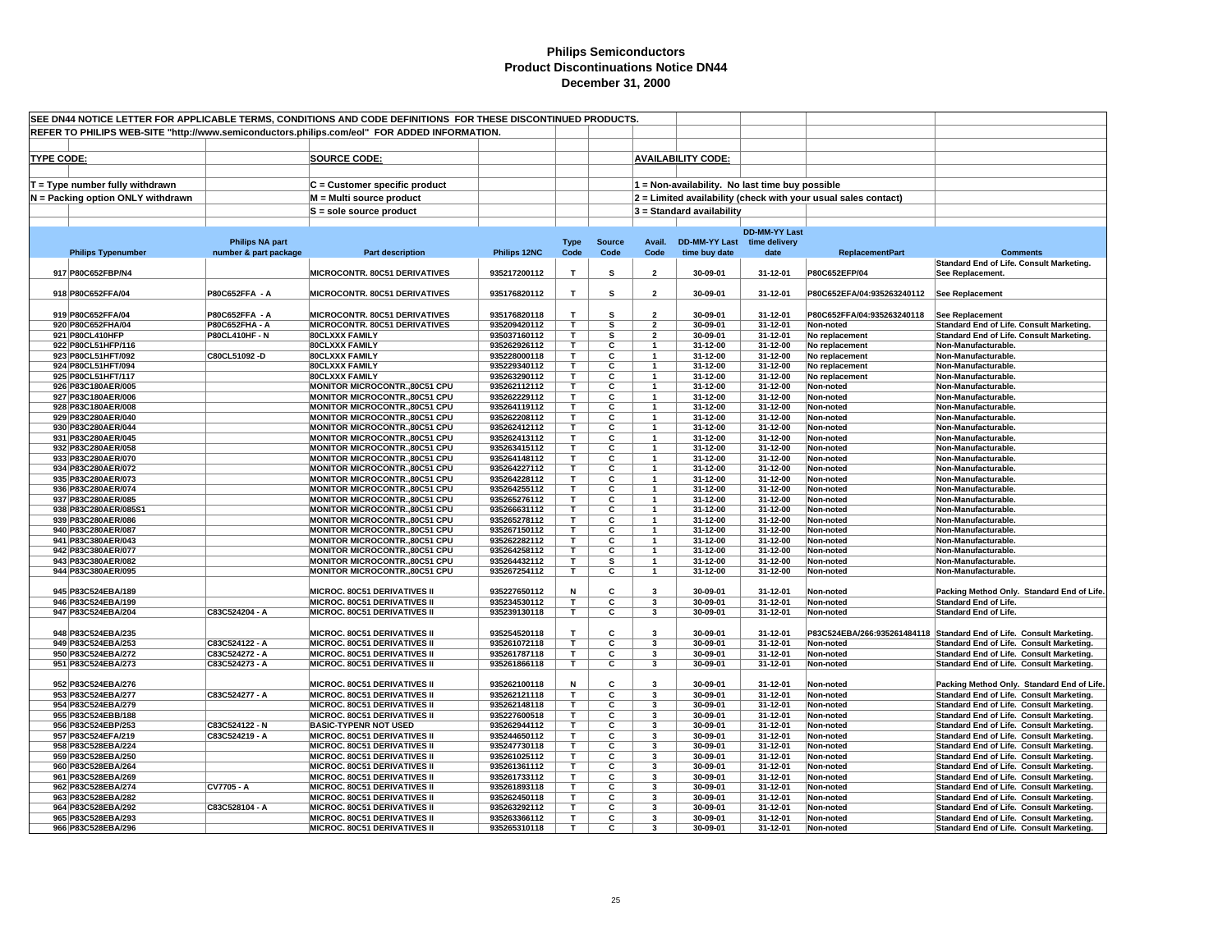# Philips Semiconductors
## Product Discontinuations Notice DN44
### December 31, 2000

SEE DN44 NOTICE LETTER FOR APPLICABLE TERMS, CONDITIONS AND CODE DEFINITIONS FOR THESE DISCONTINUED PRODUCTS.

REFER TO PHILIPS WEB-SITE "http://www.semiconductors.philips.com/eol" FOR ADDED INFORMATION.

**TYPE CODE:**
- T = Type number fully withdrawn
- N = Packing option ONLY withdrawn

**SOURCE CODE:**
- C = Customer specific product
- M = Multi source product
- S = sole source product

**AVAILABILITY CODE:**
- 1 = Non-availability. No last time buy possible
- 2 = Limited availability (check with your usual sales contact)
- 3 = Standard availability

| | Philips Typenumber | Philips NA part number & part package | Part description | Philips 12NC | Type Code | Source Code | Avail. Code | DD-MM-YY Last time buy date | DD-MM-YY Last time delivery date | ReplacementPart | Comments |
|---|---|---|---|---|---|---|---|---|---|---|---|
| 917 | P80C652FBP/N4 | | MICROCONTR. 80C51 DERIVATIVES | 935217200112 | T | S | 2 | 30-09-01 | 31-12-01 | P80C652EFP/04 | Standard End of Life. Consult Marketing. See Replacement. |
| 918 | P80C652FFA/04 | P80C652FFA - A | MICROCONTR. 80C51 DERIVATIVES | 935176820112 | T | S | 2 | 30-09-01 | 31-12-01 | P80C652EFA/04:935263240112 | See Replacement |
| 919 | P80C652FFA/04 | P80C652FFA - A | MICROCONTR. 80C51 DERIVATIVES | 935176820118 | T | S | 2 | 30-09-01 | 31-12-01 | P80C652EFA/04:935263240118 | See Replacement |
| 920 | P80C652FHA/04 | P80C652FHA - A | MICROCONTR. 80C51 DERIVATIVES | 935209420112 | T | S | 2 | 30-09-01 | 31-12-01 | Non-noted | Standard End of Life. Consult Marketing. |
| 921 | P80CL410HFP | P80CL410HF - N | 80CLXXX FAMILY | 935037160112 | T | S | 2 | 30-09-01 | 31-12-01 | No replacement | Standard End of Life. Consult Marketing. |
| 922 | P80CL51HFP/116 | | 80CLXXX FAMILY | 935262926112 | T | C | 1 | 31-12-00 | 31-12-00 | No replacement | Non-Manufacturable. |
| 923 | P80CL51HFT/092 | C80CL51092 -D | 80CLXXX FAMILY | 935228000118 | T | C | 1 | 31-12-00 | 31-12-00 | No replacement | Non-Manufacturable. |
| 924 | P80CL51HFT/094 | | 80CLXXX FAMILY | 935229340112 | T | C | 1 | 31-12-00 | 31-12-00 | No replacement | Non-Manufacturable. |
| 925 | P80CL51HFT/117 | | 80CLXXX FAMILY | 935263290112 | T | C | 1 | 31-12-00 | 31-12-00 | No replacement | Non-Manufacturable. |
| 926 | P83C180AER/005 | | MONITOR MICROCONTR.,80C51 CPU | 935262112112 | T | C | 1 | 31-12-00 | 31-12-00 | Non-noted | Non-Manufacturable. |
| 927 | P83C180AER/006 | | MONITOR MICROCONTR.,80C51 CPU | 935262229112 | T | C | 1 | 31-12-00 | 31-12-00 | Non-noted | Non-Manufacturable. |
| 928 | P83C180AER/008 | | MONITOR MICROCONTR.,80C51 CPU | 935264119112 | T | C | 1 | 31-12-00 | 31-12-00 | Non-noted | Non-Manufacturable. |
| 929 | P83C280AER/040 | | MONITOR MICROCONTR.,80C51 CPU | 935262208112 | T | C | 1 | 31-12-00 | 31-12-00 | Non-noted | Non-Manufacturable. |
| 930 | P83C280AER/044 | | MONITOR MICROCONTR.,80C51 CPU | 935262412112 | T | C | 1 | 31-12-00 | 31-12-00 | Non-noted | Non-Manufacturable. |
| 931 | P83C280AER/045 | | MONITOR MICROCONTR.,80C51 CPU | 935262413112 | T | C | 1 | 31-12-00 | 31-12-00 | Non-noted | Non-Manufacturable. |
| 932 | P83C280AER/058 | | MONITOR MICROCONTR.,80C51 CPU | 935263415112 | T | C | 1 | 31-12-00 | 31-12-00 | Non-noted | Non-Manufacturable. |
| 933 | P83C280AER/070 | | MONITOR MICROCONTR.,80C51 CPU | 935264148112 | T | C | 1 | 31-12-00 | 31-12-00 | Non-noted | Non-Manufacturable. |
| 934 | P83C280AER/072 | | MONITOR MICROCONTR.,80C51 CPU | 935264227112 | T | C | 1 | 31-12-00 | 31-12-00 | Non-noted | Non-Manufacturable. |
| 935 | P83C280AER/073 | | MONITOR MICROCONTR.,80C51 CPU | 935264228112 | T | C | 1 | 31-12-00 | 31-12-00 | Non-noted | Non-Manufacturable. |
| 936 | P83C280AER/074 | | MONITOR MICROCONTR.,80C51 CPU | 935264255112 | T | C | 1 | 31-12-00 | 31-12-00 | Non-noted | Non-Manufacturable. |
| 937 | P83C280AER/085 | | MONITOR MICROCONTR.,80C51 CPU | 935265276112 | T | C | 1 | 31-12-00 | 31-12-00 | Non-noted | Non-Manufacturable. |
| 938 | P83C280AER/085S1 | | MONITOR MICROCONTR.,80C51 CPU | 935266631112 | T | C | 1 | 31-12-00 | 31-12-00 | Non-noted | Non-Manufacturable. |
| 939 | P83C280AER/086 | | MONITOR MICROCONTR.,80C51 CPU | 935265278112 | T | C | 1 | 31-12-00 | 31-12-00 | Non-noted | Non-Manufacturable. |
| 940 | P83C280AER/087 | | MONITOR MICROCONTR.,80C51 CPU | 935267150112 | T | C | 1 | 31-12-00 | 31-12-00 | Non-noted | Non-Manufacturable. |
| 941 | P83C380AER/043 | | MONITOR MICROCONTR.,80C51 CPU | 935262282112 | T | C | 1 | 31-12-00 | 31-12-00 | Non-noted | Non-Manufacturable. |
| 942 | P83C380AER/077 | | MONITOR MICROCONTR.,80C51 CPU | 935264258112 | T | C | 1 | 31-12-00 | 31-12-00 | Non-noted | Non-Manufacturable. |
| 943 | P83C380AER/082 | | MONITOR MICROCONTR.,80C51 CPU | 935264432112 | T | S | 1 | 31-12-00 | 31-12-00 | Non-noted | Non-Manufacturable. |
| 944 | P83C380AER/095 | | MONITOR MICROCONTR.,80C51 CPU | 935267254112 | T | C | 1 | 31-12-00 | 31-12-00 | Non-noted | Non-Manufacturable. |
| 945 | P83C524EBA/189 | | MICROC. 80C51 DERIVATIVES II | 935227650112 | N | C | 3 | 30-09-01 | 31-12-01 | Non-noted | Packing Method Only. Standard End of Life. |
| 946 | P83C524EBA/199 | | MICROC. 80C51 DERIVATIVES II | 935234530112 | T | C | 3 | 30-09-01 | 31-12-01 | Non-noted | Standard End of Life. |
| 947 | P83C524EBA/204 | C83C524204 - A | MICROC. 80C51 DERIVATIVES II | 935239130118 | T | C | 3 | 30-09-01 | 31-12-01 | Non-noted | Standard End of Life. |
| 948 | P83C524EBA/235 | | MICROC. 80C51 DERIVATIVES II | 935254520118 | T | C | 3 | 30-09-01 | 31-12-01 | P83C524EBA/266:935261484118 | Standard End of Life. Consult Marketing. |
| 949 | P83C524EBA/253 | C83C524122 - A | MICROC. 80C51 DERIVATIVES II | 935261072118 | T | C | 3 | 30-09-01 | 31-12-01 | Non-noted | Standard End of Life. Consult Marketing. |
| 950 | P83C524EBA/272 | C83C524272 - A | MICROC. 80C51 DERIVATIVES II | 935261787118 | T | C | 3 | 30-09-01 | 31-12-01 | Non-noted | Standard End of Life. Consult Marketing. |
| 951 | P83C524EBA/273 | C83C524273 - A | MICROC. 80C51 DERIVATIVES II | 935261866118 | T | C | 3 | 30-09-01 | 31-12-01 | Non-noted | Standard End of Life. Consult Marketing. |
| 952 | P83C524EBA/276 | | MICROC. 80C51 DERIVATIVES II | 935262100118 | N | C | 3 | 30-09-01 | 31-12-01 | Non-noted | Packing Method Only. Standard End of Life. |
| 953 | P83C524EBA/277 | C83C524277 - A | MICROC. 80C51 DERIVATIVES II | 935262121118 | T | C | 3 | 30-09-01 | 31-12-01 | Non-noted | Standard End of Life. Consult Marketing. |
| 954 | P83C524EBA/279 | | MICROC. 80C51 DERIVATIVES II | 935262148118 | T | C | 3 | 30-09-01 | 31-12-01 | Non-noted | Standard End of Life. Consult Marketing. |
| 955 | P83C524EBB/188 | | MICROC. 80C51 DERIVATIVES II | 935227600518 | T | C | 3 | 30-09-01 | 31-12-01 | Non-noted | Standard End of Life. Consult Marketing. |
| 956 | P83C524EBP/253 | C83C524122 - N | BASIC-TYPENR NOT USED | 935262944112 | T | C | 3 | 30-09-01 | 31-12-01 | Non-noted | Standard End of Life. Consult Marketing. |
| 957 | P83C524EFA/219 | C83C524219 - A | MICROC. 80C51 DERIVATIVES II | 935244650112 | T | C | 3 | 30-09-01 | 31-12-01 | Non-noted | Standard End of Life. Consult Marketing. |
| 958 | P83C528EBA/224 | | MICROC. 80C51 DERIVATIVES II | 935247730118 | T | C | 3 | 30-09-01 | 31-12-01 | Non-noted | Standard End of Life. Consult Marketing. |
| 959 | P83C528EBA/250 | | MICROC. 80C51 DERIVATIVES II | 935261025112 | T | C | 3 | 30-09-01 | 31-12-01 | Non-noted | Standard End of Life. Consult Marketing. |
| 960 | P83C528EBA/264 | | MICROC. 80C51 DERIVATIVES II | 935261361112 | T | C | 3 | 30-09-01 | 31-12-01 | Non-noted | Standard End of Life. Consult Marketing. |
| 961 | P83C528EBA/269 | | MICROC. 80C51 DERIVATIVES II | 935261733112 | T | C | 3 | 30-09-01 | 31-12-01 | Non-noted | Standard End of Life. Consult Marketing. |
| 962 | P83C528EBA/274 | CV7705 - A | MICROC. 80C51 DERIVATIVES II | 935261893118 | T | C | 3 | 30-09-01 | 31-12-01 | Non-noted | Standard End of Life. Consult Marketing. |
| 963 | P83C528EBA/282 | | MICROC. 80C51 DERIVATIVES II | 935262450118 | T | C | 3 | 30-09-01 | 31-12-01 | Non-noted | Standard End of Life. Consult Marketing. |
| 964 | P83C528EBA/292 | C83C528104 - A | MICROC. 80C51 DERIVATIVES II | 935263292112 | T | C | 3 | 30-09-01 | 31-12-01 | Non-noted | Standard End of Life. Consult Marketing. |
| 965 | P83C528EBA/293 | | MICROC. 80C51 DERIVATIVES II | 935263366112 | T | C | 3 | 30-09-01 | 31-12-01 | Non-noted | Standard End of Life. Consult Marketing. |
| 966 | P83C528EBA/296 | | MICROC. 80C51 DERIVATIVES II | 935265310118 | T | C | 3 | 30-09-01 | 31-12-01 | Non-noted | Standard End of Life. Consult Marketing. |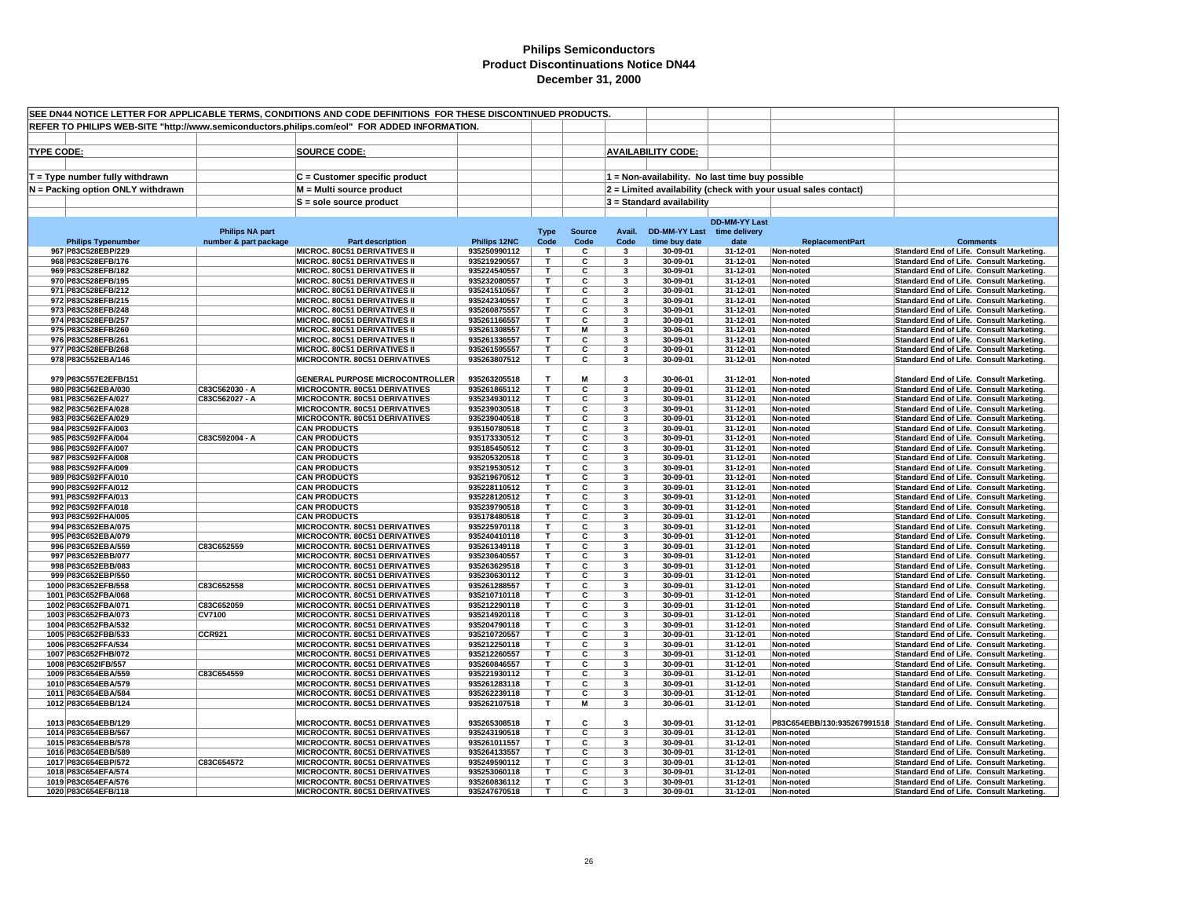# Philips Semiconductors
# Product Discontinuations Notice DN44
# December 31, 2000

SEE DN44 NOTICE LETTER FOR APPLICABLE TERMS, CONDITIONS AND CODE DEFINITIONS FOR THESE DISCONTINUED PRODUCTS.

REFER TO PHILIPS WEB-SITE "http://www.semiconductors.philips.com/eol" FOR ADDED INFORMATION.

**TYPE CODE:**

T = Type number fully withdrawn

N = Packing option ONLY withdrawn

**SOURCE CODE:**

C = Customer specific product

M = Multi source product

S = sole source product

**AVAILABILITY CODE:**

1 = Non-availability. No last time buy possible

2 = Limited availability (check with your usual sales contact)

3 = Standard availability

| | Philips Typenumber | Philips NA part number & part package | Part description | Philips 12NC | Type Code | Source Code | Avail. Code | DD-MM-YY Last time buy date | DD-MM-YY Last time delivery date | ReplacementPart | Comments |
|---|---|---|---|---|---|---|---|---|---|---|---|
| 967 | P83C528EBP/229 | | MICROC. 80C51 DERIVATIVES II | 935250990112 | T | C | 3 | 30-09-01 | 31-12-01 | Non-noted | Standard End of Life. Consult Marketing. |
| 968 | P83C528EFB/176 | | MICROC. 80C51 DERIVATIVES II | 935219290557 | T | C | 3 | 30-09-01 | 31-12-01 | Non-noted | Standard End of Life. Consult Marketing. |
| 969 | P83C528EFB/182 | | MICROC. 80C51 DERIVATIVES II | 935224540557 | T | C | 3 | 30-09-01 | 31-12-01 | Non-noted | Standard End of Life. Consult Marketing. |
| 970 | P83C528EFB/195 | | MICROC. 80C51 DERIVATIVES II | 935232080557 | T | C | 3 | 30-09-01 | 31-12-01 | Non-noted | Standard End of Life. Consult Marketing. |
| 971 | P83C528EFB/212 | | MICROC. 80C51 DERIVATIVES II | 935241510557 | T | C | 3 | 30-09-01 | 31-12-01 | Non-noted | Standard End of Life. Consult Marketing. |
| 972 | P83C528EFB/215 | | MICROC. 80C51 DERIVATIVES II | 935242340557 | T | C | 3 | 30-09-01 | 31-12-01 | Non-noted | Standard End of Life. Consult Marketing. |
| 973 | P83C528EFB/248 | | MICROC. 80C51 DERIVATIVES II | 935260875557 | T | C | 3 | 30-09-01 | 31-12-01 | Non-noted | Standard End of Life. Consult Marketing. |
| 974 | P83C528EFB/257 | | MICROC. 80C51 DERIVATIVES II | 935261166557 | T | C | 3 | 30-09-01 | 31-12-01 | Non-noted | Standard End of Life. Consult Marketing. |
| 975 | P83C528EFB/260 | | MICROC. 80C51 DERIVATIVES II | 935261308557 | T | M | 3 | 30-06-01 | 31-12-01 | Non-noted | Standard End of Life. Consult Marketing. |
| 976 | P83C528EFB/261 | | MICROC. 80C51 DERIVATIVES II | 935261336557 | T | C | 3 | 30-09-01 | 31-12-01 | Non-noted | Standard End of Life. Consult Marketing. |
| 977 | P83C528EFB/268 | | MICROC. 80C51 DERIVATIVES II | 935261595557 | T | C | 3 | 30-09-01 | 31-12-01 | Non-noted | Standard End of Life. Consult Marketing. |
| 978 | P83C552EBA/146 | | MICROCONTR. 80C51 DERIVATIVES | 935263807512 | T | C | 3 | 30-09-01 | 31-12-01 | Non-noted | Standard End of Life. Consult Marketing. |
| 979 | P83C557E2EFB/151 | | GENERAL PURPOSE MICROCONTROLLER | 935263205518 | T | M | 3 | 30-06-01 | 31-12-01 | Non-noted | Standard End of Life. Consult Marketing. |
| 980 | P83C562EBA/030 | C83C562030 - A | MICROCONTR. 80C51 DERIVATIVES | 935261865112 | T | C | 3 | 30-09-01 | 31-12-01 | Non-noted | Standard End of Life. Consult Marketing. |
| 981 | P83C562EFA/027 | C83C562027 - A | MICROCONTR. 80C51 DERIVATIVES | 935234930112 | T | C | 3 | 30-09-01 | 31-12-01 | Non-noted | Standard End of Life. Consult Marketing. |
| 982 | P83C562EFA/028 | | MICROCONTR. 80C51 DERIVATIVES | 935239030518 | T | C | 3 | 30-09-01 | 31-12-01 | Non-noted | Standard End of Life. Consult Marketing. |
| 983 | P83C562EFA/029 | | MICROCONTR. 80C51 DERIVATIVES | 935239040518 | T | C | 3 | 30-09-01 | 31-12-01 | Non-noted | Standard End of Life. Consult Marketing. |
| 984 | P83C592FFA/003 | | CAN PRODUCTS | 935150780518 | T | C | 3 | 30-09-01 | 31-12-01 | Non-noted | Standard End of Life. Consult Marketing. |
| 985 | P83C592FFA/004 | C83C592004 - A | CAN PRODUCTS | 935173330512 | T | C | 3 | 30-09-01 | 31-12-01 | Non-noted | Standard End of Life. Consult Marketing. |
| 986 | P83C592FFA/007 | | CAN PRODUCTS | 935185450512 | T | C | 3 | 30-09-01 | 31-12-01 | Non-noted | Standard End of Life. Consult Marketing. |
| 987 | P83C592FFA/008 | | CAN PRODUCTS | 935205320518 | T | C | 3 | 30-09-01 | 31-12-01 | Non-noted | Standard End of Life. Consult Marketing. |
| 988 | P83C592FFA/009 | | CAN PRODUCTS | 935219530512 | T | C | 3 | 30-09-01 | 31-12-01 | Non-noted | Standard End of Life. Consult Marketing. |
| 989 | P83C592FFA/010 | | CAN PRODUCTS | 935219670512 | T | C | 3 | 30-09-01 | 31-12-01 | Non-noted | Standard End of Life. Consult Marketing. |
| 990 | P83C592FFA/012 | | CAN PRODUCTS | 935228110512 | T | C | 3 | 30-09-01 | 31-12-01 | Non-noted | Standard End of Life. Consult Marketing. |
| 991 | P83C592FFA/013 | | CAN PRODUCTS | 935228120512 | T | C | 3 | 30-09-01 | 31-12-01 | Non-noted | Standard End of Life. Consult Marketing. |
| 992 | P83C592FFA/018 | | CAN PRODUCTS | 935239790518 | T | C | 3 | 30-09-01 | 31-12-01 | Non-noted | Standard End of Life. Consult Marketing. |
| 993 | P83C592FHA/005 | | CAN PRODUCTS | 935178480518 | T | C | 3 | 30-09-01 | 31-12-01 | Non-noted | Standard End of Life. Consult Marketing. |
| 994 | P83C652EBA/075 | | MICROCONTR. 80C51 DERIVATIVES | 935225970118 | T | C | 3 | 30-09-01 | 31-12-01 | Non-noted | Standard End of Life. Consult Marketing. |
| 995 | P83C652EBA/079 | | MICROCONTR. 80C51 DERIVATIVES | 935240410118 | T | C | 3 | 30-09-01 | 31-12-01 | Non-noted | Standard End of Life. Consult Marketing. |
| 996 | P83C652EBA/559 | C83C652559 | MICROCONTR. 80C51 DERIVATIVES | 935261349118 | T | C | 3 | 30-09-01 | 31-12-01 | Non-noted | Standard End of Life. Consult Marketing. |
| 997 | P83C652EBB/077 | | MICROCONTR. 80C51 DERIVATIVES | 935230640557 | T | C | 3 | 30-09-01 | 31-12-01 | Non-noted | Standard End of Life. Consult Marketing. |
| 998 | P83C652EBB/083 | | MICROCONTR. 80C51 DERIVATIVES | 935263629518 | T | C | 3 | 30-09-01 | 31-12-01 | Non-noted | Standard End of Life. Consult Marketing. |
| 999 | P83C652EBP/550 | | MICROCONTR. 80C51 DERIVATIVES | 935230630112 | T | C | 3 | 30-09-01 | 31-12-01 | Non-noted | Standard End of Life. Consult Marketing. |
| 1000 | P83C652EFB/558 | C83C652558 | MICROCONTR. 80C51 DERIVATIVES | 935261288557 | T | C | 3 | 30-09-01 | 31-12-01 | Non-noted | Standard End of Life. Consult Marketing. |
| 1001 | P83C652FBA/068 | | MICROCONTR. 80C51 DERIVATIVES | 935210710118 | T | C | 3 | 30-09-01 | 31-12-01 | Non-noted | Standard End of Life. Consult Marketing. |
| 1002 | P83C652FBA/071 | C83C652059 | MICROCONTR. 80C51 DERIVATIVES | 935212290118 | T | C | 3 | 30-09-01 | 31-12-01 | Non-noted | Standard End of Life. Consult Marketing. |
| 1003 | P83C652FBA/073 | CV7100 | MICROCONTR. 80C51 DERIVATIVES | 935214920118 | T | C | 3 | 30-09-01 | 31-12-01 | Non-noted | Standard End of Life. Consult Marketing. |
| 1004 | P83C652FBA/532 | | MICROCONTR. 80C51 DERIVATIVES | 935204790118 | T | C | 3 | 30-09-01 | 31-12-01 | Non-noted | Standard End of Life. Consult Marketing. |
| 1005 | P83C652FBB/533 | CCR921 | MICROCONTR. 80C51 DERIVATIVES | 935210720557 | T | C | 3 | 30-09-01 | 31-12-01 | Non-noted | Standard End of Life. Consult Marketing. |
| 1006 | P83C652FFA/534 | | MICROCONTR. 80C51 DERIVATIVES | 935212250118 | T | C | 3 | 30-09-01 | 31-12-01 | Non-noted | Standard End of Life. Consult Marketing. |
| 1007 | P83C652FHB/072 | | MICROCONTR. 80C51 DERIVATIVES | 935212260557 | T | C | 3 | 30-09-01 | 31-12-01 | Non-noted | Standard End of Life. Consult Marketing. |
| 1008 | P83C652IFB/557 | | MICROCONTR. 80C51 DERIVATIVES | 935260846557 | T | C | 3 | 30-09-01 | 31-12-01 | Non-noted | Standard End of Life. Consult Marketing. |
| 1009 | P83C654EBA/559 | C83C654559 | MICROCONTR. 80C51 DERIVATIVES | 935221930112 | T | C | 3 | 30-09-01 | 31-12-01 | Non-noted | Standard End of Life. Consult Marketing. |
| 1010 | P83C654EBA/579 | | MICROCONTR. 80C51 DERIVATIVES | 935261283118 | T | C | 3 | 30-09-01 | 31-12-01 | Non-noted | Standard End of Life. Consult Marketing. |
| 1011 | P83C654EBA/584 | | MICROCONTR. 80C51 DERIVATIVES | 935262239118 | T | C | 3 | 30-09-01 | 31-12-01 | Non-noted | Standard End of Life. Consult Marketing. |
| 1012 | P83C654EBB/124 | | MICROCONTR. 80C51 DERIVATIVES | 935262107518 | T | M | 3 | 30-06-01 | 31-12-01 | Non-noted | Standard End of Life. Consult Marketing. |
| 1013 | P83C654EBB/129 | | MICROCONTR. 80C51 DERIVATIVES | 935265308518 | T | C | 3 | 30-09-01 | 31-12-01 | P83C654EBB/130:935267991518 | Standard End of Life. Consult Marketing. |
| 1014 | P83C654EBB/567 | | MICROCONTR. 80C51 DERIVATIVES | 935243190518 | T | C | 3 | 30-09-01 | 31-12-01 | Non-noted | Standard End of Life. Consult Marketing. |
| 1015 | P83C654EBB/578 | | MICROCONTR. 80C51 DERIVATIVES | 935261011557 | T | C | 3 | 30-09-01 | 31-12-01 | Non-noted | Standard End of Life. Consult Marketing. |
| 1016 | P83C654EBB/589 | | MICROCONTR. 80C51 DERIVATIVES | 935264133557 | T | C | 3 | 30-09-01 | 31-12-01 | Non-noted | Standard End of Life. Consult Marketing. |
| 1017 | P83C654EBP/572 | C83C654572 | MICROCONTR. 80C51 DERIVATIVES | 935249590112 | T | C | 3 | 30-09-01 | 31-12-01 | Non-noted | Standard End of Life. Consult Marketing. |
| 1018 | P83C654EFA/574 | | MICROCONTR. 80C51 DERIVATIVES | 935253060118 | T | C | 3 | 30-09-01 | 31-12-01 | Non-noted | Standard End of Life. Consult Marketing. |
| 1019 | P83C654EFA/576 | | MICROCONTR. 80C51 DERIVATIVES | 935260836112 | T | C | 3 | 30-09-01 | 31-12-01 | Non-noted | Standard End of Life. Consult Marketing. |
| 1020 | P83C654EFB/118 | | MICROCONTR. 80C51 DERIVATIVES | 935247670518 | T | C | 3 | 30-09-01 | 31-12-01 | Non-noted | Standard End of Life. Consult Marketing. |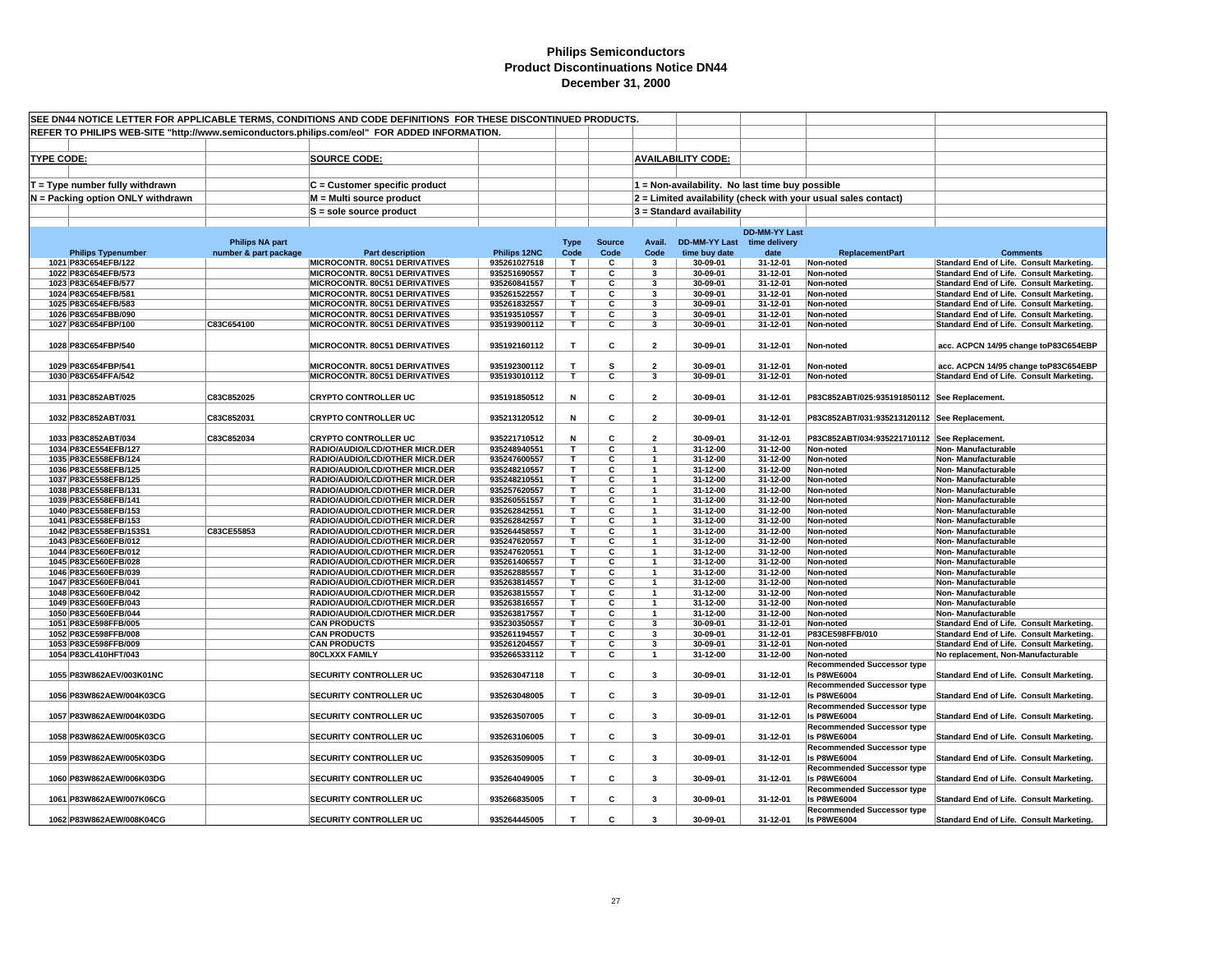# Philips Semiconductors
## Product Discontinuations Notice DN44
### December 31, 2000

SEE DN44 NOTICE LETTER FOR APPLICABLE TERMS, CONDITIONS AND CODE DEFINITIONS FOR THESE DISCONTINUED PRODUCTS.

REFER TO PHILIPS WEB-SITE "http://www.semiconductors.philips.com/eol" FOR ADDED INFORMATION.

**TYPE CODE:**
- T = Type number fully withdrawn
- N = Packing option ONLY withdrawn

**SOURCE CODE:**
- C = Customer specific product
- M = Multi source product
- S = sole source product

**AVAILABILITY CODE:**
- 1 = Non-availability. No last time buy possible
- 2 = Limited availability (check with your usual sales contact)
- 3 = Standard availability

| | Philips Typenumber | Philips NA part number & part package | Part description | Philips 12NC | Type Code | Source Code | Avail. Code | DD-MM-YY Last time buy date | DD-MM-YY Last time delivery date | ReplacementPart | Comments |
|---|---|---|---|---|---|---|---|---|---|---|---|
| 1021 | P83C654EFB/122 | | MICROCONTR. 80C51 DERIVATIVES | 935261027518 | T | C | 3 | 30-09-01 | 31-12-01 | Non-noted | Standard End of Life. Consult Marketing. |
| 1022 | P83C654EFB/573 | | MICROCONTR. 80C51 DERIVATIVES | 935251690557 | T | C | 3 | 30-09-01 | 31-12-01 | Non-noted | Standard End of Life. Consult Marketing. |
| 1023 | P83C654EFB/577 | | MICROCONTR. 80C51 DERIVATIVES | 935260841557 | T | C | 3 | 30-09-01 | 31-12-01 | Non-noted | Standard End of Life. Consult Marketing. |
| 1024 | P83C654EFB/581 | | MICROCONTR. 80C51 DERIVATIVES | 935261522557 | T | C | 3 | 30-09-01 | 31-12-01 | Non-noted | Standard End of Life. Consult Marketing. |
| 1025 | P83C654EFB/583 | | MICROCONTR. 80C51 DERIVATIVES | 935261832557 | T | C | 3 | 30-09-01 | 31-12-01 | Non-noted | Standard End of Life. Consult Marketing. |
| 1026 | P83C654FBB/090 | | MICROCONTR. 80C51 DERIVATIVES | 935193510557 | T | C | 3 | 30-09-01 | 31-12-01 | Non-noted | Standard End of Life. Consult Marketing. |
| 1027 | P83C654FBP/100 | C83C654100 | MICROCONTR. 80C51 DERIVATIVES | 935193900112 | T | C | 3 | 30-09-01 | 31-12-01 | Non-noted | Standard End of Life. Consult Marketing. |
| 1028 | P83C654FBP/540 | | MICROCONTR. 80C51 DERIVATIVES | 935192160112 | T | C | 2 | 30-09-01 | 31-12-01 | Non-noted | acc. ACPCN 14/95 change toP83C654EBP |
| 1029 | P83C654FBP/541 | | MICROCONTR. 80C51 DERIVATIVES | 935192300112 | T | S | 2 | 30-09-01 | 31-12-01 | Non-noted | acc. ACPCN 14/95 change toP83C654EBP |
| 1030 | P83C654FFA/542 | | MICROCONTR. 80C51 DERIVATIVES | 935193010112 | T | C | 3 | 30-09-01 | 31-12-01 | Non-noted | Standard End of Life. Consult Marketing. |
| 1031 | P83C852ABT/025 | C83C852025 | CRYPTO CONTROLLER UC | 935191850512 | N | C | 2 | 30-09-01 | 31-12-01 | P83C852ABT/025:935191850112 | See Replacement. |
| 1032 | P83C852ABT/031 | C83C852031 | CRYPTO CONTROLLER UC | 935213120512 | N | C | 2 | 30-09-01 | 31-12-01 | P83C852ABT/031:935213120112 | See Replacement. |
| 1033 | P83C852ABT/034 | C83C852034 | CRYPTO CONTROLLER UC | 935221710512 | N | C | 2 | 30-09-01 | 31-12-01 | P83C852ABT/034:935221710112 | See Replacement. |
| 1034 | P83CE554EFB/127 | | RADIO/AUDIO/LCD/OTHER MICR.DER | 935248940551 | T | C | 1 | 31-12-00 | 31-12-00 | Non-noted | Non- Manufacturable |
| 1035 | P83CE558EFB/124 | | RADIO/AUDIO/LCD/OTHER MICR.DER | 935247600557 | T | C | 1 | 31-12-00 | 31-12-00 | Non-noted | Non- Manufacturable |
| 1036 | P83CE558EFB/125 | | RADIO/AUDIO/LCD/OTHER MICR.DER | 935248210557 | T | C | 1 | 31-12-00 | 31-12-00 | Non-noted | Non- Manufacturable |
| 1037 | P83CE558EFB/125 | | RADIO/AUDIO/LCD/OTHER MICR.DER | 935248210551 | T | C | 1 | 31-12-00 | 31-12-00 | Non-noted | Non- Manufacturable |
| 1038 | P83CE558EFB/131 | | RADIO/AUDIO/LCD/OTHER MICR.DER | 935257620557 | T | C | 1 | 31-12-00 | 31-12-00 | Non-noted | Non- Manufacturable |
| 1039 | P83CE558EFB/141 | | RADIO/AUDIO/LCD/OTHER MICR.DER | 935260551557 | T | C | 1 | 31-12-00 | 31-12-00 | Non-noted | Non- Manufacturable |
| 1040 | P83CE558EFB/153 | | RADIO/AUDIO/LCD/OTHER MICR.DER | 935262842551 | T | C | 1 | 31-12-00 | 31-12-00 | Non-noted | Non- Manufacturable |
| 1041 | P83CE558EFB/153 | | RADIO/AUDIO/LCD/OTHER MICR.DER | 935262842557 | T | C | 1 | 31-12-00 | 31-12-00 | Non-noted | Non- Manufacturable |
| 1042 | P83CE558EFB/153S1 | C83CE55853 | RADIO/AUDIO/LCD/OTHER MICR.DER | 935264458557 | T | C | 1 | 31-12-00 | 31-12-00 | Non-noted | Non- Manufacturable |
| 1043 | P83CE560EFB/012 | | RADIO/AUDIO/LCD/OTHER MICR.DER | 935247620557 | T | C | 1 | 31-12-00 | 31-12-00 | Non-noted | Non- Manufacturable |
| 1044 | P83CE560EFB/012 | | RADIO/AUDIO/LCD/OTHER MICR.DER | 935247620551 | T | C | 1 | 31-12-00 | 31-12-00 | Non-noted | Non- Manufacturable |
| 1045 | P83CE560EFB/028 | | RADIO/AUDIO/LCD/OTHER MICR.DER | 935261406557 | T | C | 1 | 31-12-00 | 31-12-00 | Non-noted | Non- Manufacturable |
| 1046 | P83CE560EFB/039 | | RADIO/AUDIO/LCD/OTHER MICR.DER | 935262885557 | T | C | 1 | 31-12-00 | 31-12-00 | Non-noted | Non- Manufacturable |
| 1047 | P83CE560EFB/041 | | RADIO/AUDIO/LCD/OTHER MICR.DER | 935263814557 | T | C | 1 | 31-12-00 | 31-12-00 | Non-noted | Non- Manufacturable |
| 1048 | P83CE560EFB/042 | | RADIO/AUDIO/LCD/OTHER MICR.DER | 935263815557 | T | C | 1 | 31-12-00 | 31-12-00 | Non-noted | Non- Manufacturable |
| 1049 | P83CE560EFB/043 | | RADIO/AUDIO/LCD/OTHER MICR.DER | 935263816557 | T | C | 1 | 31-12-00 | 31-12-00 | Non-noted | Non- Manufacturable |
| 1050 | P83CE560EFB/044 | | RADIO/AUDIO/LCD/OTHER MICR.DER | 935263817557 | T | C | 1 | 31-12-00 | 31-12-00 | Non-noted | Non- Manufacturable |
| 1051 | P83CE598FFB/005 | | CAN PRODUCTS | 935230350557 | T | C | 3 | 30-09-01 | 31-12-01 | Non-noted | Standard End of Life. Consult Marketing. |
| 1052 | P83CE598FFB/008 | | CAN PRODUCTS | 935261194557 | T | C | 3 | 30-09-01 | 31-12-01 | P83CE598FFB/010 | Standard End of Life. Consult Marketing. |
| 1053 | P83CE598FFB/009 | | CAN PRODUCTS | 935261204557 | T | C | 3 | 30-09-01 | 31-12-01 | Non-noted | Standard End of Life. Consult Marketing. |
| 1054 | P83CL410HFT/043 | | 80CLXXX FAMILY | 935266533112 | T | C | 1 | 31-12-00 | 31-12-00 | Non-noted | No replacement, Non-Manufacturable |
| 1055 | P83W862AEV/003K01NC | | SECURITY CONTROLLER UC | 935263047118 | T | C | 3 | 30-09-01 | 31-12-01 | Recommended Successor type Is P8WE6004 | Standard End of Life. Consult Marketing. |
| 1056 | P83W862AEW/004K03CG | | SECURITY CONTROLLER UC | 935263048005 | T | C | 3 | 30-09-01 | 31-12-01 | Recommended Successor type Is P8WE6004 | Standard End of Life. Consult Marketing. |
| 1057 | P83W862AEW/004K03DG | | SECURITY CONTROLLER UC | 935263507005 | T | C | 3 | 30-09-01 | 31-12-01 | Recommended Successor type Is P8WE6004 | Standard End of Life. Consult Marketing. |
| 1058 | P83W862AEW/005K03CG | | SECURITY CONTROLLER UC | 935263106005 | T | C | 3 | 30-09-01 | 31-12-01 | Recommended Successor type Is P8WE6004 | Standard End of Life. Consult Marketing. |
| 1059 | P83W862AEW/005K03DG | | SECURITY CONTROLLER UC | 935263509005 | T | C | 3 | 30-09-01 | 31-12-01 | Recommended Successor type Is P8WE6004 | Standard End of Life. Consult Marketing. |
| 1060 | P83W862AEW/006K03DG | | SECURITY CONTROLLER UC | 935264049005 | T | C | 3 | 30-09-01 | 31-12-01 | Recommended Successor type Is P8WE6004 | Standard End of Life. Consult Marketing. |
| 1061 | P83W862AEW/007K06CG | | SECURITY CONTROLLER UC | 935266835005 | T | C | 3 | 30-09-01 | 31-12-01 | Recommended Successor type Is P8WE6004 | Standard End of Life. Consult Marketing. |
| 1062 | P83W862AEW/008K04CG | | SECURITY CONTROLLER UC | 935264445005 | T | C | 3 | 30-09-01 | 31-12-01 | Recommended Successor type Is P8WE6004 | Standard End of Life. Consult Marketing. |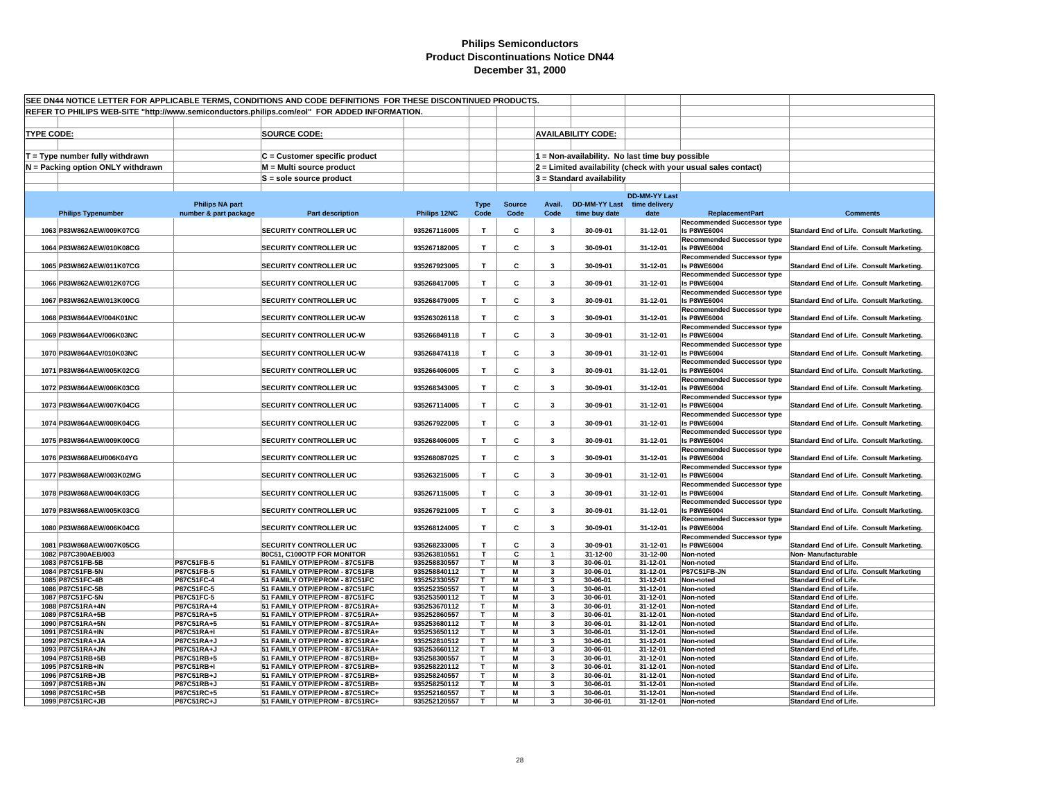# Philips Semiconductors
## Product Discontinuations Notice DN44
### December 31, 2000

SEE DN44 NOTICE LETTER FOR APPLICABLE TERMS, CONDITIONS AND CODE DEFINITIONS FOR THESE DISCONTINUED PRODUCTS.

REFER TO PHILIPS WEB-SITE "http://www.semiconductors.philips.com/eol" FOR ADDED INFORMATION.

**TYPE CODE:**
- T = Type number fully withdrawn
- N = Packing option ONLY withdrawn

**SOURCE CODE:**
- C = Customer specific product
- M = Multi source product
- S = sole source product

**AVAILABILITY CODE:**
- 1 = Non-availability. No last time buy possible
- 2 = Limited availability (check with your usual sales contact)
- 3 = Standard availability

| | Philips Typenumber | Philips NA part number & part package | Part description | Philips 12NC | Type Code | Source Code | Avail. Code | DD-MM-YY Last time buy date | DD-MM-YY Last time delivery date | ReplacementPart | Comments |
|---|---|---|---|---|---|---|---|---|---|---|---|
| 1063 | P83W862AEW/009K07CG | | SECURITY CONTROLLER UC | 935267116005 | T | C | 3 | 30-09-01 | 31-12-01 | Recommended Successor type Is P8WE6004 | Standard End of Life. Consult Marketing. |
| 1064 | P83W862AEW/010K08CG | | SECURITY CONTROLLER UC | 935267182005 | T | C | 3 | 30-09-01 | 31-12-01 | Recommended Successor type Is P8WE6004 | Standard End of Life. Consult Marketing. |
| 1065 | P83W862AEW/011K07CG | | SECURITY CONTROLLER UC | 935267923005 | T | C | 3 | 30-09-01 | 31-12-01 | Recommended Successor type Is P8WE6004 | Standard End of Life. Consult Marketing. |
| 1066 | P83W862AEW/012K07CG | | SECURITY CONTROLLER UC | 935268417005 | T | C | 3 | 30-09-01 | 31-12-01 | Recommended Successor type Is P8WE6004 | Standard End of Life. Consult Marketing. |
| 1067 | P83W862AEW/013K00CG | | SECURITY CONTROLLER UC | 935268479005 | T | C | 3 | 30-09-01 | 31-12-01 | Recommended Successor type Is P8WE6004 | Standard End of Life. Consult Marketing. |
| 1068 | P83W864AEV/004K01NC | | SECURITY CONTROLLER UC-W | 935263026118 | T | C | 3 | 30-09-01 | 31-12-01 | Recommended Successor type Is P8WE6004 | Standard End of Life. Consult Marketing. |
| 1069 | P83W864AEV/006K03NC | | SECURITY CONTROLLER UC-W | 935266849118 | T | C | 3 | 30-09-01 | 31-12-01 | Recommended Successor type Is P8WE6004 | Standard End of Life. Consult Marketing. |
| 1070 | P83W864AEV/010K03NC | | SECURITY CONTROLLER UC-W | 935268474118 | T | C | 3 | 30-09-01 | 31-12-01 | Recommended Successor type Is P8WE6004 | Standard End of Life. Consult Marketing. |
| 1071 | P83W864AEW/005K02CG | | SECURITY CONTROLLER UC | 935266406005 | T | C | 3 | 30-09-01 | 31-12-01 | Recommended Successor type Is P8WE6004 | Standard End of Life. Consult Marketing. |
| 1072 | P83W864AEW/006K03CG | | SECURITY CONTROLLER UC | 935268343005 | T | C | 3 | 30-09-01 | 31-12-01 | Recommended Successor type Is P8WE6004 | Standard End of Life. Consult Marketing. |
| 1073 | P83W864AEW/007K04CG | | SECURITY CONTROLLER UC | 935267114005 | T | C | 3 | 30-09-01 | 31-12-01 | Recommended Successor type Is P8WE6004 | Standard End of Life. Consult Marketing. |
| 1074 | P83W864AEW/008K04CG | | SECURITY CONTROLLER UC | 935267922005 | T | C | 3 | 30-09-01 | 31-12-01 | Recommended Successor type Is P8WE6004 | Standard End of Life. Consult Marketing. |
| 1075 | P83W864AEW/009K00CG | | SECURITY CONTROLLER UC | 935268406005 | T | C | 3 | 30-09-01 | 31-12-01 | Recommended Successor type Is P8WE6004 | Standard End of Life. Consult Marketing. |
| 1076 | P83W868AEU/006K04YG | | SECURITY CONTROLLER UC | 935268087025 | T | C | 3 | 30-09-01 | 31-12-01 | Recommended Successor type Is P8WE6004 | Standard End of Life. Consult Marketing. |
| 1077 | P83W868AEW/003K02MG | | SECURITY CONTROLLER UC | 935263215005 | T | C | 3 | 30-09-01 | 31-12-01 | Recommended Successor type Is P8WE6004 | Standard End of Life. Consult Marketing. |
| 1078 | P83W868AEW/004K03CG | | SECURITY CONTROLLER UC | 935267115005 | T | C | 3 | 30-09-01 | 31-12-01 | Recommended Successor type Is P8WE6004 | Standard End of Life. Consult Marketing. |
| 1079 | P83W868AEW/005K03CG | | SECURITY CONTROLLER UC | 935267921005 | T | C | 3 | 30-09-01 | 31-12-01 | Recommended Successor type Is P8WE6004 | Standard End of Life. Consult Marketing. |
| 1080 | P83W868AEW/006K04CG | | SECURITY CONTROLLER UC | 935268124005 | T | C | 3 | 30-09-01 | 31-12-01 | Recommended Successor type Is P8WE6004 | Standard End of Life. Consult Marketing. |
| 1081 | P83W868AEW/007K05CG | | SECURITY CONTROLLER UC | 935268233005 | T | C | 3 | 30-09-01 | 31-12-01 | Recommended Successor type Is P8WE6004 | Standard End of Life. Consult Marketing. |
| 1082 | P87C390AEB/003 | | 80C51, C100OTP FOR MONITOR | 935263810551 | T | C | 1 | 31-12-00 | 31-12-00 | Non-noted | Non- Manufacturable |
| 1083 | P87C51FB-5B | P87C51FB-5 | 51 FAMILY OTP/EPROM - 87C51FB | 935258830557 | T | M | 3 | 30-06-01 | 31-12-01 | Non-noted | Standard End of Life. |
| 1084 | P87C51FB-5N | P87C51FB-5 | 51 FAMILY OTP/EPROM - 87C51FB | 935258840112 | T | M | 3 | 30-06-01 | 31-12-01 | P87C51FB-JN | Standard End of Life. Consult Marketing |
| 1085 | P87C51FC-4B | P87C51FC-4 | 51 FAMILY OTP/EPROM - 87C51FC | 935252330557 | T | M | 3 | 30-06-01 | 31-12-01 | Non-noted | Standard End of Life. |
| 1086 | P87C51FC-5B | P87C51FC-5 | 51 FAMILY OTP/EPROM - 87C51FC | 935252350557 | T | M | 3 | 30-06-01 | 31-12-01 | Non-noted | Standard End of Life. |
| 1087 | P87C51FC-5N | P87C51FC-5 | 51 FAMILY OTP/EPROM - 87C51FC | 935253500112 | T | M | 3 | 30-06-01 | 31-12-01 | Non-noted | Standard End of Life. |
| 1088 | P87C51RA+4N | P87C51RA+4 | 51 FAMILY OTP/EPROM - 87C51RA+ | 935253670112 | T | M | 3 | 30-06-01 | 31-12-01 | Non-noted | Standard End of Life. |
| 1089 | P87C51RA+5B | P87C51RA+5 | 51 FAMILY OTP/EPROM - 87C51RA+ | 935252860557 | T | M | 3 | 30-06-01 | 31-12-01 | Non-noted | Standard End of Life. |
| 1090 | P87C51RA+5N | P87C51RA+5 | 51 FAMILY OTP/EPROM - 87C51RA+ | 935253680112 | T | M | 3 | 30-06-01 | 31-12-01 | Non-noted | Standard End of Life. |
| 1091 | P87C51RA+IN | P87C51RA+I | 51 FAMILY OTP/EPROM - 87C51RA+ | 935253650112 | T | M | 3 | 30-06-01 | 31-12-01 | Non-noted | Standard End of Life. |
| 1092 | P87C51RA+JA | P87C51RA+J | 51 FAMILY OTP/EPROM - 87C51RA+ | 935252810512 | T | M | 3 | 30-06-01 | 31-12-01 | Non-noted | Standard End of Life. |
| 1093 | P87C51RA+JN | P87C51RA+J | 51 FAMILY OTP/EPROM - 87C51RA+ | 935253660112 | T | M | 3 | 30-06-01 | 31-12-01 | Non-noted | Standard End of Life. |
| 1094 | P87C51RB+5B | P87C51RB+5 | 51 FAMILY OTP/EPROM - 87C51RB+ | 935258300557 | T | M | 3 | 30-06-01 | 31-12-01 | Non-noted | Standard End of Life. |
| 1095 | P87C51RB+IN | P87C51RB+I | 51 FAMILY OTP/EPROM - 87C51RB+ | 935258220112 | T | M | 3 | 30-06-01 | 31-12-01 | Non-noted | Standard End of Life. |
| 1096 | P87C51RB+JB | P87C51RB+J | 51 FAMILY OTP/EPROM - 87C51RB+ | 935258240557 | T | M | 3 | 30-06-01 | 31-12-01 | Non-noted | Standard End of Life. |
| 1097 | P87C51RB+JN | P87C51RB+J | 51 FAMILY OTP/EPROM - 87C51RB+ | 935258250112 | T | M | 3 | 30-06-01 | 31-12-01 | Non-noted | Standard End of Life. |
| 1098 | P87C51RC+5B | P87C51RC+5 | 51 FAMILY OTP/EPROM - 87C51RC+ | 935252160557 | T | M | 3 | 30-06-01 | 31-12-01 | Non-noted | Standard End of Life. |
| 1099 | P87C51RC+JB | P87C51RC+J | 51 FAMILY OTP/EPROM - 87C51RC+ | 935252120557 | T | M | 3 | 30-06-01 | 31-12-01 | Non-noted | Standard End of Life. |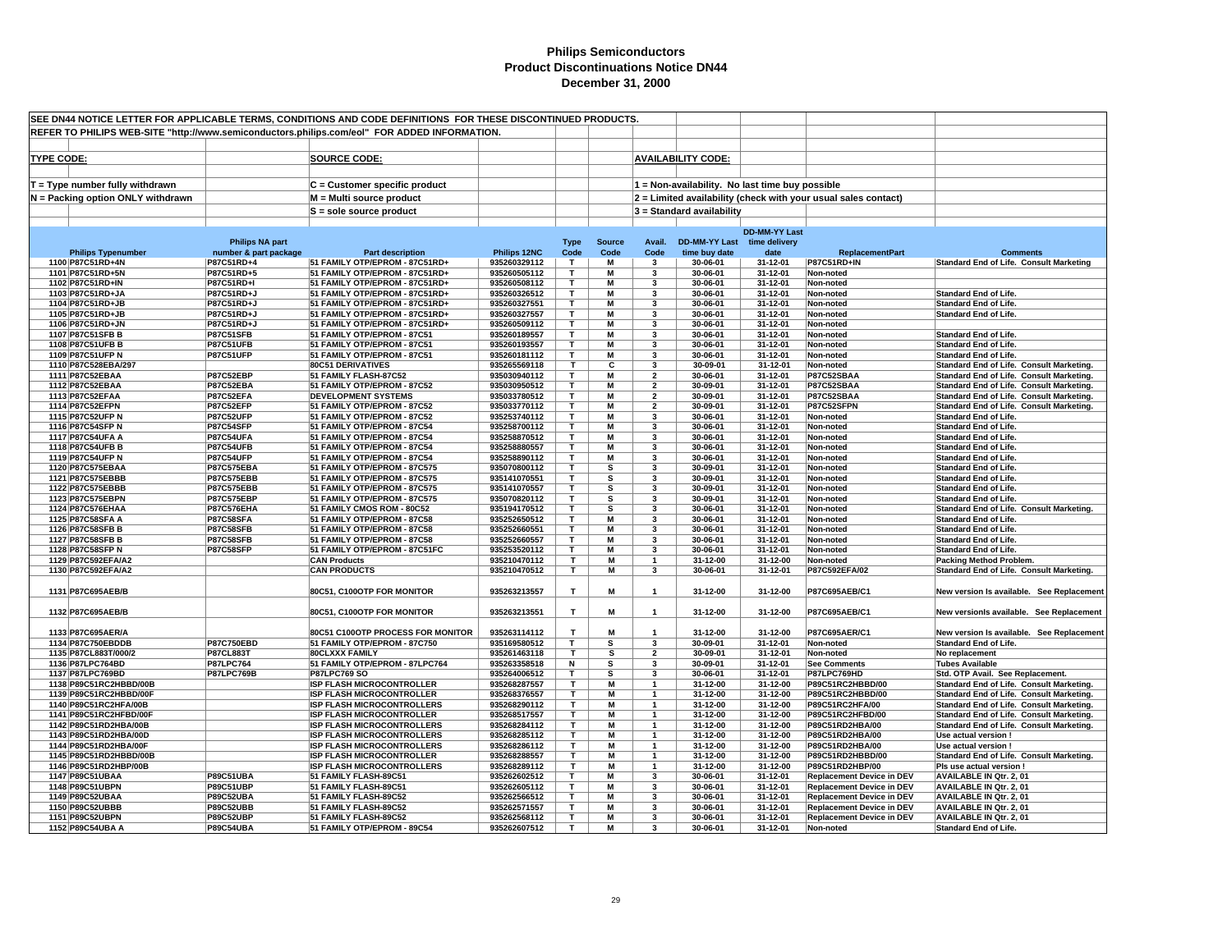# Philips Semiconductors
## Product Discontinuations Notice DN44
## December 31, 2000

SEE DN44 NOTICE LETTER FOR APPLICABLE TERMS, CONDITIONS AND CODE DEFINITIONS FOR THESE DISCONTINUED PRODUCTS.

REFER TO PHILIPS WEB-SITE "http://www.semiconductors.philips.com/eol" FOR ADDED INFORMATION.

**TYPE CODE:**
- T = Type number fully withdrawn
- N = Packing option ONLY withdrawn

**SOURCE CODE:**
- C = Customer specific product
- M = Multi source product
- S = sole source product

**AVAILABILITY CODE:**
- 1 = Non-availability. No last time buy possible
- 2 = Limited availability (check with your usual sales contact)
- 3 = Standard availability

| | Philips Typenumber | Philips NA part number & part package | Part description | Philips 12NC | Type Code | Source Code | Avail. Code | DD-MM-YY Last time buy date | DD-MM-YY Last time delivery date | ReplacementPart | Comments |
|---|---|---|---|---|---|---|---|---|---|---|---|
| 1100 | P87C51RD+4N | P87C51RD+4 | 51 FAMILY OTP/EPROM - 87C51RD+ | 935260329112 | T | M | 3 | 30-06-01 | 31-12-01 | P87C51RD+IN | Standard End of Life. Consult Marketing |
| 1101 | P87C51RD+5N | P87C51RD+5 | 51 FAMILY OTP/EPROM - 87C51RD+ | 935260505112 | T | M | 3 | 30-06-01 | 31-12-01 | Non-noted | |
| 1102 | P87C51RD+IN | P87C51RD+I | 51 FAMILY OTP/EPROM - 87C51RD+ | 935260508112 | T | M | 3 | 30-06-01 | 31-12-01 | Non-noted | |
| 1103 | P87C51RD+JA | P87C51RD+J | 51 FAMILY OTP/EPROM - 87C51RD+ | 935260326512 | T | M | 3 | 30-06-01 | 31-12-01 | Non-noted | Standard End of Life. |
| 1104 | P87C51RD+JB | P87C51RD+J | 51 FAMILY OTP/EPROM - 87C51RD+ | 935260327551 | T | M | 3 | 30-06-01 | 31-12-01 | Non-noted | Standard End of Life. |
| 1105 | P87C51RD+JB | P87C51RD+J | 51 FAMILY OTP/EPROM - 87C51RD+ | 935260327557 | T | M | 3 | 30-06-01 | 31-12-01 | Non-noted | Standard End of Life. |
| 1106 | P87C51RD+JN | P87C51RD+J | 51 FAMILY OTP/EPROM - 87C51RD+ | 935260509112 | T | M | 3 | 30-06-01 | 31-12-01 | Non-noted | |
| 1107 | P87C51SFB B | P87C51SFB | 51 FAMILY OTP/EPROM - 87C51 | 935260189557 | T | M | 3 | 30-06-01 | 31-12-01 | Non-noted | Standard End of Life. |
| 1108 | P87C51UFB B | P87C51UFB | 51 FAMILY OTP/EPROM - 87C51 | 935260193557 | T | M | 3 | 30-06-01 | 31-12-01 | Non-noted | Standard End of Life. |
| 1109 | P87C51UFP N | P87C51UFP | 51 FAMILY OTP/EPROM - 87C51 | 935260181112 | T | M | 3 | 30-06-01 | 31-12-01 | Non-noted | Standard End of Life. |
| 1110 | P87C528EBA/297 | | 80C51 DERIVATIVES | 935265569118 | T | C | 3 | 30-09-01 | 31-12-01 | Non-noted | Standard End of Life. Consult Marketing. |
| 1111 | P87C52EBAA | P87C52EBP | 51 FAMILY FLASH-87C52 | 935030940112 | T | M | 2 | 30-06-01 | 31-12-01 | P87C52SBAA | Standard End of Life. Consult Marketing. |
| 1112 | P87C52EBAA | P87C52EBA | 51 FAMILY OTP/EPROM - 87C52 | 935030950512 | T | M | 2 | 30-09-01 | 31-12-01 | P87C52SBAA | Standard End of Life. Consult Marketing. |
| 1113 | P87C52EFAA | P87C52EFA | DEVELOPMENT SYSTEMS | 935033780512 | T | M | 2 | 30-09-01 | 31-12-01 | P87C52SBAA | Standard End of Life. Consult Marketing. |
| 1114 | P87C52EFPN | P87C52EFP | 51 FAMILY OTP/EPROM - 87C52 | 935033770112 | T | M | 2 | 30-09-01 | 31-12-01 | P87C52SFPN | Standard End of Life. Consult Marketing. |
| 1115 | P87C52UFP N | P87C52UFP | 51 FAMILY OTP/EPROM - 87C52 | 935253740112 | T | M | 3 | 30-06-01 | 31-12-01 | Non-noted | Standard End of Life. |
| 1116 | P87C54SFP N | P87C54SFP | 51 FAMILY OTP/EPROM - 87C54 | 935258700112 | T | M | 3 | 30-06-01 | 31-12-01 | Non-noted | Standard End of Life. |
| 1117 | P87C54UFA A | P87C54UFA | 51 FAMILY OTP/EPROM - 87C54 | 935258870512 | T | M | 3 | 30-06-01 | 31-12-01 | Non-noted | Standard End of Life. |
| 1118 | P87C54UFB B | P87C54UFB | 51 FAMILY OTP/EPROM - 87C54 | 935258880557 | T | M | 3 | 30-06-01 | 31-12-01 | Non-noted | Standard End of Life. |
| 1119 | P87C54UFP N | P87C54UFP | 51 FAMILY OTP/EPROM - 87C54 | 935258890112 | T | M | 3 | 30-06-01 | 31-12-01 | Non-noted | Standard End of Life. |
| 1120 | P87C575EBAA | P87C575EBA | 51 FAMILY OTP/EPROM - 87C575 | 935070800112 | T | S | 3 | 30-09-01 | 31-12-01 | Non-noted | Standard End of Life. |
| 1121 | P87C575EBBB | P87C575EBB | 51 FAMILY OTP/EPROM - 87C575 | 935141070551 | T | S | 3 | 30-09-01 | 31-12-01 | Non-noted | Standard End of Life. |
| 1122 | P87C575EBBB | P87C575EBB | 51 FAMILY OTP/EPROM - 87C575 | 935141070557 | T | S | 3 | 30-09-01 | 31-12-01 | Non-noted | Standard End of Life. |
| 1123 | P87C575EBPN | P87C575EBP | 51 FAMILY OTP/EPROM - 87C575 | 935070820112 | T | S | 3 | 30-09-01 | 31-12-01 | Non-noted | Standard End of Life. |
| 1124 | P87C576EHAA | P87C576EHA | 51 FAMILY CMOS ROM - 80C52 | 935194170512 | T | S | 3 | 30-06-01 | 31-12-01 | Non-noted | Standard End of Life. Consult Marketing. |
| 1125 | P87C58SFA A | P87C58SFA | 51 FAMILY OTP/EPROM - 87C58 | 935252650512 | T | M | 3 | 30-06-01 | 31-12-01 | Non-noted | Standard End of Life. |
| 1126 | P87C58SFB B | P87C58SFB | 51 FAMILY OTP/EPROM - 87C58 | 935252660551 | T | M | 3 | 30-06-01 | 31-12-01 | Non-noted | Standard End of Life. |
| 1127 | P87C58SFB B | P87C58SFB | 51 FAMILY OTP/EPROM - 87C58 | 935252660557 | T | M | 3 | 30-06-01 | 31-12-01 | Non-noted | Standard End of Life. |
| 1128 | P87C58SFP N | P87C58SFP | 51 FAMILY OTP/EPROM - 87C51FC | 935253520112 | T | M | 3 | 30-06-01 | 31-12-01 | Non-noted | Standard End of Life. |
| 1129 | P87C592EFA/A2 | | CAN Products | 935210470112 | T | M | 1 | 31-12-00 | 31-12-00 | Non-noted | Packing Method Problem. |
| 1130 | P87C592EFA/A2 | | CAN PRODUCTS | 935210470512 | T | M | 3 | 30-06-01 | 31-12-01 | P87C592EFA/02 | Standard End of Life. Consult Marketing. |
| 1131 | P87C695AEB/B | | 80C51, C100OTP FOR MONITOR | 935263213557 | T | M | 1 | 31-12-00 | 31-12-00 | P87C695AEB/C1 | New version Is available. See Replacement |
| 1132 | P87C695AEB/B | | 80C51, C100OTP FOR MONITOR | 935263213551 | T | M | 1 | 31-12-00 | 31-12-00 | P87C695AEB/C1 | New versionIs available. See Replacement |
| 1133 | P87C695AER/A | | 80C51 C100OTP PROCESS FOR MONITOR | 935263114112 | T | M | 1 | 31-12-00 | 31-12-00 | P87C695AER/C1 | New version Is available. See Replacement |
| 1134 | P87C750EBDDB | P87C750EBD | 51 FAMILY OTP/EPROM - 87C750 | 935169580512 | T | S | 3 | 30-09-01 | 31-12-01 | Non-noted | Standard End of Life. |
| 1135 | P87CL883T/000/2 | P87CL883T | 80CLXXX FAMILY | 935261463118 | T | S | 2 | 30-09-01 | 31-12-01 | Non-noted | No replacement |
| 1136 | P87LPC764BD | P87LPC764 | 51 FAMILY OTP/EPROM - 87LPC764 | 935263358518 | N | S | 3 | 30-09-01 | 31-12-01 | See Comments | Tubes Available |
| 1137 | P87LPC769BD | P87LPC769B | P87LPC769 SO | 935264006512 | T | S | 3 | 30-06-01 | 31-12-01 | P87LPC769HD | Std. OTP Avail. See Replacement. |
| 1138 | P89C51RC2HBBD/00B | | ISP FLASH MICROCONTROLLER | 935268287557 | T | M | 1 | 31-12-00 | 31-12-00 | P89C51RC2HBBD/00 | Standard End of Life. Consult Marketing. |
| 1139 | P89C51RC2HBBD/00F | | ISP FLASH MICROCONTROLLER | 935268376557 | T | M | 1 | 31-12-00 | 31-12-00 | P89C51RC2HBBD/00 | Standard End of Life. Consult Marketing. |
| 1140 | P89C51RC2HFA/00B | | ISP FLASH MICROCONTROLLERS | 935268290112 | T | M | 1 | 31-12-00 | 31-12-00 | P89C51RC2HFA/00 | Standard End of Life. Consult Marketing. |
| 1141 | P89C51RC2HFBD/00F | | ISP FLASH MICROCONTROLLER | 935268517557 | T | M | 1 | 31-12-00 | 31-12-00 | P89C51RC2HFBD/00 | Standard End of Life. Consult Marketing. |
| 1142 | P89C51RD2HBA/00B | | ISP FLASH MICROCONTROLLERS | 935268284112 | T | M | 1 | 31-12-00 | 31-12-00 | P89C51RD2HBA/00 | Standard End of Life. Consult Marketing. |
| 1143 | P89C51RD2HBA/00D | | ISP FLASH MICROCONTROLLERS | 935268285112 | T | M | 1 | 31-12-00 | 31-12-00 | P89C51RD2HBA/00 | Use actual version ! |
| 1144 | P89C51RD2HBA/00F | | ISP FLASH MICROCONTROLLERS | 935268286112 | T | M | 1 | 31-12-00 | 31-12-00 | P89C51RD2HBA/00 | Use actual version ! |
| 1145 | P89C51RD2HBBD/00B | | ISP FLASH MICROCONTROLLER | 935268288557 | T | M | 1 | 31-12-00 | 31-12-00 | P89C51RD2HBBD/00 | Standard End of Life. Consult Marketing. |
| 1146 | P89C51RD2HBP/00B | | ISP FLASH MICROCONTROLLERS | 935268289112 | T | M | 1 | 31-12-00 | 31-12-00 | P89C51RD2HBP/00 | Pls use actual version ! |
| 1147 | P89C51UBAA | P89C51UBA | 51 FAMILY FLASH-89C51 | 935262602512 | T | M | 3 | 30-06-01 | 31-12-01 | Replacement Device in DEV | AVAILABLE IN Qtr. 2, 01 |
| 1148 | P89C51UBPN | P89C51UBP | 51 FAMILY FLASH-89C51 | 935262605112 | T | M | 3 | 30-06-01 | 31-12-01 | Replacement Device in DEV | AVAILABLE IN Qtr. 2, 01 |
| 1149 | P89C52UBAA | P89C52UBA | 51 FAMILY FLASH-89C52 | 935262566512 | T | M | 3 | 30-06-01 | 31-12-01 | Replacement Device in DEV | AVAILABLE IN Qtr. 2, 01 |
| 1150 | P89C52UBBB | P89C52UBB | 51 FAMILY FLASH-89C52 | 935262571557 | T | M | 3 | 30-06-01 | 31-12-01 | Replacement Device in DEV | AVAILABLE IN Qtr. 2, 01 |
| 1151 | P89C52UBPN | P89C52UBP | 51 FAMILY FLASH-89C52 | 935262568112 | T | M | 3 | 30-06-01 | 31-12-01 | Replacement Device in DEV | AVAILABLE IN Qtr. 2, 01 |
| 1152 | P89C54UBA A | P89C54UBA | 51 FAMILY OTP/EPROM - 89C54 | 935262607512 | T | M | 3 | 30-06-01 | 31-12-01 | Non-noted | Standard End of Life. |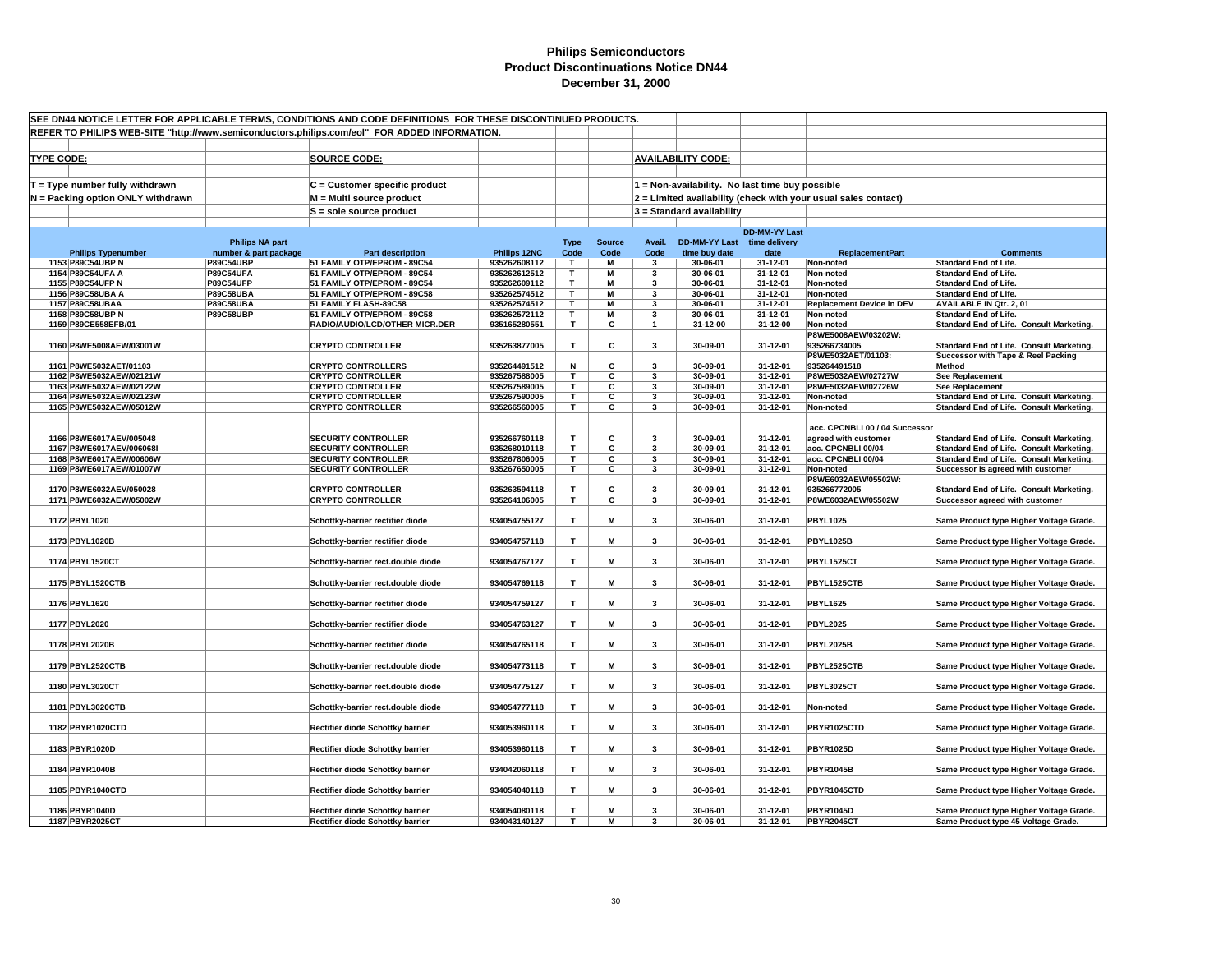# Philips Semiconductors
## Product Discontinuations Notice DN44
### December 31, 2000

SEE DN44 NOTICE LETTER FOR APPLICABLE TERMS, CONDITIONS AND CODE DEFINITIONS FOR THESE DISCONTINUED PRODUCTS.

REFER TO PHILIPS WEB-SITE "http://www.semiconductors.philips.com/eol" FOR ADDED INFORMATION.

**TYPE CODE:**
- T = Type number fully withdrawn
- N = Packing option ONLY withdrawn

**SOURCE CODE:**
- C = Customer specific product
- M = Multi source product
- S = sole source product

**AVAILABILITY CODE:**
- 1 = Non-availability. No last time buy possible
- 2 = Limited availability (check with your usual sales contact)
- 3 = Standard availability

| | Philips Typenumber | Philips NA part number & part package | Part description | Philips 12NC | Type Code | Source Code | Avail. Code | DD-MM-YY Last time buy date | DD-MM-YY Last time delivery date | ReplacementPart | Comments |
|---|---|---|---|---|---|---|---|---|---|---|---|
| 1153 | P89C54UBP N | P89C54UBP | 51 FAMILY OTP/EPROM - 89C54 | 935262608112 | T | M | 3 | 30-06-01 | 31-12-01 | Non-noted | Standard End of Life. |
| 1154 | P89C54UFA A | P89C54UFA | 51 FAMILY OTP/EPROM - 89C54 | 935262612512 | T | M | 3 | 30-06-01 | 31-12-01 | Non-noted | Standard End of Life. |
| 1155 | P89C54UFP N | P89C54UFP | 51 FAMILY OTP/EPROM - 89C54 | 935262609112 | T | M | 3 | 30-06-01 | 31-12-01 | Non-noted | Standard End of Life. |
| 1156 | P89C58UBA A | P89C58UBA | 51 FAMILY OTP/EPROM - 89C58 | 935262574512 | T | M | 3 | 30-06-01 | 31-12-01 | Non-noted | Standard End of Life. |
| 1157 | P89C58UBAA | P89C58UBA | 51 FAMILY FLASH-89C58 | 935262574512 | T | M | 3 | 30-06-01 | 31-12-01 | Replacement Device in DEV | AVAILABLE IN Qtr. 2, 01 |
| 1158 | P89C58UBP N | P89C58UBP | 51 FAMILY OTP/EPROM - 89C58 | 935262572112 | T | M | 3 | 30-06-01 | 31-12-01 | Non-noted | Standard End of Life. |
| 1159 | P89CE558EFB/01 | | RADIO/AUDIO/LCD/OTHER MICR.DER | 935165280551 | T | C | 1 | 31-12-00 | 31-12-00 | Non-noted | Standard End of Life. Consult Marketing. |
| 1160 | P8WE5008AEW/03001W | | CRYPTO CONTROLLER | 935263877005 | T | C | 3 | 30-09-01 | 31-12-01 | P8WE5008AEW/03202W: 935266734005 | Standard End of Life. Consult Marketing. |
| 1161 | P8WE5032AET/01103 | | CRYPTO CONTROLLERS | 935264491512 | N | C | 3 | 30-09-01 | 31-12-01 | P8WE5032AET/01103: 935264491518 | Successor with Tape & Reel Packing Method |
| 1162 | P8WE5032AEW/02121W | | CRYPTO CONTROLLER | 935267588005 | T | C | 3 | 30-09-01 | 31-12-01 | P8WE5032AEW/02727W | See Replacement |
| 1163 | P8WE5032AEW/02122W | | CRYPTO CONTROLLER | 935267589005 | T | C | 3 | 30-09-01 | 31-12-01 | P8WE5032AEW/02726W | See Replacement |
| 1164 | P8WE5032AEW/02123W | | CRYPTO CONTROLLER | 935267590005 | T | C | 3 | 30-09-01 | 31-12-01 | Non-noted | Standard End of Life. Consult Marketing. |
| 1165 | P8WE5032AEW/05012W | | CRYPTO CONTROLLER | 935266560005 | T | C | 3 | 30-09-01 | 31-12-01 | Non-noted | Standard End of Life. Consult Marketing. |
| 1166 | P8WE6017AEV/005048 | | SECURITY CONTROLLER | 935266760118 | T | C | 3 | 30-09-01 | 31-12-01 | acc. CPCNBLI 00 / 04 Successor agreed with customer | Standard End of Life. Consult Marketing. |
| 1167 | P8WE6017AEV/006068I | | SECURITY CONTROLLER | 935268010118 | T | C | 3 | 30-09-01 | 31-12-01 | acc. CPCNBLI 00/04 | Standard End of Life. Consult Marketing. |
| 1168 | P8WE6017AEW/00606W | | SECURITY CONTROLLER | 935267806005 | T | C | 3 | 30-09-01 | 31-12-01 | acc. CPCNBLI 00/04 | Standard End of Life. Consult Marketing. |
| 1169 | P8WE6017AEW/01007W | | SECURITY CONTROLLER | 935267650005 | T | C | 3 | 30-09-01 | 31-12-01 | Non-noted | Successor Is agreed with customer |
| 1170 | P8WE6032AEV/050028 | | CRYPTO CONTROLLER | 935263594118 | T | C | 3 | 30-09-01 | 31-12-01 | P8WE6032AEW/05502W: 935266772005 | Standard End of Life. Consult Marketing. |
| 1171 | P8WE6032AEW/05002W | | CRYPTO CONTROLLER | 935264106005 | T | C | 3 | 30-09-01 | 31-12-01 | P8WE6032AEW/05502W | Successor agreed with customer |
| 1172 | PBYL1020 | | Schottky-barrier rectifier diode | 934054755127 | T | M | 3 | 30-06-01 | 31-12-01 | PBYL1025 | Same Product type Higher Voltage Grade. |
| 1173 | PBYL1020B | | Schottky-barrier rectifier diode | 934054757118 | T | M | 3 | 30-06-01 | 31-12-01 | PBYL1025B | Same Product type Higher Voltage Grade. |
| 1174 | PBYL1520CT | | Schottky-barrier rect.double diode | 934054767127 | T | M | 3 | 30-06-01 | 31-12-01 | PBYL1525CT | Same Product type Higher Voltage Grade. |
| 1175 | PBYL1520CTB | | Schottky-barrier rect.double diode | 934054769118 | T | M | 3 | 30-06-01 | 31-12-01 | PBYL1525CTB | Same Product type Higher Voltage Grade. |
| 1176 | PBYL1620 | | Schottky-barrier rectifier diode | 934054759127 | T | M | 3 | 30-06-01 | 31-12-01 | PBYL1625 | Same Product type Higher Voltage Grade. |
| 1177 | PBYL2020 | | Schottky-barrier rectifier diode | 934054763127 | T | M | 3 | 30-06-01 | 31-12-01 | PBYL2025 | Same Product type Higher Voltage Grade. |
| 1178 | PBYL2020B | | Schottky-barrier rectifier diode | 934054765118 | T | M | 3 | 30-06-01 | 31-12-01 | PBYL2025B | Same Product type Higher Voltage Grade. |
| 1179 | PBYL2520CTB | | Schottky-barrier rect.double diode | 934054773118 | T | M | 3 | 30-06-01 | 31-12-01 | PBYL2525CTB | Same Product type Higher Voltage Grade. |
| 1180 | PBYL3020CT | | Schottky-barrier rect.double diode | 934054775127 | T | M | 3 | 30-06-01 | 31-12-01 | PBYL3025CT | Same Product type Higher Voltage Grade. |
| 1181 | PBYL3020CTB | | Schottky-barrier rect.double diode | 934054777118 | T | M | 3 | 30-06-01 | 31-12-01 | Non-noted | Same Product type Higher Voltage Grade. |
| 1182 | PBYR1020CTD | | Rectifier diode Schottky barrier | 934053960118 | T | M | 3 | 30-06-01 | 31-12-01 | PBYR1025CTD | Same Product type Higher Voltage Grade. |
| 1183 | PBYR1020D | | Rectifier diode Schottky barrier | 934053980118 | T | M | 3 | 30-06-01 | 31-12-01 | PBYR1025D | Same Product type Higher Voltage Grade. |
| 1184 | PBYR1040B | | Rectifier diode Schottky barrier | 934042060118 | T | M | 3 | 30-06-01 | 31-12-01 | PBYR1045B | Same Product type Higher Voltage Grade. |
| 1185 | PBYR1040CTD | | Rectifier diode Schottky barrier | 934054040118 | T | M | 3 | 30-06-01 | 31-12-01 | PBYR1045CTD | Same Product type Higher Voltage Grade. |
| 1186 | PBYR1040D | | Rectifier diode Schottky barrier | 934054080118 | T | M | 3 | 30-06-01 | 31-12-01 | PBYR1045D | Same Product type Higher Voltage Grade. |
| 1187 | PBYR2025CT | | Rectifier diode Schottky barrier | 934043140127 | T | M | 3 | 30-06-01 | 31-12-01 | PBYR2045CT | Same Product type 45 Voltage Grade. |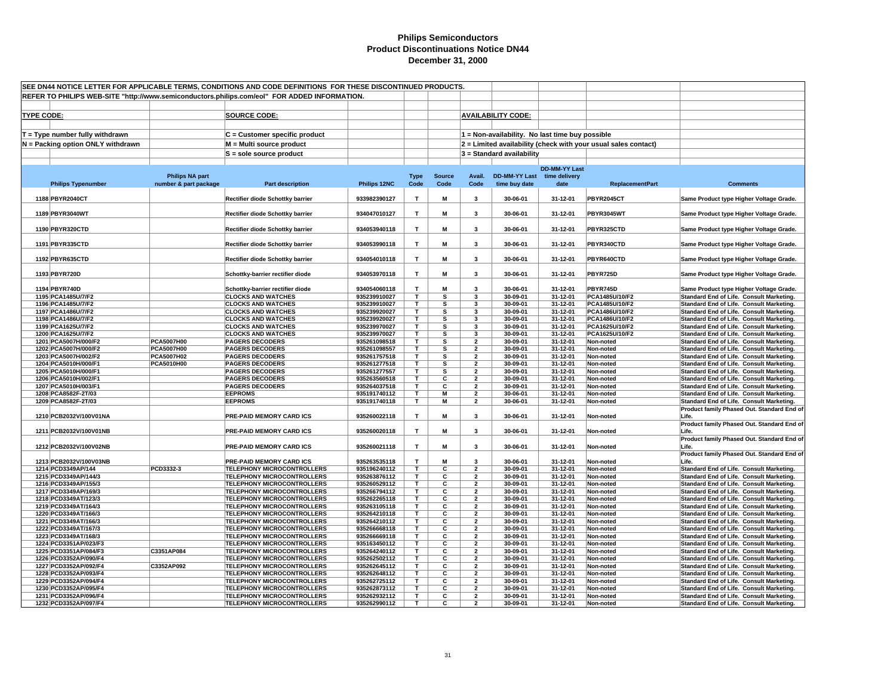# Philips Semiconductors
## Product Discontinuations Notice DN44
### December 31, 2000

SEE DN44 NOTICE LETTER FOR APPLICABLE TERMS, CONDITIONS AND CODE DEFINITIONS FOR THESE DISCONTINUED PRODUCTS.

REFER TO PHILIPS WEB-SITE "http://www.semiconductors.philips.com/eol" FOR ADDED INFORMATION.

**TYPE CODE:**

T = Type number fully withdrawn
N = Packing option ONLY withdrawn

**SOURCE CODE:**

C = Customer specific product
M = Multi source product
S = sole source product

**AVAILABILITY CODE:**

1 = Non-availability. No last time buy possible
2 = Limited availability (check with your usual sales contact)
3 = Standard availability

| | Philips Typenumber | Philips NA part number & part package | Part description | Philips 12NC | Type Code | Source Code | Avail. Code | DD-MM-YY Last time buy date | DD-MM-YY Last time delivery date | ReplacementPart | Comments |
|---|---|---|---|---|---|---|---|---|---|---|---|
| 1188 | PBYR2040CT | | Rectifier diode Schottky barrier | 933982390127 | T | M | 3 | 30-06-01 | 31-12-01 | PBYR2045CT | Same Product type Higher Voltage Grade. |
| 1189 | PBYR3040WT | | Rectifier diode Schottky barrier | 934047010127 | T | M | 3 | 30-06-01 | 31-12-01 | PBYR3045WT | Same Product type Higher Voltage Grade. |
| 1190 | PBYR320CTD | | Rectifier diode Schottky barrier | 934053940118 | T | M | 3 | 30-06-01 | 31-12-01 | PBYR325CTD | Same Product type Higher Voltage Grade. |
| 1191 | PBYR335CTD | | Rectifier diode Schottky barrier | 934053990118 | T | M | 3 | 30-06-01 | 31-12-01 | PBYR340CTD | Same Product type Higher Voltage Grade. |
| 1192 | PBYR635CTD | | Rectifier diode Schottky barrier | 934054010118 | T | M | 3 | 30-06-01 | 31-12-01 | PBYR640CTD | Same Product type Higher Voltage Grade. |
| 1193 | PBYR720D | | Schottky-barrier rectifier diode | 934053970118 | T | M | 3 | 30-06-01 | 31-12-01 | PBYR725D | Same Product type Higher Voltage Grade. |
| 1194 | PBYR740D | | Schottky-barrier rectifier diode | 934054060118 | T | M | 3 | 30-06-01 | 31-12-01 | PBYR745D | Same Product type Higher Voltage Grade. |
| 1195 | PCA1485U/7/F2 | | CLOCKS AND WATCHES | 935239910027 | T | S | 3 | 30-09-01 | 31-12-01 | PCA1485U/10/F2 | Standard End of Life. Consult Marketing. |
| 1196 | PCA1485U/7/F2 | | CLOCKS AND WATCHES | 935239910027 | T | S | 3 | 30-09-01 | 31-12-01 | PCA1485U/10/F2 | Standard End of Life. Consult Marketing. |
| 1197 | PCA1486U/7/F2 | | CLOCKS AND WATCHES | 935239920027 | T | S | 3 | 30-09-01 | 31-12-01 | PCA1486U/10/F2 | Standard End of Life. Consult Marketing. |
| 1198 | PCA1486U/7/F2 | | CLOCKS AND WATCHES | 935239920027 | T | S | 3 | 30-09-01 | 31-12-01 | PCA1486U/10/F2 | Standard End of Life. Consult Marketing. |
| 1199 | PCA1625U/7/F2 | | CLOCKS AND WATCHES | 935239970027 | T | S | 3 | 30-09-01 | 31-12-01 | PCA1625U/10/F2 | Standard End of Life. Consult Marketing. |
| 1200 | PCA1625U/7/F2 | | CLOCKS AND WATCHES | 935239970027 | T | S | 3 | 30-09-01 | 31-12-01 | PCA1625U/10/F2 | Standard End of Life. Consult Marketing. |
| 1201 | PCA5007H/000/F2 | PCA5007H00 | PAGERS DECODERS | 935261098518 | T | S | 2 | 30-09-01 | 31-12-01 | Non-noted | Standard End of Life. Consult Marketing. |
| 1202 | PCA5007H/000/F2 | PCA5007H00 | PAGERS DECODERS | 935261098557 | T | S | 2 | 30-09-01 | 31-12-01 | Non-noted | Standard End of Life. Consult Marketing. |
| 1203 | PCA5007H/002/F2 | PCA5007H02 | PAGERS DECODERS | 935261757518 | T | S | 2 | 30-09-01 | 31-12-01 | Non-noted | Standard End of Life. Consult Marketing. |
| 1204 | PCA5010H/000/F1 | PCA5010H00 | PAGERS DECODERS | 935261277518 | T | S | 2 | 30-09-01 | 31-12-01 | Non-noted | Standard End of Life. Consult Marketing. |
| 1205 | PCA5010H/000/F1 | | PAGERS DECODERS | 935261277557 | T | S | 2 | 30-09-01 | 31-12-01 | Non-noted | Standard End of Life. Consult Marketing. |
| 1206 | PCA5010H/002/F1 | | PAGERS DECODERS | 935263560518 | T | C | 2 | 30-09-01 | 31-12-01 | Non-noted | Standard End of Life. Consult Marketing. |
| 1207 | PCA5010H/003/F1 | | PAGERS DECODERS | 935264037518 | T | C | 2 | 30-09-01 | 31-12-01 | Non-noted | Standard End of Life. Consult Marketing. |
| 1208 | PCA8582F-2T/03 | | EEPROMS | 935191740112 | T | M | 2 | 30-06-01 | 31-12-01 | Non-noted | Standard End of Life. Consult Marketing. |
| 1209 | PCA8582F-2T/03 | | EEPROMS | 935191740118 | T | M | 2 | 30-06-01 | 31-12-01 | Non-noted | Standard End of Life. Consult Marketing. |
| 1210 | PCB2032V/100V01NA | | PRE-PAID MEMORY CARD ICS | 935260022118 | T | M | 3 | 30-06-01 | 31-12-01 | Non-noted | Product family Phased Out. Standard End of Life. |
| 1211 | PCB2032V/100V01NB | | PRE-PAID MEMORY CARD ICS | 935260020118 | T | M | 3 | 30-06-01 | 31-12-01 | Non-noted | Product family Phased Out. Standard End of Life. |
| 1212 | PCB2032V/100V02NB | | PRE-PAID MEMORY CARD ICS | 935260021118 | T | M | 3 | 30-06-01 | 31-12-01 | Non-noted | Product family Phased Out. Standard End of Life. |
| 1213 | PCB2032V/100V03NB | | PRE-PAID MEMORY CARD ICS | 935263535118 | T | M | 3 | 30-06-01 | 31-12-01 | Non-noted | Product family Phased Out. Standard End of Life. |
| 1214 | PCD3349AP/144 | PCD3332-3 | TELEPHONY MICROCONTROLLERS | 935196240112 | T | C | 2 | 30-09-01 | 31-12-01 | Non-noted | Standard End of Life. Consult Marketing. |
| 1215 | PCD3349AP/144/3 | | TELEPHONY MICROCONTROLLERS | 935263876112 | T | C | 2 | 30-09-01 | 31-12-01 | Non-noted | Standard End of Life. Consult Marketing. |
| 1216 | PCD3349AP/155/3 | | TELEPHONY MICROCONTROLLERS | 935260529112 | T | C | 2 | 30-09-01 | 31-12-01 | Non-noted | Standard End of Life. Consult Marketing. |
| 1217 | PCD3349AP/169/3 | | TELEPHONY MICROCONTROLLERS | 935266794112 | T | C | 2 | 30-09-01 | 31-12-01 | Non-noted | Standard End of Life. Consult Marketing. |
| 1218 | PCD3349AT/123/3 | | TELEPHONY MICROCONTROLLERS | 935262265118 | T | C | 2 | 30-09-01 | 31-12-01 | Non-noted | Standard End of Life. Consult Marketing. |
| 1219 | PCD3349AT/164/3 | | TELEPHONY MICROCONTROLLERS | 935263105118 | T | C | 2 | 30-09-01 | 31-12-01 | Non-noted | Standard End of Life. Consult Marketing. |
| 1220 | PCD3349AT/166/3 | | TELEPHONY MICROCONTROLLERS | 935264210118 | T | C | 2 | 30-09-01 | 31-12-01 | Non-noted | Standard End of Life. Consult Marketing. |
| 1221 | PCD3349AT/166/3 | | TELEPHONY MICROCONTROLLERS | 935264210112 | T | C | 2 | 30-09-01 | 31-12-01 | Non-noted | Standard End of Life. Consult Marketing. |
| 1222 | PCD3349AT/167/3 | | TELEPHONY MICROCONTROLLERS | 935266668118 | T | C | 2 | 30-09-01 | 31-12-01 | Non-noted | Standard End of Life. Consult Marketing. |
| 1223 | PCD3349AT/168/3 | | TELEPHONY MICROCONTROLLERS | 935266669118 | T | C | 2 | 30-09-01 | 31-12-01 | Non-noted | Standard End of Life. Consult Marketing. |
| 1224 | PCD3351AP/023/F3 | | TELEPHONY MICROCONTROLLERS | 935163450112 | T | C | 2 | 30-09-01 | 31-12-01 | Non-noted | Standard End of Life. Consult Marketing. |
| 1225 | PCD3351AP/084/F3 | C3351AP084 | TELEPHONY MICROCONTROLLERS | 935264240112 | T | C | 2 | 30-09-01 | 31-12-01 | Non-noted | Standard End of Life. Consult Marketing. |
| 1226 | PCD3352AP/090/F4 | | TELEPHONY MICROCONTROLLERS | 935262502112 | T | C | 2 | 30-09-01 | 31-12-01 | Non-noted | Standard End of Life. Consult Marketing. |
| 1227 | PCD3352AP/092/F4 | C3352AP092 | TELEPHONY MICROCONTROLLERS | 935262645112 | T | C | 2 | 30-09-01 | 31-12-01 | Non-noted | Standard End of Life. Consult Marketing. |
| 1228 | PCD3352AP/093/F4 | | TELEPHONY MICROCONTROLLERS | 935262648112 | T | C | 2 | 30-09-01 | 31-12-01 | Non-noted | Standard End of Life. Consult Marketing. |
| 1229 | PCD3352AP/094/F4 | | TELEPHONY MICROCONTROLLERS | 935262725112 | T | C | 2 | 30-09-01 | 31-12-01 | Non-noted | Standard End of Life. Consult Marketing. |
| 1230 | PCD3352AP/095/F4 | | TELEPHONY MICROCONTROLLERS | 935262873112 | T | C | 2 | 30-09-01 | 31-12-01 | Non-noted | Standard End of Life. Consult Marketing. |
| 1231 | PCD3352AP/096/F4 | | TELEPHONY MICROCONTROLLERS | 935262932112 | T | C | 2 | 30-09-01 | 31-12-01 | Non-noted | Standard End of Life. Consult Marketing. |
| 1232 | PCD3352AP/097/F4 | | TELEPHONY MICROCONTROLLERS | 935262990112 | T | C | 2 | 30-09-01 | 31-12-01 | Non-noted | Standard End of Life. Consult Marketing. |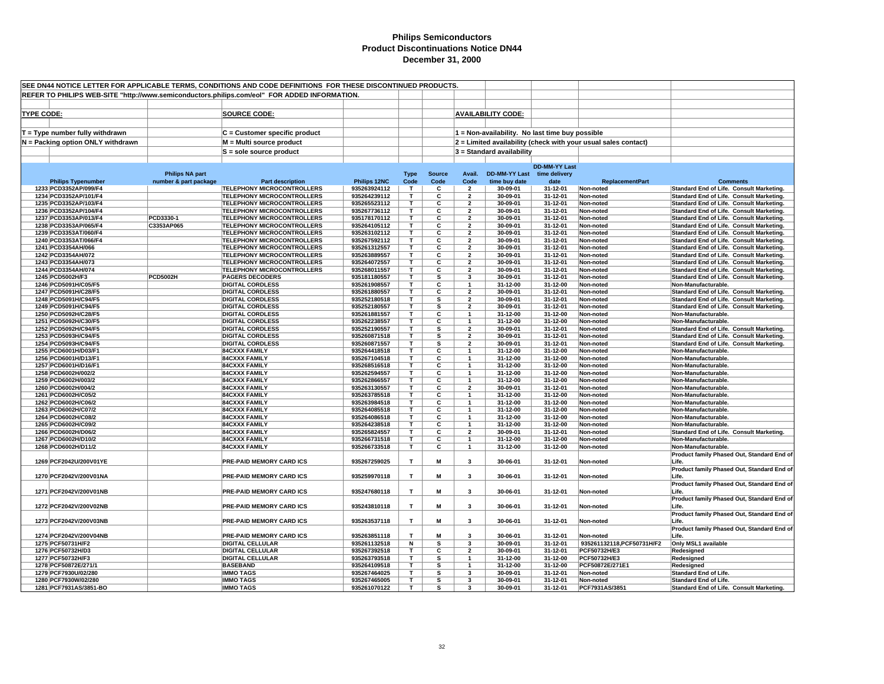# Philips Semiconductors
## Product Discontinuations Notice DN44
### December 31, 2000

SEE DN44 NOTICE LETTER FOR APPLICABLE TERMS, CONDITIONS AND CODE DEFINITIONS FOR THESE DISCONTINUED PRODUCTS.

REFER TO PHILIPS WEB-SITE "http://www.semiconductors.philips.com/eol" FOR ADDED INFORMATION.

**TYPE CODE:**
- T = Type number fully withdrawn
- N = Packing option ONLY withdrawn

**SOURCE CODE:**
- C = Customer specific product
- M = Multi source product
- S = sole source product

**AVAILABILITY CODE:**
- 1 = Non-availability. No last time buy possible
- 2 = Limited availability (check with your usual sales contact)
- 3 = Standard availability

| | Philips Typenumber | Philips NA part number & part package | Part description | Philips 12NC | Type Code | Source Code | Avail. Code | DD-MM-YY Last time buy date | DD-MM-YY Last time delivery date | ReplacementPart | Comments |
|---|---|---|---|---|---|---|---|---|---|---|---|
| 1233 | PCD3352AP/099/F4 | | TELEPHONY MICROCONTROLLERS | 935263924112 | T | C | 2 | 30-09-01 | 31-12-01 | Non-noted | Standard End of Life. Consult Marketing. |
| 1234 | PCD3352AP/101/F4 | | TELEPHONY MICROCONTROLLERS | 935264239112 | T | C | 2 | 30-09-01 | 31-12-01 | Non-noted | Standard End of Life. Consult Marketing. |
| 1235 | PCD3352AP/103/F4 | | TELEPHONY MICROCONTROLLERS | 935265523112 | T | C | 2 | 30-09-01 | 31-12-01 | Non-noted | Standard End of Life. Consult Marketing. |
| 1236 | PCD3352AP/104/F4 | | TELEPHONY MICROCONTROLLERS | 935267736112 | T | C | 2 | 30-09-01 | 31-12-01 | Non-noted | Standard End of Life. Consult Marketing. |
| 1237 | PCD3353AP/013/F4 | PCD3330-1 | TELEPHONY MICROCONTROLLERS | 935178170112 | T | C | 2 | 30-09-01 | 31-12-01 | Non-noted | Standard End of Life. Consult Marketing. |
| 1238 | PCD3353AP/065/F4 | C3353AP065 | TELEPHONY MICROCONTROLLERS | 935264105112 | T | C | 2 | 30-09-01 | 31-12-01 | Non-noted | Standard End of Life. Consult Marketing. |
| 1239 | PCD3353AT/060/F4 | | TELEPHONY MICROCONTROLLERS | 935263102112 | T | C | 2 | 30-09-01 | 31-12-01 | Non-noted | Standard End of Life. Consult Marketing. |
| 1240 | PCD3353AT/066/F4 | | TELEPHONY MICROCONTROLLERS | 935267592112 | T | C | 2 | 30-09-01 | 31-12-01 | Non-noted | Standard End of Life. Consult Marketing. |
| 1241 | PCD3354AH/066 | | TELEPHONY MICROCONTROLLERS | 935261312557 | T | C | 2 | 30-09-01 | 31-12-01 | Non-noted | Standard End of Life. Consult Marketing. |
| 1242 | PCD3354AH/072 | | TELEPHONY MICROCONTROLLERS | 935263889557 | T | C | 2 | 30-09-01 | 31-12-01 | Non-noted | Standard End of Life. Consult Marketing. |
| 1243 | PCD3354AH/073 | | TELEPHONY MICROCONTROLLERS | 935264072557 | T | C | 2 | 30-09-01 | 31-12-01 | Non-noted | Standard End of Life. Consult Marketing. |
| 1244 | PCD3354AH/074 | | TELEPHONY MICROCONTROLLERS | 935268011557 | T | C | 2 | 30-09-01 | 31-12-01 | Non-noted | Standard End of Life. Consult Marketing. |
| 1245 | PCD5002H/F3 | PCD5002H | PAGERS DECODERS | 935181180557 | T | S | 3 | 30-09-01 | 31-12-01 | Non-noted | Standard End of Life. Consult Marketing. |
| 1246 | PCD5091H/C05/F5 | | DIGITAL CORDLESS | 935261908557 | T | C | 1 | 31-12-00 | 31-12-00 | Non-noted | Non-Manufacturable. |
| 1247 | PCD5091H/C28/F5 | | DIGITAL CORDLESS | 935261880557 | T | C | 2 | 30-09-01 | 31-12-01 | Non-noted | Standard End of Life. Consult Marketing. |
| 1248 | PCD5091H/C94/F5 | | DIGITAL CORDLESS | 935252180518 | T | S | 2 | 30-09-01 | 31-12-01 | Non-noted | Standard End of Life. Consult Marketing. |
| 1249 | PCD5091H/C94/F5 | | DIGITAL CORDLESS | 935252180557 | T | S | 2 | 30-09-01 | 31-12-01 | Non-noted | Standard End of Life. Consult Marketing. |
| 1250 | PCD5092H/C28/F5 | | DIGITAL CORDLESS | 935261881557 | T | C | 1 | 31-12-00 | 31-12-00 | Non-noted | Non-Manufacturable. |
| 1251 | PCD5092H/C30/F5 | | DIGITAL CORDLESS | 935262238557 | T | C | 1 | 31-12-00 | 31-12-00 | Non-noted | Non-Manufacturable. |
| 1252 | PCD5092H/C94/F5 | | DIGITAL CORDLESS | 935252190557 | T | S | 2 | 30-09-01 | 31-12-01 | Non-noted | Standard End of Life. Consult Marketing. |
| 1253 | PCD5093H/C94/F5 | | DIGITAL CORDLESS | 935260871518 | T | S | 2 | 30-09-01 | 31-12-01 | Non-noted | Standard End of Life. Consult Marketing. |
| 1254 | PCD5093H/C94/F5 | | DIGITAL CORDLESS | 935260871557 | T | S | 2 | 30-09-01 | 31-12-01 | Non-noted | Standard End of Life. Consult Marketing. |
| 1255 | PCD6001H/D03/F1 | | 84CXXX FAMILY | 935264418518 | T | C | 1 | 31-12-00 | 31-12-00 | Non-noted | Non-Manufacturable. |
| 1256 | PCD6001H/D13/F1 | | 84CXXX FAMILY | 935267104518 | T | C | 1 | 31-12-00 | 31-12-00 | Non-noted | Non-Manufacturable. |
| 1257 | PCD6001H/D16/F1 | | 84CXXX FAMILY | 935268516518 | T | C | 1 | 31-12-00 | 31-12-00 | Non-noted | Non-Manufacturable. |
| 1258 | PCD6002H/002/2 | | 84CXXX FAMILY | 935262594557 | T | C | 1 | 31-12-00 | 31-12-00 | Non-noted | Non-Manufacturable. |
| 1259 | PCD6002H/003/2 | | 84CXXX FAMILY | 935262866557 | T | C | 1 | 31-12-00 | 31-12-00 | Non-noted | Non-Manufacturable. |
| 1260 | PCD6002H/004/2 | | 84CXXX FAMILY | 935263130557 | T | C | 2 | 30-09-01 | 31-12-01 | Non-noted | Non-Manufacturable. |
| 1261 | PCD6002H/C05/2 | | 84CXXX FAMILY | 935263785518 | T | C | 1 | 31-12-00 | 31-12-00 | Non-noted | Non-Manufacturable. |
| 1262 | PCD6002H/C06/2 | | 84CXXX FAMILY | 935263984518 | T | C | 1 | 31-12-00 | 31-12-00 | Non-noted | Non-Manufacturable. |
| 1263 | PCD6002H/C07/2 | | 84CXXX FAMILY | 935264085518 | T | C | 1 | 31-12-00 | 31-12-00 | Non-noted | Non-Manufacturable. |
| 1264 | PCD6002H/C08/2 | | 84CXXX FAMILY | 935264086518 | T | C | 1 | 31-12-00 | 31-12-00 | Non-noted | Non-Manufacturable. |
| 1265 | PCD6002H/C09/2 | | 84CXXX FAMILY | 935264238518 | T | C | 1 | 31-12-00 | 31-12-00 | Non-noted | Non-Manufacturable. |
| 1266 | PCD6002H/D06/2 | | 84CXXX FAMILY | 935265824557 | T | C | 2 | 30-09-01 | 31-12-01 | Non-noted | Standard End of Life. Consult Marketing. |
| 1267 | PCD6002H/D10/2 | | 84CXXX FAMILY | 935266731518 | T | C | 1 | 31-12-00 | 31-12-00 | Non-noted | Non-Manufacturable. |
| 1268 | PCD6002H/D11/2 | | 84CXXX FAMILY | 935266733518 | T | C | 1 | 31-12-00 | 31-12-00 | Non-noted | Non-Manufacturable. |
| 1269 | PCF2042U/200V01YE | | PRE-PAID MEMORY CARD ICS | 935267259025 | T | M | 3 | 30-06-01 | 31-12-01 | Non-noted | Product family Phased Out, Standard End of Life. |
| 1270 | PCF2042V/200V01NA | | PRE-PAID MEMORY CARD ICS | 935259970118 | T | M | 3 | 30-06-01 | 31-12-01 | Non-noted | Product family Phased Out, Standard End of Life. |
| 1271 | PCF2042V/200V01NB | | PRE-PAID MEMORY CARD ICS | 935247680118 | T | M | 3 | 30-06-01 | 31-12-01 | Non-noted | Product family Phased Out, Standard End of Life. |
| 1272 | PCF2042V/200V02NB | | PRE-PAID MEMORY CARD ICS | 935243810118 | T | M | 3 | 30-06-01 | 31-12-01 | Non-noted | Product family Phased Out, Standard End of Life. |
| 1273 | PCF2042V/200V03NB | | PRE-PAID MEMORY CARD ICS | 935263537118 | T | M | 3 | 30-06-01 | 31-12-01 | Non-noted | Product family Phased Out, Standard End of Life. |
| 1274 | PCF2042V/200V04NB | | PRE-PAID MEMORY CARD ICS | 935263851118 | T | M | 3 | 30-06-01 | 31-12-01 | Non-noted | Product family Phased Out, Standard End of Life. |
| 1275 | PCF50731H/F2 | | DIGITAL CELLULAR | 935261132518 | N | S | 3 | 30-09-01 | 31-12-01 | 935261132118,PCF50731H/F2 | Only MSL1 available |
| 1276 | PCF50732H/D3 | | DIGITAL CELLULAR | 935267392518 | T | C | 2 | 30-09-01 | 31-12-01 | PCF50732H/E3 | Redesigned |
| 1277 | PCF50732H/F3 | | DIGITAL CELLULAR | 935263793518 | T | S | 1 | 31-12-00 | 31-12-00 | PCF50732H/E3 | Redesigned |
| 1278 | PCF50872E/271/1 | | BASEBAND | 935264109518 | T | S | 1 | 31-12-00 | 31-12-00 | PCF50872E/271E1 | Redesigned |
| 1279 | PCF7930U/02/280 | | IMMO TAGS | 935267464025 | T | S | 3 | 30-09-01 | 31-12-01 | Non-noted | Standard End of Life. |
| 1280 | PCF7930W/02/280 | | IMMO TAGS | 935267465005 | T | S | 3 | 30-09-01 | 31-12-01 | Non-noted | Standard End of Life. |
| 1281 | PCF7931AS/3851-BO | | IMMO TAGS | 935261070122 | T | S | 3 | 30-09-01 | 31-12-01 | PCF7931AS/3851 | Standard End of Life. Consult Marketing. |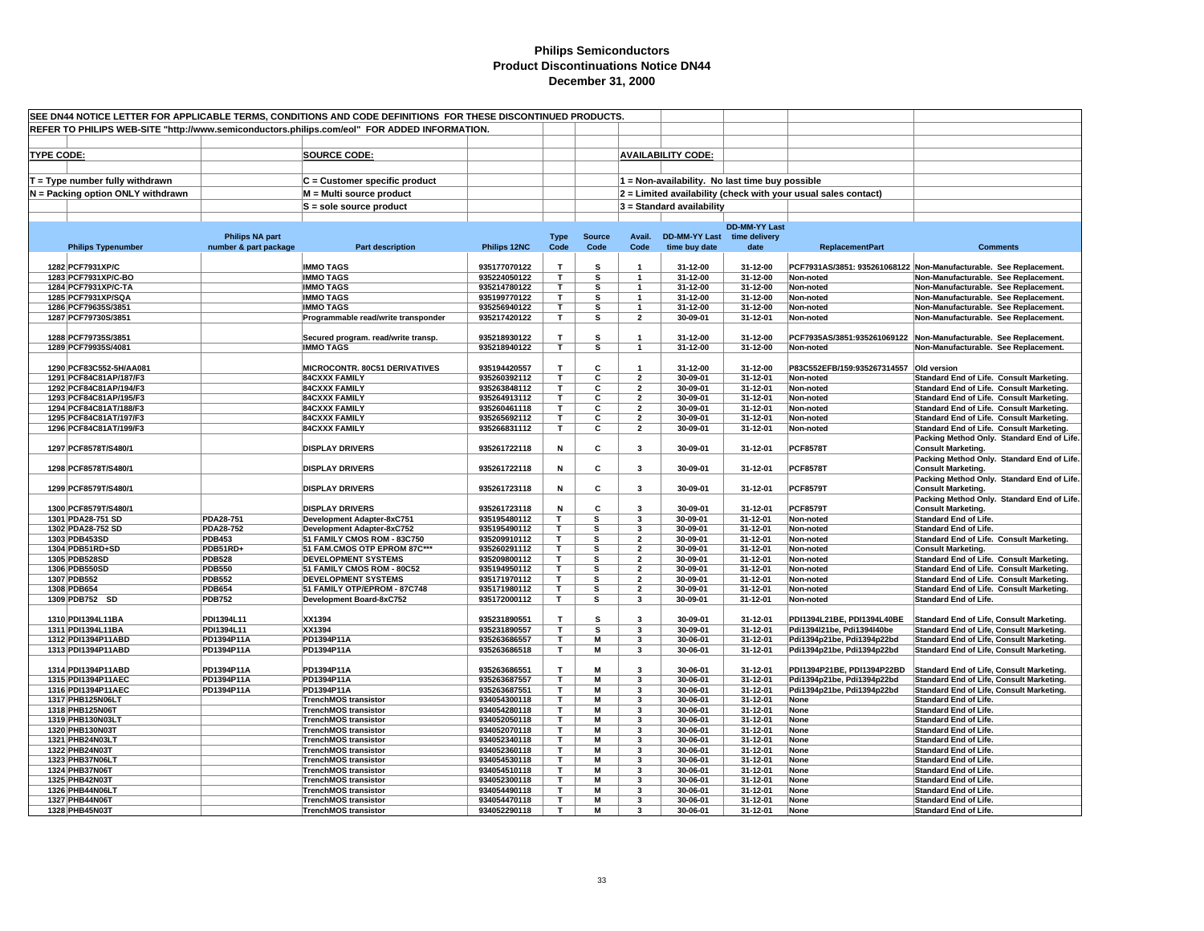# Philips Semiconductors
## Product Discontinuations Notice DN44
### December 31, 2000

SEE DN44 NOTICE LETTER FOR APPLICABLE TERMS, CONDITIONS AND CODE DEFINITIONS FOR THESE DISCONTINUED PRODUCTS.

REFER TO PHILIPS WEB-SITE "http://www.semiconductors.philips.com/eol" FOR ADDED INFORMATION.

**TYPE CODE:**
- T = Type number fully withdrawn
- N = Packing option ONLY withdrawn

**SOURCE CODE:**
- C = Customer specific product
- M = Multi source product
- S = sole source product

**AVAILABILITY CODE:**
- 1 = Non-availability. No last time buy possible
- 2 = Limited availability (check with your usual sales contact)
- 3 = Standard availability

| | Philips Typenumber | Philips NA part number & part package | Part description | Philips 12NC | Type Code | Source Code | Avail. Code | DD-MM-YY Last time buy date | DD-MM-YY Last time delivery date | ReplacementPart | Comments |
|---|---|---|---|---|---|---|---|---|---|---|---|
| 1282 | PCF7931XP/C | | IMMO TAGS | 935177070122 | T | S | 1 | 31-12-00 | 31-12-00 | PCF7931AS/3851: 935261068122 | Non-Manufacturable. See Replacement. |
| 1283 | PCF7931XP/C-BO | | IMMO TAGS | 935224050122 | T | S | 1 | 31-12-00 | 31-12-00 | Non-noted | Non-Manufacturable. See Replacement. |
| 1284 | PCF7931XP/C-TA | | IMMO TAGS | 935214780122 | T | S | 1 | 31-12-00 | 31-12-00 | Non-noted | Non-Manufacturable. See Replacement. |
| 1285 | PCF7931XP/SQA | | IMMO TAGS | 935199770122 | T | S | 1 | 31-12-00 | 31-12-00 | Non-noted | Non-Manufacturable. See Replacement. |
| 1286 | PCF79635S/3851 | | IMMO TAGS | 935256940122 | T | S | 1 | 31-12-00 | 31-12-00 | Non-noted | Non-Manufacturable. See Replacement. |
| 1287 | PCF79730S/3851 | | Programmable read/write transponder | 935217420122 | T | S | 2 | 30-09-01 | 31-12-01 | Non-noted | Non-Manufacturable. See Replacement. |
| 1288 | PCF79735S/3851 | | Secured program. read/write transp. | 935218930122 | T | S | 1 | 31-12-00 | 31-12-00 | PCF7935AS/3851:935261069122 | Non-Manufacturable. See Replacement. |
| 1289 | PCF79935S/4081 | | IMMO TAGS | 935218940122 | T | S | 1 | 31-12-00 | 31-12-00 | Non-noted | Non-Manufacturable. See Replacement. |
| 1290 | PCF83C552-5H/AA081 | | MICROCONTR. 80C51 DERIVATIVES | 935194420557 | T | C | 1 | 31-12-00 | 31-12-00 | P83C552EFB/159:935267314557 | Old version |
| 1291 | PCF84C81AP/187/F3 | | 84CXXX FAMILY | 935260392112 | T | C | 2 | 30-09-01 | 31-12-01 | Non-noted | Standard End of Life. Consult Marketing. |
| 1292 | PCF84C81AP/194/F3 | | 84CXXX FAMILY | 935263848112 | T | C | 2 | 30-09-01 | 31-12-01 | Non-noted | Standard End of Life. Consult Marketing. |
| 1293 | PCF84C81AP/195/F3 | | 84CXXX FAMILY | 935264913112 | T | C | 2 | 30-09-01 | 31-12-01 | Non-noted | Standard End of Life. Consult Marketing. |
| 1294 | PCF84C81AT/188/F3 | | 84CXXX FAMILY | 935260461118 | T | C | 2 | 30-09-01 | 31-12-01 | Non-noted | Standard End of Life. Consult Marketing. |
| 1295 | PCF84C81AT/197/F3 | | 84CXXX FAMILY | 935265692112 | T | C | 2 | 30-09-01 | 31-12-01 | Non-noted | Standard End of Life. Consult Marketing. |
| 1296 | PCF84C81AT/199/F3 | | 84CXXX FAMILY | 935266831112 | T | C | 2 | 30-09-01 | 31-12-01 | Non-noted | Standard End of Life. Consult Marketing. |
| 1297 | PCF8578T/S480/1 | | DISPLAY DRIVERS | 935261722118 | N | C | 3 | 30-09-01 | 31-12-01 | PCF8578T | Packing Method Only. Standard End of Life. Consult Marketing. |
| 1298 | PCF8578T/S480/1 | | DISPLAY DRIVERS | 935261722118 | N | C | 3 | 30-09-01 | 31-12-01 | PCF8578T | Packing Method Only. Standard End of Life. Consult Marketing. |
| 1299 | PCF8579T/S480/1 | | DISPLAY DRIVERS | 935261723118 | N | C | 3 | 30-09-01 | 31-12-01 | PCF8579T | Packing Method Only. Standard End of Life. Consult Marketing. |
| 1300 | PCF8579T/S480/1 | | DISPLAY DRIVERS | 935261723118 | N | C | 3 | 30-09-01 | 31-12-01 | PCF8579T | Packing Method Only. Standard End of Life. Consult Marketing. |
| 1301 | PDA28-751 SD | PDA28-751 | Development Adapter-8xC751 | 935195480112 | T | S | 3 | 30-09-01 | 31-12-01 | Non-noted | Standard End of Life. |
| 1302 | PDA28-752 SD | PDA28-752 | Development Adapter-8xC752 | 935195490112 | T | S | 3 | 30-09-01 | 31-12-01 | Non-noted | Standard End of Life. |
| 1303 | PDB453SD | PDB453 | 51 FAMILY CMOS ROM - 83C750 | 935209910112 | T | S | 2 | 30-09-01 | 31-12-01 | Non-noted | Standard End of Life. Consult Marketing. |
| 1304 | PDB51RD+SD | PDB51RD+ | 51 FAM.CMOS OTP EPROM 87C*** | 935260291112 | T | S | 2 | 30-09-01 | 31-12-01 | Non-noted | Consult Marketing. |
| 1305 | PDB528SD | PDB528 | DEVELOPMENT SYSTEMS | 935209800112 | T | S | 2 | 30-09-01 | 31-12-01 | Non-noted | Standard End of Life. Consult Marketing. |
| 1306 | PDB550SD | PDB550 | 51 FAMILY CMOS ROM - 80C52 | 935194950112 | T | S | 2 | 30-09-01 | 31-12-01 | Non-noted | Standard End of Life. Consult Marketing. |
| 1307 | PDB552 | PDB552 | DEVELOPMENT SYSTEMS | 935171970112 | T | S | 2 | 30-09-01 | 31-12-01 | Non-noted | Standard End of Life. Consult Marketing. |
| 1308 | PDB654 | PDB654 | 51 FAMILY OTP/EPROM - 87C748 | 935171980112 | T | S | 2 | 30-09-01 | 31-12-01 | Non-noted | Standard End of Life. Consult Marketing. |
| 1309 | PDB752 SD | PDB752 | Development Board-8xC752 | 935172000112 | T | S | 3 | 30-09-01 | 31-12-01 | Non-noted | Standard End of Life. |
| 1310 | PDI1394L11BA | PDI1394L11 | XX1394 | 935231890551 | T | S | 3 | 30-09-01 | 31-12-01 | PDI1394L21BE, PDI1394L40BE | Standard End of Life, Consult Marketing. |
| 1311 | PDI1394L11BA | PDI1394L11 | XX1394 | 935231890557 | T | S | 3 | 30-09-01 | 31-12-01 | Pdi1394l21be, Pdi1394l40be | Standard End of Life, Consult Marketing. |
| 1312 | PDI1394P11ABD | PD1394P11A | PD1394P11A | 935263686557 | T | M | 3 | 30-06-01 | 31-12-01 | Pdi1394p21be, Pdi1394p22bd | Standard End of Life, Consult Marketing. |
| 1313 | PDI1394P11ABD | PD1394P11A | PD1394P11A | 935263686518 | T | M | 3 | 30-06-01 | 31-12-01 | Pdi1394p21be, Pdi1394p22bd | Standard End of Life, Consult Marketing. |
| 1314 | PDI1394P11ABD | PD1394P11A | PD1394P11A | 935263686551 | T | M | 3 | 30-06-01 | 31-12-01 | PDI1394P21BE, PDI1394P22BD | Standard End of Life, Consult Marketing. |
| 1315 | PDI1394P11AEC | PD1394P11A | PD1394P11A | 935263687557 | T | M | 3 | 30-06-01 | 31-12-01 | Pdi1394p21be, Pdi1394p22bd | Standard End of Life, Consult Marketing. |
| 1316 | PDI1394P11AEC | PD1394P11A | PD1394P11A | 935263687551 | T | M | 3 | 30-06-01 | 31-12-01 | Pdi1394p21be, Pdi1394p22bd | Standard End of Life, Consult Marketing. |
| 1317 | PHB125N06LT | | TrenchMOS transistor | 934054300118 | T | M | 3 | 30-06-01 | 31-12-01 | None | Standard End of Life. |
| 1318 | PHB125N06T | | TrenchMOS transistor | 934054280118 | T | M | 3 | 30-06-01 | 31-12-01 | None | Standard End of Life. |
| 1319 | PHB130N03LT | | TrenchMOS transistor | 934052050118 | T | M | 3 | 30-06-01 | 31-12-01 | None | Standard End of Life. |
| 1320 | PHB130N03T | | TrenchMOS transistor | 934052070118 | T | M | 3 | 30-06-01 | 31-12-01 | None | Standard End of Life. |
| 1321 | PHB24N03LT | | TrenchMOS transistor | 934052340118 | T | M | 3 | 30-06-01 | 31-12-01 | None | Standard End of Life. |
| 1322 | PHB24N03T | | TrenchMOS transistor | 934052360118 | T | M | 3 | 30-06-01 | 31-12-01 | None | Standard End of Life. |
| 1323 | PHB37N06LT | | TrenchMOS transistor | 934054530118 | T | M | 3 | 30-06-01 | 31-12-01 | None | Standard End of Life. |
| 1324 | PHB37N06T | | TrenchMOS transistor | 934054510118 | T | M | 3 | 30-06-01 | 31-12-01 | None | Standard End of Life. |
| 1325 | PHB42N03T | | TrenchMOS transistor | 934052300118 | T | M | 3 | 30-06-01 | 31-12-01 | None | Standard End of Life. |
| 1326 | PHB44N06LT | | TrenchMOS transistor | 934054490118 | T | M | 3 | 30-06-01 | 31-12-01 | None | Standard End of Life. |
| 1327 | PHB44N06T | | TrenchMOS transistor | 934054470118 | T | M | 3 | 30-06-01 | 31-12-01 | None | Standard End of Life. |
| 1328 | PHB45N03T | | TrenchMOS transistor | 934052290118 | T | M | 3 | 30-06-01 | 31-12-01 | None | Standard End of Life. |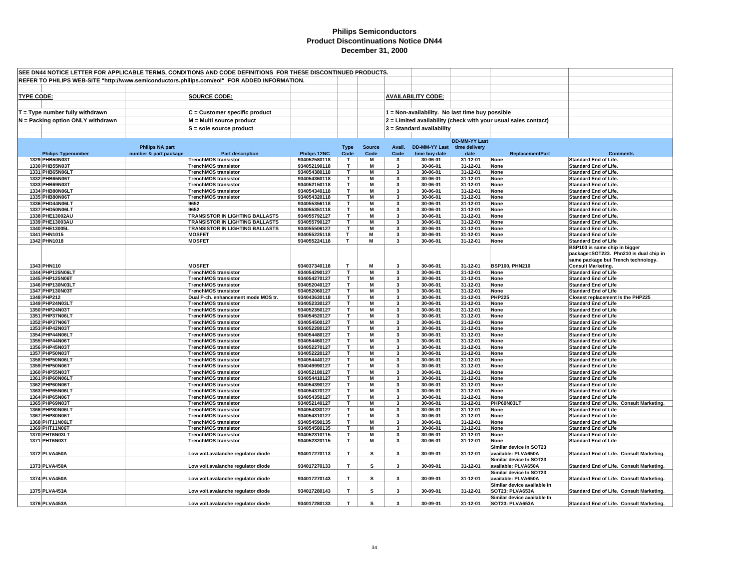# Philips Semiconductors
## Product Discontinuations Notice DN44
### December 31, 2000

SEE DN44 NOTICE LETTER FOR APPLICABLE TERMS, CONDITIONS AND CODE DEFINITIONS FOR THESE DISCONTINUED PRODUCTS.

REFER TO PHILIPS WEB-SITE "http://www.semiconductors.philips.com/eol" FOR ADDED INFORMATION.

**TYPE CODE:**
- T = Type number fully withdrawn
- N = Packing option ONLY withdrawn

**SOURCE CODE:**
- C = Customer specific product
- M = Multi source product
- S = sole source product

**AVAILABILITY CODE:**
- 1 = Non-availability. No last time buy possible
- 2 = Limited availability (check with your usual sales contact)
- 3 = Standard availability

| | Philips Typenumber | Philips NA part number & part package | Part description | Philips 12NC | Type Code | Source Code | Avail. Code | DD-MM-YY Last time buy date | DD-MM-YY Last time delivery date | ReplacementPart | Comments |
|---|---|---|---|---|---|---|---|---|---|---|---|
| 1329 | PHB50N03T | | TrenchMOS transistor | 934052580118 | T | M | 3 | 30-06-01 | 31-12-01 | None | Standard End of Life. |
| 1330 | PHB55N03T | | TrenchMOS transistor | 934052190118 | T | M | 3 | 30-06-01 | 31-12-01 | None | Standard End of Life. |
| 1331 | PHB65N06LT | | TrenchMOS transistor | 934054380118 | T | M | 3 | 30-06-01 | 31-12-01 | None | Standard End of Life. |
| 1332 | PHB65N06T | | TrenchMOS transistor | 934054360118 | T | M | 3 | 30-06-01 | 31-12-01 | None | Standard End of Life. |
| 1333 | PHB69N03T | | TrenchMOS transistor | 934052150118 | T | M | 3 | 30-06-01 | 31-12-01 | None | Standard End of Life. |
| 1334 | PHB80N06LT | | TrenchMOS transistor | 934054340118 | T | M | 3 | 30-06-01 | 31-12-01 | None | Standard End of Life. |
| 1335 | PHB80N06T | | TrenchMOS transistor | 934054320118 | T | M | 3 | 30-06-01 | 31-12-01 | None | Standard End of Life. |
| 1336 | PHD44N06LT | | 9652 | 934055356118 | T | M | 3 | 30-06-01 | 31-12-01 | None | Standard End of Life. |
| 1337 | PHD50N06LT | | 9652 | 934055351118 | T | M | 3 | 30-06-01 | 31-12-01 | None | Standard End of Life. |
| 1338 | PHE13002AU | | TRANSISTOR IN LIGHTING BALLASTS | 934055792127 | T | M | 3 | 30-06-01 | 31-12-01 | None | Standard End of Life. |
| 1339 | PHE13003AU | | TRANSISTOR IN LIGHTING BALLASTS | 934055790127 | T | M | 3 | 30-06-01 | 31-12-01 | None | Standard End of Life. |
| 1340 | PHE13005L | | TRANSISTOR IN LIGHTING BALLASTS | 934055506127 | T | M | 3 | 30-06-01 | 31-12-01 | None | Standard End of Life. |
| 1341 | PHN1015 | | MOSFET | 934055225118 | T | M | 3 | 30-06-01 | 31-12-01 | None | Standard End of Life |
| 1342 | PHN1018 | | MOSFET | 934055224118 | T | M | 3 | 30-06-01 | 31-12-01 | None | Standard End of Life |
| 1343 | PHN110 | | MOSFET | 934037340118 | T | M | 3 | 30-06-01 | 31-12-01 | BSP100, PHN210 | BSP100 is same chip in bigger package=SOT223. Phn210 is dual chip in same package but Trench technology. Consult Marketing. |
| 1344 | PHP125N06LT | | TrenchMOS transistor | 934054290127 | T | M | 3 | 30-06-01 | 31-12-01 | None | Standard End of Life |
| 1345 | PHP125N06T | | TrenchMOS transistor | 934054270127 | T | M | 3 | 30-06-01 | 31-12-01 | None | Standard End of Life |
| 1346 | PHP130N03LT | | TrenchMOS transistor | 934052040127 | T | M | 3 | 30-06-01 | 31-12-01 | None | Standard End of Life |
| 1347 | PHP130N03T | | TrenchMOS transistor | 934052060127 | T | M | 3 | 30-06-01 | 31-12-01 | None | Standard End of Life |
| 1348 | PHP212 | | Dual P-ch. enhancement mode MOS tr. | 934043630118 | T | M | 3 | 30-06-01 | 31-12-01 | PHP225 | Closest replacement Is the PHP225 |
| 1349 | PHP24N03LT | | TrenchMOS transistor | 934052330127 | T | M | 3 | 30-06-01 | 31-12-01 | None | Standard End of Life |
| 1350 | PHP24N03T | | TrenchMOS transistor | 934052350127 | T | M | 3 | 30-06-01 | 31-12-01 | None | Standard End of Life |
| 1351 | PHP37N06LT | | TrenchMOS transistor | 934054520127 | T | M | 3 | 30-06-01 | 31-12-01 | None | Standard End of Life |
| 1352 | PHP37N06T | | TrenchMOS transistor | 934054500127 | T | M | 3 | 30-06-01 | 31-12-01 | None | Standard End of Life |
| 1353 | PHP42N03T | | TrenchMOS transistor | 934052280127 | T | M | 3 | 30-06-01 | 31-12-01 | None | Standard End of Life |
| 1354 | PHP44N06LT | | TrenchMOS transistor | 934054480127 | T | M | 3 | 30-06-01 | 31-12-01 | None | Standard End of Life |
| 1355 | PHP44N06T | | TrenchMOS transistor | 934054460127 | T | M | 3 | 30-06-01 | 31-12-01 | None | Standard End of Life |
| 1356 | PHP45N03T | | TrenchMOS transistor | 934052270127 | T | M | 3 | 30-06-01 | 31-12-01 | None | Standard End of Life |
| 1357 | PHP50N03T | | TrenchMOS transistor | 934052220127 | T | M | 3 | 30-06-01 | 31-12-01 | None | Standard End of Life |
| 1358 | PHP50N06LT | | TrenchMOS transistor | 934054440127 | T | M | 3 | 30-06-01 | 31-12-01 | None | Standard End of Life |
| 1359 | PHP50N06T | | TrenchMOS transistor | 934049990127 | T | M | 3 | 30-06-01 | 31-12-01 | None | Standard End of Life |
| 1360 | PHP55N03T | | TrenchMOS transistor | 934052180127 | T | M | 3 | 30-06-01 | 31-12-01 | None | Standard End of Life |
| 1361 | PHP60N06LT | | TrenchMOS transistor | 934054410127 | T | M | 3 | 30-06-01 | 31-12-01 | None | Standard End of Life |
| 1362 | PHP60N06T | | TrenchMOS transistor | 934054390127 | T | M | 3 | 30-06-01 | 31-12-01 | None | Standard End of Life |
| 1363 | PHP65N06LT | | TrenchMOS transistor | 934054370127 | T | M | 3 | 30-06-01 | 31-12-01 | None | Standard End of Life |
| 1364 | PHP65N06T | | TrenchMOS transistor | 934054350127 | T | M | 3 | 30-06-01 | 31-12-01 | None | Standard End of Life |
| 1365 | PHP69N03T | | TrenchMOS transistor | 934052140127 | T | M | 3 | 30-06-01 | 31-12-01 | PHP69N03LT | Standard End of Life. Consult Marketing. |
| 1366 | PHP80N06LT | | TrenchMOS transistor | 934054330127 | T | M | 3 | 30-06-01 | 31-12-01 | None | Standard End of Life |
| 1367 | PHP80N06T | | TrenchMOS transistor | 934054310127 | T | M | 3 | 30-06-01 | 31-12-01 | None | Standard End of Life |
| 1368 | PHT11N06LT | | TrenchMOS transistor | 934054590135 | T | M | 3 | 30-06-01 | 31-12-01 | None | Standard End of Life |
| 1369 | PHT11N06T | | TrenchMOS transistor | 934054580135 | T | M | 3 | 30-06-01 | 31-12-01 | None | Standard End of Life |
| 1370 | PHT6N03LT | | TrenchMOS transistor | 934052310115 | T | M | 3 | 30-06-01 | 31-12-01 | None | Standard End of Life |
| 1371 | PHT6N03T | | TrenchMOS transistor | 934052320115 | T | M | 3 | 30-06-01 | 31-12-01 | None | Standard End of Life |
| 1372 | PLVA450A | | Low volt.avalanche regulator diode | 934017270113 | T | S | 3 | 30-09-01 | 31-12-01 | Similar device In SOT23 available: PLVA650A | Standard End of Life. Consult Marketing. |
| 1373 | PLVA450A | | Low volt.avalanche regulator diode | 934017270133 | T | S | 3 | 30-09-01 | 31-12-01 | Similar device In SOT23 available: PLVA650A | Standard End of Life. Consult Marketing. |
| 1374 | PLVA450A | | Low volt.avalanche regulator diode | 934017270143 | T | S | 3 | 30-09-01 | 31-12-01 | Similar device In SOT23 available: PLVA650A | Standard End of Life. Consult Marketing. |
| 1375 | PLVA453A | | Low volt.avalanche regulator diode | 934017280143 | T | S | 3 | 30-09-01 | 31-12-01 | Similar device available In SOT23: PLVA653A | Standard End of Life. Consult Marketing. |
| 1376 | PLVA453A | | Low volt.avalanche regulator diode | 934017280133 | T | S | 3 | 30-09-01 | 31-12-01 | Similar device available In SOT23: PLVA653A | Standard End of Life. Consult Marketing. |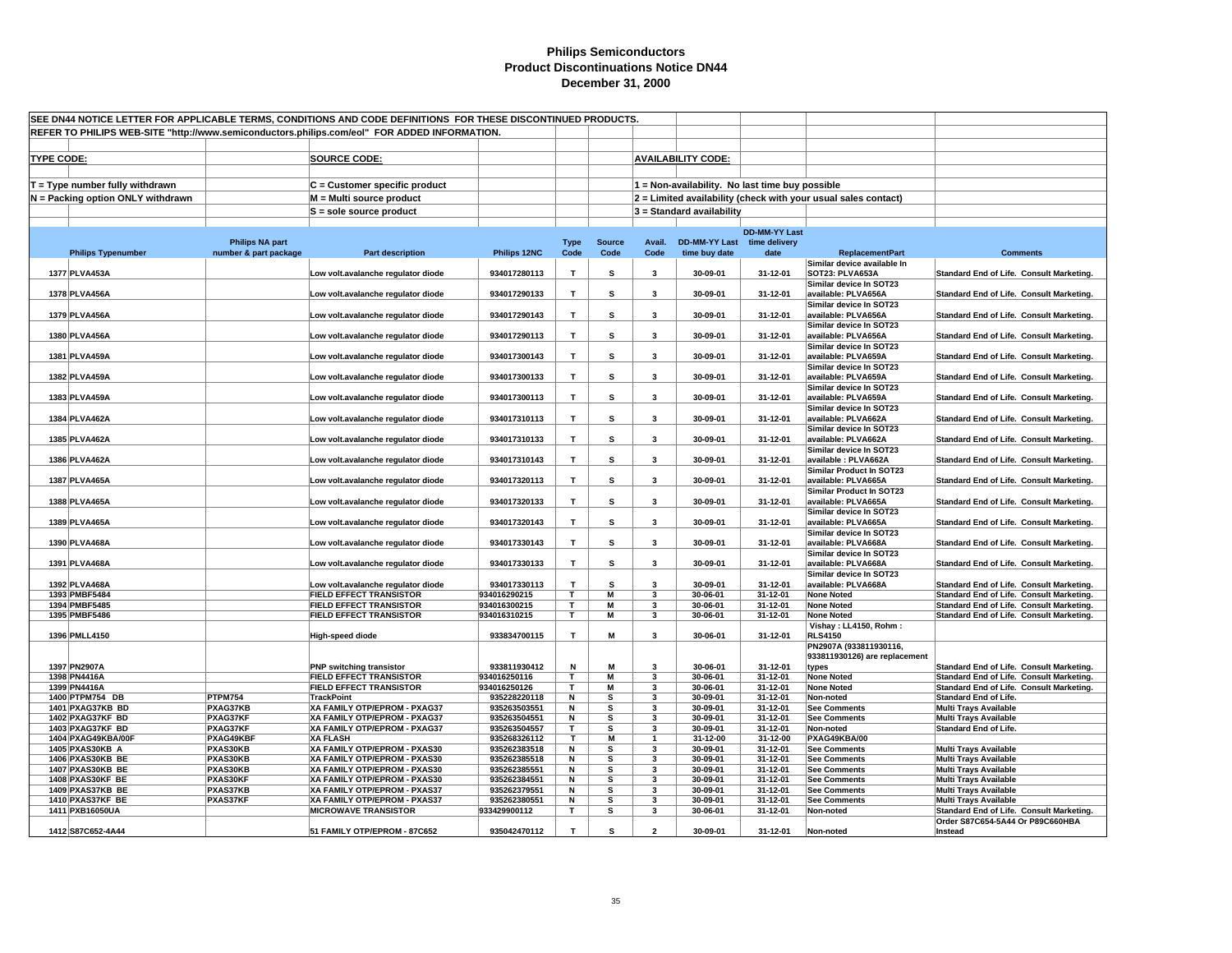# Philips Semiconductors
## Product Discontinuations Notice DN44
### December 31, 2000

SEE DN44 NOTICE LETTER FOR APPLICABLE TERMS, CONDITIONS AND CODE DEFINITIONS FOR THESE DISCONTINUED PRODUCTS.
REFER TO PHILIPS WEB-SITE "http://www.semiconductors.philips.com/eol" FOR ADDED INFORMATION.

**TYPE CODE:**
T = Type number fully withdrawn
N = Packing option ONLY withdrawn

**SOURCE CODE:**
C = Customer specific product
M = Multi source product
S = sole source product

**AVAILABILITY CODE:**
1 = Non-availability. No last time buy possible
2 = Limited availability (check with your usual sales contact)
3 = Standard availability

| | Philips Typenumber | Philips NA part number & part package | Part description | Philips 12NC | Type Code | Source Code | Avail. Code | DD-MM-YY Last time buy date | DD-MM-YY Last time delivery date | ReplacementPart | Comments |
|---|---|---|---|---|---|---|---|---|---|---|---|
| 1377 | PLVA453A | | Low volt.avalanche regulator diode | 934017280113 | T | S | 3 | 30-09-01 | 31-12-01 | Similar device available In SOT23: PLVA653A | Standard End of Life. Consult Marketing. |
| 1378 | PLVA456A | | Low volt.avalanche regulator diode | 934017290133 | T | S | 3 | 30-09-01 | 31-12-01 | Similar device In SOT23 available: PLVA656A | Standard End of Life. Consult Marketing. |
| 1379 | PLVA456A | | Low volt.avalanche regulator diode | 934017290143 | T | S | 3 | 30-09-01 | 31-12-01 | Similar device In SOT23 available: PLVA656A | Standard End of Life. Consult Marketing. |
| 1380 | PLVA456A | | Low volt.avalanche regulator diode | 934017290113 | T | S | 3 | 30-09-01 | 31-12-01 | Similar device In SOT23 available: PLVA656A | Standard End of Life. Consult Marketing. |
| 1381 | PLVA459A | | Low volt.avalanche regulator diode | 934017300143 | T | S | 3 | 30-09-01 | 31-12-01 | Similar device In SOT23 available: PLVA659A | Standard End of Life. Consult Marketing. |
| 1382 | PLVA459A | | Low volt.avalanche regulator diode | 934017300133 | T | S | 3 | 30-09-01 | 31-12-01 | Similar device In SOT23 available: PLVA659A | Standard End of Life. Consult Marketing. |
| 1383 | PLVA459A | | Low volt.avalanche regulator diode | 934017300113 | T | S | 3 | 30-09-01 | 31-12-01 | Similar device In SOT23 available: PLVA659A | Standard End of Life. Consult Marketing. |
| 1384 | PLVA462A | | Low volt.avalanche regulator diode | 934017310113 | T | S | 3 | 30-09-01 | 31-12-01 | Similar device In SOT23 available: PLVA662A | Standard End of Life. Consult Marketing. |
| 1385 | PLVA462A | | Low volt.avalanche regulator diode | 934017310133 | T | S | 3 | 30-09-01 | 31-12-01 | Similar device In SOT23 available: PLVA662A | Standard End of Life. Consult Marketing. |
| 1386 | PLVA462A | | Low volt.avalanche regulator diode | 934017310143 | T | S | 3 | 30-09-01 | 31-12-01 | Similar device In SOT23 available : PLVA662A | Standard End of Life. Consult Marketing. |
| 1387 | PLVA465A | | Low volt.avalanche regulator diode | 934017320113 | T | S | 3 | 30-09-01 | 31-12-01 | Similar Product In SOT23 available: PLVA665A | Standard End of Life. Consult Marketing. |
| 1388 | PLVA465A | | Low volt.avalanche regulator diode | 934017320133 | T | S | 3 | 30-09-01 | 31-12-01 | Similar Product In SOT23 available: PLVA665A | Standard End of Life. Consult Marketing. |
| 1389 | PLVA465A | | Low volt.avalanche regulator diode | 934017320143 | T | S | 3 | 30-09-01 | 31-12-01 | Similar device In SOT23 available: PLVA665A | Standard End of Life. Consult Marketing. |
| 1390 | PLVA468A | | Low volt.avalanche regulator diode | 934017330143 | T | S | 3 | 30-09-01 | 31-12-01 | Similar device In SOT23 available: PLVA668A | Standard End of Life. Consult Marketing. |
| 1391 | PLVA468A | | Low volt.avalanche regulator diode | 934017330133 | T | S | 3 | 30-09-01 | 31-12-01 | Similar device In SOT23 available: PLVA668A | Standard End of Life. Consult Marketing. |
| 1392 | PLVA468A | | Low volt.avalanche regulator diode | 934017330113 | T | S | 3 | 30-09-01 | 31-12-01 | Similar device In SOT23 available: PLVA668A | Standard End of Life. Consult Marketing. |
| 1393 | PMBF5484 | | FIELD EFFECT TRANSISTOR | 934016290215 | T | M | 3 | 30-06-01 | 31-12-01 | None Noted | Standard End of Life. Consult Marketing. |
| 1394 | PMBF5485 | | FIELD EFFECT TRANSISTOR | 934016300215 | T | M | 3 | 30-06-01 | 31-12-01 | None Noted | Standard End of Life. Consult Marketing. |
| 1395 | PMBF5486 | | FIELD EFFECT TRANSISTOR | 934016310215 | T | M | 3 | 30-06-01 | 31-12-01 | None Noted | Standard End of Life. Consult Marketing. |
| 1396 | PMLL4150 | | High-speed diode | 933834700115 | T | M | 3 | 30-06-01 | 31-12-01 | Vishay : LL4150, Rohm : RLS4150 | |
| 1397 | PN2907A | | PNP switching transistor | 933811930412 | N | M | 3 | 30-06-01 | 31-12-01 | PN2907A (933811930116, 933811930126) are replacement types | Standard End of Life. Consult Marketing. |
| 1398 | PN4416A | | FIELD EFFECT TRANSISTOR | 934016250116 | T | M | 3 | 30-06-01 | 31-12-01 | None Noted | Standard End of Life. Consult Marketing. |
| 1399 | PN4416A | | FIELD EFFECT TRANSISTOR | 934016250126 | T | M | 3 | 30-06-01 | 31-12-01 | None Noted | Standard End of Life. Consult Marketing. |
| 1400 | PTPM754 DB | PTPM754 | TrackPoint | 935228220118 | N | S | 3 | 30-09-01 | 31-12-01 | Non-noted | Standard End of Life. |
| 1401 | PXAG37KB BD | PXAG37KB | XA FAMILY OTP/EPROM - PXAG37 | 935263503551 | N | S | 3 | 30-09-01 | 31-12-01 | See Comments | Multi Trays Available |
| 1402 | PXAG37KF BD | PXAG37KF | XA FAMILY OTP/EPROM - PXAG37 | 935263504551 | N | S | 3 | 30-09-01 | 31-12-01 | See Comments | Multi Trays Available |
| 1403 | PXAG37KF BD | PXAG37KF | XA FAMILY OTP/EPROM - PXAG37 | 935263504557 | T | S | 3 | 30-09-01 | 31-12-01 | Non-noted | Standard End of Life. |
| 1404 | PXAG49KBA/00F | PXAG49KBF | XA FLASH | 935268326112 | T | M | 1 | 31-12-00 | 31-12-00 | PXAG49KBA/00 | |
| 1405 | PXAS30KB A | PXAS30KB | XA FAMILY OTP/EPROM - PXAS30 | 935262383518 | N | S | 3 | 30-09-01 | 31-12-01 | See Comments | Multi Trays Available |
| 1406 | PXAS30KB BE | PXAS30KB | XA FAMILY OTP/EPROM - PXAS30 | 935262385518 | N | S | 3 | 30-09-01 | 31-12-01 | See Comments | Multi Trays Available |
| 1407 | PXAS30KB BE | PXAS30KB | XA FAMILY OTP/EPROM - PXAS30 | 935262385551 | N | S | 3 | 30-09-01 | 31-12-01 | See Comments | Multi Trays Available |
| 1408 | PXAS30KF BE | PXAS30KF | XA FAMILY OTP/EPROM - PXAS30 | 935262384551 | N | S | 3 | 30-09-01 | 31-12-01 | See Comments | Multi Trays Available |
| 1409 | PXAS37KB BE | PXAS37KB | XA FAMILY OTP/EPROM - PXAS37 | 935262379551 | N | S | 3 | 30-09-01 | 31-12-01 | See Comments | Multi Trays Available |
| 1410 | PXAS37KF BE | PXAS37KF | XA FAMILY OTP/EPROM - PXAS37 | 935262380551 | N | S | 3 | 30-09-01 | 31-12-01 | See Comments | Multi Trays Available |
| 1411 | PXB16050UA | | MICROWAVE TRANSISTOR | 933429900112 | T | S | 3 | 30-06-01 | 31-12-01 | Non-noted | Standard End of Life. Consult Marketing. |
| 1412 | S87C652-4A44 | | 51 FAMILY OTP/EPROM - 87C652 | 935042470112 | T | S | 2 | 30-09-01 | 31-12-01 | Non-noted | Order S87C654-5A44 Or P89C660HBA Instead |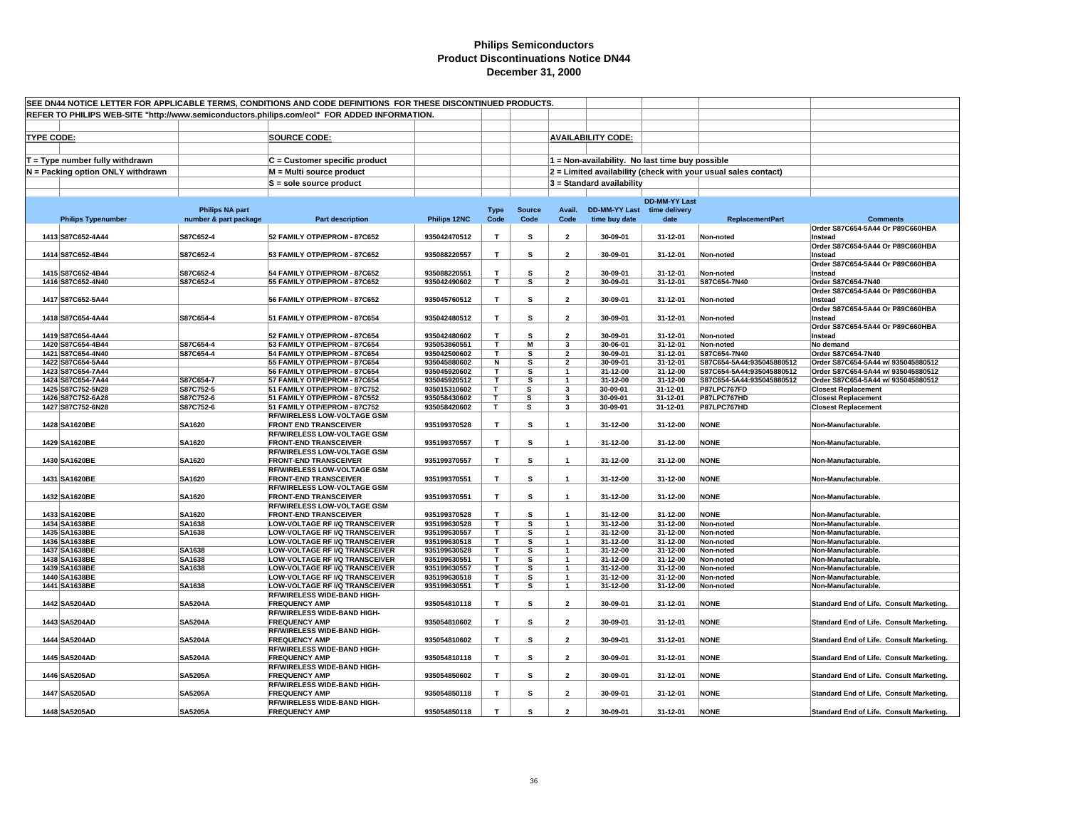# Philips Semiconductors
## Product Discontinuations Notice DN44
### December 31, 2000

SEE DN44 NOTICE LETTER FOR APPLICABLE TERMS, CONDITIONS AND CODE DEFINITIONS FOR THESE DISCONTINUED PRODUCTS.

REFER TO PHILIPS WEB-SITE "http://www.semiconductors.philips.com/eol" FOR ADDED INFORMATION.

**TYPE CODE:**
- T = Type number fully withdrawn
- N = Packing option ONLY withdrawn

**SOURCE CODE:**
- C = Customer specific product
- M = Multi source product
- S = sole source product

**AVAILABILITY CODE:**
- 1 = Non-availability. No last time buy possible
- 2 = Limited availability (check with your usual sales contact)
- 3 = Standard availability

| | Philips Typenumber | Philips NA part number & part package | Part description | Philips 12NC | Type Code | Source Code | Avail. Code | DD-MM-YY Last time buy date | DD-MM-YY Last time delivery date | ReplacementPart | Comments |
|---|---|---|---|---|---|---|---|---|---|---|---|
| 1413 | S87C652-4A44 | S87C652-4 | 52 FAMILY OTP/EPROM - 87C652 | 935042470512 | T | S | 2 | 30-09-01 | 31-12-01 | Non-noted | Order S87C654-5A44 Or P89C660HBA Instead |
| 1414 | S87C652-4B44 | S87C652-4 | 53 FAMILY OTP/EPROM - 87C652 | 935088220557 | T | S | 2 | 30-09-01 | 31-12-01 | Non-noted | Order S87C654-5A44 Or P89C660HBA Instead |
| 1415 | S87C652-4B44 | S87C652-4 | 54 FAMILY OTP/EPROM - 87C652 | 935088220551 | T | S | 2 | 30-09-01 | 31-12-01 | Non-noted | Order S87C654-5A44 Or P89C660HBA Instead |
| 1416 | S87C652-4N40 | S87C652-4 | 55 FAMILY OTP/EPROM - 87C652 | 935042490602 | T | S | 2 | 30-09-01 | 31-12-01 | S87C654-7N40 | Order S87C654-7N40 |
| 1417 | S87C652-5A44 | | 56 FAMILY OTP/EPROM - 87C652 | 935045760512 | T | S | 2 | 30-09-01 | 31-12-01 | Non-noted | Order S87C654-5A44 Or P89C660HBA Instead |
| 1418 | S87C654-4A44 | S87C654-4 | 51 FAMILY OTP/EPROM - 87C654 | 935042480512 | T | S | 2 | 30-09-01 | 31-12-01 | Non-noted | Order S87C654-5A44 Or P89C660HBA Instead |
| 1419 | S87C654-4A44 | | 52 FAMILY OTP/EPROM - 87C654 | 935042480602 | T | S | 2 | 30-09-01 | 31-12-01 | Non-noted | Order S87C654-5A44 Or P89C660HBA Instead |
| 1420 | S87C654-4B44 | S87C654-4 | 53 FAMILY OTP/EPROM - 87C654 | 935053860551 | T | M | 3 | 30-06-01 | 31-12-01 | Non-noted | No demand |
| 1421 | S87C654-4N40 | S87C654-4 | 54 FAMILY OTP/EPROM - 87C654 | 935042500602 | T | S | 2 | 30-09-01 | 31-12-01 | S87C654-7N40 | Order S87C654-7N40 |
| 1422 | S87C654-5A44 | | 55 FAMILY OTP/EPROM - 87C654 | 935045880602 | N | S | 2 | 30-09-01 | 31-12-01 | S87C654-5A44:935045880512 | Order S87C654-5A44 w/ 935045880512 |
| 1423 | S87C654-7A44 | | 56 FAMILY OTP/EPROM - 87C654 | 935045920602 | T | S | 1 | 31-12-00 | 31-12-00 | S87C654-5A44:935045880512 | Order S87C654-5A44 w/ 935045880512 |
| 1424 | S87C654-7A44 | S87C654-7 | 57 FAMILY OTP/EPROM - 87C654 | 935045920512 | T | S | 1 | 31-12-00 | 31-12-00 | S87C654-5A44:935045880512 | Order S87C654-5A44 w/ 935045880512 |
| 1425 | S87C752-5N28 | S87C752-5 | 51 FAMILY OTP/EPROM - 87C752 | 935015310602 | T | S | 3 | 30-09-01 | 31-12-01 | P87LPC767FD | Closest Replacement |
| 1426 | S87C752-6A28 | S87C752-6 | 51 FAMILY OTP/EPROM - 87C552 | 935058430602 | T | S | 3 | 30-09-01 | 31-12-01 | P87LPC767HD | Closest Replacement |
| 1427 | S87C752-6N28 | S87C752-6 | 51 FAMILY OTP/EPROM - 87C752 | 935058420602 | T | S | 3 | 30-09-01 | 31-12-01 | P87LPC767HD | Closest Replacement |
| 1428 | SA1620BE | SA1620 | RF/WIRELESS LOW-VOLTAGE GSM FRONT END TRANSCEIVER | 935199370528 | T | S | 1 | 31-12-00 | 31-12-00 | NONE | Non-Manufacturable. |
| 1429 | SA1620BE | SA1620 | RF/WIRELESS LOW-VOLTAGE GSM FRONT-END TRANSCEIVER | 935199370557 | T | S | 1 | 31-12-00 | 31-12-00 | NONE | Non-Manufacturable. |
| 1430 | SA1620BE | SA1620 | RF/WIRELESS LOW-VOLTAGE GSM FRONT-END TRANSCEIVER | 935199370557 | T | S | 1 | 31-12-00 | 31-12-00 | NONE | Non-Manufacturable. |
| 1431 | SA1620BE | SA1620 | RF/WIRELESS LOW-VOLTAGE GSM FRONT-END TRANSCEIVER | 935199370551 | T | S | 1 | 31-12-00 | 31-12-00 | NONE | Non-Manufacturable. |
| 1432 | SA1620BE | SA1620 | RF/WIRELESS LOW-VOLTAGE GSM FRONT-END TRANSCEIVER | 935199370551 | T | S | 1 | 31-12-00 | 31-12-00 | NONE | Non-Manufacturable. |
| 1433 | SA1620BE | SA1620 | RF/WIRELESS LOW-VOLTAGE GSM FRONT-END TRANSCEIVER | 935199370528 | T | S | 1 | 31-12-00 | 31-12-00 | NONE | Non-Manufacturable. |
| 1434 | SA1638BE | SA1638 | LOW-VOLTAGE RF I/Q TRANSCEIVER | 935199630528 | T | S | 1 | 31-12-00 | 31-12-00 | Non-noted | Non-Manufacturable. |
| 1435 | SA1638BE | SA1638 | LOW-VOLTAGE RF I/Q TRANSCEIVER | 935199630557 | T | S | 1 | 31-12-00 | 31-12-00 | Non-noted | Non-Manufacturable. |
| 1436 | SA1638BE | | LOW-VOLTAGE RF I/Q TRANSCEIVER | 935199630518 | T | S | 1 | 31-12-00 | 31-12-00 | Non-noted | Non-Manufacturable. |
| 1437 | SA1638BE | SA1638 | LOW-VOLTAGE RF I/Q TRANSCEIVER | 935199630528 | T | S | 1 | 31-12-00 | 31-12-00 | Non-noted | Non-Manufacturable. |
| 1438 | SA1638BE | SA1638 | LOW-VOLTAGE RF I/Q TRANSCEIVER | 935199630551 | T | S | 1 | 31-12-00 | 31-12-00 | Non-noted | Non-Manufacturable. |
| 1439 | SA1638BE | SA1638 | LOW-VOLTAGE RF I/Q TRANSCEIVER | 935199630557 | T | S | 1 | 31-12-00 | 31-12-00 | Non-noted | Non-Manufacturable. |
| 1440 | SA1638BE | | LOW-VOLTAGE RF I/Q TRANSCEIVER | 935199630518 | T | S | 1 | 31-12-00 | 31-12-00 | Non-noted | Non-Manufacturable. |
| 1441 | SA1638BE | SA1638 | LOW-VOLTAGE RF I/Q TRANSCEIVER | 935199630551 | T | S | 1 | 31-12-00 | 31-12-00 | Non-noted | Non-Manufacturable. |
| 1442 | SA5204AD | SA5204A | RF/WIRELESS WIDE-BAND HIGH-FREQUENCY AMP | 935054810118 | T | S | 2 | 30-09-01 | 31-12-01 | NONE | Standard End of Life. Consult Marketing. |
| 1443 | SA5204AD | SA5204A | RF/WIRELESS WIDE-BAND HIGH-FREQUENCY AMP | 935054810602 | T | S | 2 | 30-09-01 | 31-12-01 | NONE | Standard End of Life. Consult Marketing. |
| 1444 | SA5204AD | SA5204A | RF/WIRELESS WIDE-BAND HIGH-FREQUENCY AMP | 935054810602 | T | S | 2 | 30-09-01 | 31-12-01 | NONE | Standard End of Life. Consult Marketing. |
| 1445 | SA5204AD | SA5204A | RF/WIRELESS WIDE-BAND HIGH-FREQUENCY AMP | 935054810118 | T | S | 2 | 30-09-01 | 31-12-01 | NONE | Standard End of Life. Consult Marketing. |
| 1446 | SA5205AD | SA5205A | RF/WIRELESS WIDE-BAND HIGH-FREQUENCY AMP | 935054850602 | T | S | 2 | 30-09-01 | 31-12-01 | NONE | Standard End of Life. Consult Marketing. |
| 1447 | SA5205AD | SA5205A | RF/WIRELESS WIDE-BAND HIGH-FREQUENCY AMP | 935054850118 | T | S | 2 | 30-09-01 | 31-12-01 | NONE | Standard End of Life. Consult Marketing. |
| 1448 | SA5205AD | SA5205A | RF/WIRELESS WIDE-BAND HIGH-FREQUENCY AMP | 935054850118 | T | S | 2 | 30-09-01 | 31-12-01 | NONE | Standard End of Life. Consult Marketing. |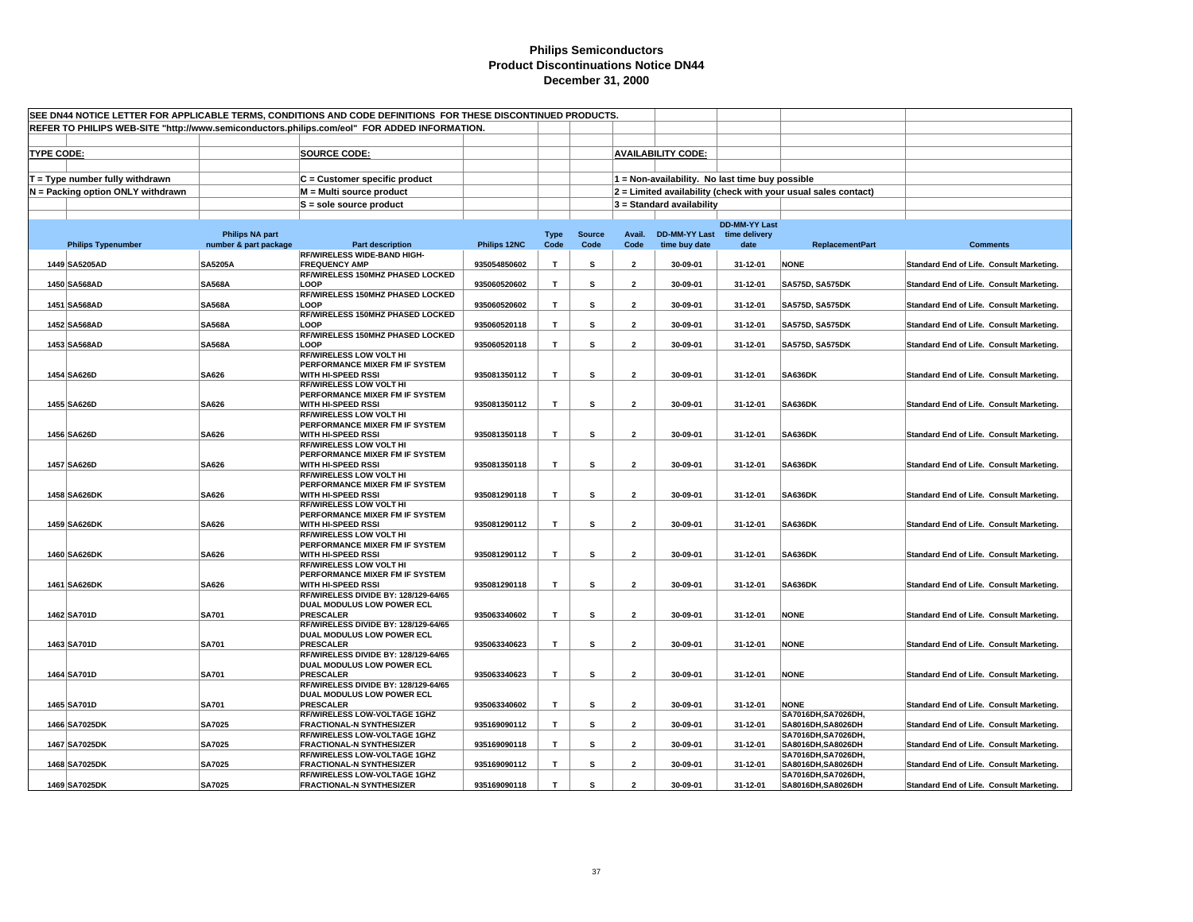# Philips Semiconductors
## Product Discontinuations Notice DN44
### December 31, 2000

SEE DN44 NOTICE LETTER FOR APPLICABLE TERMS, CONDITIONS AND CODE DEFINITIONS FOR THESE DISCONTINUED PRODUCTS.

REFER TO PHILIPS WEB-SITE "http://www.semiconductors.philips.com/eol" FOR ADDED INFORMATION.

**TYPE CODE:**
- T = Type number fully withdrawn
- N = Packing option ONLY withdrawn

**SOURCE CODE:**
- C = Customer specific product
- M = Multi source product
- S = sole source product

**AVAILABILITY CODE:**
- 1 = Non-availability. No last time buy possible
- 2 = Limited availability (check with your usual sales contact)
- 3 = Standard availability

| | Philips Typenumber | Philips NA part number & part package | Part description | Philips 12NC | Type Code | Source Code | Avail. Code | DD-MM-YY Last time buy date | DD-MM-YY Last time delivery date | ReplacementPart | Comments |
|---|---|---|---|---|---|---|---|---|---|---|---|
| 1449 | SA5205AD | SA5205A | RF/WIRELESS WIDE-BAND HIGH-FREQUENCY AMP | 935054850602 | T | S | 2 | 30-09-01 | 31-12-01 | NONE | Standard End of Life. Consult Marketing. |
| 1450 | SA568AD | SA568A | RF/WIRELESS 150MHZ PHASED LOCKED LOOP | 935060520602 | T | S | 2 | 30-09-01 | 31-12-01 | SA575D, SA575DK | Standard End of Life. Consult Marketing. |
| 1451 | SA568AD | SA568A | RF/WIRELESS 150MHZ PHASED LOCKED LOOP | 935060520602 | T | S | 2 | 30-09-01 | 31-12-01 | SA575D, SA575DK | Standard End of Life. Consult Marketing. |
| 1452 | SA568AD | SA568A | RF/WIRELESS 150MHZ PHASED LOCKED LOOP | 935060520118 | T | S | 2 | 30-09-01 | 31-12-01 | SA575D, SA575DK | Standard End of Life. Consult Marketing. |
| 1453 | SA568AD | SA568A | RF/WIRELESS 150MHZ PHASED LOCKED LOOP | 935060520118 | T | S | 2 | 30-09-01 | 31-12-01 | SA575D, SA575DK | Standard End of Life. Consult Marketing. |
| 1454 | SA626D | SA626 | RF/WIRELESS LOW VOLT HI PERFORMANCE MIXER FM IF SYSTEM WITH HI-SPEED RSSI | 935081350112 | T | S | 2 | 30-09-01 | 31-12-01 | SA636DK | Standard End of Life. Consult Marketing. |
| 1455 | SA626D | SA626 | RF/WIRELESS LOW VOLT HI PERFORMANCE MIXER FM IF SYSTEM WITH HI-SPEED RSSI | 935081350112 | T | S | 2 | 30-09-01 | 31-12-01 | SA636DK | Standard End of Life. Consult Marketing. |
| 1456 | SA626D | SA626 | RF/WIRELESS LOW VOLT HI PERFORMANCE MIXER FM IF SYSTEM WITH HI-SPEED RSSI | 935081350118 | T | S | 2 | 30-09-01 | 31-12-01 | SA636DK | Standard End of Life. Consult Marketing. |
| 1457 | SA626D | SA626 | RF/WIRELESS LOW VOLT HI PERFORMANCE MIXER FM IF SYSTEM WITH HI-SPEED RSSI | 935081350118 | T | S | 2 | 30-09-01 | 31-12-01 | SA636DK | Standard End of Life. Consult Marketing. |
| 1458 | SA626DK | SA626 | RF/WIRELESS LOW VOLT HI PERFORMANCE MIXER FM IF SYSTEM WITH HI-SPEED RSSI | 935081290118 | T | S | 2 | 30-09-01 | 31-12-01 | SA636DK | Standard End of Life. Consult Marketing. |
| 1459 | SA626DK | SA626 | RF/WIRELESS LOW VOLT HI PERFORMANCE MIXER FM IF SYSTEM WITH HI-SPEED RSSI | 935081290112 | T | S | 2 | 30-09-01 | 31-12-01 | SA636DK | Standard End of Life. Consult Marketing. |
| 1460 | SA626DK | SA626 | RF/WIRELESS LOW VOLT HI PERFORMANCE MIXER FM IF SYSTEM WITH HI-SPEED RSSI | 935081290112 | T | S | 2 | 30-09-01 | 31-12-01 | SA636DK | Standard End of Life. Consult Marketing. |
| 1461 | SA626DK | SA626 | RF/WIRELESS LOW VOLT HI PERFORMANCE MIXER FM IF SYSTEM WITH HI-SPEED RSSI | 935081290118 | T | S | 2 | 30-09-01 | 31-12-01 | SA636DK | Standard End of Life. Consult Marketing. |
| 1462 | SA701D | SA701 | RF/WIRELESS DIVIDE BY: 128/129-64/65 DUAL MODULUS LOW POWER ECL PRESCALER | 935063340602 | T | S | 2 | 30-09-01 | 31-12-01 | NONE | Standard End of Life. Consult Marketing. |
| 1463 | SA701D | SA701 | RF/WIRELESS DIVIDE BY: 128/129-64/65 DUAL MODULUS LOW POWER ECL PRESCALER | 935063340623 | T | S | 2 | 30-09-01 | 31-12-01 | NONE | Standard End of Life. Consult Marketing. |
| 1464 | SA701D | SA701 | RF/WIRELESS DIVIDE BY: 128/129-64/65 DUAL MODULUS LOW POWER ECL PRESCALER | 935063340623 | T | S | 2 | 30-09-01 | 31-12-01 | NONE | Standard End of Life. Consult Marketing. |
| 1465 | SA701D | SA701 | RF/WIRELESS DIVIDE BY: 128/129-64/65 DUAL MODULUS LOW POWER ECL PRESCALER | 935063340602 | T | S | 2 | 30-09-01 | 31-12-01 | NONE | Standard End of Life. Consult Marketing. |
| 1466 | SA7025DK | SA7025 | RF/WIRELESS LOW-VOLTAGE 1GHZ FRACTIONAL-N SYNTHESIZER | 935169090112 | T | S | 2 | 30-09-01 | 31-12-01 | SA7016DH,SA7026DH, SA8016DH,SA8026DH | Standard End of Life. Consult Marketing. |
| 1467 | SA7025DK | SA7025 | RF/WIRELESS LOW-VOLTAGE 1GHZ FRACTIONAL-N SYNTHESIZER | 935169090118 | T | S | 2 | 30-09-01 | 31-12-01 | SA7016DH,SA7026DH, SA8016DH,SA8026DH | Standard End of Life. Consult Marketing. |
| 1468 | SA7025DK | SA7025 | RF/WIRELESS LOW-VOLTAGE 1GHZ FRACTIONAL-N SYNTHESIZER | 935169090112 | T | S | 2 | 30-09-01 | 31-12-01 | SA7016DH,SA7026DH, SA8016DH,SA8026DH | Standard End of Life. Consult Marketing. |
| 1469 | SA7025DK | SA7025 | RF/WIRELESS LOW-VOLTAGE 1GHZ FRACTIONAL-N SYNTHESIZER | 935169090118 | T | S | 2 | 30-09-01 | 31-12-01 | SA7016DH,SA7026DH, SA8016DH,SA8026DH | Standard End of Life. Consult Marketing. |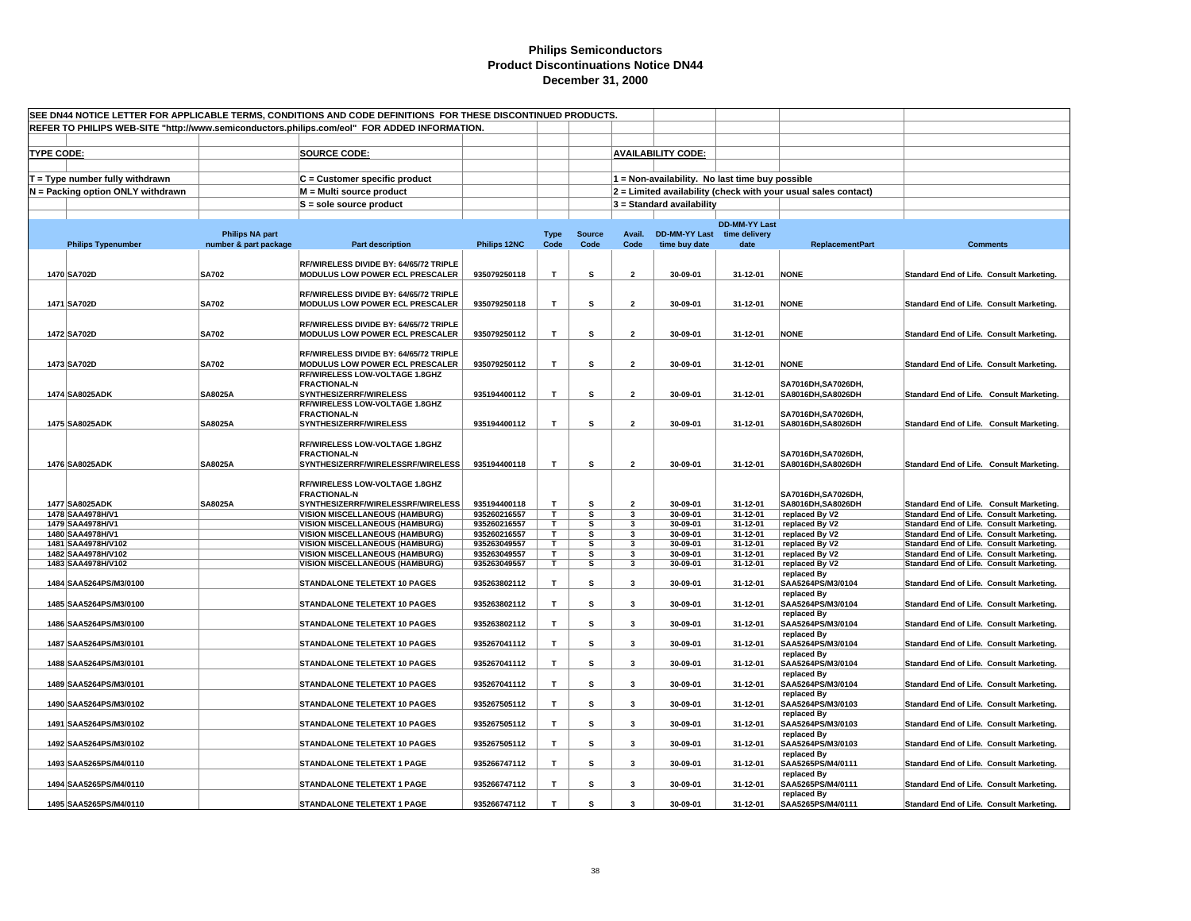# Philips Semiconductors
## Product Discontinuations Notice DN44
### December 31, 2000

SEE DN44 NOTICE LETTER FOR APPLICABLE TERMS, CONDITIONS AND CODE DEFINITIONS FOR THESE DISCONTINUED PRODUCTS.

REFER TO PHILIPS WEB-SITE "http://www.semiconductors.philips.com/eol" FOR ADDED INFORMATION.

**TYPE CODE:**
- T = Type number fully withdrawn
- N = Packing option ONLY withdrawn

**SOURCE CODE:**
- C = Customer specific product
- M = Multi source product
- S = sole source product

**AVAILABILITY CODE:**
- 1 = Non-availability. No last time buy possible
- 2 = Limited availability (check with your usual sales contact)
- 3 = Standard availability

| | Philips Typenumber | Philips NA part number & part package | Part description | Philips 12NC | Type Code | Source Code | Avail. Code | DD-MM-YY Last time buy date | DD-MM-YY Last time delivery date | ReplacementPart | Comments |
|---|---|---|---|---|---|---|---|---|---|---|---|
| 1470 | SA702D | SA702 | RF/WIRELESS DIVIDE BY: 64/65/72 TRIPLE MODULUS LOW POWER ECL PRESCALER | 935079250118 | T | S | 2 | 30-09-01 | 31-12-01 | NONE | Standard End of Life. Consult Marketing. |
| 1471 | SA702D | SA702 | RF/WIRELESS DIVIDE BY: 64/65/72 TRIPLE MODULUS LOW POWER ECL PRESCALER | 935079250118 | T | S | 2 | 30-09-01 | 31-12-01 | NONE | Standard End of Life. Consult Marketing. |
| 1472 | SA702D | SA702 | RF/WIRELESS DIVIDE BY: 64/65/72 TRIPLE MODULUS LOW POWER ECL PRESCALER | 935079250112 | T | S | 2 | 30-09-01 | 31-12-01 | NONE | Standard End of Life. Consult Marketing. |
| 1473 | SA702D | SA702 | RF/WIRELESS DIVIDE BY: 64/65/72 TRIPLE MODULUS LOW POWER ECL PRESCALER | 935079250112 | T | S | 2 | 30-09-01 | 31-12-01 | NONE | Standard End of Life. Consult Marketing. |
| 1474 | SA8025ADK | SA8025A | RF/WIRELESS LOW-VOLTAGE 1.8GHZ FRACTIONAL-N SYNTHESIZERRF/WIRELESS | 935194400112 | T | S | 2 | 30-09-01 | 31-12-01 | SA7016DH,SA7026DH, SA8016DH,SA8026DH | Standard End of Life. Consult Marketing. |
| 1475 | SA8025ADK | SA8025A | RF/WIRELESS LOW-VOLTAGE 1.8GHZ FRACTIONAL-N SYNTHESIZERRF/WIRELESS | 935194400112 | T | S | 2 | 30-09-01 | 31-12-01 | SA7016DH,SA7026DH, SA8016DH,SA8026DH | Standard End of Life. Consult Marketing. |
| 1476 | SA8025ADK | SA8025A | RF/WIRELESS LOW-VOLTAGE 1.8GHZ FRACTIONAL-N SYNTHESIZERRF/WIRELESSRF/WIRELESS | 935194400118 | T | S | 2 | 30-09-01 | 31-12-01 | SA7016DH,SA7026DH, SA8016DH,SA8026DH | Standard End of Life. Consult Marketing. |
| 1477 | SA8025ADK | SA8025A | RF/WIRELESS LOW-VOLTAGE 1.8GHZ FRACTIONAL-N SYNTHESIZERRF/WIRELESSRF/WIRELESS | 935194400118 | T | S | 2 | 30-09-01 | 31-12-01 | SA7016DH,SA7026DH, SA8016DH,SA8026DH | Standard End of Life. Consult Marketing. |
| 1478 | SAA4978H/V1 | | VISION MISCELLANEOUS (HAMBURG) | 935260216557 | T | S | 3 | 30-09-01 | 31-12-01 | replaced By V2 | Standard End of Life. Consult Marketing. |
| 1479 | SAA4978H/V1 | | VISION MISCELLANEOUS (HAMBURG) | 935260216557 | T | S | 3 | 30-09-01 | 31-12-01 | replaced By V2 | Standard End of Life. Consult Marketing. |
| 1480 | SAA4978H/V1 | | VISION MISCELLANEOUS (HAMBURG) | 935260216557 | T | S | 3 | 30-09-01 | 31-12-01 | replaced By V2 | Standard End of Life. Consult Marketing. |
| 1481 | SAA4978H/V102 | | VISION MISCELLANEOUS (HAMBURG) | 935263049557 | T | S | 3 | 30-09-01 | 31-12-01 | replaced By V2 | Standard End of Life. Consult Marketing. |
| 1482 | SAA4978H/V102 | | VISION MISCELLANEOUS (HAMBURG) | 935263049557 | T | S | 3 | 30-09-01 | 31-12-01 | replaced By V2 | Standard End of Life. Consult Marketing. |
| 1483 | SAA4978H/V102 | | VISION MISCELLANEOUS (HAMBURG) | 935263049557 | T | S | 3 | 30-09-01 | 31-12-01 | replaced By V2 | Standard End of Life. Consult Marketing. |
| 1484 | SAA5264PS/M3/0100 | | STANDALONE TELETEXT 10 PAGES | 935263802112 | T | S | 3 | 30-09-01 | 31-12-01 | replaced By SAA5264PS/M3/0104 | Standard End of Life. Consult Marketing. |
| 1485 | SAA5264PS/M3/0100 | | STANDALONE TELETEXT 10 PAGES | 935263802112 | T | S | 3 | 30-09-01 | 31-12-01 | replaced By SAA5264PS/M3/0104 | Standard End of Life. Consult Marketing. |
| 1486 | SAA5264PS/M3/0100 | | STANDALONE TELETEXT 10 PAGES | 935263802112 | T | S | 3 | 30-09-01 | 31-12-01 | replaced By SAA5264PS/M3/0104 | Standard End of Life. Consult Marketing. |
| 1487 | SAA5264PS/M3/0101 | | STANDALONE TELETEXT 10 PAGES | 935267041112 | T | S | 3 | 30-09-01 | 31-12-01 | replaced By SAA5264PS/M3/0104 | Standard End of Life. Consult Marketing. |
| 1488 | SAA5264PS/M3/0101 | | STANDALONE TELETEXT 10 PAGES | 935267041112 | T | S | 3 | 30-09-01 | 31-12-01 | replaced By SAA5264PS/M3/0104 | Standard End of Life. Consult Marketing. |
| 1489 | SAA5264PS/M3/0101 | | STANDALONE TELETEXT 10 PAGES | 935267041112 | T | S | 3 | 30-09-01 | 31-12-01 | replaced By SAA5264PS/M3/0104 | Standard End of Life. Consult Marketing. |
| 1490 | SAA5264PS/M3/0102 | | STANDALONE TELETEXT 10 PAGES | 935267505112 | T | S | 3 | 30-09-01 | 31-12-01 | replaced By SAA5264PS/M3/0103 | Standard End of Life. Consult Marketing. |
| 1491 | SAA5264PS/M3/0102 | | STANDALONE TELETEXT 10 PAGES | 935267505112 | T | S | 3 | 30-09-01 | 31-12-01 | replaced By SAA5264PS/M3/0103 | Standard End of Life. Consult Marketing. |
| 1492 | SAA5264PS/M3/0102 | | STANDALONE TELETEXT 10 PAGES | 935267505112 | T | S | 3 | 30-09-01 | 31-12-01 | replaced By SAA5264PS/M3/0103 | Standard End of Life. Consult Marketing. |
| 1493 | SAA5265PS/M4/0110 | | STANDALONE TELETEXT 1 PAGE | 935266747112 | T | S | 3 | 30-09-01 | 31-12-01 | replaced By SAA5265PS/M4/0111 | Standard End of Life. Consult Marketing. |
| 1494 | SAA5265PS/M4/0110 | | STANDALONE TELETEXT 1 PAGE | 935266747112 | T | S | 3 | 30-09-01 | 31-12-01 | replaced By SAA5265PS/M4/0111 | Standard End of Life. Consult Marketing. |
| 1495 | SAA5265PS/M4/0110 | | STANDALONE TELETEXT 1 PAGE | 935266747112 | T | S | 3 | 30-09-01 | 31-12-01 | replaced By SAA5265PS/M4/0111 | Standard End of Life. Consult Marketing. |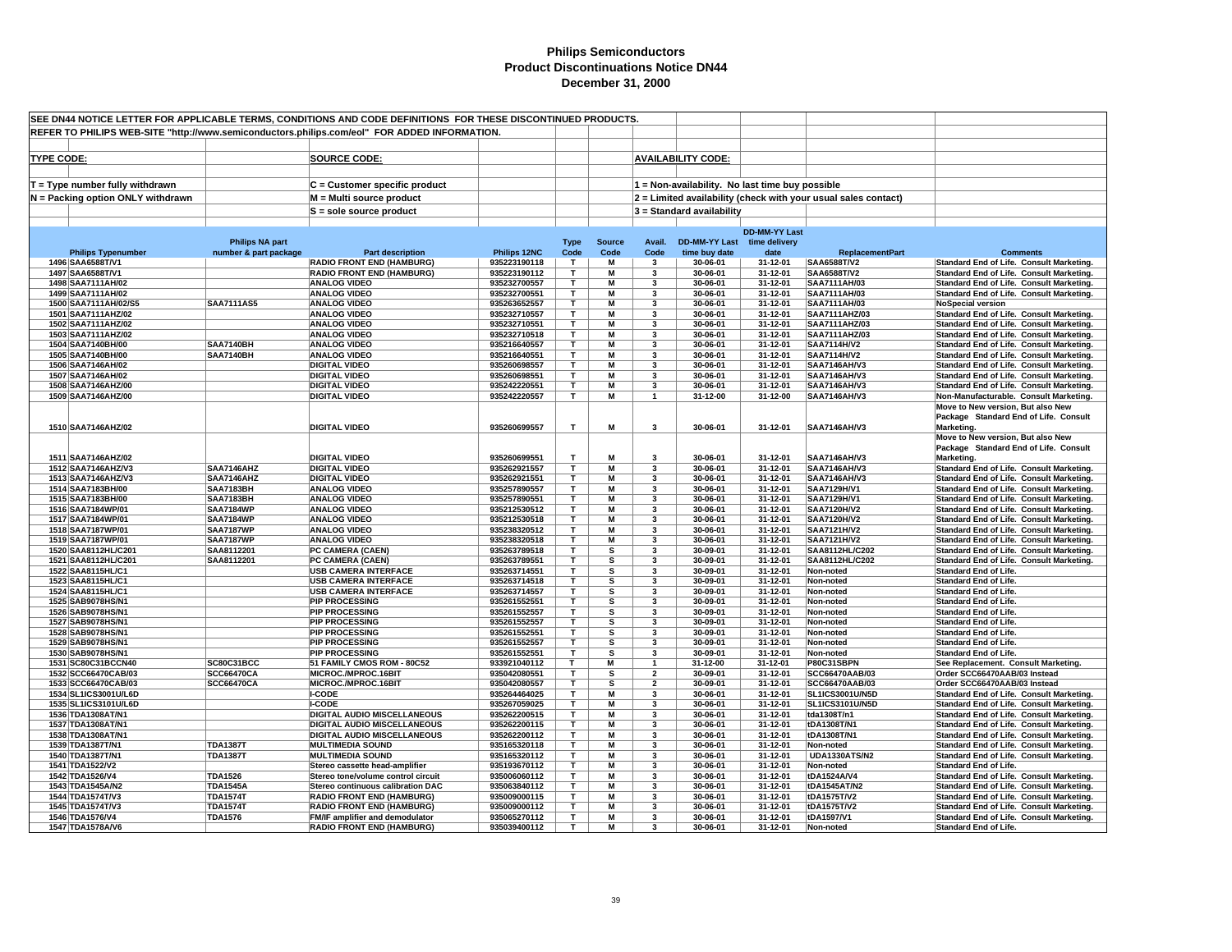# Philips Semiconductors
## Product Discontinuations Notice DN44
### December 31, 2000

SEE DN44 NOTICE LETTER FOR APPLICABLE TERMS, CONDITIONS AND CODE DEFINITIONS FOR THESE DISCONTINUED PRODUCTS.

REFER TO PHILIPS WEB-SITE "http://www.semiconductors.philips.com/eol" FOR ADDED INFORMATION.

**TYPE CODE:**

T = Type number fully withdrawn

N = Packing option ONLY withdrawn

**SOURCE CODE:**

C = Customer specific product

M = Multi source product

S = sole source product

**AVAILABILITY CODE:**

1 = Non-availability. No last time buy possible

2 = Limited availability (check with your usual sales contact)

3 = Standard availability

| | Philips Typenumber | Philips NA part number & part package | Part description | Philips 12NC | Type Code | Source Code | Avail. Code | DD-MM-YY Last time buy date | DD-MM-YY Last time delivery date | ReplacementPart | Comments |
|---|---|---|---|---|---|---|---|---|---|---|---|
| 1496 | SAA6588T/V1 | | RADIO FRONT END (HAMBURG) | 935223190118 | T | M | 3 | 30-06-01 | 31-12-01 | SAA6588T/V2 | Standard End of Life. Consult Marketing. |
| 1497 | SAA6588T/V1 | | RADIO FRONT END (HAMBURG) | 935223190112 | T | M | 3 | 30-06-01 | 31-12-01 | SAA6588T/V2 | Standard End of Life. Consult Marketing. |
| 1498 | SAA7111AH/02 | | ANALOG VIDEO | 935232700557 | T | M | 3 | 30-06-01 | 31-12-01 | SAA7111AH/03 | Standard End of Life. Consult Marketing. |
| 1499 | SAA7111AH/02 | | ANALOG VIDEO | 935232700551 | T | M | 3 | 30-06-01 | 31-12-01 | SAA7111AH/03 | Standard End of Life. Consult Marketing. |
| 1500 | SAA7111AH/02/S5 | SAA7111AS5 | ANALOG VIDEO | 935263652557 | T | M | 3 | 30-06-01 | 31-12-01 | SAA7111AH/03 | NoSpecial version |
| 1501 | SAA7111AHZ/02 | | ANALOG VIDEO | 935232710557 | T | M | 3 | 30-06-01 | 31-12-01 | SAA7111AHZ/03 | Standard End of Life. Consult Marketing. |
| 1502 | SAA7111AHZ/02 | | ANALOG VIDEO | 935232710551 | T | M | 3 | 30-06-01 | 31-12-01 | SAA7111AHZ/03 | Standard End of Life. Consult Marketing. |
| 1503 | SAA7111AHZ/02 | | ANALOG VIDEO | 935232710518 | T | M | 3 | 30-06-01 | 31-12-01 | SAA7111AHZ/03 | Standard End of Life. Consult Marketing. |
| 1504 | SAA7140BH/00 | SAA7140BH | ANALOG VIDEO | 935216640557 | T | M | 3 | 30-06-01 | 31-12-01 | SAA7114H/V2 | Standard End of Life. Consult Marketing. |
| 1505 | SAA7140BH/00 | SAA7140BH | ANALOG VIDEO | 935216640551 | T | M | 3 | 30-06-01 | 31-12-01 | SAA7114H/V2 | Standard End of Life. Consult Marketing. |
| 1506 | SAA7146AH/02 | | DIGITAL VIDEO | 935260698557 | T | M | 3 | 30-06-01 | 31-12-01 | SAA7146AH/V3 | Standard End of Life. Consult Marketing. |
| 1507 | SAA7146AH/02 | | DIGITAL VIDEO | 935260698551 | T | M | 3 | 30-06-01 | 31-12-01 | SAA7146AH/V3 | Standard End of Life. Consult Marketing. |
| 1508 | SAA7146AHZ/00 | | DIGITAL VIDEO | 935242220551 | T | M | 3 | 30-06-01 | 31-12-01 | SAA7146AH/V3 | Standard End of Life. Consult Marketing. |
| 1509 | SAA7146AHZ/00 | | DIGITAL VIDEO | 935242220557 | T | M | 1 | 31-12-00 | 31-12-00 | SAA7146AH/V3 | Non-Manufacturable. Consult Marketing. |
| 1510 | SAA7146AHZ/02 | | DIGITAL VIDEO | 935260699557 | T | M | 3 | 30-06-01 | 31-12-01 | SAA7146AH/V3 | Move to New version, But also New Package Standard End of Life. Consult Marketing. |
| 1511 | SAA7146AHZ/02 | | DIGITAL VIDEO | 935260699551 | T | M | 3 | 30-06-01 | 31-12-01 | SAA7146AH/V3 | Move to New version, But also New Package Standard End of Life. Consult Marketing. |
| 1512 | SAA7146AHZ/V3 | SAA7146AHZ | DIGITAL VIDEO | 935262921557 | T | M | 3 | 30-06-01 | 31-12-01 | SAA7146AH/V3 | Standard End of Life. Consult Marketing. |
| 1513 | SAA7146AHZ/V3 | SAA7146AHZ | DIGITAL VIDEO | 935262921551 | T | M | 3 | 30-06-01 | 31-12-01 | SAA7146AH/V3 | Standard End of Life. Consult Marketing. |
| 1514 | SAA7183BH/00 | SAA7183BH | ANALOG VIDEO | 935257890557 | T | M | 3 | 30-06-01 | 31-12-01 | SAA7129H/V1 | Standard End of Life. Consult Marketing. |
| 1515 | SAA7183BH/00 | SAA7183BH | ANALOG VIDEO | 935257890551 | T | M | 3 | 30-06-01 | 31-12-01 | SAA7129H/V1 | Standard End of Life. Consult Marketing. |
| 1516 | SAA7184WP/01 | SAA7184WP | ANALOG VIDEO | 935212530512 | T | M | 3 | 30-06-01 | 31-12-01 | SAA7120H/V2 | Standard End of Life. Consult Marketing. |
| 1517 | SAA7184WP/01 | SAA7184WP | ANALOG VIDEO | 935212530518 | T | M | 3 | 30-06-01 | 31-12-01 | SAA7120H/V2 | Standard End of Life. Consult Marketing. |
| 1518 | SAA7187WP/01 | SAA7187WP | ANALOG VIDEO | 935238320512 | T | M | 3 | 30-06-01 | 31-12-01 | SAA7121H/V2 | Standard End of Life. Consult Marketing. |
| 1519 | SAA7187WP/01 | SAA7187WP | ANALOG VIDEO | 935238320518 | T | M | 3 | 30-06-01 | 31-12-01 | SAA7121H/V2 | Standard End of Life. Consult Marketing. |
| 1520 | SAA8112HL/C201 | SAA8112201 | PC CAMERA (CAEN) | 935263789518 | T | S | 3 | 30-09-01 | 31-12-01 | SAA8112HL/C202 | Standard End of Life. Consult Marketing. |
| 1521 | SAA8112HL/C201 | SAA8112201 | PC CAMERA (CAEN) | 935263789551 | T | S | 3 | 30-09-01 | 31-12-01 | SAA8112HL/C202 | Standard End of Life. Consult Marketing. |
| 1522 | SAA8115HL/C1 | | USB CAMERA INTERFACE | 935263714551 | T | S | 3 | 30-09-01 | 31-12-01 | Non-noted | Standard End of Life. |
| 1523 | SAA8115HL/C1 | | USB CAMERA INTERFACE | 935263714518 | T | S | 3 | 30-09-01 | 31-12-01 | Non-noted | Standard End of Life. |
| 1524 | SAA8115HL/C1 | | USB CAMERA INTERFACE | 935263714557 | T | S | 3 | 30-09-01 | 31-12-01 | Non-noted | Standard End of Life. |
| 1525 | SAB9078HS/N1 | | PIP PROCESSING | 935261552551 | T | S | 3 | 30-09-01 | 31-12-01 | Non-noted | Standard End of Life. |
| 1526 | SAB9078HS/N1 | | PIP PROCESSING | 935261552557 | T | S | 3 | 30-09-01 | 31-12-01 | Non-noted | Standard End of Life. |
| 1527 | SAB9078HS/N1 | | PIP PROCESSING | 935261552557 | T | S | 3 | 30-09-01 | 31-12-01 | Non-noted | Standard End of Life. |
| 1528 | SAB9078HS/N1 | | PIP PROCESSING | 935261552551 | T | S | 3 | 30-09-01 | 31-12-01 | Non-noted | Standard End of Life. |
| 1529 | SAB9078HS/N1 | | PIP PROCESSING | 935261552557 | T | S | 3 | 30-09-01 | 31-12-01 | Non-noted | Standard End of Life. |
| 1530 | SAB9078HS/N1 | | PIP PROCESSING | 935261552551 | T | S | 3 | 30-09-01 | 31-12-01 | Non-noted | Standard End of Life. |
| 1531 | SC80C31BCCN40 | SC80C31BCC | 51 FAMILY CMOS ROM - 80C52 | 933921040112 | T | M | 1 | 31-12-00 | 31-12-01 | P80C31SBPN | See Replacement. Consult Marketing. |
| 1532 | SCC66470CAB/03 | SCC66470CA | MICROC./MPROC.16BIT | 935042080551 | T | S | 2 | 30-09-01 | 31-12-01 | SCC66470AAB/03 | Order SCC66470AAB/03 Instead |
| 1533 | SCC66470CAB/03 | SCC66470CA | MICROC./MPROC.16BIT | 935042080557 | T | S | 2 | 30-09-01 | 31-12-01 | SCC66470AAB/03 | Order SCC66470AAB/03 Instead |
| 1534 | SL1ICS3001U/L6D | | I-CODE | 935264464025 | T | M | 3 | 30-06-01 | 31-12-01 | SL1ICS3001U/N5D | Standard End of Life. Consult Marketing. |
| 1535 | SL1ICS3101U/L6D | | I-CODE | 935267059025 | T | M | 3 | 30-06-01 | 31-12-01 | SL1ICS3101U/N5D | Standard End of Life. Consult Marketing. |
| 1536 | TDA1308AT/N1 | | DIGITAL AUDIO MISCELLANEOUS | 935262200515 | T | M | 3 | 30-06-01 | 31-12-01 | tda1308T/n1 | Standard End of Life. Consult Marketing. |
| 1537 | TDA1308AT/N1 | | DIGITAL AUDIO MISCELLANEOUS | 935262200115 | T | M | 3 | 30-06-01 | 31-12-01 | tDA1308T/N1 | Standard End of Life. Consult Marketing. |
| 1538 | TDA1308AT/N1 | | DIGITAL AUDIO MISCELLANEOUS | 935262200112 | T | M | 3 | 30-06-01 | 31-12-01 | tDA1308T/N1 | Standard End of Life. Consult Marketing. |
| 1539 | TDA1387T/N1 | TDA1387T | MULTIMEDIA SOUND | 935165320118 | T | M | 3 | 30-06-01 | 31-12-01 | Non-noted | Standard End of Life. Consult Marketing. |
| 1540 | TDA1387T/N1 | TDA1387T | MULTIMEDIA SOUND | 935165320112 | T | M | 3 | 30-06-01 | 31-12-01 | UDA1330ATS/N2 | Standard End of Life. Consult Marketing. |
| 1541 | TDA1522/V2 | | Stereo cassette head-amplifier | 935193670112 | T | M | 3 | 30-06-01 | 31-12-01 | Non-noted | Standard End of Life. |
| 1542 | TDA1526/V4 | TDA1526 | Stereo tone/volume control circuit | 935006060112 | T | M | 3 | 30-06-01 | 31-12-01 | tDA1524A/V4 | Standard End of Life. Consult Marketing. |
| 1543 | TDA1545A/N2 | TDA1545A | Stereo continuous calibration DAC | 935063840112 | T | M | 3 | 30-06-01 | 31-12-01 | tDA1545AT/N2 | Standard End of Life. Consult Marketing. |
| 1544 | TDA1574T/V3 | TDA1574T | RADIO FRONT END (HAMBURG) | 935009000115 | T | M | 3 | 30-06-01 | 31-12-01 | tDA1575T/V2 | Standard End of Life. Consult Marketing. |
| 1545 | TDA1574T/V3 | TDA1574T | RADIO FRONT END (HAMBURG) | 935009000112 | T | M | 3 | 30-06-01 | 31-12-01 | tDA1575T/V2 | Standard End of Life. Consult Marketing. |
| 1546 | TDA1576/V4 | TDA1576 | FM/IF amplifier and demodulator | 935065270112 | T | M | 3 | 30-06-01 | 31-12-01 | tDA1597/V1 | Standard End of Life. Consult Marketing. |
| 1547 | TDA1578A/V6 | | RADIO FRONT END (HAMBURG) | 935039400112 | T | M | 3 | 30-06-01 | 31-12-01 | Non-noted | Standard End of Life. |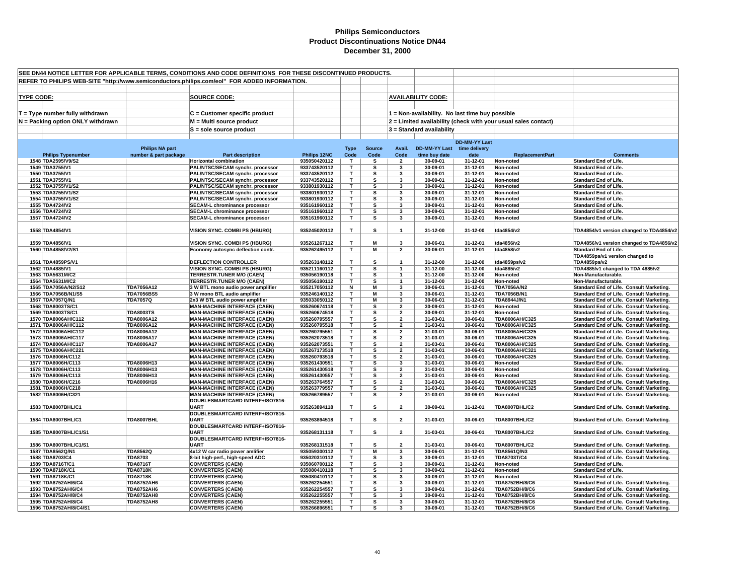# Philips Semiconductors
# Product Discontinuations Notice DN44
# December 31, 2000

SEE DN44 NOTICE LETTER FOR APPLICABLE TERMS, CONDITIONS AND CODE DEFINITIONS FOR THESE DISCONTINUED PRODUCTS.
REFER TO PHILIPS WEB-SITE "http://www.semiconductors.philips.com/eol" FOR ADDED INFORMATION.

**TYPE CODE:**
T = Type number fully withdrawn
N = Packing option ONLY withdrawn

**SOURCE CODE:**
C = Customer specific product
M = Multi source product
S = sole source product

**AVAILABILITY CODE:**
1 = Non-availability. No last time buy possible
2 = Limited availability (check with your usual sales contact)
3 = Standard availability

| | Philips Typenumber | Philips NA part number & part package | Part description | Philips 12NC | Type Code | Source Code | Avail. Code | DD-MM-YY Last time buy date | DD-MM-YY Last time delivery date | ReplacementPart | Comments |
|---|---|---|---|---|---|---|---|---|---|---|---|
| 1548 | TDA2595/V9/S2 | | Horizontal combination | 935050420112 | T | S | 2 | 30-09-01 | 31-12-01 | Non-noted | Standard End of Life. |
| 1549 | TDA3755/V1 | | PAL/NTSC/SECAM synchr. processor | 933743520112 | T | S | 3 | 30-09-01 | 31-12-01 | Non-noted | Standard End of Life. |
| 1550 | TDA3755/V1 | | PAL/NTSC/SECAM synchr. processor | 933743520112 | T | S | 3 | 30-09-01 | 31-12-01 | Non-noted | Standard End of Life. |
| 1551 | TDA3755/V1 | | PAL/NTSC/SECAM synchr. processor | 933743520112 | T | S | 3 | 30-09-01 | 31-12-01 | Non-noted | Standard End of Life. |
| 1552 | TDA3755/V1/S2 | | PAL/NTSC/SECAM synchr. processor | 933801930112 | T | S | 3 | 30-09-01 | 31-12-01 | Non-noted | Standard End of Life. |
| 1553 | TDA3755/V1/S2 | | PAL/NTSC/SECAM synchr. processor | 933801930112 | T | S | 3 | 30-09-01 | 31-12-01 | Non-noted | Standard End of Life. |
| 1554 | TDA3755/V1/S2 | | PAL/NTSC/SECAM synchr. processor | 933801930112 | T | S | 3 | 30-09-01 | 31-12-01 | Non-noted | Standard End of Life. |
| 1555 | TDA4724/V2 | | SECAM-L chrominance processor | 935161960112 | T | S | 3 | 30-09-01 | 31-12-01 | Non-noted | Standard End of Life. |
| 1556 | TDA4724/V2 | | SECAM-L chrominance processor | 935161960112 | T | S | 3 | 30-09-01 | 31-12-01 | Non-noted | Standard End of Life. |
| 1557 | TDA4724/V2 | | SECAM-L chrominance processor | 935161960112 | T | S | 3 | 30-09-01 | 31-12-01 | Non-noted | Standard End of Life. |
| 1558 | TDA4854/V1 | | VISION SYNC. COMBI PS (HBURG) | 935245020112 | T | S | 1 | 31-12-00 | 31-12-00 | tda4854/v2 | TDA4854/v1 version changed to TDA4854/v2 |
| 1559 | TDA4856/V1 | | VISION SYNC. COMBI PS (HBURG) | 935261267112 | T | M | 3 | 30-06-01 | 31-12-01 | tda4856/v2 | TDA4856/v1 version changed to TDA4856/v2 |
| 1560 | TDA4858/V2/S1 | | Economy autosync deflection contr. | 935262495112 | T | M | 2 | 30-06-01 | 31-12-01 | tda4858/v2 | Standard End of Life. |
| 1561 | TDA4859PS/V1 | | DEFLECTION CONTROLLER | 935263148112 | T | S | 1 | 31-12-00 | 31-12-00 | tda4859ps/v2 | TDA4859ps/v1 version changed to TDA4859ps/v2 |
| 1562 | TDA4885/V1 | | VISION SYNC. COMBI PS (HBURG) | 935211160112 | T | S | 1 | 31-12-00 | 31-12-00 | tda4885/v2 | TDA4885/v1 changed to TDA 4885/v2 |
| 1563 | TDA5631M/C2 | | TERRESTR.TUNER M/O (CAEN) | 935056190118 | T | S | 1 | 31-12-00 | 31-12-00 | Non-noted | Non-Manufacturable. |
| 1564 | TDA5631M/C2 | | TERRESTR.TUNER M/O (CAEN) | 935056190112 | T | S | 1 | 31-12-00 | 31-12-00 | Non-noted | Non-Manufacturable. |
| 1565 | TDA7056A/N2/S12 | TDA7056A12 | 3 W BTL mono audio power amplifier | 935217050112 | N | M | 3 | 30-06-01 | 31-12-01 | TDA7056A/N2 | Standard End of Life. Consult Marketing. |
| 1566 | TDA7056B/N1/S5 | TDA7056BS5 | 3 W mono BTL audio amplifier | 935246140112 | T | M | 3 | 30-06-01 | 31-12-01 | TDA7056B/N1 | Standard End of Life. Consult Marketing. |
| 1567 | TDA7057Q/N1 | TDA7057Q | 2x3 W BTL audio power amplifier | 935033050112 | T | M | 3 | 30-06-01 | 31-12-01 | TDA8944J/N1 | Standard End of Life. Consult Marketing. |
| 1568 | TDA8003TS/C1 | | MAN-MACHINE INTERFACE (CAEN) | 935260674118 | T | S | 2 | 30-09-01 | 31-12-01 | Non-noted | Standard End of Life. Consult Marketing. |
| 1569 | TDA8003TS/C1 | TDA8003TS | MAN-MACHINE INTERFACE (CAEN) | 935260674518 | T | S | 2 | 30-09-01 | 31-12-01 | Non-noted | Standard End of Life. Consult Marketing. |
| 1570 | TDA8006AH/C112 | TDA8006A12 | MAN-MACHINE INTERFACE (CAEN) | 935260795557 | T | S | 2 | 31-03-01 | 30-06-01 | TDA8006AH/C325 | Standard End of Life. Consult Marketing. |
| 1571 | TDA8006AH/C112 | TDA8006A12 | MAN-MACHINE INTERFACE (CAEN) | 935260795518 | T | S | 2 | 31-03-01 | 30-06-01 | TDA8006AH/C325 | Standard End of Life. Consult Marketing. |
| 1572 | TDA8006AH/C112 | TDA8006A12 | MAN-MACHINE INTERFACE (CAEN) | 935260795551 | T | S | 2 | 31-03-01 | 30-06-01 | TDA8006AH/C325 | Standard End of Life. Consult Marketing. |
| 1573 | TDA8006AH/C117 | TDA8006A17 | MAN-MACHINE INTERFACE (CAEN) | 935262073518 | T | S | 2 | 31-03-01 | 30-06-01 | TDA8006AH/C325 | Standard End of Life. Consult Marketing. |
| 1574 | TDA8006AH/C117 | TDA8006A17 | MAN-MACHINE INTERFACE (CAEN) | 935262073551 | T | S | 2 | 31-03-01 | 30-06-01 | TDA8006AH/C325 | Standard End of Life. Consult Marketing. |
| 1575 | TDA8006AH/C221 | | MAN-MACHINE INTERFACE (CAEN) | 935267173518 | T | S | 2 | 31-03-01 | 30-06-01 | TDA8006AH/C321 | Standard End of Life. Consult Marketing. |
| 1576 | TDA8006H/C112 | | MAN-MACHINE INTERFACE (CAEN) | 935260793518 | T | S | 2 | 31-03-01 | 30-06-01 | TDA8006AH/C325 | Standard End of Life. Consult Marketing. |
| 1577 | TDA8006H/C113 | TDA8006H13 | MAN-MACHINE INTERFACE (CAEN) | 935261430551 | T | S | 3 | 31-03-01 | 30-06-01 | Non-noted | Standard End of Life. |
| 1578 | TDA8006H/C113 | TDA8006H13 | MAN-MACHINE INTERFACE (CAEN) | 935261430518 | T | S | 2 | 31-03-01 | 30-06-01 | Non-noted | Standard End of Life. Consult Marketing. |
| 1579 | TDA8006H/C113 | TDA8006H13 | MAN-MACHINE INTERFACE (CAEN) | 935261430557 | T | S | 2 | 31-03-01 | 30-06-01 | Non-noted | Standard End of Life. Consult Marketing. |
| 1580 | TDA8006H/C216 | TDA8006H16 | MAN-MACHINE INTERFACE (CAEN) | 935263764557 | T | S | 2 | 31-03-01 | 30-06-01 | TDA8006AH/C325 | Standard End of Life. Consult Marketing. |
| 1581 | TDA8006H/C218 | | MAN-MACHINE INTERFACE (CAEN) | 935263779557 | T | S | 2 | 31-03-01 | 30-06-01 | TDA8006AH/C325 | Standard End of Life. Consult Marketing. |
| 1582 | TDA8006H/C321 | | MAN-MACHINE INTERFACE (CAEN) | 935266789557 | T | S | 2 | 31-03-01 | 30-06-01 | Non-noted | Standard End of Life. Consult Marketing. |
| 1583 | TDA8007BHL/C1 | | DOUBLESMARTCARD INTERF+ISO7816-UART | 935263894118 | T | S | 2 | 30-09-01 | 31-12-01 | TDA8007BHL/C2 | Standard End of Life. Consult Marketing. |
| 1584 | TDA8007BHL/C1 | TDA8007BHL | DOUBLESMARTCARD INTERF+ISO7816-UART | 935263894518 | T | S | 2 | 31-03-01 | 30-06-01 | TDA8007BHL/C2 | Standard End of Life. Consult Marketing. |
| 1585 | TDA8007BHL/C1/S1 | | DOUBLESMARTCARD INTERF+ISO7816-UART | 935268131118 | T | S | 2 | 31-03-01 | 30-06-01 | TDA8007BHL/C2 | Standard End of Life. Consult Marketing. |
| 1586 | TDA8007BHL/C1/S1 | | DOUBLESMARTCARD INTERF+ISO7816-UART | 935268131518 | T | S | 2 | 31-03-01 | 30-06-01 | TDA8007BHL/C2 | Standard End of Life. Consult Marketing. |
| 1587 | TDA8562Q/N1 | TDA8562Q | 4x12 W car radio power amlifier | 935059300112 | T | M | 3 | 30-06-01 | 31-12-01 | TDA8561Q/N3 | Standard End of Life. Consult Marketing. |
| 1588 | TDA8703/C4 | TDA8703 | 8-bit high-perf., high-speed ADC | 935020310112 | T | S | 3 | 30-09-01 | 31-12-01 | TDA8703T/C4 | Standard End of Life. Consult Marketing. |
| 1589 | TDA8716T/C1 | TDA8716T | CONVERTERS (CAEN) | 935060700112 | T | S | 3 | 30-09-01 | 31-12-01 | Non-noted | Standard End of Life. |
| 1590 | TDA8718K/C1 | TDA8718K | CONVERTERS (CAEN) | 935080410118 | T | S | 3 | 30-09-01 | 31-12-01 | Non-noted | Standard End of Life. |
| 1591 | TDA8718K/C1 | TDA8718K | CONVERTERS (CAEN) | 935080410112 | T | S | 3 | 30-09-01 | 31-12-01 | Non-noted | Standard End of Life. |
| 1592 | TDA8752AH/6/C4 | TDA8752AH6 | CONVERTERS (CAEN) | 935262254551 | T | S | 3 | 30-09-01 | 31-12-01 | TDA8752BH/8/C6 | Standard End of Life. Consult Marketing. |
| 1593 | TDA8752AH/6/C4 | TDA8752AH6 | CONVERTERS (CAEN) | 935262254557 | T | S | 3 | 30-09-01 | 31-12-01 | TDA8752BH/8/C6 | Standard End of Life. Consult Marketing. |
| 1594 | TDA8752AH/8/C4 | TDA8752AH8 | CONVERTERS (CAEN) | 935262255557 | T | S | 3 | 30-09-01 | 31-12-01 | TDA8752BH/8/C6 | Standard End of Life. Consult Marketing. |
| 1595 | TDA8752AH/8/C4 | TDA8752AH8 | CONVERTERS (CAEN) | 935262255551 | T | S | 3 | 30-09-01 | 31-12-01 | TDA8752BH/8/C6 | Standard End of Life. Consult Marketing. |
| 1596 | TDA8752AH/8/C4/S1 | | CONVERTERS (CAEN) | 935266896551 | T | S | 3 | 30-09-01 | 31-12-01 | TDA8752BH/8/C6 | Standard End of Life. Consult Marketing. |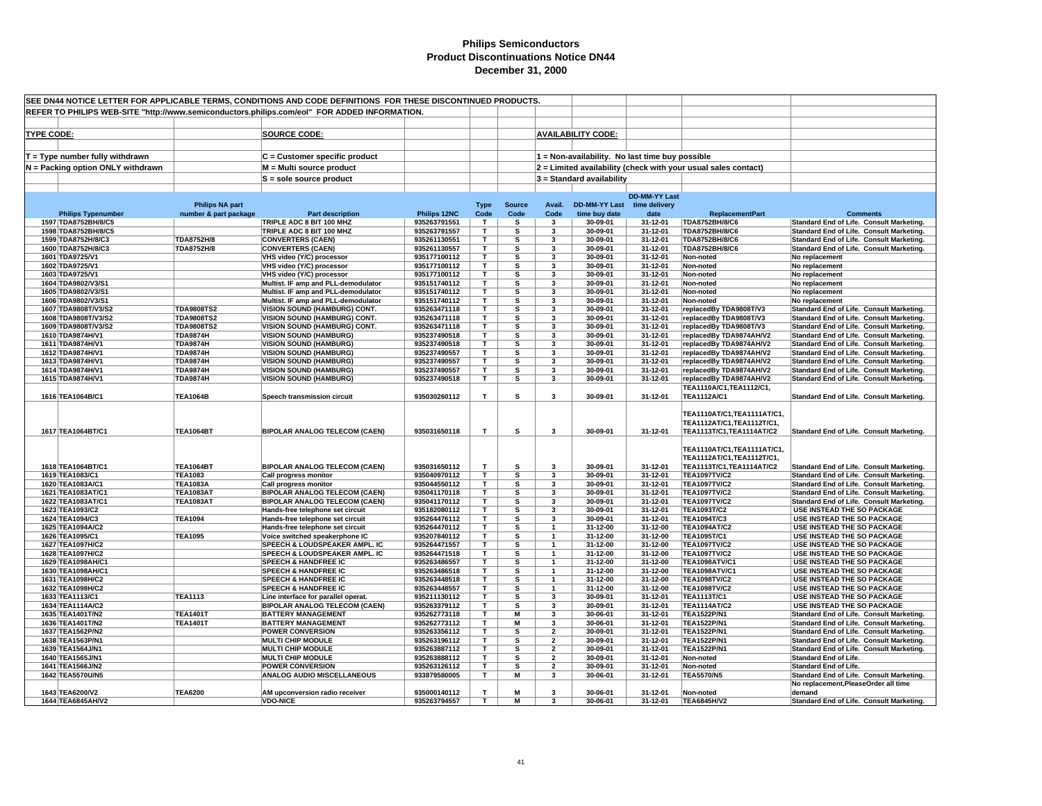# Philips Semiconductors
# Product Discontinuations Notice DN44
# December 31, 2000

SEE DN44 NOTICE LETTER FOR APPLICABLE TERMS, CONDITIONS AND CODE DEFINITIONS FOR THESE DISCONTINUED PRODUCTS.

REFER TO PHILIPS WEB-SITE "http://www.semiconductors.philips.com/eol" FOR ADDED INFORMATION.

**TYPE CODE:**

T = Type number fully withdrawn

N = Packing option ONLY withdrawn

**SOURCE CODE:**

C = Customer specific product

M = Multi source product

S = sole source product

**AVAILABILITY CODE:**

1 = Non-availability. No last time buy possible

2 = Limited availability (check with your usual sales contact)

3 = Standard availability

| | Philips Typenumber | Philips NA part number & part package | Part description | Philips 12NC | Type Code | Source Code | Avail. Code | DD-MM-YY Last time buy date | DD-MM-YY Last time delivery date | ReplacementPart | Comments |
|---|---|---|---|---|---|---|---|---|---|---|---|
| 1597 | TDA8752BH/8/C5 | | TRIPLE ADC 8 BIT 100 MHZ | 935263791551 | T | S | 3 | 30-09-01 | 31-12-01 | TDA8752BH/8/C6 | Standard End of Life. Consult Marketing. |
| 1598 | TDA8752BH/8/C5 | | TRIPLE ADC 8 BIT 100 MHZ | 935263791557 | T | S | 3 | 30-09-01 | 31-12-01 | TDA8752BH/8/C6 | Standard End of Life. Consult Marketing. |
| 1599 | TDA8752H/8/C3 | TDA8752H/8 | CONVERTERS (CAEN) | 935261130551 | T | S | 3 | 30-09-01 | 31-12-01 | TDA8752BH/8/C6 | Standard End of Life. Consult Marketing. |
| 1600 | TDA8752H/8/C3 | TDA8752H/8 | CONVERTERS (CAEN) | 935261130557 | T | S | 3 | 30-09-01 | 31-12-01 | TDA8752BH/8/C6 | Standard End of Life. Consult Marketing. |
| 1601 | TDA9725/V1 | | VHS video (Y/C) processor | 935177100112 | T | S | 3 | 30-09-01 | 31-12-01 | Non-noted | No replacement |
| 1602 | TDA9725/V1 | | VHS video (Y/C) processor | 935177100112 | T | S | 3 | 30-09-01 | 31-12-01 | Non-noted | No replacement |
| 1603 | TDA9725/V1 | | VHS video (Y/C) processor | 935177100112 | T | S | 3 | 30-09-01 | 31-12-01 | Non-noted | No replacement |
| 1604 | TDA9802/V3/S1 | | Multist. IF amp and PLL-demodulator | 935151740112 | T | S | 3 | 30-09-01 | 31-12-01 | Non-noted | No replacement |
| 1605 | TDA9802/V3/S1 | | Multist. IF amp and PLL-demodulator | 935151740112 | T | S | 3 | 30-09-01 | 31-12-01 | Non-noted | No replacement |
| 1606 | TDA9802/V3/S1 | | Multist. IF amp and PLL-demodulator | 935151740112 | T | S | 3 | 30-09-01 | 31-12-01 | Non-noted | No replacement |
| 1607 | TDA9808T/V3/S2 | TDA9808TS2 | VISION SOUND (HAMBURG) CONT. | 935263471118 | T | S | 3 | 30-09-01 | 31-12-01 | replacedBy TDA9808T/V3 | Standard End of Life. Consult Marketing. |
| 1608 | TDA9808T/V3/S2 | TDA9808TS2 | VISION SOUND (HAMBURG) CONT. | 935263471118 | T | S | 3 | 30-09-01 | 31-12-01 | replacedBy TDA9808T/V3 | Standard End of Life. Consult Marketing. |
| 1609 | TDA9808T/V3/S2 | TDA9808TS2 | VISION SOUND (HAMBURG) CONT. | 935263471118 | T | S | 3 | 30-09-01 | 31-12-01 | replacedBy TDA9808T/V3 | Standard End of Life. Consult Marketing. |
| 1610 | TDA9874H/V1 | TDA9874H | VISION SOUND (HAMBURG) | 935237490518 | T | S | 3 | 30-09-01 | 31-12-01 | replacedBy TDA9874AH/V2 | Standard End of Life. Consult Marketing. |
| 1611 | TDA9874H/V1 | TDA9874H | VISION SOUND (HAMBURG) | 935237490518 | T | S | 3 | 30-09-01 | 31-12-01 | replacedBy TDA9874AH/V2 | Standard End of Life. Consult Marketing. |
| 1612 | TDA9874H/V1 | TDA9874H | VISION SOUND (HAMBURG) | 935237490557 | T | S | 3 | 30-09-01 | 31-12-01 | replacedBy TDA9874AH/V2 | Standard End of Life. Consult Marketing. |
| 1613 | TDA9874H/V1 | TDA9874H | VISION SOUND (HAMBURG) | 935237490557 | T | S | 3 | 30-09-01 | 31-12-01 | replacedBy TDA9874AH/V2 | Standard End of Life. Consult Marketing. |
| 1614 | TDA9874H/V1 | TDA9874H | VISION SOUND (HAMBURG) | 935237490557 | T | S | 3 | 30-09-01 | 31-12-01 | replacedBy TDA9874AH/V2 | Standard End of Life. Consult Marketing. |
| 1615 | TDA9874H/V1 | TDA9874H | VISION SOUND (HAMBURG) | 935237490518 | T | S | 3 | 30-09-01 | 31-12-01 | replacedBy TDA9874AH/V2 | Standard End of Life. Consult Marketing. |
| 1616 | TEA1064B/C1 | TEA1064B | Speech transmission circuit | 935030260112 | T | S | 3 | 30-09-01 | 31-12-01 | TEA1110A/C1,TEA1112/C1, TEA1112A/C1 | Standard End of Life. Consult Marketing. |
| 1617 | TEA1064BT/C1 | TEA1064BT | BIPOLAR ANALOG TELECOM (CAEN) | 935031650118 | T | S | 3 | 30-09-01 | 31-12-01 | TEA1110AT/C1,TEA1111AT/C1, TEA1112AT/C1,TEA1112T/C1, TEA1113T/C1,TEA1114AT/C2 | Standard End of Life. Consult Marketing. |
| 1618 | TEA1064BT/C1 | TEA1064BT | BIPOLAR ANALOG TELECOM (CAEN) | 935031650112 | T | S | 3 | 30-09-01 | 31-12-01 | TEA1110AT/C1,TEA1111AT/C1, TEA1112AT/C1,TEA1112T/C1, TEA1113T/C1,TEA1114AT/C2 | Standard End of Life. Consult Marketing. |
| 1619 | TEA1083/C1 | TEA1083 | Call progress monitor | 935040970112 | T | S | 3 | 30-09-01 | 31-12-01 | TEA1097TV/C2 | Standard End of Life. Consult Marketing. |
| 1620 | TEA1083A/C1 | TEA1083A | Call progress monitor | 935044550112 | T | S | 3 | 30-09-01 | 31-12-01 | TEA1097TV/C2 | Standard End of Life. Consult Marketing. |
| 1621 | TEA1083AT/C1 | TEA1083AT | BIPOLAR ANALOG TELECOM (CAEN) | 935041170118 | T | S | 3 | 30-09-01 | 31-12-01 | TEA1097TV/C2 | Standard End of Life. Consult Marketing. |
| 1622 | TEA1083AT/C1 | TEA1083AT | BIPOLAR ANALOG TELECOM (CAEN) | 935041170112 | T | S | 3 | 30-09-01 | 31-12-01 | TEA1097TV/C2 | Standard End of Life. Consult Marketing. |
| 1623 | TEA1093/C2 | | Hands-free telephone set circuit | 935182080112 | T | S | 3 | 30-09-01 | 31-12-01 | TEA1093T/C2 | USE INSTEAD THE SO PACKAGE |
| 1624 | TEA1094/C3 | TEA1094 | Hands-free telephone set circuit | 935264476112 | T | S | 3 | 30-09-01 | 31-12-01 | TEA1094T/C3 | USE INSTEAD THE SO PACKAGE |
| 1625 | TEA1094A/C2 | | Hands-free telephone set circuit | 935264470112 | T | S | 1 | 31-12-00 | 31-12-00 | TEA1094AT/C2 | USE INSTEAD THE SO PACKAGE |
| 1626 | TEA1095/C1 | TEA1095 | Voice switched speakerphone IC | 935207840112 | T | S | 1 | 31-12-00 | 31-12-00 | TEA1095T/C1 | USE INSTEAD THE SO PACKAGE |
| 1627 | TEA1097H/C2 | | SPEECH & LOUDSPEAKER AMPL. IC | 935264471557 | T | S | 1 | 31-12-00 | 31-12-00 | TEA1097TV/C2 | USE INSTEAD THE SO PACKAGE |
| 1628 | TEA1097H/C2 | | SPEECH & LOUDSPEAKER AMPL. IC | 935264471518 | T | S | 1 | 31-12-00 | 31-12-00 | TEA1097TV/C2 | USE INSTEAD THE SO PACKAGE |
| 1629 | TEA1098AH/C1 | | SPEECH & HANDFREE IC | 935263486557 | T | S | 1 | 31-12-00 | 31-12-00 | TEA1098ATV/C1 | USE INSTEAD THE SO PACKAGE |
| 1630 | TEA1098AH/C1 | | SPEECH & HANDFREE IC | 935263486518 | T | S | 1 | 31-12-00 | 31-12-00 | TEA1098ATV/C1 | USE INSTEAD THE SO PACKAGE |
| 1631 | TEA1098H/C2 | | SPEECH & HANDFREE IC | 935263448518 | T | S | 1 | 31-12-00 | 31-12-00 | TEA1098TV/C2 | USE INSTEAD THE SO PACKAGE |
| 1632 | TEA1098H/C2 | | SPEECH & HANDFREE IC | 935263448557 | T | S | 1 | 31-12-00 | 31-12-00 | TEA1098TV/C2 | USE INSTEAD THE SO PACKAGE |
| 1633 | TEA1113/C1 | TEA1113 | Line interface for parallel operat. | 935211130112 | T | S | 3 | 30-09-01 | 31-12-01 | TEA1113T/C1 | USE INSTEAD THE SO PACKAGE |
| 1634 | TEA1114A/C2 | | BIPOLAR ANALOG TELECOM (CAEN) | 935263379112 | T | S | 3 | 30-09-01 | 31-12-01 | TEA1114AT/C2 | USE INSTEAD THE SO PACKAGE |
| 1635 | TEA1401T/N2 | TEA1401T | BATTERY MANAGEMENT | 935262773118 | T | M | 3 | 30-06-01 | 31-12-01 | TEA1522P/N1 | Standard End of Life. Consult Marketing. |
| 1636 | TEA1401T/N2 | TEA1401T | BATTERY MANAGEMENT | 935262773112 | T | M | 3 | 30-06-01 | 31-12-01 | TEA1522P/N1 | Standard End of Life. Consult Marketing. |
| 1637 | TEA1562P/N2 | | POWER CONVERSION | 935263356112 | T | S | 2 | 30-09-01 | 31-12-01 | TEA1522P/N1 | Standard End of Life. Consult Marketing. |
| 1638 | TEA1563P/N1 | | MULTI CHIP MODULE | 935263196112 | T | S | 2 | 30-09-01 | 31-12-01 | TEA1522P/N1 | Standard End of Life. Consult Marketing. |
| 1639 | TEA1564J/N1 | | MULTI CHIP MODULE | 935263887112 | T | S | 2 | 30-09-01 | 31-12-01 | TEA1522P/N1 | Standard End of Life. Consult Marketing. |
| 1640 | TEA1565J/N1 | | MULTI CHIP MODULE | 935263888112 | T | S | 2 | 30-09-01 | 31-12-01 | Non-noted | Standard End of Life. |
| 1641 | TEA1566J/N2 | | POWER CONVERSION | 935263126112 | T | S | 2 | 30-09-01 | 31-12-01 | Non-noted | Standard End of Life. |
| 1642 | TEA5570U/N5 | | ANALOG AUDIO MISCELLANEOUS | 933879580005 | T | M | 3 | 30-06-01 | 31-12-01 | TEA5570/N5 | Standard End of Life. Consult Marketing. |
| 1643 | TEA6200/V2 | TEA6200 | AM upconversion radio receiver | 935000140112 | T | M | 3 | 30-06-01 | 31-12-01 | Non-noted | No replacement,PleaseOrder all time demand |
| 1644 | TEA6845AH/V2 | | VDO-NICE | 935263794557 | T | M | 3 | 30-06-01 | 31-12-01 | TEA6845H/V2 | Standard End of Life. Consult Marketing. |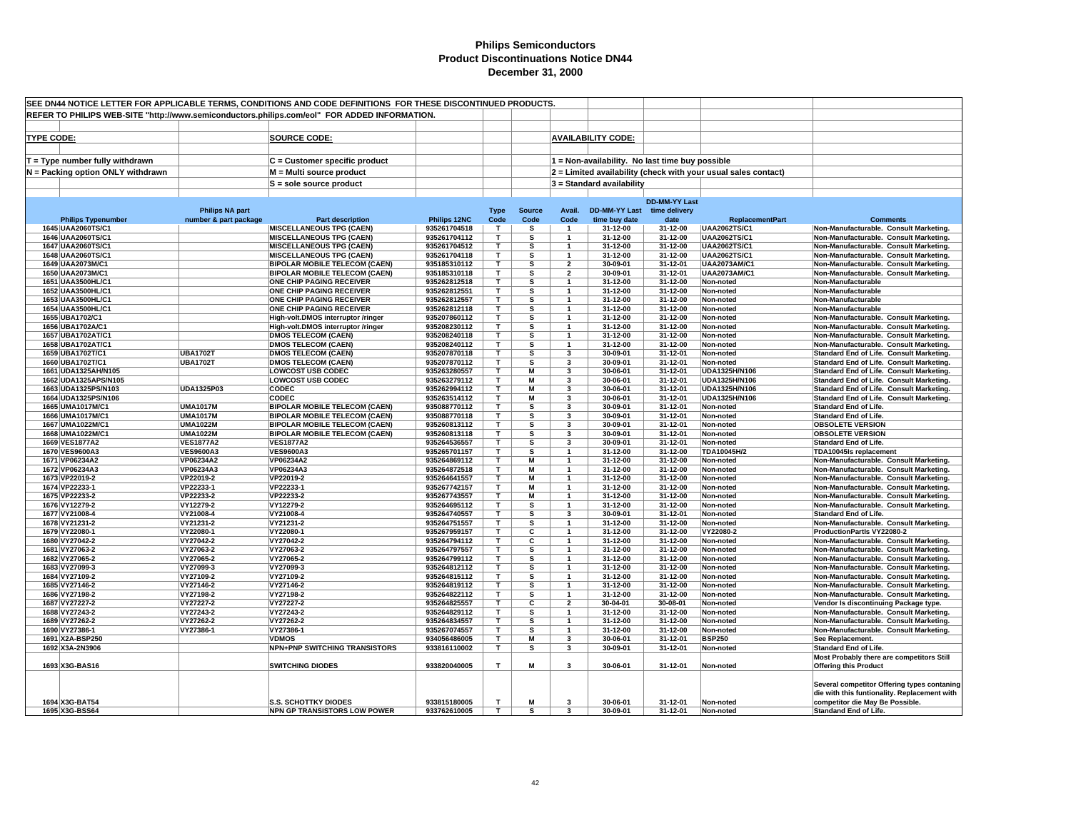# Philips Semiconductors
## Product Discontinuations Notice DN44
## December 31, 2000

SEE DN44 NOTICE LETTER FOR APPLICABLE TERMS, CONDITIONS AND CODE DEFINITIONS FOR THESE DISCONTINUED PRODUCTS.

REFER TO PHILIPS WEB-SITE "http://www.semiconductors.philips.com/eol" FOR ADDED INFORMATION.

**TYPE CODE:**
T = Type number fully withdrawn
N = Packing option ONLY withdrawn

**SOURCE CODE:**
C = Customer specific product
M = Multi source product
S = sole source product

**AVAILABILITY CODE:**
1 = Non-availability. No last time buy possible
2 = Limited availability (check with your usual sales contact)
3 = Standard availability

| | Philips Typenumber | Philips NA part number & part package | Part description | Philips 12NC | Type Code | Source Code | Avail. Code | DD-MM-YY Last time buy date | DD-MM-YY Last time delivery date | ReplacementPart | Comments |
|---|---|---|---|---|---|---|---|---|---|---|---|
| 1645 | UAA2060TS/C1 | | MISCELLANEOUS TPG (CAEN) | 935261704518 | T | S | 1 | 31-12-00 | 31-12-00 | UAA2062TS/C1 | Non-Manufacturable. Consult Marketing. |
| 1646 | UAA2060TS/C1 | | MISCELLANEOUS TPG (CAEN) | 935261704112 | T | S | 1 | 31-12-00 | 31-12-00 | UAA2062TS/C1 | Non-Manufacturable. Consult Marketing. |
| 1647 | UAA2060TS/C1 | | MISCELLANEOUS TPG (CAEN) | 935261704512 | T | S | 1 | 31-12-00 | 31-12-00 | UAA2062TS/C1 | Non-Manufacturable. Consult Marketing. |
| 1648 | UAA2060TS/C1 | | MISCELLANEOUS TPG (CAEN) | 935261704118 | T | S | 1 | 31-12-00 | 31-12-00 | UAA2062TS/C1 | Non-Manufacturable. Consult Marketing. |
| 1649 | UAA2073M/C1 | | BIPOLAR MOBILE TELECOM (CAEN) | 935185310112 | T | S | 2 | 30-09-01 | 31-12-01 | UAA2073AM/C1 | Non-Manufacturable. Consult Marketing. |
| 1650 | UAA2073M/C1 | | BIPOLAR MOBILE TELECOM (CAEN) | 935185310118 | T | S | 2 | 30-09-01 | 31-12-01 | UAA2073AM/C1 | Non-Manufacturable. Consult Marketing. |
| 1651 | UAA3500HL/C1 | | ONE CHIP PAGING RECEIVER | 935262812518 | T | S | 1 | 31-12-00 | 31-12-00 | Non-noted | Non-Manufacturable |
| 1652 | UAA3500HL/C1 | | ONE CHIP PAGING RECEIVER | 935262812551 | T | S | 1 | 31-12-00 | 31-12-00 | Non-noted | Non-Manufacturable |
| 1653 | UAA3500HL/C1 | | ONE CHIP PAGING RECEIVER | 935262812557 | T | S | 1 | 31-12-00 | 31-12-00 | Non-noted | Non-Manufacturable |
| 1654 | UAA3500HL/C1 | | ONE CHIP PAGING RECEIVER | 935262812118 | T | S | 1 | 31-12-00 | 31-12-00 | Non-noted | Non-Manufacturable |
| 1655 | UBA1702/C1 | | High-volt.DMOS interruptor /ringer | 935207860112 | T | S | 1 | 31-12-00 | 31-12-00 | Non-noted | Non-Manufacturable. Consult Marketing. |
| 1656 | UBA1702A/C1 | | High-volt.DMOS interruptor /ringer | 935208230112 | T | S | 1 | 31-12-00 | 31-12-00 | Non-noted | Non-Manufacturable. Consult Marketing. |
| 1657 | UBA1702AT/C1 | | DMOS TELECOM (CAEN) | 935208240118 | T | S | 1 | 31-12-00 | 31-12-00 | Non-noted | Non-Manufacturable. Consult Marketing. |
| 1658 | UBA1702AT/C1 | | DMOS TELECOM (CAEN) | 935208240112 | T | S | 1 | 31-12-00 | 31-12-00 | Non-noted | Non-Manufacturable. Consult Marketing. |
| 1659 | UBA1702T/C1 | UBA1702T | DMOS TELECOM (CAEN) | 935207870118 | T | S | 3 | 30-09-01 | 31-12-01 | Non-noted | Standard End of Life. Consult Marketing. |
| 1660 | UBA1702T/C1 | UBA1702T | DMOS TELECOM (CAEN) | 935207870112 | T | S | 3 | 30-09-01 | 31-12-01 | Non-noted | Standard End of Life. Consult Marketing. |
| 1661 | UDA1325AH/N105 | | LOWCOST USB CODEC | 935263280557 | T | M | 3 | 30-06-01 | 31-12-01 | UDA1325H/N106 | Standard End of Life. Consult Marketing. |
| 1662 | UDA1325APS/N105 | | LOWCOST USB CODEC | 935263279112 | T | M | 3 | 30-06-01 | 31-12-01 | UDA1325H/N106 | Standard End of Life. Consult Marketing. |
| 1663 | UDA1325PS/N103 | UDA1325P03 | CODEC | 935262994112 | T | M | 3 | 30-06-01 | 31-12-01 | UDA1325H/N106 | Standard End of Life. Consult Marketing. |
| 1664 | UDA1325PS/N106 | | CODEC | 935263514112 | T | M | 3 | 30-06-01 | 31-12-01 | UDA1325H/N106 | Standard End of Life. Consult Marketing. |
| 1665 | UMA1017M/C1 | UMA1017M | BIPOLAR MOBILE TELECOM (CAEN) | 935088770112 | T | S | 3 | 30-09-01 | 31-12-01 | Non-noted | Standard End of Life. |
| 1666 | UMA1017M/C1 | UMA1017M | BIPOLAR MOBILE TELECOM (CAEN) | 935088770118 | T | S | 3 | 30-09-01 | 31-12-01 | Non-noted | Standard End of Life. |
| 1667 | UMA1022M/C1 | UMA1022M | BIPOLAR MOBILE TELECOM (CAEN) | 935260813112 | T | S | 3 | 30-09-01 | 31-12-01 | Non-noted | OBSOLETE VERSION |
| 1668 | UMA1022M/C1 | UMA1022M | BIPOLAR MOBILE TELECOM (CAEN) | 935260813118 | T | S | 3 | 30-09-01 | 31-12-01 | Non-noted | OBSOLETE VERSION |
| 1669 | VES1877A2 | VES1877A2 | VES1877A2 | 935264536557 | T | S | 3 | 30-09-01 | 31-12-01 | Non-noted | Standard End of Life. |
| 1670 | VES9600A3 | VES9600A3 | VES9600A3 | 935265701157 | T | S | 1 | 31-12-00 | 31-12-00 | TDA10045H/2 | TDA10045Is replacement |
| 1671 | VP06234A2 | VP06234A2 | VP06234A2 | 935264869112 | T | M | 1 | 31-12-00 | 31-12-00 | Non-noted | Non-Manufacturable. Consult Marketing. |
| 1672 | VP06234A3 | VP06234A3 | VP06234A3 | 935264872518 | T | M | 1 | 31-12-00 | 31-12-00 | Non-noted | Non-Manufacturable. Consult Marketing. |
| 1673 | VP22019-2 | VP22019-2 | VP22019-2 | 935264641557 | T | M | 1 | 31-12-00 | 31-12-00 | Non-noted | Non-Manufacturable. Consult Marketing. |
| 1674 | VP22233-1 | VP22233-1 | VP22233-1 | 935267742157 | T | M | 1 | 31-12-00 | 31-12-00 | Non-noted | Non-Manufacturable. Consult Marketing. |
| 1675 | VP22233-2 | VP22233-2 | VP22233-2 | 935267743557 | T | M | 1 | 31-12-00 | 31-12-00 | Non-noted | Non-Manufacturable. Consult Marketing. |
| 1676 | VY12279-2 | VY12279-2 | VY12279-2 | 935264695112 | T | S | 1 | 31-12-00 | 31-12-00 | Non-noted | Non-Manufacturable. Consult Marketing. |
| 1677 | VY21008-4 | VY21008-4 | VY21008-4 | 935264740557 | T | S | 3 | 30-09-01 | 31-12-01 | Non-noted | Standard End of Life. |
| 1678 | VY21231-2 | VY21231-2 | VY21231-2 | 935264751557 | T | S | 1 | 31-12-00 | 31-12-00 | Non-noted | Non-Manufacturable. Consult Marketing. |
| 1679 | VY22080-1 | VY22080-1 | VY22080-1 | 935267959157 | T | C | 1 | 31-12-00 | 31-12-00 | VY22080-2 | ProductionPartIs VY22080-2 |
| 1680 | VY27042-2 | VY27042-2 | VY27042-2 | 935264794112 | T | C | 1 | 31-12-00 | 31-12-00 | Non-noted | Non-Manufacturable. Consult Marketing. |
| 1681 | VY27063-2 | VY27063-2 | VY27063-2 | 935264797557 | T | S | 1 | 31-12-00 | 31-12-00 | Non-noted | Non-Manufacturable. Consult Marketing. |
| 1682 | VY27065-2 | VY27065-2 | VY27065-2 | 935264799112 | T | S | 1 | 31-12-00 | 31-12-00 | Non-noted | Non-Manufacturable. Consult Marketing. |
| 1683 | VY27099-3 | VY27099-3 | VY27099-3 | 935264812112 | T | S | 1 | 31-12-00 | 31-12-00 | Non-noted | Non-Manufacturable. Consult Marketing. |
| 1684 | VY27109-2 | VY27109-2 | VY27109-2 | 935264815112 | T | S | 1 | 31-12-00 | 31-12-00 | Non-noted | Non-Manufacturable. Consult Marketing. |
| 1685 | VY27146-2 | VY27146-2 | VY27146-2 | 935264819112 | T | S | 1 | 31-12-00 | 31-12-00 | Non-noted | Non-Manufacturable. Consult Marketing. |
| 1686 | VY27198-2 | VY27198-2 | VY27198-2 | 935264822112 | T | S | 1 | 31-12-00 | 31-12-00 | Non-noted | Non-Manufacturable. Consult Marketing. |
| 1687 | VY27227-2 | VY27227-2 | VY27227-2 | 935264825557 | T | C | 2 | 30-04-01 | 30-08-01 | Non-noted | Vendor Is discontinuing Package type. |
| 1688 | VY27243-2 | VY27243-2 | VY27243-2 | 935264829112 | T | S | 1 | 31-12-00 | 31-12-00 | Non-noted | Non-Manufacturable. Consult Marketing. |
| 1689 | VY27262-2 | VY27262-2 | VY27262-2 | 935264834557 | T | S | 1 | 31-12-00 | 31-12-00 | Non-noted | Non-Manufacturable. Consult Marketing. |
| 1690 | VY27386-1 | VY27386-1 | VY27386-1 | 935267074557 | T | S | 1 | 31-12-00 | 31-12-00 | Non-noted | Non-Manufacturable. Consult Marketing. |
| 1691 | X2A-BSP250 | | VDMOS | 934056486005 | T | M | 3 | 30-06-01 | 31-12-01 | BSP250 | See Replacement. |
| 1692 | X3A-2N3906 | | NPN+PNP SWITCHING TRANSISTORS | 933816110002 | T | S | 3 | 30-09-01 | 31-12-01 | Non-noted | Standard End of Life. |
| 1693 | X3G-BAS16 | | SWITCHING DIODES | 933820040005 | T | M | 3 | 30-06-01 | 31-12-01 | Non-noted | Most Probably there are competitors Still Offering this Product |
| 1694 | X3G-BAT54 | | S.S. SCHOTTKY DIODES | 933815180005 | T | M | 3 | 30-06-01 | 31-12-01 | Non-noted | Several competitor Offering types contaning die with this funtionality. Replacement with competitor die May Be Possible. |
| 1695 | X3G-BSS64 | | NPN GP TRANSISTORS LOW POWER | 933762610005 | T | S | 3 | 30-09-01 | 31-12-01 | Non-noted | Standand End of Life. |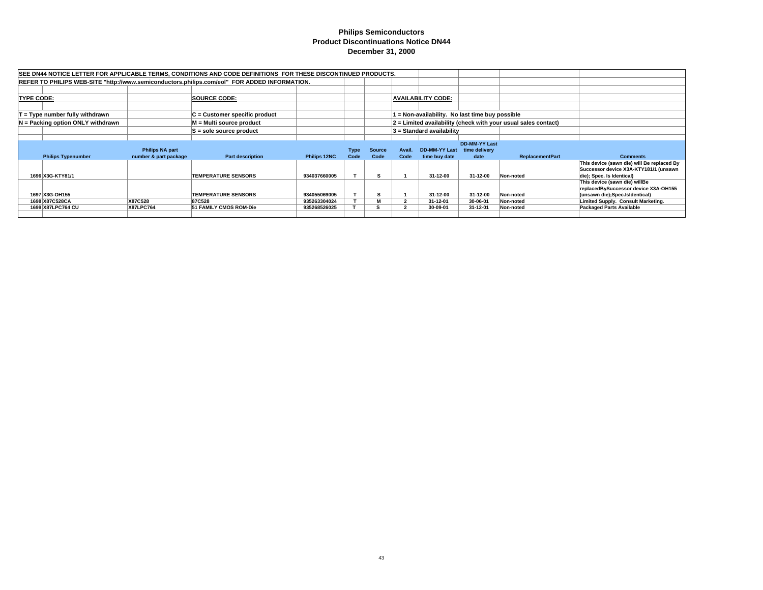# Philips Semiconductors
## Product Discontinuations Notice DN44
## December 31, 2000

SEE DN44 NOTICE LETTER FOR APPLICABLE TERMS, CONDITIONS AND CODE DEFINITIONS FOR THESE DISCONTINUED PRODUCTS.

REFER TO PHILIPS WEB-SITE "http://www.semiconductors.philips.com/eol" FOR ADDED INFORMATION.

| TYPE CODE: | SOURCE CODE: | AVAILABILITY CODE: |
|---|---|---|
| T = Type number fully withdrawn | C = Customer specific product | 1 = Non-availability. No last time buy possible |
| N = Packing option ONLY withdrawn | M = Multi source product | 2 = Limited availability (check with your usual sales contact) |
| | S = sole source product | 3 = Standard availability |

| | Philips Typenumber | Philips NA part number & part package | Part description | Philips 12NC | Type Code | Source Code | Avail. Code | DD-MM-YY Last time buy date | DD-MM-YY Last time delivery date | ReplacementPart | Comments |
|---|---|---|---|---|---|---|---|---|---|---|---|
| 1696 | X3G-KTY81/1 | | TEMPERATURE SENSORS | 934037660005 | T | S | 1 | 31-12-00 | 31-12-00 | Non-noted | This device (sawn die) will Be replaced By Successor device X3A-KTY181/1 (unsawn die); Spec. Is Identical) |
| 1697 | X3G-OH155 | | TEMPERATURE SENSORS | 934055069005 | T | S | 1 | 31-12-00 | 31-12-00 | Non-noted | This device (sawn die) willBe replacedBySuccessor device X3A-OH155 (unsawn die);Spec.IsIdentical) |
| 1698 | X87C528CA | X87C528 | 87C528 | 935263304024 | T | M | 2 | 31-12-01 | 30-06-01 | Non-noted | Limited Supply. Consult Marketing. |
| 1699 | X87LPC764 CU | X87LPC764 | 51 FAMILY CMOS ROM-Die | 935268526025 | T | S | 2 | 30-09-01 | 31-12-01 | Non-noted | Packaged Parts Available |